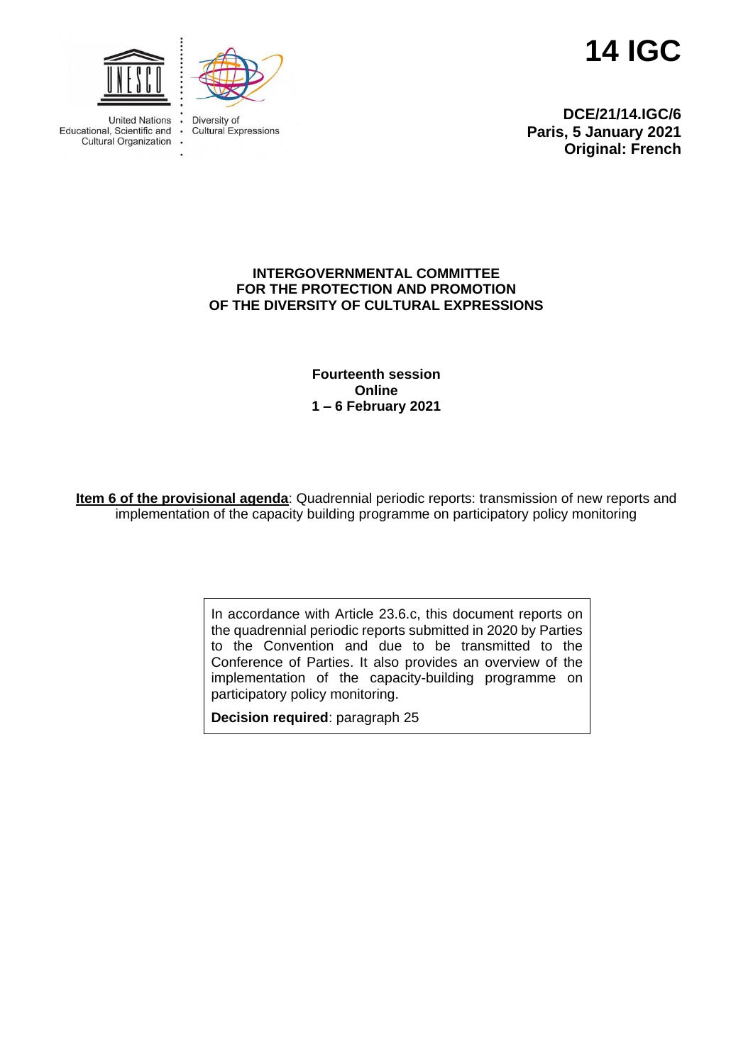United Nations Educational, Scientific and Cultural Organization

Diversity of Cultural Expressions

# 14 IGC

**DCE/21/14.IGC/6**
**Paris, 5 January 2021**
**Original: French**

**INTERGOVERNMENTAL COMMITTEE FOR THE PROTECTION AND PROMOTION OF THE DIVERSITY OF CULTURAL EXPRESSIONS**

**Fourteenth session**
**Online**
**1 – 6 February 2021**

**Item 6 of the provisional agenda**: Quadrennial periodic reports: transmission of new reports and implementation of the capacity building programme on participatory policy monitoring

In accordance with Article 23.6.c, this document reports on the quadrennial periodic reports submitted in 2020 by Parties to the Convention and due to be transmitted to the Conference of Parties. It also provides an overview of the implementation of the capacity-building programme on participatory policy monitoring.

**Decision required**: paragraph 25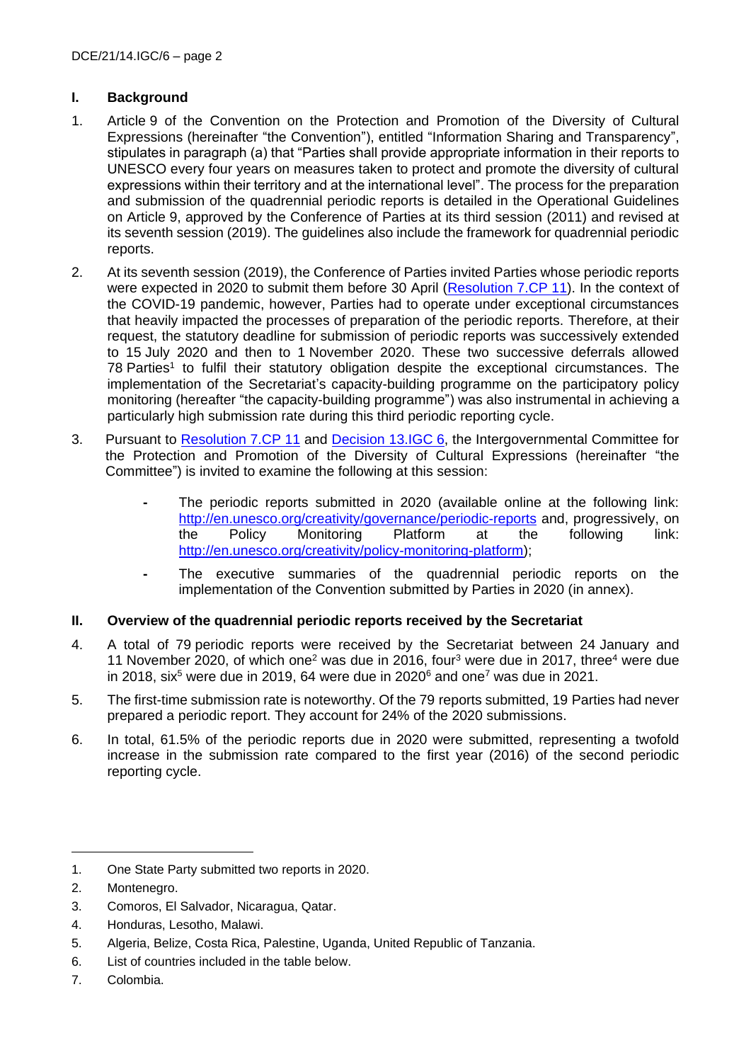## I. Background

1. Article 9 of the Convention on the Protection and Promotion of the Diversity of Cultural Expressions (hereinafter "the Convention"), entitled "Information Sharing and Transparency", stipulates in paragraph (a) that "Parties shall provide appropriate information in their reports to UNESCO every four years on measures taken to protect and promote the diversity of cultural expressions within their territory and at the international level". The process for the preparation and submission of the quadrennial periodic reports is detailed in the Operational Guidelines on Article 9, approved by the Conference of Parties at its third session (2011) and revised at its seventh session (2019). The guidelines also include the framework for quadrennial periodic reports.

2. At its seventh session (2019), the Conference of Parties invited Parties whose periodic reports were expected in 2020 to submit them before 30 April (Resolution 7.CP 11). In the context of the COVID-19 pandemic, however, Parties had to operate under exceptional circumstances that heavily impacted the processes of preparation of the periodic reports. Therefore, at their request, the statutory deadline for submission of periodic reports was successively extended to 15 July 2020 and then to 1 November 2020. These two successive deferrals allowed 78 Parties[1] to fulfil their statutory obligation despite the exceptional circumstances. The implementation of the Secretariat's capacity-building programme on the participatory policy monitoring (hereafter "the capacity-building programme") was also instrumental in achieving a particularly high submission rate during this third periodic reporting cycle.

3. Pursuant to Resolution 7.CP 11 and Decision 13.IGC 6, the Intergovernmental Committee for the Protection and Promotion of the Diversity of Cultural Expressions (hereinafter "the Committee") is invited to examine the following at this session:

   - The periodic reports submitted in 2020 (available online at the following link: http://en.unesco.org/creativity/governance/periodic-reports and, progressively, on the Policy Monitoring Platform at the following link: http://en.unesco.org/creativity/policy-monitoring-platform);
   - The executive summaries of the quadrennial periodic reports on the implementation of the Convention submitted by Parties in 2020 (in annex).

## II. Overview of the quadrennial periodic reports received by the Secretariat

4. A total of 79 periodic reports were received by the Secretariat between 24 January and 11 November 2020, of which one[2] was due in 2016, four[3] were due in 2017, three[4] were due in 2018, six[5] were due in 2019, 64 were due in 2020[6] and one[7] was due in 2021.

5. The first-time submission rate is noteworthy. Of the 79 reports submitted, 19 Parties had never prepared a periodic report. They account for 24% of the 2020 submissions.

6. In total, 61.5% of the periodic reports due in 2020 were submitted, representing a twofold increase in the submission rate compared to the first year (2016) of the second periodic reporting cycle.

---

1. One State Party submitted two reports in 2020.
2. Montenegro.
3. Comoros, El Salvador, Nicaragua, Qatar.
4. Honduras, Lesotho, Malawi.
5. Algeria, Belize, Costa Rica, Palestine, Uganda, United Republic of Tanzania.
6. List of countries included in the table below.
7. Colombia.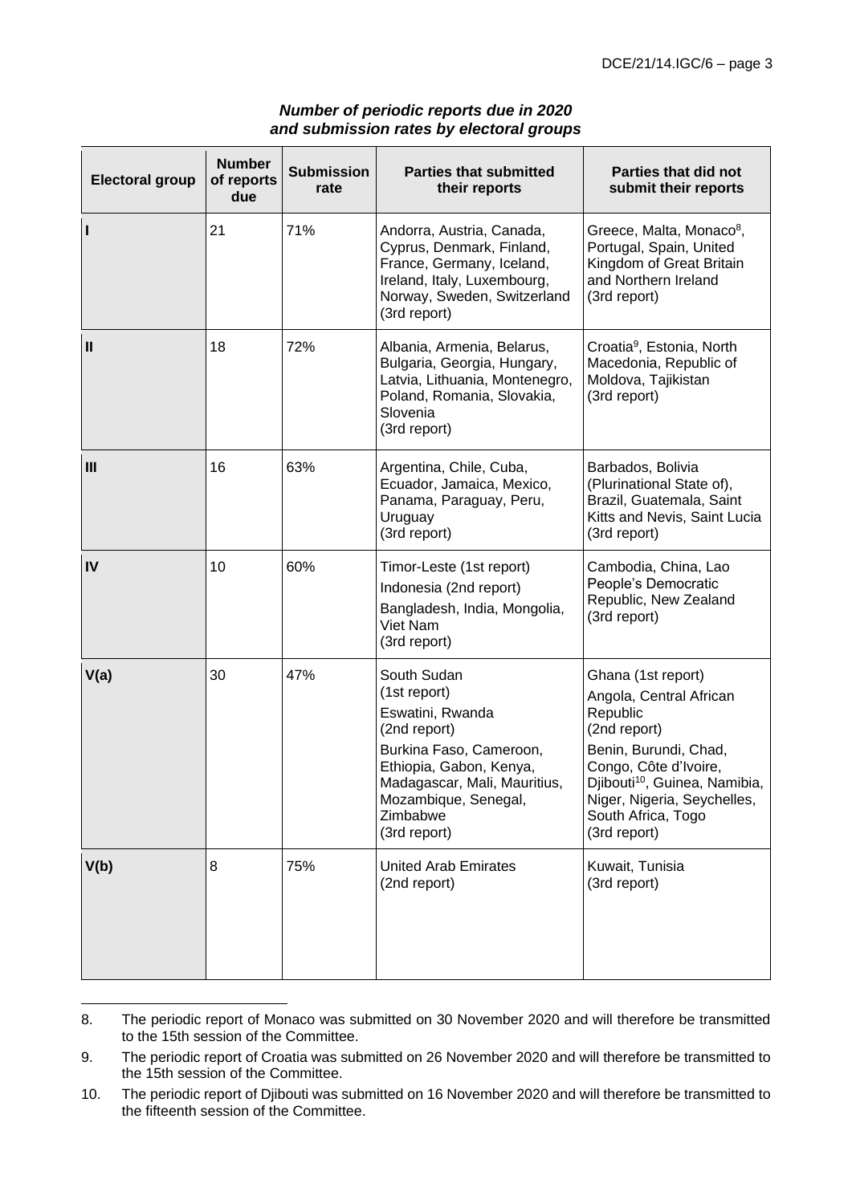***Number of periodic reports due in 2020 and submission rates by electoral groups***

| Electoral group | Number of reports due | Submission rate | Parties that submitted their reports | Parties that did not submit their reports |
| --- | --- | --- | --- | --- |
| I | 21 | 71% | Andorra, Austria, Canada, Cyprus, Denmark, Finland, France, Germany, Iceland, Ireland, Italy, Luxembourg, Norway, Sweden, Switzerland (3rd report) | Greece, Malta, Monaco[8], Portugal, Spain, United Kingdom of Great Britain and Northern Ireland (3rd report) |
| II | 18 | 72% | Albania, Armenia, Belarus, Bulgaria, Georgia, Hungary, Latvia, Lithuania, Montenegro, Poland, Romania, Slovakia, Slovenia (3rd report) | Croatia[9], Estonia, North Macedonia, Republic of Moldova, Tajikistan (3rd report) |
| III | 16 | 63% | Argentina, Chile, Cuba, Ecuador, Jamaica, Mexico, Panama, Paraguay, Peru, Uruguay (3rd report) | Barbados, Bolivia (Plurinational State of), Brazil, Guatemala, Saint Kitts and Nevis, Saint Lucia (3rd report) |
| IV | 10 | 60% | Timor-Leste (1st report)<br>Indonesia (2nd report)<br>Bangladesh, India, Mongolia, Viet Nam (3rd report) | Cambodia, China, Lao People's Democratic Republic, New Zealand (3rd report) |
| V(a) | 30 | 47% | South Sudan (1st report)<br>Eswatini, Rwanda (2nd report)<br>Burkina Faso, Cameroon, Ethiopia, Gabon, Kenya, Madagascar, Mali, Mauritius, Mozambique, Senegal, Zimbabwe (3rd report) | Ghana (1st report)<br>Angola, Central African Republic (2nd report)<br>Benin, Burundi, Chad, Congo, Côte d'Ivoire, Djibouti[10], Guinea, Namibia, Niger, Nigeria, Seychelles, South Africa, Togo (3rd report) |
| V(b) | 8 | 75% | United Arab Emirates (2nd report) | Kuwait, Tunisia (3rd report) |

8. The periodic report of Monaco was submitted on 30 November 2020 and will therefore be transmitted to the 15th session of the Committee.

9. The periodic report of Croatia was submitted on 26 November 2020 and will therefore be transmitted to the 15th session of the Committee.

10. The periodic report of Djibouti was submitted on 16 November 2020 and will therefore be transmitted to the fifteenth session of the Committee.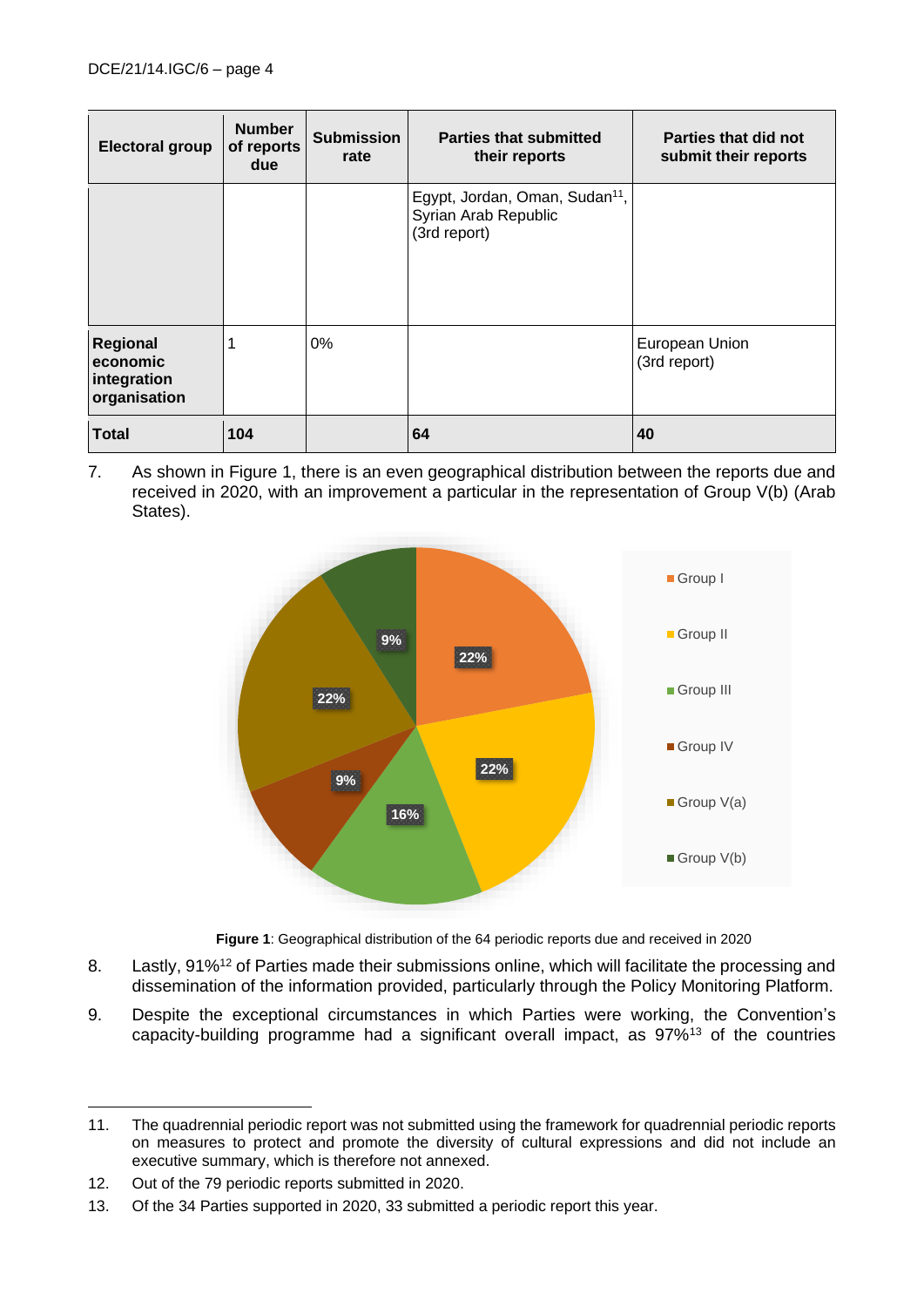| Electoral group | Number of reports due | Submission rate | Parties that submitted their reports | Parties that did not submit their reports |
|---|---|---|---|---|
| | | | Egypt, Jordan, Oman, Sudan[11], Syrian Arab Republic (3rd report) | |
| **Regional economic integration organisation** | 1 | 0% | | European Union (3rd report) |
| **Total** | **104** | | **64** | **40** |

7. As shown in Figure 1, there is an even geographical distribution between the reports due and received in 2020, with an improvement a particular in the representation of Group V(b) (Arab States).

**Figure 1**: Geographical distribution of the 64 periodic reports due and received in 2020

8. Lastly, 91%[12] of Parties made their submissions online, which will facilitate the processing and dissemination of the information provided, particularly through the Policy Monitoring Platform.

9. Despite the exceptional circumstances in which Parties were working, the Convention's capacity-building programme had a significant overall impact, as 97%[13] of the countries

---

11. The quadrennial periodic report was not submitted using the framework for quadrennial periodic reports on measures to protect and promote the diversity of cultural expressions and did not include an executive summary, which is therefore not annexed.

12. Out of the 79 periodic reports submitted in 2020.

13. Of the 34 Parties supported in 2020, 33 submitted a periodic report this year.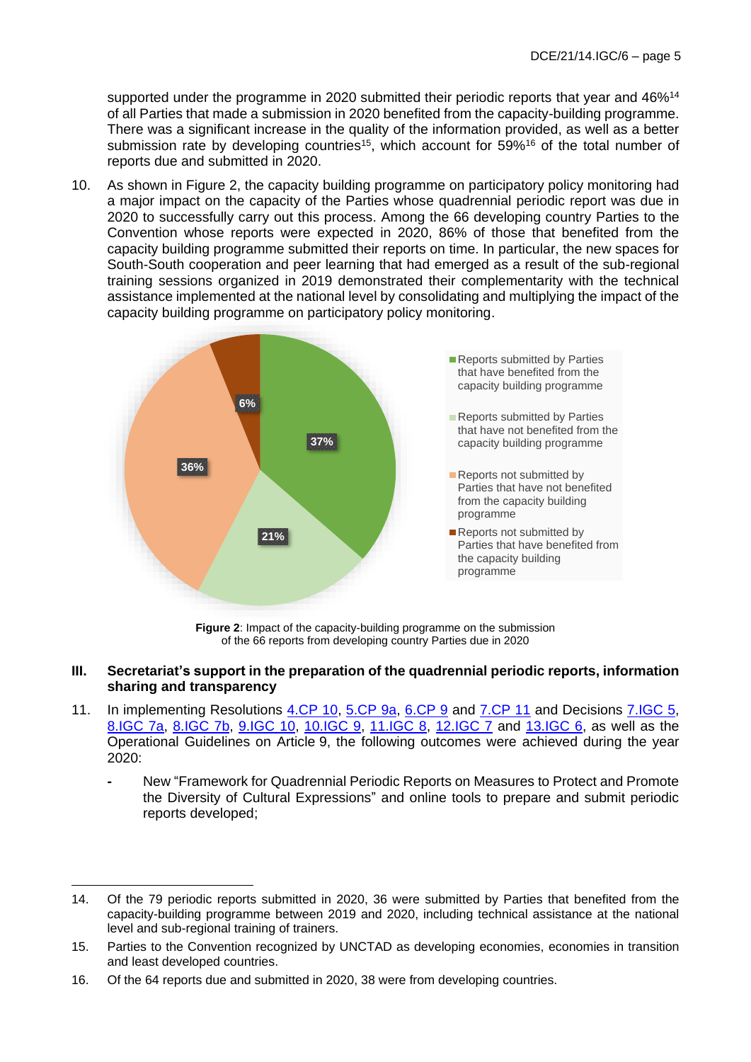supported under the programme in 2020 submitted their periodic reports that year and 46%[14] of all Parties that made a submission in 2020 benefited from the capacity-building programme. There was a significant increase in the quality of the information provided, as well as a better submission rate by developing countries[15], which account for 59%[16] of the total number of reports due and submitted in 2020.

10. As shown in Figure 2, the capacity building programme on participatory policy monitoring had a major impact on the capacity of the Parties whose quadrennial periodic report was due in 2020 to successfully carry out this process. Among the 66 developing country Parties to the Convention whose reports were expected in 2020, 86% of those that benefited from the capacity building programme submitted their reports on time. In particular, the new spaces for South-South cooperation and peer learning that had emerged as a result of the sub-regional training sessions organized in 2019 demonstrated their complementarity with the technical assistance implemented at the national level by consolidating and multiplying the impact of the capacity building programme on participatory policy monitoring.

- Reports submitted by Parties that have benefited from the capacity building programme: 37%
- Reports submitted by Parties that have not benefited from the capacity building programme: 21%
- Reports not submitted by Parties that have not benefited from the capacity building programme: 36%
- Reports not submitted by Parties that have benefited from the capacity building programme: 6%

**Figure 2**: Impact of the capacity-building programme on the submission of the 66 reports from developing country Parties due in 2020

## III. Secretariat's support in the preparation of the quadrennial periodic reports, information sharing and transparency

11. In implementing Resolutions 4.CP 10, 5.CP 9a, 6.CP 9 and 7.CP 11 and Decisions 7.IGC 5, 8.IGC 7a, 8.IGC 7b, 9.IGC 10, 10.IGC 9, 11.IGC 8, 12.IGC 7 and 13.IGC 6, as well as the Operational Guidelines on Article 9, the following outcomes were achieved during the year 2020:

- New "Framework for Quadrennial Periodic Reports on Measures to Protect and Promote the Diversity of Cultural Expressions" and online tools to prepare and submit periodic reports developed;

---

14. Of the 79 periodic reports submitted in 2020, 36 were submitted by Parties that benefited from the capacity-building programme between 2019 and 2020, including technical assistance at the national level and sub-regional training of trainers.

15. Parties to the Convention recognized by UNCTAD as developing economies, economies in transition and least developed countries.

16. Of the 64 reports due and submitted in 2020, 38 were from developing countries.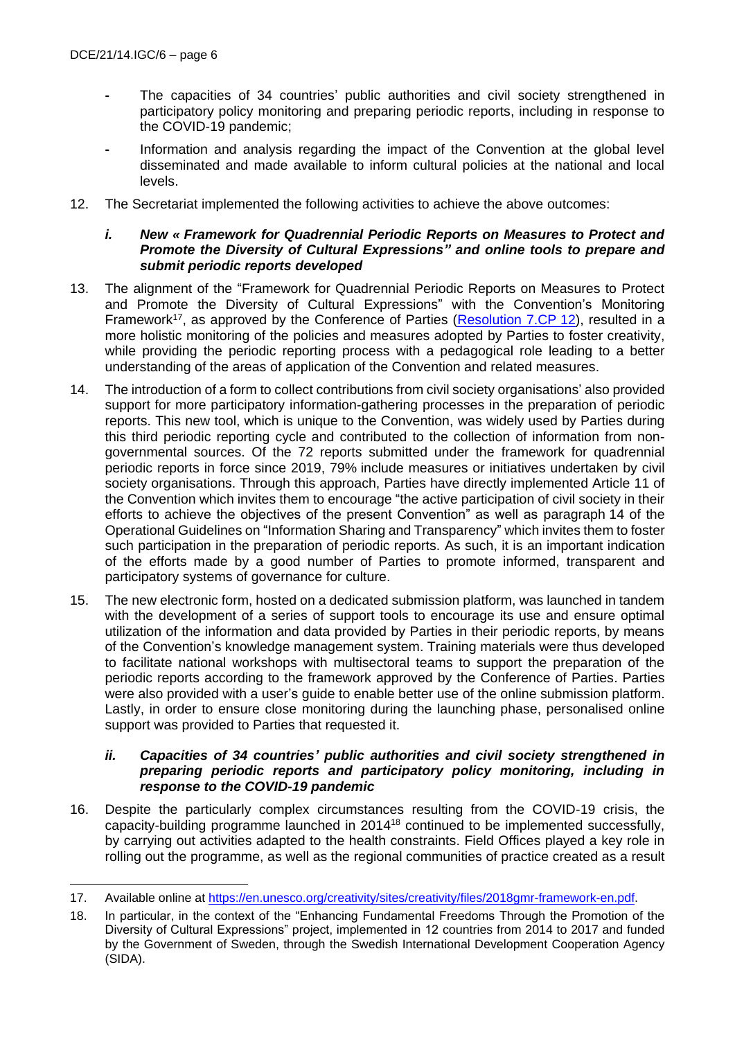- The capacities of 34 countries' public authorities and civil society strengthened in participatory policy monitoring and preparing periodic reports, including in response to the COVID-19 pandemic;
- Information and analysis regarding the impact of the Convention at the global level disseminated and made available to inform cultural policies at the national and local levels.

12. The Secretariat implemented the following activities to achieve the above outcomes:

### *i. New « Framework for Quadrennial Periodic Reports on Measures to Protect and Promote the Diversity of Cultural Expressions" and online tools to prepare and submit periodic reports developed*

13. The alignment of the "Framework for Quadrennial Periodic Reports on Measures to Protect and Promote the Diversity of Cultural Expressions" with the Convention's Monitoring Framework[17], as approved by the Conference of Parties ([Resolution 7.CP 12](#)), resulted in a more holistic monitoring of the policies and measures adopted by Parties to foster creativity, while providing the periodic reporting process with a pedagogical role leading to a better understanding of the areas of application of the Convention and related measures.

14. The introduction of a form to collect contributions from civil society organisations' also provided support for more participatory information-gathering processes in the preparation of periodic reports. This new tool, which is unique to the Convention, was widely used by Parties during this third periodic reporting cycle and contributed to the collection of information from non-governmental sources. Of the 72 reports submitted under the framework for quadrennial periodic reports in force since 2019, 79% include measures or initiatives undertaken by civil society organisations. Through this approach, Parties have directly implemented Article 11 of the Convention which invites them to encourage "the active participation of civil society in their efforts to achieve the objectives of the present Convention" as well as paragraph 14 of the Operational Guidelines on "Information Sharing and Transparency" which invites them to foster such participation in the preparation of periodic reports. As such, it is an important indication of the efforts made by a good number of Parties to promote informed, transparent and participatory systems of governance for culture.

15. The new electronic form, hosted on a dedicated submission platform, was launched in tandem with the development of a series of support tools to encourage its use and ensure optimal utilization of the information and data provided by Parties in their periodic reports, by means of the Convention's knowledge management system. Training materials were thus developed to facilitate national workshops with multisectoral teams to support the preparation of the periodic reports according to the framework approved by the Conference of Parties. Parties were also provided with a user's guide to enable better use of the online submission platform. Lastly, in order to ensure close monitoring during the launching phase, personalised online support was provided to Parties that requested it.

### *ii. Capacities of 34 countries' public authorities and civil society strengthened in preparing periodic reports and participatory policy monitoring, including in response to the COVID-19 pandemic*

16. Despite the particularly complex circumstances resulting from the COVID-19 crisis, the capacity-building programme launched in 2014[18] continued to be implemented successfully, by carrying out activities adapted to the health constraints. Field Offices played a key role in rolling out the programme, as well as the regional communities of practice created as a result

---

17. Available online at https://en.unesco.org/creativity/sites/creativity/files/2018gmr-framework-en.pdf.

18. In particular, in the context of the "Enhancing Fundamental Freedoms Through the Promotion of the Diversity of Cultural Expressions" project, implemented in 12 countries from 2014 to 2017 and funded by the Government of Sweden, through the Swedish International Development Cooperation Agency (SIDA).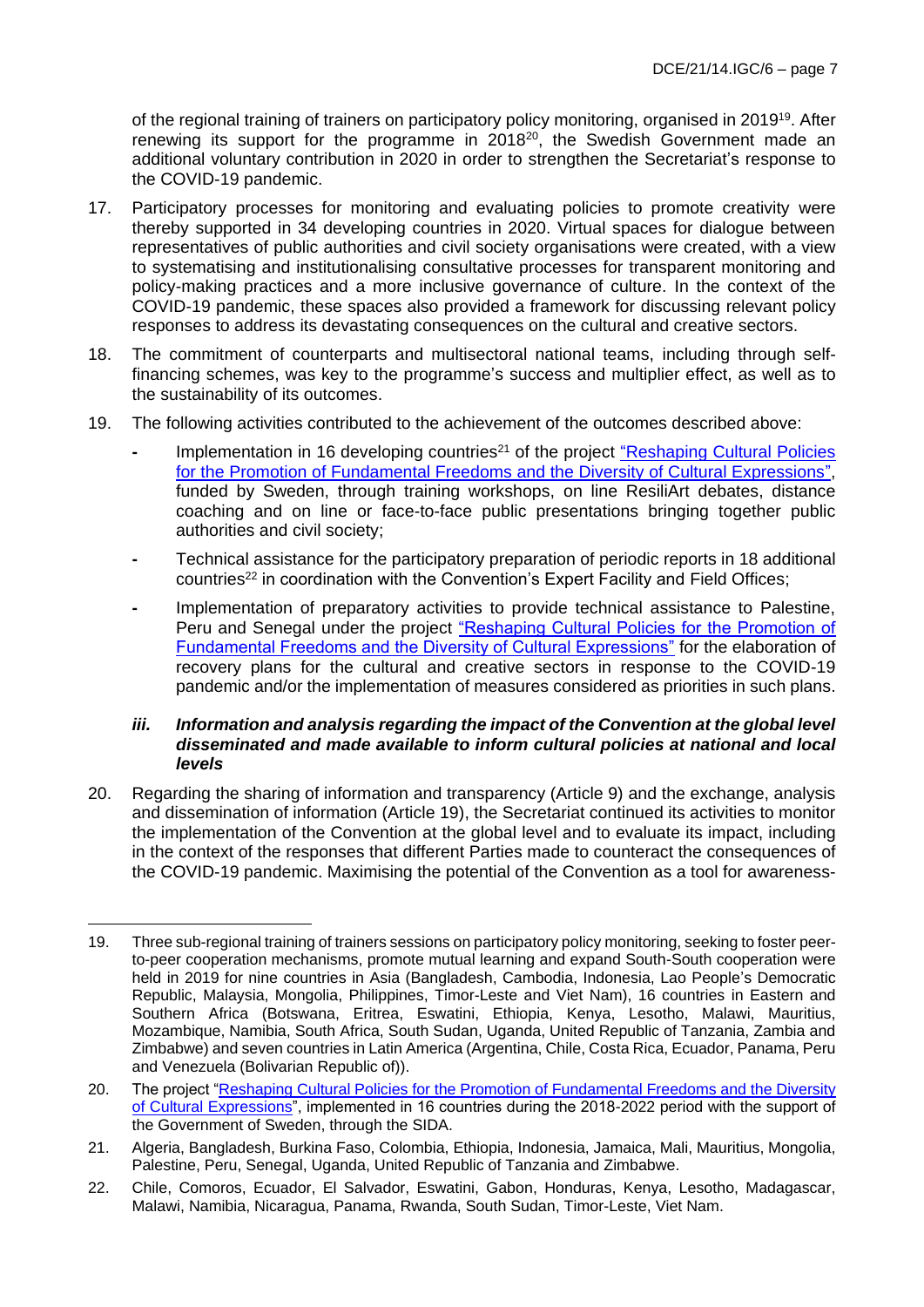of the regional training of trainers on participatory policy monitoring, organised in 2019[19]. After renewing its support for the programme in 2018[20], the Swedish Government made an additional voluntary contribution in 2020 in order to strengthen the Secretariat's response to the COVID-19 pandemic.

17. Participatory processes for monitoring and evaluating policies to promote creativity were thereby supported in 34 developing countries in 2020. Virtual spaces for dialogue between representatives of public authorities and civil society organisations were created, with a view to systematising and institutionalising consultative processes for transparent monitoring and policy-making practices and a more inclusive governance of culture. In the context of the COVID-19 pandemic, these spaces also provided a framework for discussing relevant policy responses to address its devastating consequences on the cultural and creative sectors.

18. The commitment of counterparts and multisectoral national teams, including through self-financing schemes, was key to the programme's success and multiplier effect, as well as to the sustainability of its outcomes.

19. The following activities contributed to the achievement of the outcomes described above:

    - Implementation in 16 developing countries[21] of the project "Reshaping Cultural Policies for the Promotion of Fundamental Freedoms and the Diversity of Cultural Expressions", funded by Sweden, through training workshops, on line ResiliArt debates, distance coaching and on line or face-to-face public presentations bringing together public authorities and civil society;
    - Technical assistance for the participatory preparation of periodic reports in 18 additional countries[22] in coordination with the Convention's Expert Facility and Field Offices;
    - Implementation of preparatory activities to provide technical assistance to Palestine, Peru and Senegal under the project "Reshaping Cultural Policies for the Promotion of Fundamental Freedoms and the Diversity of Cultural Expressions" for the elaboration of recovery plans for the cultural and creative sectors in response to the COVID-19 pandemic and/or the implementation of measures considered as priorities in such plans.

### *iii. Information and analysis regarding the impact of the Convention at the global level disseminated and made available to inform cultural policies at national and local levels*

20. Regarding the sharing of information and transparency (Article 9) and the exchange, analysis and dissemination of information (Article 19), the Secretariat continued its activities to monitor the implementation of the Convention at the global level and to evaluate its impact, including in the context of the responses that different Parties made to counteract the consequences of the COVID-19 pandemic. Maximising the potential of the Convention as a tool for awareness-

---

19. Three sub-regional training of trainers sessions on participatory policy monitoring, seeking to foster peer-to-peer cooperation mechanisms, promote mutual learning and expand South-South cooperation were held in 2019 for nine countries in Asia (Bangladesh, Cambodia, Indonesia, Lao People's Democratic Republic, Malaysia, Mongolia, Philippines, Timor-Leste and Viet Nam), 16 countries in Eastern and Southern Africa (Botswana, Eritrea, Eswatini, Ethiopia, Kenya, Lesotho, Malawi, Mauritius, Mozambique, Namibia, South Africa, South Sudan, Uganda, United Republic of Tanzania, Zambia and Zimbabwe) and seven countries in Latin America (Argentina, Chile, Costa Rica, Ecuador, Panama, Peru and Venezuela (Bolivarian Republic of)).

20. The project "Reshaping Cultural Policies for the Promotion of Fundamental Freedoms and the Diversity of Cultural Expressions", implemented in 16 countries during the 2018-2022 period with the support of the Government of Sweden, through the SIDA.

21. Algeria, Bangladesh, Burkina Faso, Colombia, Ethiopia, Indonesia, Jamaica, Mali, Mauritius, Mongolia, Palestine, Peru, Senegal, Uganda, United Republic of Tanzania and Zimbabwe.

22. Chile, Comoros, Ecuador, El Salvador, Eswatini, Gabon, Honduras, Kenya, Lesotho, Madagascar, Malawi, Namibia, Nicaragua, Panama, Rwanda, South Sudan, Timor-Leste, Viet Nam.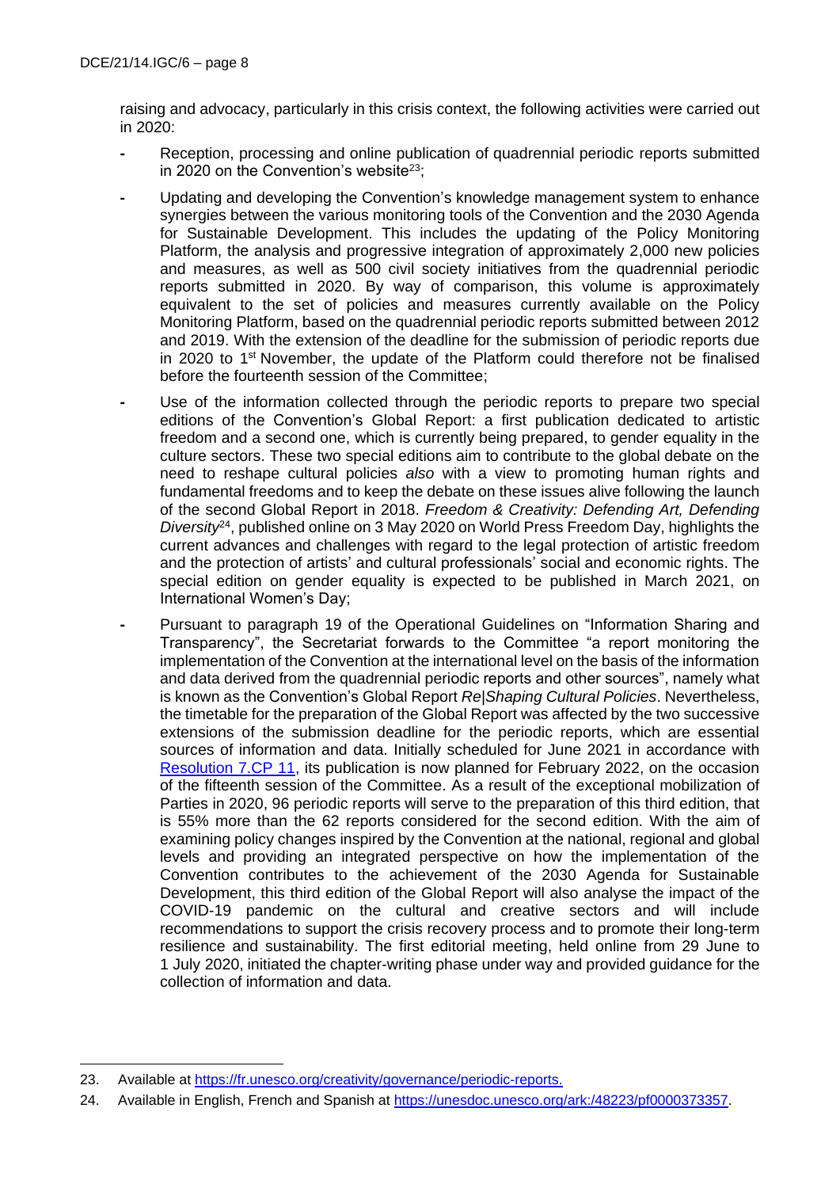raising and advocacy, particularly in this crisis context, the following activities were carried out in 2020:

- Reception, processing and online publication of quadrennial periodic reports submitted in 2020 on the Convention's website[23];
- Updating and developing the Convention's knowledge management system to enhance synergies between the various monitoring tools of the Convention and the 2030 Agenda for Sustainable Development. This includes the updating of the Policy Monitoring Platform, the analysis and progressive integration of approximately 2,000 new policies and measures, as well as 500 civil society initiatives from the quadrennial periodic reports submitted in 2020. By way of comparison, this volume is approximately equivalent to the set of policies and measures currently available on the Policy Monitoring Platform, based on the quadrennial periodic reports submitted between 2012 and 2019. With the extension of the deadline for the submission of periodic reports due in 2020 to 1st November, the update of the Platform could therefore not be finalised before the fourteenth session of the Committee;
- Use of the information collected through the periodic reports to prepare two special editions of the Convention's Global Report: a first publication dedicated to artistic freedom and a second one, which is currently being prepared, to gender equality in the culture sectors. These two special editions aim to contribute to the global debate on the need to reshape cultural policies *also* with a view to promoting human rights and fundamental freedoms and to keep the debate on these issues alive following the launch of the second Global Report in 2018. *Freedom & Creativity: Defending Art, Defending Diversity*[24], published online on 3 May 2020 on World Press Freedom Day, highlights the current advances and challenges with regard to the legal protection of artistic freedom and the protection of artists' and cultural professionals' social and economic rights. The special edition on gender equality is expected to be published in March 2021, on International Women's Day;
- Pursuant to paragraph 19 of the Operational Guidelines on "Information Sharing and Transparency", the Secretariat forwards to the Committee "a report monitoring the implementation of the Convention at the international level on the basis of the information and data derived from the quadrennial periodic reports and other sources", namely what is known as the Convention's Global Report *Re|Shaping Cultural Policies*. Nevertheless, the timetable for the preparation of the Global Report was affected by the two successive extensions of the submission deadline for the periodic reports, which are essential sources of information and data. Initially scheduled for June 2021 in accordance with [Resolution 7.CP 11](#), its publication is now planned for February 2022, on the occasion of the fifteenth session of the Committee. As a result of the exceptional mobilization of Parties in 2020, 96 periodic reports will serve to the preparation of this third edition, that is 55% more than the 62 reports considered for the second edition. With the aim of examining policy changes inspired by the Convention at the national, regional and global levels and providing an integrated perspective on how the implementation of the Convention contributes to the achievement of the 2030 Agenda for Sustainable Development, this third edition of the Global Report will also analyse the impact of the COVID-19 pandemic on the cultural and creative sectors and will include recommendations to support the crisis recovery process and to promote their long-term resilience and sustainability. The first editorial meeting, held online from 29 June to 1 July 2020, initiated the chapter-writing phase under way and provided guidance for the collection of information and data.

---

23. Available at https://fr.unesco.org/creativity/governance/periodic-reports.
24. Available in English, French and Spanish at https://unesdoc.unesco.org/ark:/48223/pf0000373357.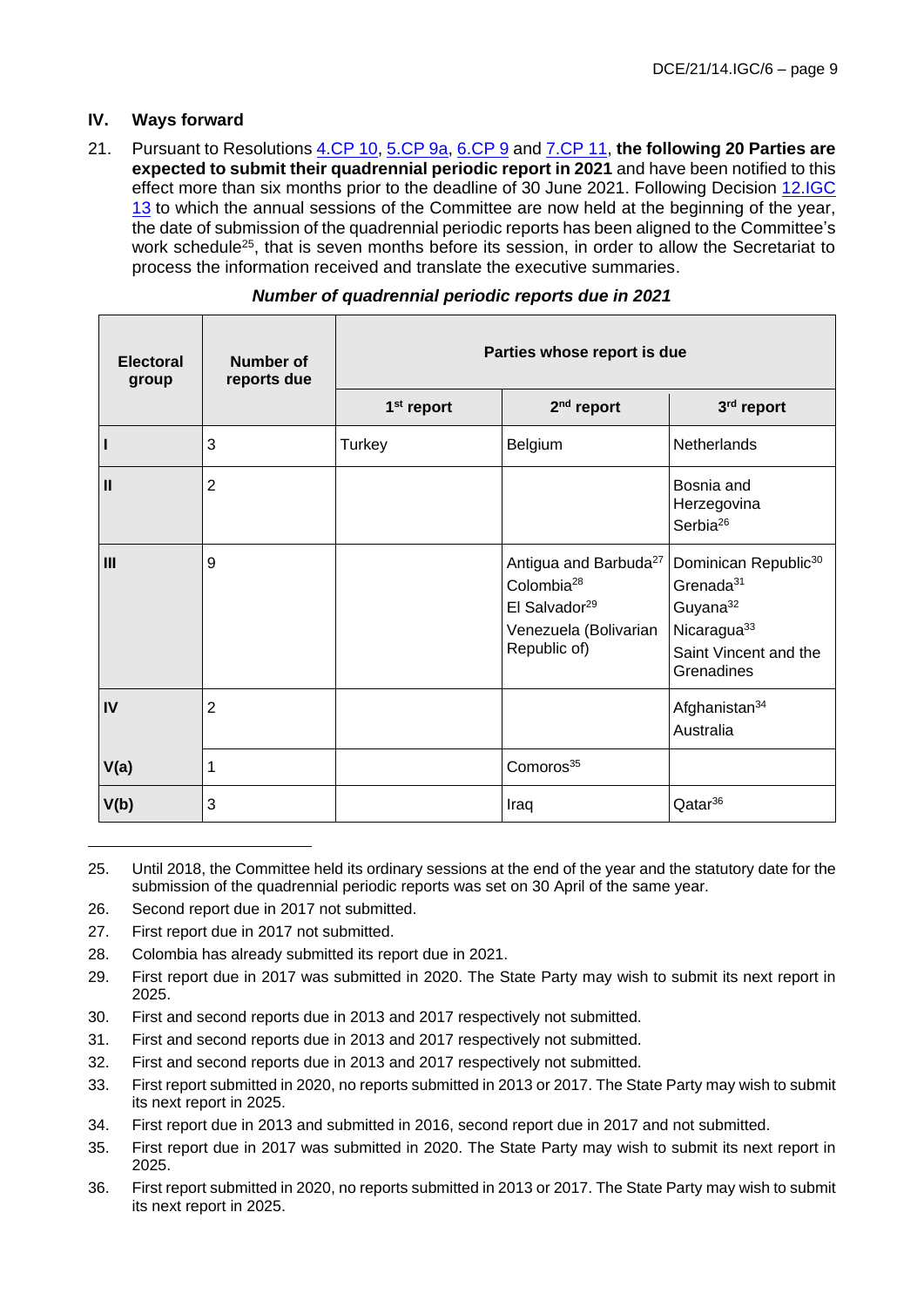## IV. Ways forward

21. Pursuant to Resolutions 4.CP 10, 5.CP 9a, 6.CP 9 and 7.CP 11, **the following 20 Parties are expected to submit their quadrennial periodic report in 2021** and have been notified to this effect more than six months prior to the deadline of 30 June 2021. Following Decision 12.IGC 13 to which the annual sessions of the Committee are now held at the beginning of the year, the date of submission of the quadrennial periodic reports has been aligned to the Committee's work schedule[25], that is seven months before its session, in order to allow the Secretariat to process the information received and translate the executive summaries.

***Number of quadrennial periodic reports due in 2021***

| Electoral group | Number of reports due | Parties whose report is due | | |
|---|---|---|---|---|
| | | 1st report | 2nd report | 3rd report |
| I | 3 | Turkey | Belgium | Netherlands |
| II | 2 | | | Bosnia and Herzegovina<br>Serbia[26] |
| III | 9 | | Antigua and Barbuda[27]<br>Colombia[28]<br>El Salvador[29]<br>Venezuela (Bolivarian Republic of) | Dominican Republic[30]<br>Grenada[31]<br>Guyana[32]<br>Nicaragua[33]<br>Saint Vincent and the Grenadines |
| IV | 2 | | | Afghanistan[34]<br>Australia |
| V(a) | 1 | | Comoros[35] | |
| V(b) | 3 | | Iraq | Qatar[36] |

25. Until 2018, the Committee held its ordinary sessions at the end of the year and the statutory date for the submission of the quadrennial periodic reports was set on 30 April of the same year.
26. Second report due in 2017 not submitted.
27. First report due in 2017 not submitted.
28. Colombia has already submitted its report due in 2021.
29. First report due in 2017 was submitted in 2020. The State Party may wish to submit its next report in 2025.
30. First and second reports due in 2013 and 2017 respectively not submitted.
31. First and second reports due in 2013 and 2017 respectively not submitted.
32. First and second reports due in 2013 and 2017 respectively not submitted.
33. First report submitted in 2020, no reports submitted in 2013 or 2017. The State Party may wish to submit its next report in 2025.
34. First report due in 2013 and submitted in 2016, second report due in 2017 and not submitted.
35. First report due in 2017 was submitted in 2020. The State Party may wish to submit its next report in 2025.
36. First report submitted in 2020, no reports submitted in 2013 or 2017. The State Party may wish to submit its next report in 2025.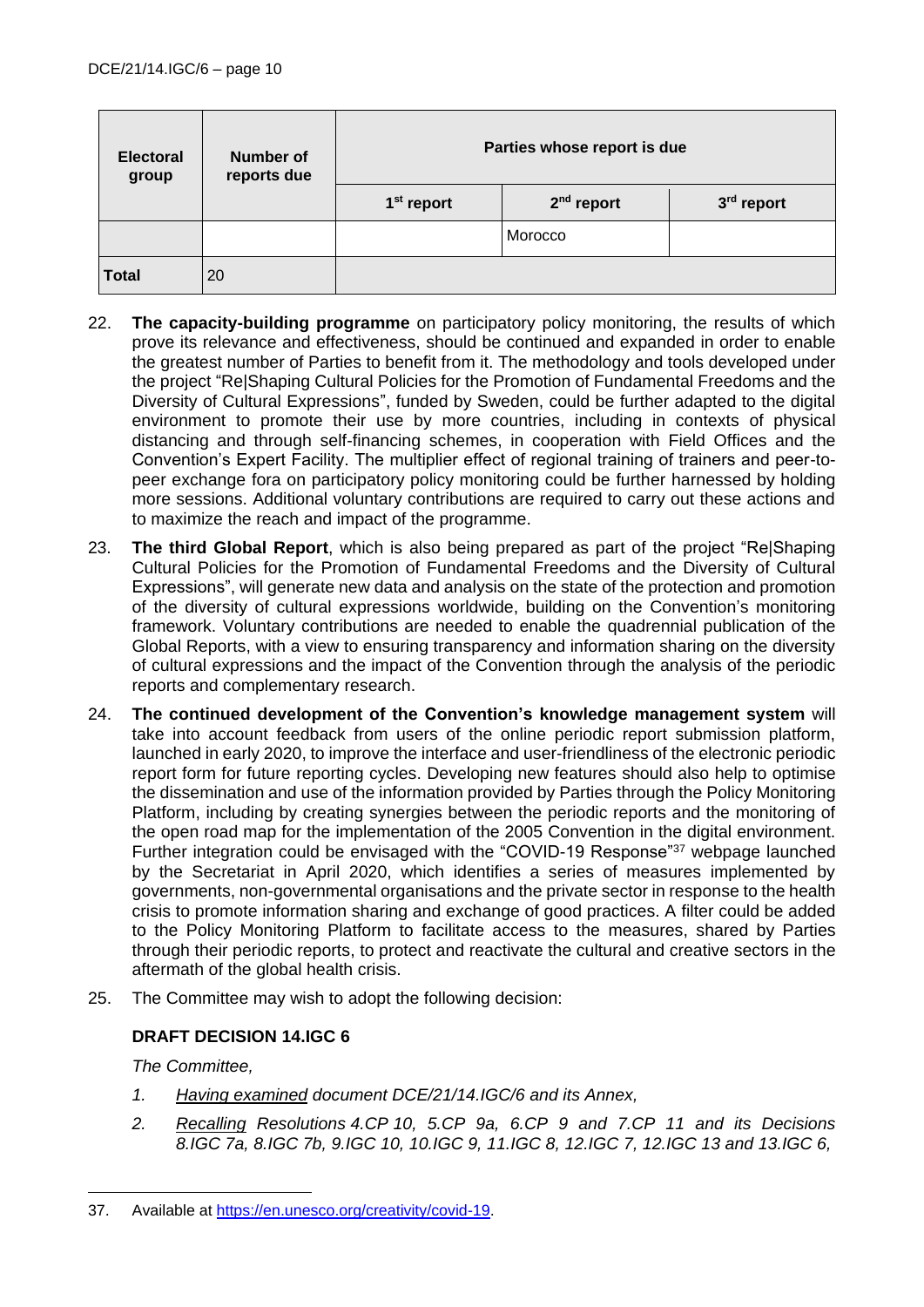| Electoral group | Number of reports due | Parties whose report is due | | |
|---|---|---|---|---|
| | | 1st report | 2nd report | 3rd report |
| | | | Morocco | |
| **Total** | 20 | | | |

22. **The capacity-building programme** on participatory policy monitoring, the results of which prove its relevance and effectiveness, should be continued and expanded in order to enable the greatest number of Parties to benefit from it. The methodology and tools developed under the project "Re|Shaping Cultural Policies for the Promotion of Fundamental Freedoms and the Diversity of Cultural Expressions", funded by Sweden, could be further adapted to the digital environment to promote their use by more countries, including in contexts of physical distancing and through self-financing schemes, in cooperation with Field Offices and the Convention's Expert Facility. The multiplier effect of regional training of trainers and peer-to-peer exchange fora on participatory policy monitoring could be further harnessed by holding more sessions. Additional voluntary contributions are required to carry out these actions and to maximize the reach and impact of the programme.

23. **The third Global Report**, which is also being prepared as part of the project "Re|Shaping Cultural Policies for the Promotion of Fundamental Freedoms and the Diversity of Cultural Expressions", will generate new data and analysis on the state of the protection and promotion of the diversity of cultural expressions worldwide, building on the Convention's monitoring framework. Voluntary contributions are needed to enable the quadrennial publication of the Global Reports, with a view to ensuring transparency and information sharing on the diversity of cultural expressions and the impact of the Convention through the analysis of the periodic reports and complementary research.

24. **The continued development of the Convention's knowledge management system** will take into account feedback from users of the online periodic report submission platform, launched in early 2020, to improve the interface and user-friendliness of the electronic periodic report form for future reporting cycles. Developing new features should also help to optimise the dissemination and use of the information provided by Parties through the Policy Monitoring Platform, including by creating synergies between the periodic reports and the monitoring of the open road map for the implementation of the 2005 Convention in the digital environment. Further integration could be envisaged with the "COVID-19 Response"[37] webpage launched by the Secretariat in April 2020, which identifies a series of measures implemented by governments, non-governmental organisations and the private sector in response to the health crisis to promote information sharing and exchange of good practices. A filter could be added to the Policy Monitoring Platform to facilitate access to the measures, shared by Parties through their periodic reports, to protect and reactivate the cultural and creative sectors in the aftermath of the global health crisis.

25. The Committee may wish to adopt the following decision:

**DRAFT DECISION 14.IGC 6**

*The Committee,*

1. *Having examined document DCE/21/14.IGC/6 and its Annex,*
2. *Recalling Resolutions 4.CP 10, 5.CP 9a, 6.CP 9 and 7.CP 11 and its Decisions 8.IGC 7a, 8.IGC 7b, 9.IGC 10, 10.IGC 9, 11.IGC 8, 12.IGC 7, 12.IGC 13 and 13.IGC 6,*

---

37. Available at https://en.unesco.org/creativity/covid-19.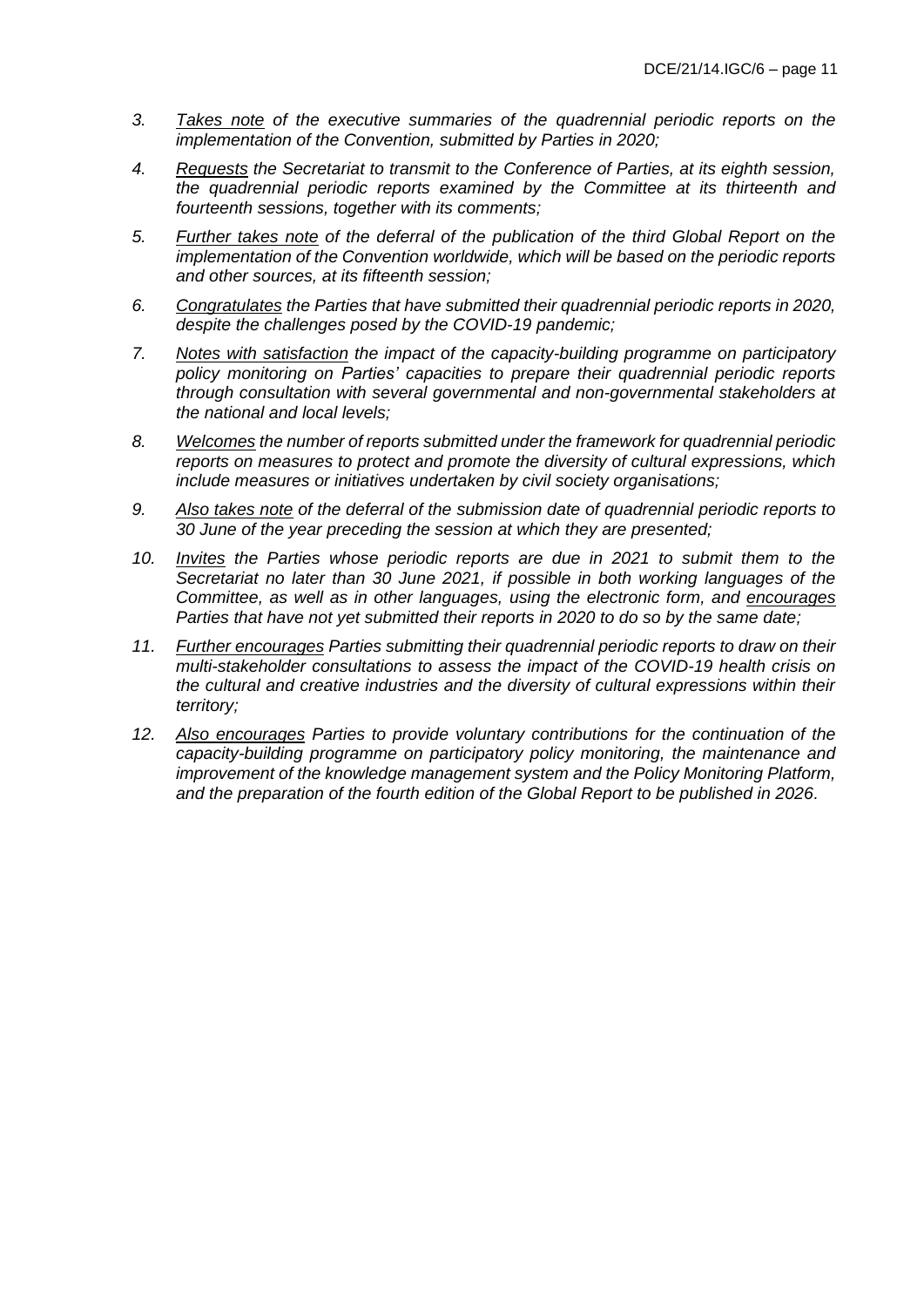3. *Takes note of the executive summaries of the quadrennial periodic reports on the implementation of the Convention, submitted by Parties in 2020;*

4. *Requests the Secretariat to transmit to the Conference of Parties, at its eighth session, the quadrennial periodic reports examined by the Committee at its thirteenth and fourteenth sessions, together with its comments;*

5. *Further takes note of the deferral of the publication of the third Global Report on the implementation of the Convention worldwide, which will be based on the periodic reports and other sources, at its fifteenth session;*

6. *Congratulates the Parties that have submitted their quadrennial periodic reports in 2020, despite the challenges posed by the COVID-19 pandemic;*

7. *Notes with satisfaction the impact of the capacity-building programme on participatory policy monitoring on Parties' capacities to prepare their quadrennial periodic reports through consultation with several governmental and non-governmental stakeholders at the national and local levels;*

8. *Welcomes the number of reports submitted under the framework for quadrennial periodic reports on measures to protect and promote the diversity of cultural expressions, which include measures or initiatives undertaken by civil society organisations;*

9. *Also takes note of the deferral of the submission date of quadrennial periodic reports to 30 June of the year preceding the session at which they are presented;*

10. *Invites the Parties whose periodic reports are due in 2021 to submit them to the Secretariat no later than 30 June 2021, if possible in both working languages of the Committee, as well as in other languages, using the electronic form, and encourages Parties that have not yet submitted their reports in 2020 to do so by the same date;*

11. *Further encourages Parties submitting their quadrennial periodic reports to draw on their multi-stakeholder consultations to assess the impact of the COVID-19 health crisis on the cultural and creative industries and the diversity of cultural expressions within their territory;*

12. *Also encourages Parties to provide voluntary contributions for the continuation of the capacity-building programme on participatory policy monitoring, the maintenance and improvement of the knowledge management system and the Policy Monitoring Platform, and the preparation of the fourth edition of the Global Report to be published in 2026.*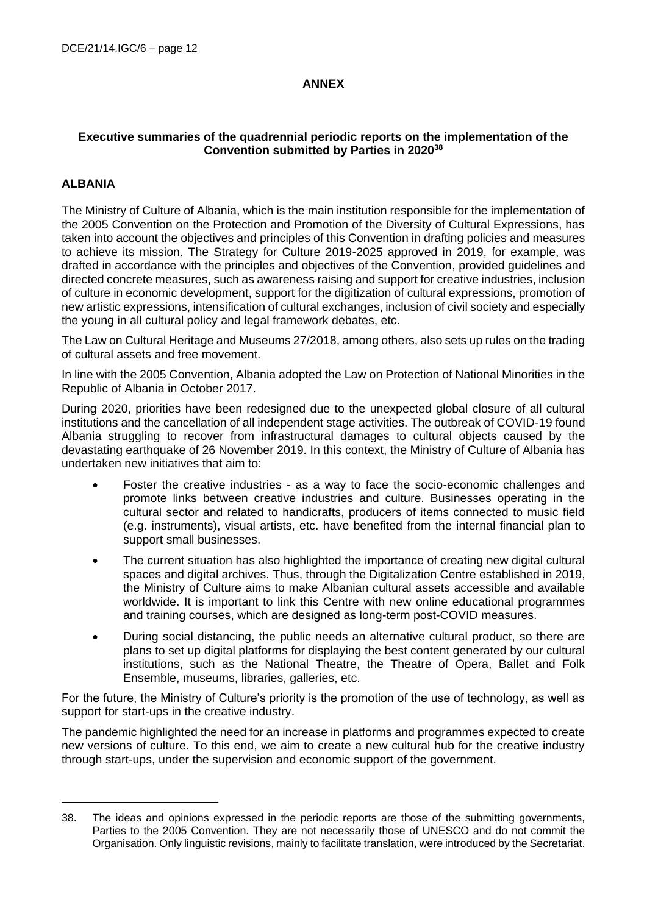# ANNEX

## Executive summaries of the quadrennial periodic reports on the implementation of the Convention submitted by Parties in 2020[38]

### ALBANIA

The Ministry of Culture of Albania, which is the main institution responsible for the implementation of the 2005 Convention on the Protection and Promotion of the Diversity of Cultural Expressions, has taken into account the objectives and principles of this Convention in drafting policies and measures to achieve its mission. The Strategy for Culture 2019-2025 approved in 2019, for example, was drafted in accordance with the principles and objectives of the Convention, provided guidelines and directed concrete measures, such as awareness raising and support for creative industries, inclusion of culture in economic development, support for the digitization of cultural expressions, promotion of new artistic expressions, intensification of cultural exchanges, inclusion of civil society and especially the young in all cultural policy and legal framework debates, etc.

The Law on Cultural Heritage and Museums 27/2018, among others, also sets up rules on the trading of cultural assets and free movement.

In line with the 2005 Convention, Albania adopted the Law on Protection of National Minorities in the Republic of Albania in October 2017.

During 2020, priorities have been redesigned due to the unexpected global closure of all cultural institutions and the cancellation of all independent stage activities. The outbreak of COVID-19 found Albania struggling to recover from infrastructural damages to cultural objects caused by the devastating earthquake of 26 November 2019. In this context, the Ministry of Culture of Albania has undertaken new initiatives that aim to:

- Foster the creative industries - as a way to face the socio-economic challenges and promote links between creative industries and culture. Businesses operating in the cultural sector and related to handicrafts, producers of items connected to music field (e.g. instruments), visual artists, etc. have benefited from the internal financial plan to support small businesses.
- The current situation has also highlighted the importance of creating new digital cultural spaces and digital archives. Thus, through the Digitalization Centre established in 2019, the Ministry of Culture aims to make Albanian cultural assets accessible and available worldwide. It is important to link this Centre with new online educational programmes and training courses, which are designed as long-term post-COVID measures.
- During social distancing, the public needs an alternative cultural product, so there are plans to set up digital platforms for displaying the best content generated by our cultural institutions, such as the National Theatre, the Theatre of Opera, Ballet and Folk Ensemble, museums, libraries, galleries, etc.

For the future, the Ministry of Culture's priority is the promotion of the use of technology, as well as support for start-ups in the creative industry.

The pandemic highlighted the need for an increase in platforms and programmes expected to create new versions of culture. To this end, we aim to create a new cultural hub for the creative industry through start-ups, under the supervision and economic support of the government.

---

38. The ideas and opinions expressed in the periodic reports are those of the submitting governments, Parties to the 2005 Convention. They are not necessarily those of UNESCO and do not commit the Organisation. Only linguistic revisions, mainly to facilitate translation, were introduced by the Secretariat.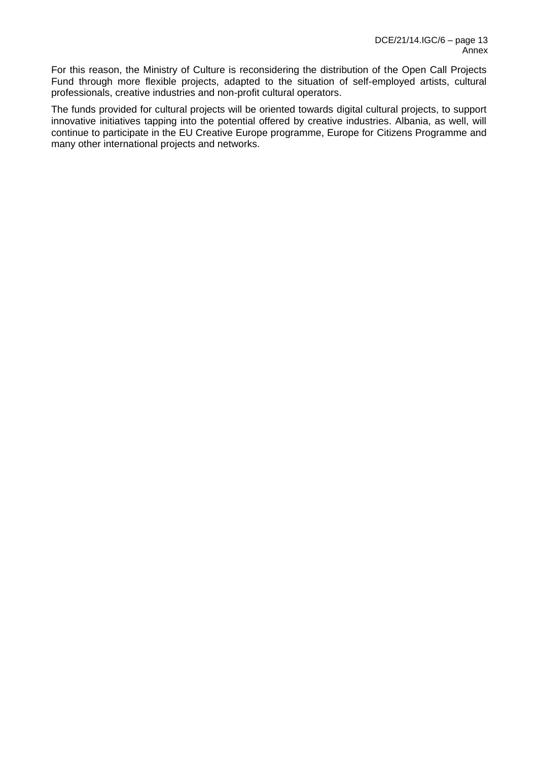For this reason, the Ministry of Culture is reconsidering the distribution of the Open Call Projects Fund through more flexible projects, adapted to the situation of self-employed artists, cultural professionals, creative industries and non-profit cultural operators.

The funds provided for cultural projects will be oriented towards digital cultural projects, to support innovative initiatives tapping into the potential offered by creative industries. Albania, as well, will continue to participate in the EU Creative Europe programme, Europe for Citizens Programme and many other international projects and networks.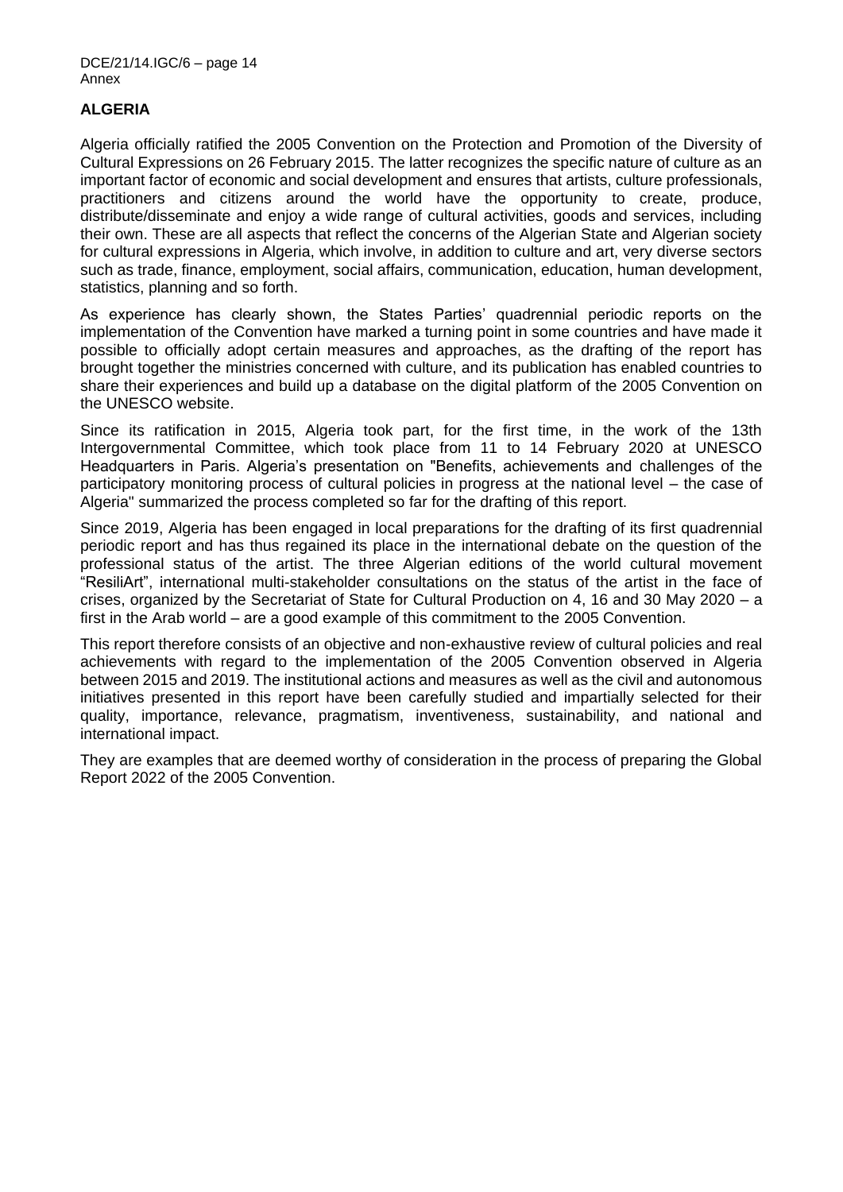## ALGERIA

Algeria officially ratified the 2005 Convention on the Protection and Promotion of the Diversity of Cultural Expressions on 26 February 2015. The latter recognizes the specific nature of culture as an important factor of economic and social development and ensures that artists, culture professionals, practitioners and citizens around the world have the opportunity to create, produce, distribute/disseminate and enjoy a wide range of cultural activities, goods and services, including their own. These are all aspects that reflect the concerns of the Algerian State and Algerian society for cultural expressions in Algeria, which involve, in addition to culture and art, very diverse sectors such as trade, finance, employment, social affairs, communication, education, human development, statistics, planning and so forth.

As experience has clearly shown, the States Parties' quadrennial periodic reports on the implementation of the Convention have marked a turning point in some countries and have made it possible to officially adopt certain measures and approaches, as the drafting of the report has brought together the ministries concerned with culture, and its publication has enabled countries to share their experiences and build up a database on the digital platform of the 2005 Convention on the UNESCO website.

Since its ratification in 2015, Algeria took part, for the first time, in the work of the 13th Intergovernmental Committee, which took place from 11 to 14 February 2020 at UNESCO Headquarters in Paris. Algeria's presentation on "Benefits, achievements and challenges of the participatory monitoring process of cultural policies in progress at the national level – the case of Algeria" summarized the process completed so far for the drafting of this report.

Since 2019, Algeria has been engaged in local preparations for the drafting of its first quadrennial periodic report and has thus regained its place in the international debate on the question of the professional status of the artist. The three Algerian editions of the world cultural movement "ResiliArt", international multi-stakeholder consultations on the status of the artist in the face of crises, organized by the Secretariat of State for Cultural Production on 4, 16 and 30 May 2020 – a first in the Arab world – are a good example of this commitment to the 2005 Convention.

This report therefore consists of an objective and non-exhaustive review of cultural policies and real achievements with regard to the implementation of the 2005 Convention observed in Algeria between 2015 and 2019. The institutional actions and measures as well as the civil and autonomous initiatives presented in this report have been carefully studied and impartially selected for their quality, importance, relevance, pragmatism, inventiveness, sustainability, and national and international impact.

They are examples that are deemed worthy of consideration in the process of preparing the Global Report 2022 of the 2005 Convention.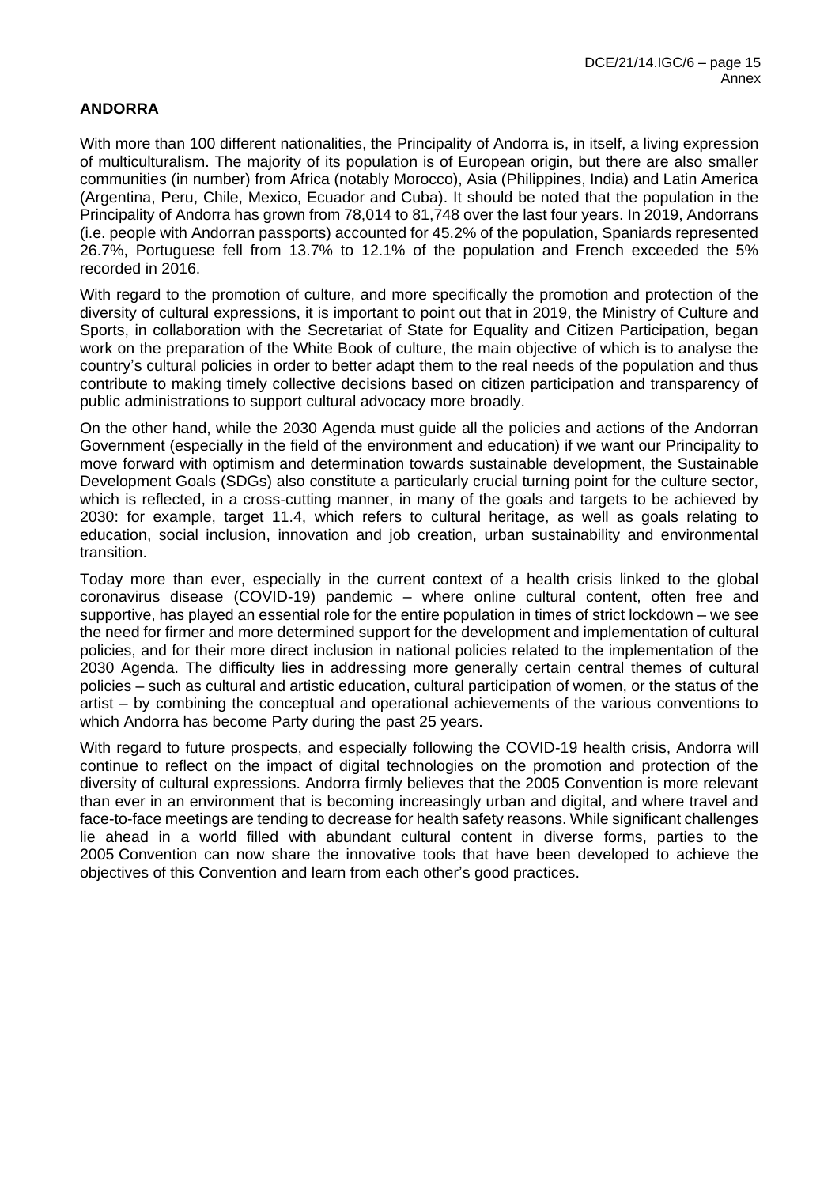**ANDORRA**

With more than 100 different nationalities, the Principality of Andorra is, in itself, a living expression of multiculturalism. The majority of its population is of European origin, but there are also smaller communities (in number) from Africa (notably Morocco), Asia (Philippines, India) and Latin America (Argentina, Peru, Chile, Mexico, Ecuador and Cuba). It should be noted that the population in the Principality of Andorra has grown from 78,014 to 81,748 over the last four years. In 2019, Andorrans (i.e. people with Andorran passports) accounted for 45.2% of the population, Spaniards represented 26.7%, Portuguese fell from 13.7% to 12.1% of the population and French exceeded the 5% recorded in 2016.

With regard to the promotion of culture, and more specifically the promotion and protection of the diversity of cultural expressions, it is important to point out that in 2019, the Ministry of Culture and Sports, in collaboration with the Secretariat of State for Equality and Citizen Participation, began work on the preparation of the White Book of culture, the main objective of which is to analyse the country's cultural policies in order to better adapt them to the real needs of the population and thus contribute to making timely collective decisions based on citizen participation and transparency of public administrations to support cultural advocacy more broadly.

On the other hand, while the 2030 Agenda must guide all the policies and actions of the Andorran Government (especially in the field of the environment and education) if we want our Principality to move forward with optimism and determination towards sustainable development, the Sustainable Development Goals (SDGs) also constitute a particularly crucial turning point for the culture sector, which is reflected, in a cross-cutting manner, in many of the goals and targets to be achieved by 2030: for example, target 11.4, which refers to cultural heritage, as well as goals relating to education, social inclusion, innovation and job creation, urban sustainability and environmental transition.

Today more than ever, especially in the current context of a health crisis linked to the global coronavirus disease (COVID-19) pandemic – where online cultural content, often free and supportive, has played an essential role for the entire population in times of strict lockdown – we see the need for firmer and more determined support for the development and implementation of cultural policies, and for their more direct inclusion in national policies related to the implementation of the 2030 Agenda. The difficulty lies in addressing more generally certain central themes of cultural policies – such as cultural and artistic education, cultural participation of women, or the status of the artist – by combining the conceptual and operational achievements of the various conventions to which Andorra has become Party during the past 25 years.

With regard to future prospects, and especially following the COVID-19 health crisis, Andorra will continue to reflect on the impact of digital technologies on the promotion and protection of the diversity of cultural expressions. Andorra firmly believes that the 2005 Convention is more relevant than ever in an environment that is becoming increasingly urban and digital, and where travel and face-to-face meetings are tending to decrease for health safety reasons. While significant challenges lie ahead in a world filled with abundant cultural content in diverse forms, parties to the 2005 Convention can now share the innovative tools that have been developed to achieve the objectives of this Convention and learn from each other's good practices.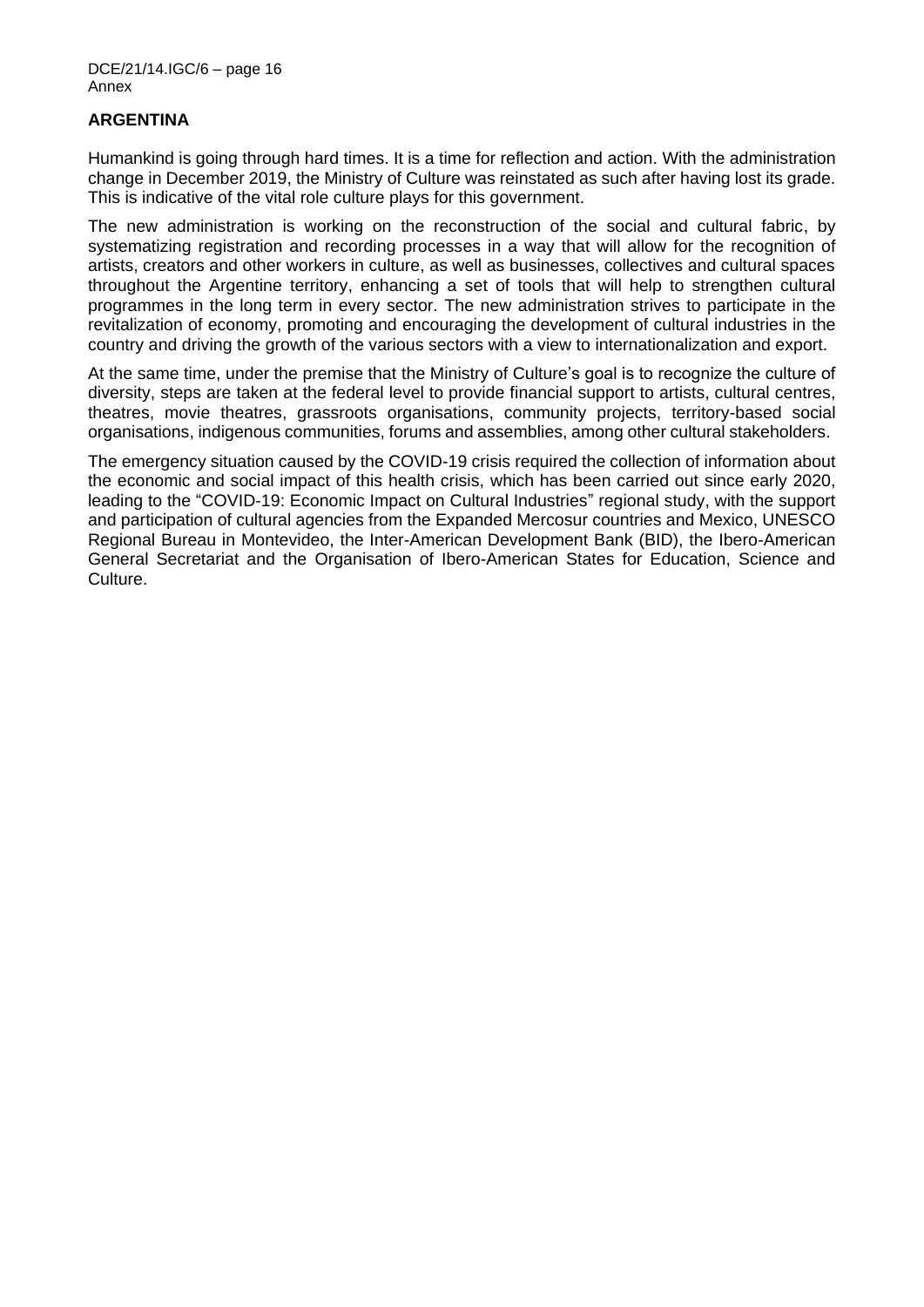## ARGENTINA

Humankind is going through hard times. It is a time for reflection and action. With the administration change in December 2019, the Ministry of Culture was reinstated as such after having lost its grade. This is indicative of the vital role culture plays for this government.

The new administration is working on the reconstruction of the social and cultural fabric, by systematizing registration and recording processes in a way that will allow for the recognition of artists, creators and other workers in culture, as well as businesses, collectives and cultural spaces throughout the Argentine territory, enhancing a set of tools that will help to strengthen cultural programmes in the long term in every sector. The new administration strives to participate in the revitalization of economy, promoting and encouraging the development of cultural industries in the country and driving the growth of the various sectors with a view to internationalization and export.

At the same time, under the premise that the Ministry of Culture's goal is to recognize the culture of diversity, steps are taken at the federal level to provide financial support to artists, cultural centres, theatres, movie theatres, grassroots organisations, community projects, territory-based social organisations, indigenous communities, forums and assemblies, among other cultural stakeholders.

The emergency situation caused by the COVID-19 crisis required the collection of information about the economic and social impact of this health crisis, which has been carried out since early 2020, leading to the "COVID-19: Economic Impact on Cultural Industries" regional study, with the support and participation of cultural agencies from the Expanded Mercosur countries and Mexico, UNESCO Regional Bureau in Montevideo, the Inter-American Development Bank (BID), the Ibero-American General Secretariat and the Organisation of Ibero-American States for Education, Science and Culture.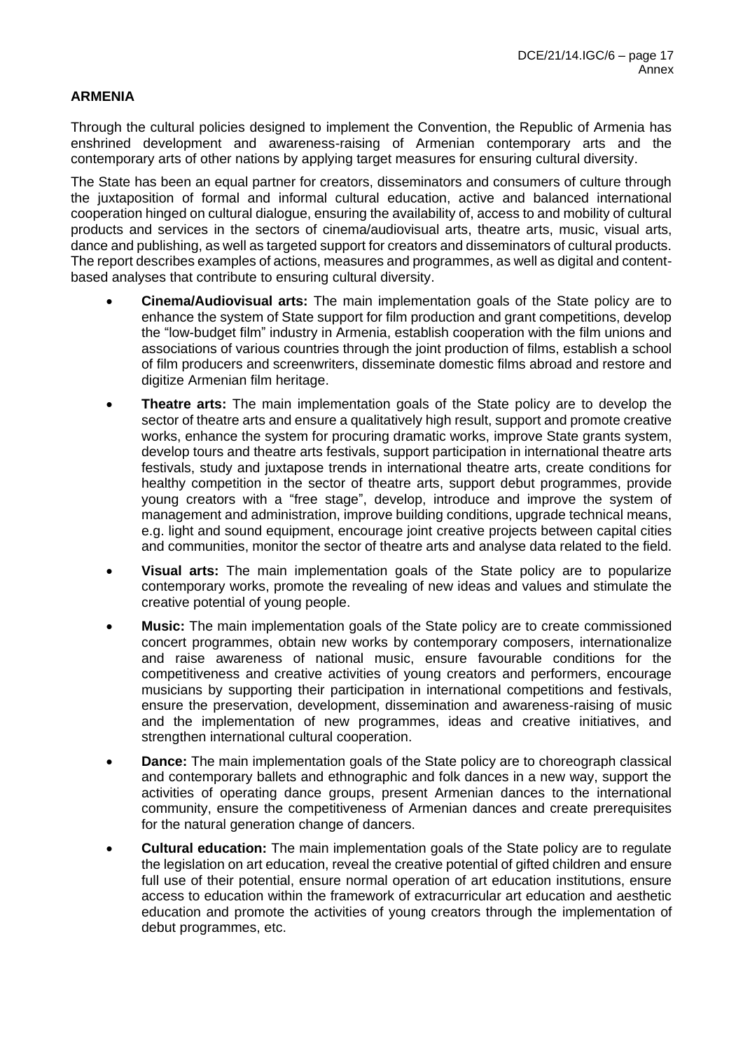## ARMENIA

Through the cultural policies designed to implement the Convention, the Republic of Armenia has enshrined development and awareness-raising of Armenian contemporary arts and the contemporary arts of other nations by applying target measures for ensuring cultural diversity.

The State has been an equal partner for creators, disseminators and consumers of culture through the juxtaposition of formal and informal cultural education, active and balanced international cooperation hinged on cultural dialogue, ensuring the availability of, access to and mobility of cultural products and services in the sectors of cinema/audiovisual arts, theatre arts, music, visual arts, dance and publishing, as well as targeted support for creators and disseminators of cultural products. The report describes examples of actions, measures and programmes, as well as digital and content-based analyses that contribute to ensuring cultural diversity.

- **Cinema/Audiovisual arts:** The main implementation goals of the State policy are to enhance the system of State support for film production and grant competitions, develop the "low-budget film" industry in Armenia, establish cooperation with the film unions and associations of various countries through the joint production of films, establish a school of film producers and screenwriters, disseminate domestic films abroad and restore and digitize Armenian film heritage.
- **Theatre arts:** The main implementation goals of the State policy are to develop the sector of theatre arts and ensure a qualitatively high result, support and promote creative works, enhance the system for procuring dramatic works, improve State grants system, develop tours and theatre arts festivals, support participation in international theatre arts festivals, study and juxtapose trends in international theatre arts, create conditions for healthy competition in the sector of theatre arts, support debut programmes, provide young creators with a "free stage", develop, introduce and improve the system of management and administration, improve building conditions, upgrade technical means, e.g. light and sound equipment, encourage joint creative projects between capital cities and communities, monitor the sector of theatre arts and analyse data related to the field.
- **Visual arts:** The main implementation goals of the State policy are to popularize contemporary works, promote the revealing of new ideas and values and stimulate the creative potential of young people.
- **Music:** The main implementation goals of the State policy are to create commissioned concert programmes, obtain new works by contemporary composers, internationalize and raise awareness of national music, ensure favourable conditions for the competitiveness and creative activities of young creators and performers, encourage musicians by supporting their participation in international competitions and festivals, ensure the preservation, development, dissemination and awareness-raising of music and the implementation of new programmes, ideas and creative initiatives, and strengthen international cultural cooperation.
- **Dance:** The main implementation goals of the State policy are to choreograph classical and contemporary ballets and ethnographic and folk dances in a new way, support the activities of operating dance groups, present Armenian dances to the international community, ensure the competitiveness of Armenian dances and create prerequisites for the natural generation change of dancers.
- **Cultural education:** The main implementation goals of the State policy are to regulate the legislation on art education, reveal the creative potential of gifted children and ensure full use of their potential, ensure normal operation of art education institutions, ensure access to education within the framework of extracurricular art education and aesthetic education and promote the activities of young creators through the implementation of debut programmes, etc.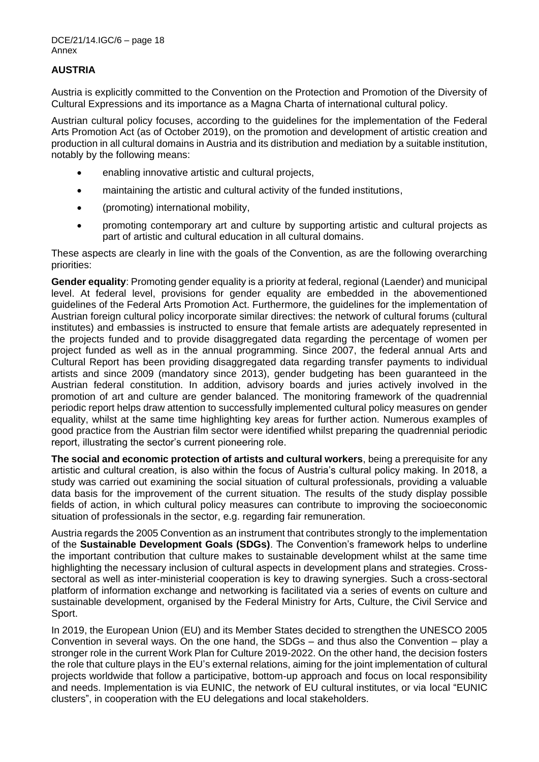## AUSTRIA

Austria is explicitly committed to the Convention on the Protection and Promotion of the Diversity of Cultural Expressions and its importance as a Magna Charta of international cultural policy.

Austrian cultural policy focuses, according to the guidelines for the implementation of the Federal Arts Promotion Act (as of October 2019), on the promotion and development of artistic creation and production in all cultural domains in Austria and its distribution and mediation by a suitable institution, notably by the following means:

- enabling innovative artistic and cultural projects,
- maintaining the artistic and cultural activity of the funded institutions,
- (promoting) international mobility,
- promoting contemporary art and culture by supporting artistic and cultural projects as part of artistic and cultural education in all cultural domains.

These aspects are clearly in line with the goals of the Convention, as are the following overarching priorities:

**Gender equality**: Promoting gender equality is a priority at federal, regional (Laender) and municipal level. At federal level, provisions for gender equality are embedded in the abovementioned guidelines of the Federal Arts Promotion Act. Furthermore, the guidelines for the implementation of Austrian foreign cultural policy incorporate similar directives: the network of cultural forums (cultural institutes) and embassies is instructed to ensure that female artists are adequately represented in the projects funded and to provide disaggregated data regarding the percentage of women per project funded as well as in the annual programming. Since 2007, the federal annual Arts and Cultural Report has been providing disaggregated data regarding transfer payments to individual artists and since 2009 (mandatory since 2013), gender budgeting has been guaranteed in the Austrian federal constitution. In addition, advisory boards and juries actively involved in the promotion of art and culture are gender balanced. The monitoring framework of the quadrennial periodic report helps draw attention to successfully implemented cultural policy measures on gender equality, whilst at the same time highlighting key areas for further action. Numerous examples of good practice from the Austrian film sector were identified whilst preparing the quadrennial periodic report, illustrating the sector's current pioneering role.

**The social and economic protection of artists and cultural workers**, being a prerequisite for any artistic and cultural creation, is also within the focus of Austria's cultural policy making. In 2018, a study was carried out examining the social situation of cultural professionals, providing a valuable data basis for the improvement of the current situation. The results of the study display possible fields of action, in which cultural policy measures can contribute to improving the socioeconomic situation of professionals in the sector, e.g. regarding fair remuneration.

Austria regards the 2005 Convention as an instrument that contributes strongly to the implementation of the **Sustainable Development Goals (SDGs)**. The Convention's framework helps to underline the important contribution that culture makes to sustainable development whilst at the same time highlighting the necessary inclusion of cultural aspects in development plans and strategies. Cross-sectoral as well as inter-ministerial cooperation is key to drawing synergies. Such a cross-sectoral platform of information exchange and networking is facilitated via a series of events on culture and sustainable development, organised by the Federal Ministry for Arts, Culture, the Civil Service and Sport.

In 2019, the European Union (EU) and its Member States decided to strengthen the UNESCO 2005 Convention in several ways. On the one hand, the SDGs – and thus also the Convention – play a stronger role in the current Work Plan for Culture 2019-2022. On the other hand, the decision fosters the role that culture plays in the EU's external relations, aiming for the joint implementation of cultural projects worldwide that follow a participative, bottom-up approach and focus on local responsibility and needs. Implementation is via EUNIC, the network of EU cultural institutes, or via local "EUNIC clusters", in cooperation with the EU delegations and local stakeholders.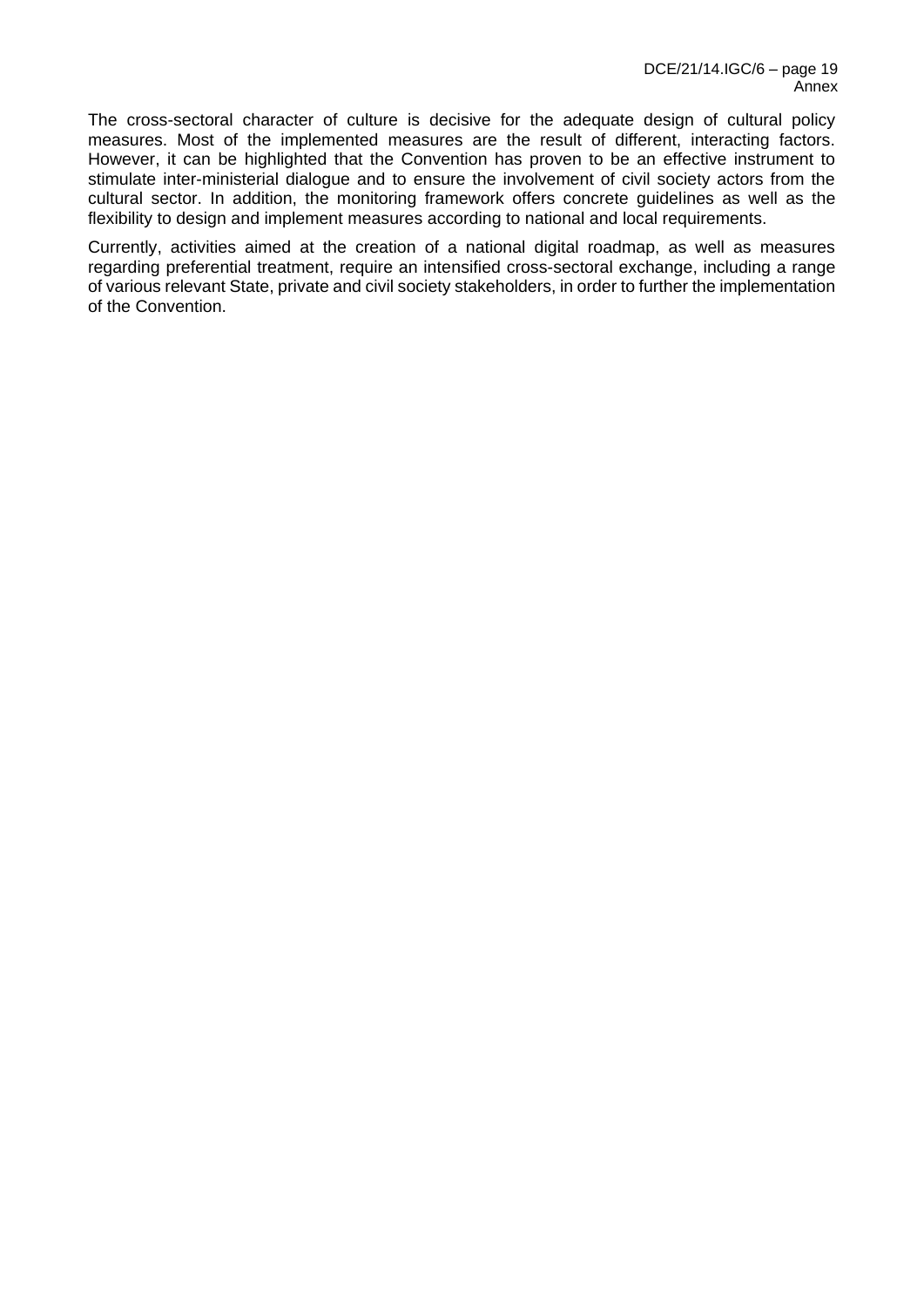The cross-sectoral character of culture is decisive for the adequate design of cultural policy measures. Most of the implemented measures are the result of different, interacting factors. However, it can be highlighted that the Convention has proven to be an effective instrument to stimulate inter-ministerial dialogue and to ensure the involvement of civil society actors from the cultural sector. In addition, the monitoring framework offers concrete guidelines as well as the flexibility to design and implement measures according to national and local requirements.

Currently, activities aimed at the creation of a national digital roadmap, as well as measures regarding preferential treatment, require an intensified cross-sectoral exchange, including a range of various relevant State, private and civil society stakeholders, in order to further the implementation of the Convention.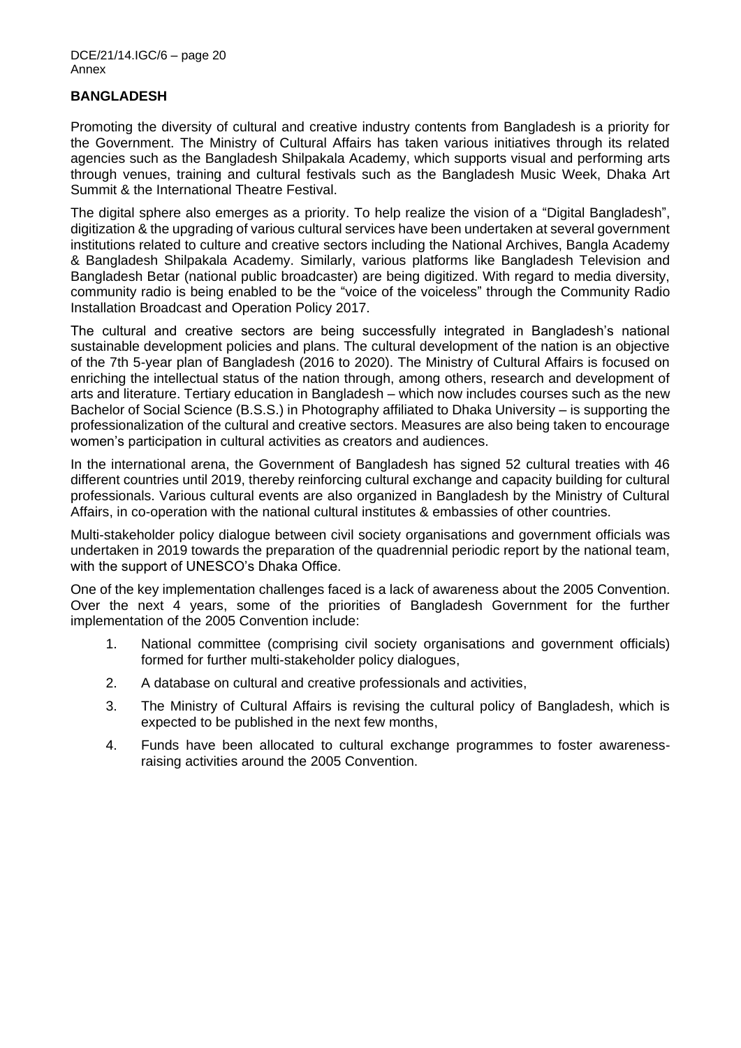## BANGLADESH

Promoting the diversity of cultural and creative industry contents from Bangladesh is a priority for the Government. The Ministry of Cultural Affairs has taken various initiatives through its related agencies such as the Bangladesh Shilpakala Academy, which supports visual and performing arts through venues, training and cultural festivals such as the Bangladesh Music Week, Dhaka Art Summit & the International Theatre Festival.

The digital sphere also emerges as a priority. To help realize the vision of a "Digital Bangladesh", digitization & the upgrading of various cultural services have been undertaken at several government institutions related to culture and creative sectors including the National Archives, Bangla Academy & Bangladesh Shilpakala Academy. Similarly, various platforms like Bangladesh Television and Bangladesh Betar (national public broadcaster) are being digitized. With regard to media diversity, community radio is being enabled to be the "voice of the voiceless" through the Community Radio Installation Broadcast and Operation Policy 2017.

The cultural and creative sectors are being successfully integrated in Bangladesh's national sustainable development policies and plans. The cultural development of the nation is an objective of the 7th 5-year plan of Bangladesh (2016 to 2020). The Ministry of Cultural Affairs is focused on enriching the intellectual status of the nation through, among others, research and development of arts and literature. Tertiary education in Bangladesh – which now includes courses such as the new Bachelor of Social Science (B.S.S.) in Photography affiliated to Dhaka University – is supporting the professionalization of the cultural and creative sectors. Measures are also being taken to encourage women's participation in cultural activities as creators and audiences.

In the international arena, the Government of Bangladesh has signed 52 cultural treaties with 46 different countries until 2019, thereby reinforcing cultural exchange and capacity building for cultural professionals. Various cultural events are also organized in Bangladesh by the Ministry of Cultural Affairs, in co-operation with the national cultural institutes & embassies of other countries.

Multi-stakeholder policy dialogue between civil society organisations and government officials was undertaken in 2019 towards the preparation of the quadrennial periodic report by the national team, with the support of UNESCO's Dhaka Office.

One of the key implementation challenges faced is a lack of awareness about the 2005 Convention. Over the next 4 years, some of the priorities of Bangladesh Government for the further implementation of the 2005 Convention include:

1. National committee (comprising civil society organisations and government officials) formed for further multi-stakeholder policy dialogues,
2. A database on cultural and creative professionals and activities,
3. The Ministry of Cultural Affairs is revising the cultural policy of Bangladesh, which is expected to be published in the next few months,
4. Funds have been allocated to cultural exchange programmes to foster awareness-raising activities around the 2005 Convention.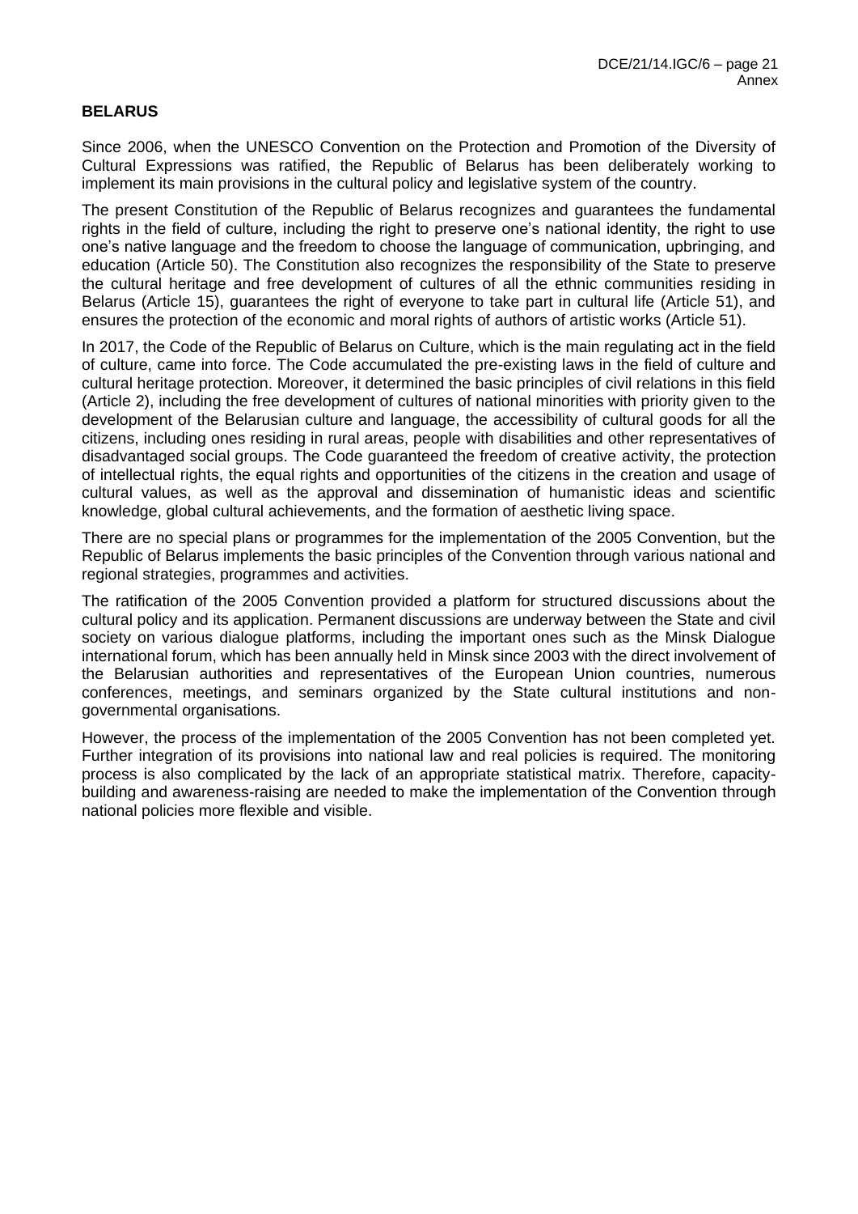**BELARUS**

Since 2006, when the UNESCO Convention on the Protection and Promotion of the Diversity of Cultural Expressions was ratified, the Republic of Belarus has been deliberately working to implement its main provisions in the cultural policy and legislative system of the country.

The present Constitution of the Republic of Belarus recognizes and guarantees the fundamental rights in the field of culture, including the right to preserve one's national identity, the right to use one's native language and the freedom to choose the language of communication, upbringing, and education (Article 50). The Constitution also recognizes the responsibility of the State to preserve the cultural heritage and free development of cultures of all the ethnic communities residing in Belarus (Article 15), guarantees the right of everyone to take part in cultural life (Article 51), and ensures the protection of the economic and moral rights of authors of artistic works (Article 51).

In 2017, the Code of the Republic of Belarus on Culture, which is the main regulating act in the field of culture, came into force. The Code accumulated the pre-existing laws in the field of culture and cultural heritage protection. Moreover, it determined the basic principles of civil relations in this field (Article 2), including the free development of cultures of national minorities with priority given to the development of the Belarusian culture and language, the accessibility of cultural goods for all the citizens, including ones residing in rural areas, people with disabilities and other representatives of disadvantaged social groups. The Code guaranteed the freedom of creative activity, the protection of intellectual rights, the equal rights and opportunities of the citizens in the creation and usage of cultural values, as well as the approval and dissemination of humanistic ideas and scientific knowledge, global cultural achievements, and the formation of aesthetic living space.

There are no special plans or programmes for the implementation of the 2005 Convention, but the Republic of Belarus implements the basic principles of the Convention through various national and regional strategies, programmes and activities.

The ratification of the 2005 Convention provided a platform for structured discussions about the cultural policy and its application. Permanent discussions are underway between the State and civil society on various dialogue platforms, including the important ones such as the Minsk Dialogue international forum, which has been annually held in Minsk since 2003 with the direct involvement of the Belarusian authorities and representatives of the European Union countries, numerous conferences, meetings, and seminars organized by the State cultural institutions and non-governmental organisations.

However, the process of the implementation of the 2005 Convention has not been completed yet. Further integration of its provisions into national law and real policies is required. The monitoring process is also complicated by the lack of an appropriate statistical matrix. Therefore, capacity-building and awareness-raising are needed to make the implementation of the Convention through national policies more flexible and visible.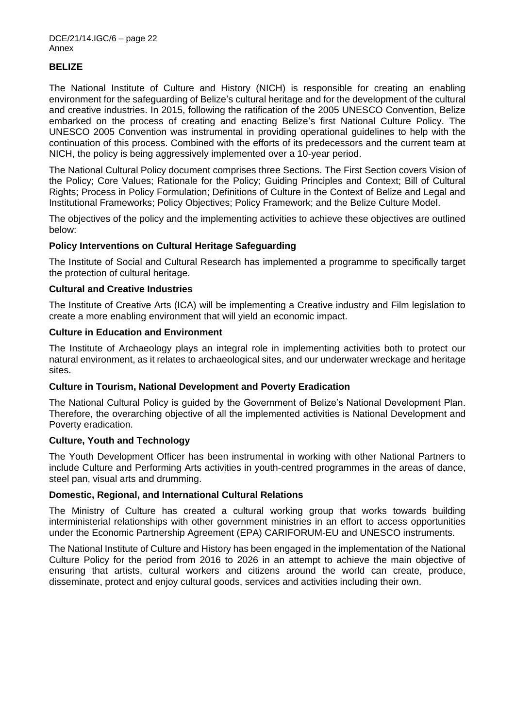## BELIZE

The National Institute of Culture and History (NICH) is responsible for creating an enabling environment for the safeguarding of Belize's cultural heritage and for the development of the cultural and creative industries. In 2015, following the ratification of the 2005 UNESCO Convention, Belize embarked on the process of creating and enacting Belize's first National Culture Policy. The UNESCO 2005 Convention was instrumental in providing operational guidelines to help with the continuation of this process. Combined with the efforts of its predecessors and the current team at NICH, the policy is being aggressively implemented over a 10-year period.

The National Cultural Policy document comprises three Sections. The First Section covers Vision of the Policy; Core Values; Rationale for the Policy; Guiding Principles and Context; Bill of Cultural Rights; Process in Policy Formulation; Definitions of Culture in the Context of Belize and Legal and Institutional Frameworks; Policy Objectives; Policy Framework; and the Belize Culture Model.

The objectives of the policy and the implementing activities to achieve these objectives are outlined below:

### Policy Interventions on Cultural Heritage Safeguarding

The Institute of Social and Cultural Research has implemented a programme to specifically target the protection of cultural heritage.

### Cultural and Creative Industries

The Institute of Creative Arts (ICA) will be implementing a Creative industry and Film legislation to create a more enabling environment that will yield an economic impact.

### Culture in Education and Environment

The Institute of Archaeology plays an integral role in implementing activities both to protect our natural environment, as it relates to archaeological sites, and our underwater wreckage and heritage sites.

### Culture in Tourism, National Development and Poverty Eradication

The National Cultural Policy is guided by the Government of Belize's National Development Plan. Therefore, the overarching objective of all the implemented activities is National Development and Poverty eradication.

### Culture, Youth and Technology

The Youth Development Officer has been instrumental in working with other National Partners to include Culture and Performing Arts activities in youth-centred programmes in the areas of dance, steel pan, visual arts and drumming.

### Domestic, Regional, and International Cultural Relations

The Ministry of Culture has created a cultural working group that works towards building interministerial relationships with other government ministries in an effort to access opportunities under the Economic Partnership Agreement (EPA) CARIFORUM-EU and UNESCO instruments.

The National Institute of Culture and History has been engaged in the implementation of the National Culture Policy for the period from 2016 to 2026 in an attempt to achieve the main objective of ensuring that artists, cultural workers and citizens around the world can create, produce, disseminate, protect and enjoy cultural goods, services and activities including their own.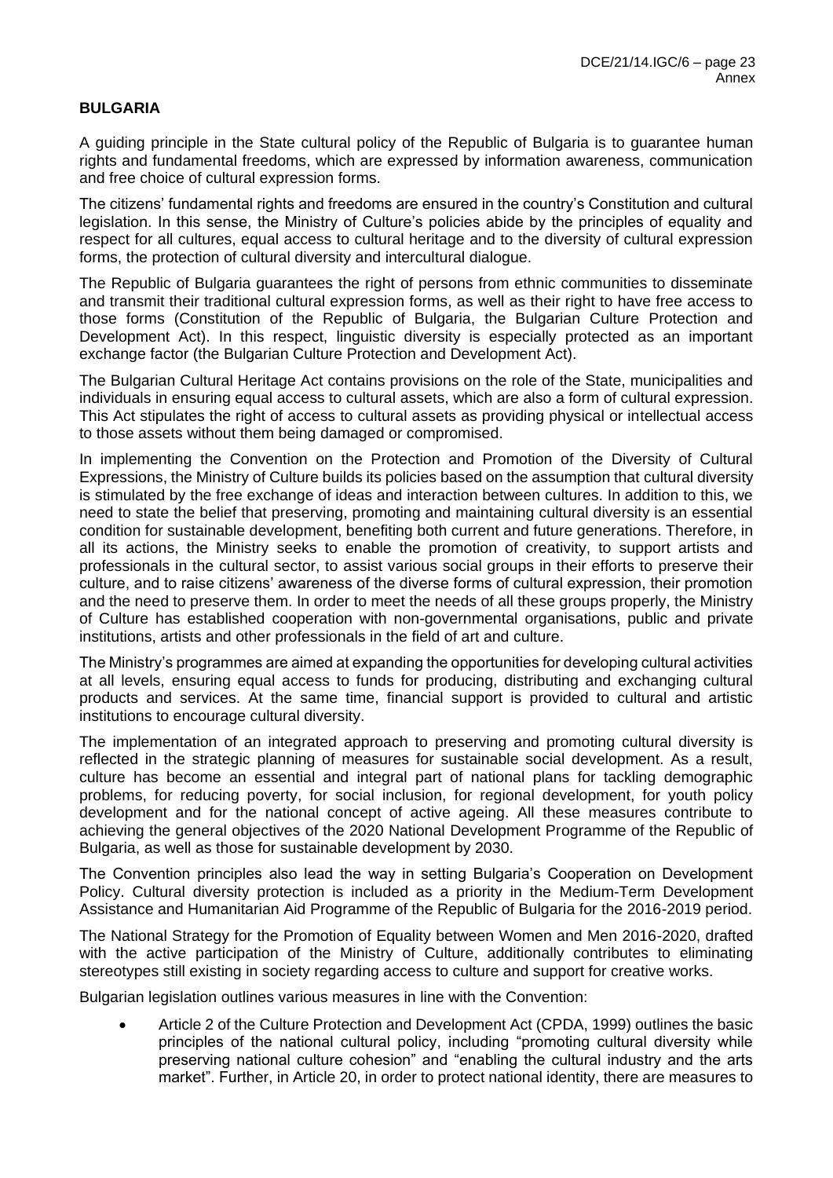**BULGARIA**

A guiding principle in the State cultural policy of the Republic of Bulgaria is to guarantee human rights and fundamental freedoms, which are expressed by information awareness, communication and free choice of cultural expression forms.

The citizens' fundamental rights and freedoms are ensured in the country's Constitution and cultural legislation. In this sense, the Ministry of Culture's policies abide by the principles of equality and respect for all cultures, equal access to cultural heritage and to the diversity of cultural expression forms, the protection of cultural diversity and intercultural dialogue.

The Republic of Bulgaria guarantees the right of persons from ethnic communities to disseminate and transmit their traditional cultural expression forms, as well as their right to have free access to those forms (Constitution of the Republic of Bulgaria, the Bulgarian Culture Protection and Development Act). In this respect, linguistic diversity is especially protected as an important exchange factor (the Bulgarian Culture Protection and Development Act).

The Bulgarian Cultural Heritage Act contains provisions on the role of the State, municipalities and individuals in ensuring equal access to cultural assets, which are also a form of cultural expression. This Act stipulates the right of access to cultural assets as providing physical or intellectual access to those assets without them being damaged or compromised.

In implementing the Convention on the Protection and Promotion of the Diversity of Cultural Expressions, the Ministry of Culture builds its policies based on the assumption that cultural diversity is stimulated by the free exchange of ideas and interaction between cultures. In addition to this, we need to state the belief that preserving, promoting and maintaining cultural diversity is an essential condition for sustainable development, benefiting both current and future generations. Therefore, in all its actions, the Ministry seeks to enable the promotion of creativity, to support artists and professionals in the cultural sector, to assist various social groups in their efforts to preserve their culture, and to raise citizens' awareness of the diverse forms of cultural expression, their promotion and the need to preserve them. In order to meet the needs of all these groups properly, the Ministry of Culture has established cooperation with non-governmental organisations, public and private institutions, artists and other professionals in the field of art and culture.

The Ministry's programmes are aimed at expanding the opportunities for developing cultural activities at all levels, ensuring equal access to funds for producing, distributing and exchanging cultural products and services. At the same time, financial support is provided to cultural and artistic institutions to encourage cultural diversity.

The implementation of an integrated approach to preserving and promoting cultural diversity is reflected in the strategic planning of measures for sustainable social development. As a result, culture has become an essential and integral part of national plans for tackling demographic problems, for reducing poverty, for social inclusion, for regional development, for youth policy development and for the national concept of active ageing. All these measures contribute to achieving the general objectives of the 2020 National Development Programme of the Republic of Bulgaria, as well as those for sustainable development by 2030.

The Convention principles also lead the way in setting Bulgaria's Cooperation on Development Policy. Cultural diversity protection is included as a priority in the Medium-Term Development Assistance and Humanitarian Aid Programme of the Republic of Bulgaria for the 2016-2019 period.

The National Strategy for the Promotion of Equality between Women and Men 2016-2020, drafted with the active participation of the Ministry of Culture, additionally contributes to eliminating stereotypes still existing in society regarding access to culture and support for creative works.

Bulgarian legislation outlines various measures in line with the Convention:

- Article 2 of the Culture Protection and Development Act (CPDA, 1999) outlines the basic principles of the national cultural policy, including "promoting cultural diversity while preserving national culture cohesion" and "enabling the cultural industry and the arts market". Further, in Article 20, in order to protect national identity, there are measures to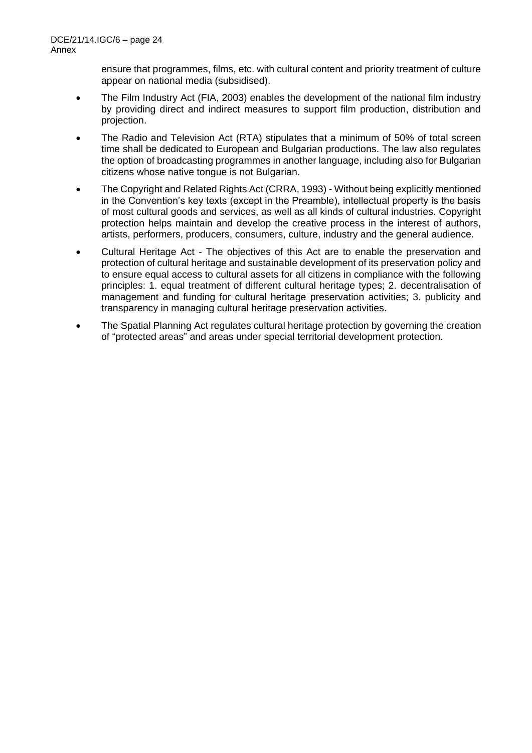ensure that programmes, films, etc. with cultural content and priority treatment of culture appear on national media (subsidised).

- The Film Industry Act (FIA, 2003) enables the development of the national film industry by providing direct and indirect measures to support film production, distribution and projection.
- The Radio and Television Act (RTA) stipulates that a minimum of 50% of total screen time shall be dedicated to European and Bulgarian productions. The law also regulates the option of broadcasting programmes in another language, including also for Bulgarian citizens whose native tongue is not Bulgarian.
- The Copyright and Related Rights Act (CRRA, 1993) - Without being explicitly mentioned in the Convention's key texts (except in the Preamble), intellectual property is the basis of most cultural goods and services, as well as all kinds of cultural industries. Copyright protection helps maintain and develop the creative process in the interest of authors, artists, performers, producers, consumers, culture, industry and the general audience.
- Cultural Heritage Act - The objectives of this Act are to enable the preservation and protection of cultural heritage and sustainable development of its preservation policy and to ensure equal access to cultural assets for all citizens in compliance with the following principles: 1. equal treatment of different cultural heritage types; 2. decentralisation of management and funding for cultural heritage preservation activities; 3. publicity and transparency in managing cultural heritage preservation activities.
- The Spatial Planning Act regulates cultural heritage protection by governing the creation of "protected areas" and areas under special territorial development protection.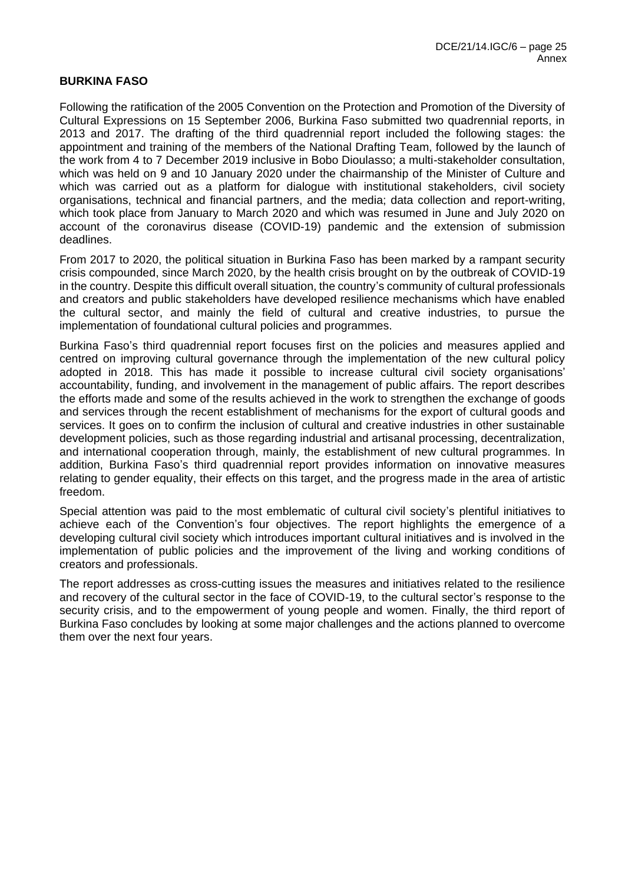**BURKINA FASO**

Following the ratification of the 2005 Convention on the Protection and Promotion of the Diversity of Cultural Expressions on 15 September 2006, Burkina Faso submitted two quadrennial reports, in 2013 and 2017. The drafting of the third quadrennial report included the following stages: the appointment and training of the members of the National Drafting Team, followed by the launch of the work from 4 to 7 December 2019 inclusive in Bobo Dioulasso; a multi-stakeholder consultation, which was held on 9 and 10 January 2020 under the chairmanship of the Minister of Culture and which was carried out as a platform for dialogue with institutional stakeholders, civil society organisations, technical and financial partners, and the media; data collection and report-writing, which took place from January to March 2020 and which was resumed in June and July 2020 on account of the coronavirus disease (COVID-19) pandemic and the extension of submission deadlines.

From 2017 to 2020, the political situation in Burkina Faso has been marked by a rampant security crisis compounded, since March 2020, by the health crisis brought on by the outbreak of COVID-19 in the country. Despite this difficult overall situation, the country's community of cultural professionals and creators and public stakeholders have developed resilience mechanisms which have enabled the cultural sector, and mainly the field of cultural and creative industries, to pursue the implementation of foundational cultural policies and programmes.

Burkina Faso's third quadrennial report focuses first on the policies and measures applied and centred on improving cultural governance through the implementation of the new cultural policy adopted in 2018. This has made it possible to increase cultural civil society organisations' accountability, funding, and involvement in the management of public affairs. The report describes the efforts made and some of the results achieved in the work to strengthen the exchange of goods and services through the recent establishment of mechanisms for the export of cultural goods and services. It goes on to confirm the inclusion of cultural and creative industries in other sustainable development policies, such as those regarding industrial and artisanal processing, decentralization, and international cooperation through, mainly, the establishment of new cultural programmes. In addition, Burkina Faso's third quadrennial report provides information on innovative measures relating to gender equality, their effects on this target, and the progress made in the area of artistic freedom.

Special attention was paid to the most emblematic of cultural civil society's plentiful initiatives to achieve each of the Convention's four objectives. The report highlights the emergence of a developing cultural civil society which introduces important cultural initiatives and is involved in the implementation of public policies and the improvement of the living and working conditions of creators and professionals.

The report addresses as cross-cutting issues the measures and initiatives related to the resilience and recovery of the cultural sector in the face of COVID-19, to the cultural sector's response to the security crisis, and to the empowerment of young people and women. Finally, the third report of Burkina Faso concludes by looking at some major challenges and the actions planned to overcome them over the next four years.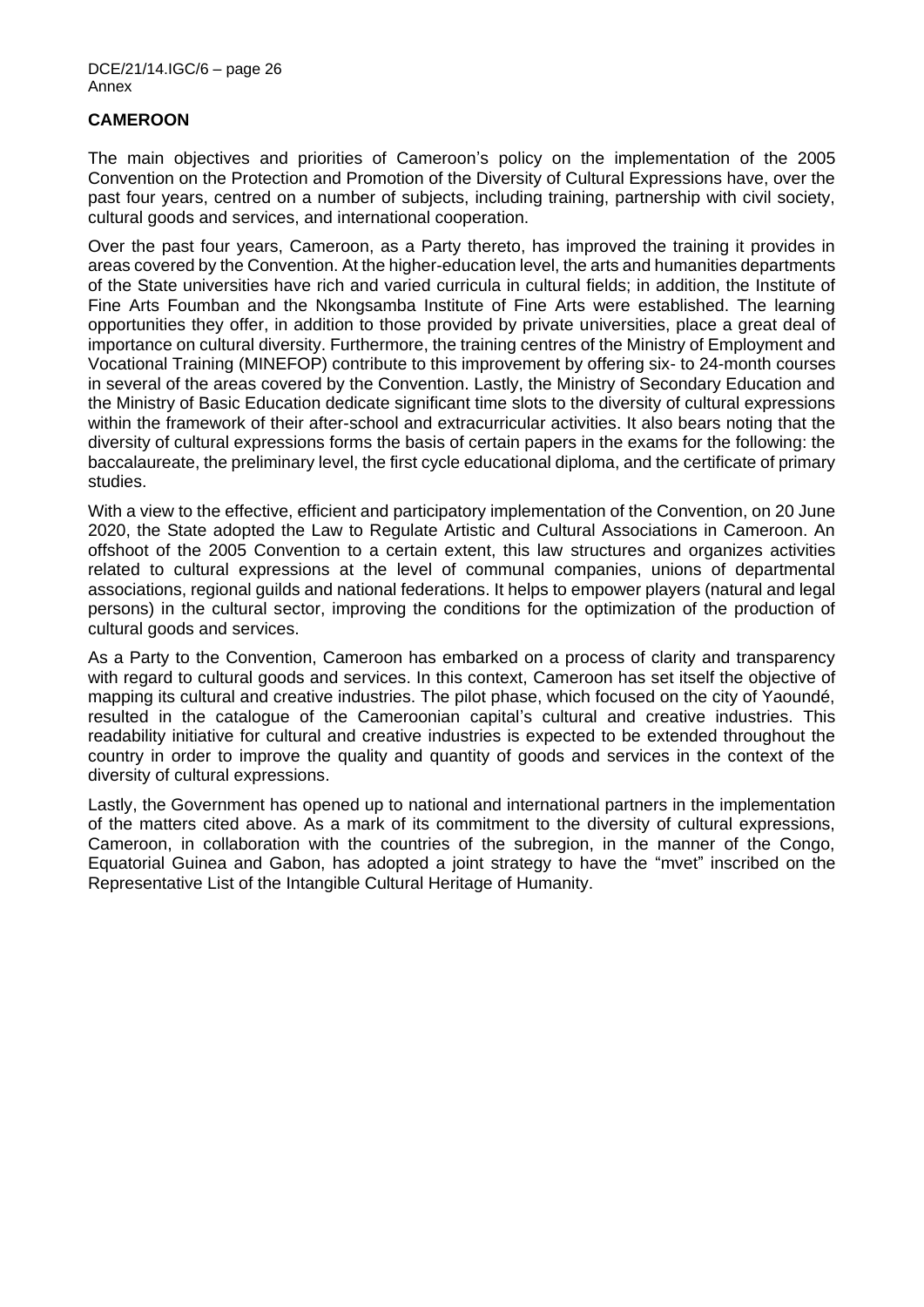**CAMEROON**

The main objectives and priorities of Cameroon's policy on the implementation of the 2005 Convention on the Protection and Promotion of the Diversity of Cultural Expressions have, over the past four years, centred on a number of subjects, including training, partnership with civil society, cultural goods and services, and international cooperation.

Over the past four years, Cameroon, as a Party thereto, has improved the training it provides in areas covered by the Convention. At the higher-education level, the arts and humanities departments of the State universities have rich and varied curricula in cultural fields; in addition, the Institute of Fine Arts Foumban and the Nkongsamba Institute of Fine Arts were established. The learning opportunities they offer, in addition to those provided by private universities, place a great deal of importance on cultural diversity. Furthermore, the training centres of the Ministry of Employment and Vocational Training (MINEFOP) contribute to this improvement by offering six- to 24-month courses in several of the areas covered by the Convention. Lastly, the Ministry of Secondary Education and the Ministry of Basic Education dedicate significant time slots to the diversity of cultural expressions within the framework of their after-school and extracurricular activities. It also bears noting that the diversity of cultural expressions forms the basis of certain papers in the exams for the following: the baccalaureate, the preliminary level, the first cycle educational diploma, and the certificate of primary studies.

With a view to the effective, efficient and participatory implementation of the Convention, on 20 June 2020, the State adopted the Law to Regulate Artistic and Cultural Associations in Cameroon. An offshoot of the 2005 Convention to a certain extent, this law structures and organizes activities related to cultural expressions at the level of communal companies, unions of departmental associations, regional guilds and national federations. It helps to empower players (natural and legal persons) in the cultural sector, improving the conditions for the optimization of the production of cultural goods and services.

As a Party to the Convention, Cameroon has embarked on a process of clarity and transparency with regard to cultural goods and services. In this context, Cameroon has set itself the objective of mapping its cultural and creative industries. The pilot phase, which focused on the city of Yaoundé, resulted in the catalogue of the Cameroonian capital's cultural and creative industries. This readability initiative for cultural and creative industries is expected to be extended throughout the country in order to improve the quality and quantity of goods and services in the context of the diversity of cultural expressions.

Lastly, the Government has opened up to national and international partners in the implementation of the matters cited above. As a mark of its commitment to the diversity of cultural expressions, Cameroon, in collaboration with the countries of the subregion, in the manner of the Congo, Equatorial Guinea and Gabon, has adopted a joint strategy to have the "mvet" inscribed on the Representative List of the Intangible Cultural Heritage of Humanity.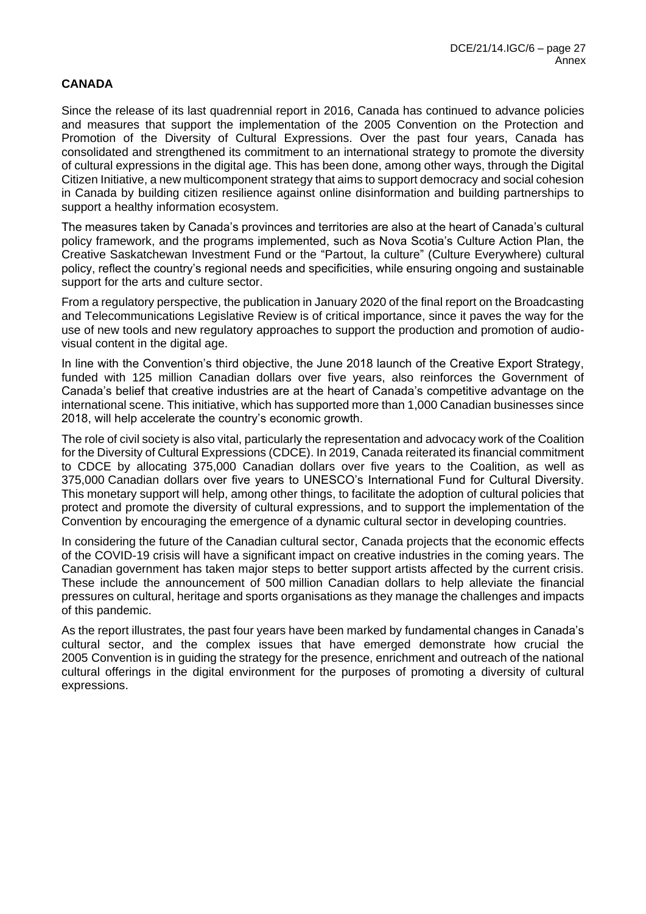**CANADA**

Since the release of its last quadrennial report in 2016, Canada has continued to advance policies and measures that support the implementation of the 2005 Convention on the Protection and Promotion of the Diversity of Cultural Expressions. Over the past four years, Canada has consolidated and strengthened its commitment to an international strategy to promote the diversity of cultural expressions in the digital age. This has been done, among other ways, through the Digital Citizen Initiative, a new multicomponent strategy that aims to support democracy and social cohesion in Canada by building citizen resilience against online disinformation and building partnerships to support a healthy information ecosystem.

The measures taken by Canada's provinces and territories are also at the heart of Canada's cultural policy framework, and the programs implemented, such as Nova Scotia's Culture Action Plan, the Creative Saskatchewan Investment Fund or the "Partout, la culture" (Culture Everywhere) cultural policy, reflect the country's regional needs and specificities, while ensuring ongoing and sustainable support for the arts and culture sector.

From a regulatory perspective, the publication in January 2020 of the final report on the Broadcasting and Telecommunications Legislative Review is of critical importance, since it paves the way for the use of new tools and new regulatory approaches to support the production and promotion of audio-visual content in the digital age.

In line with the Convention's third objective, the June 2018 launch of the Creative Export Strategy, funded with 125 million Canadian dollars over five years, also reinforces the Government of Canada's belief that creative industries are at the heart of Canada's competitive advantage on the international scene. This initiative, which has supported more than 1,000 Canadian businesses since 2018, will help accelerate the country's economic growth.

The role of civil society is also vital, particularly the representation and advocacy work of the Coalition for the Diversity of Cultural Expressions (CDCE). In 2019, Canada reiterated its financial commitment to CDCE by allocating 375,000 Canadian dollars over five years to the Coalition, as well as 375,000 Canadian dollars over five years to UNESCO's International Fund for Cultural Diversity. This monetary support will help, among other things, to facilitate the adoption of cultural policies that protect and promote the diversity of cultural expressions, and to support the implementation of the Convention by encouraging the emergence of a dynamic cultural sector in developing countries.

In considering the future of the Canadian cultural sector, Canada projects that the economic effects of the COVID-19 crisis will have a significant impact on creative industries in the coming years. The Canadian government has taken major steps to better support artists affected by the current crisis. These include the announcement of 500 million Canadian dollars to help alleviate the financial pressures on cultural, heritage and sports organisations as they manage the challenges and impacts of this pandemic.

As the report illustrates, the past four years have been marked by fundamental changes in Canada's cultural sector, and the complex issues that have emerged demonstrate how crucial the 2005 Convention is in guiding the strategy for the presence, enrichment and outreach of the national cultural offerings in the digital environment for the purposes of promoting a diversity of cultural expressions.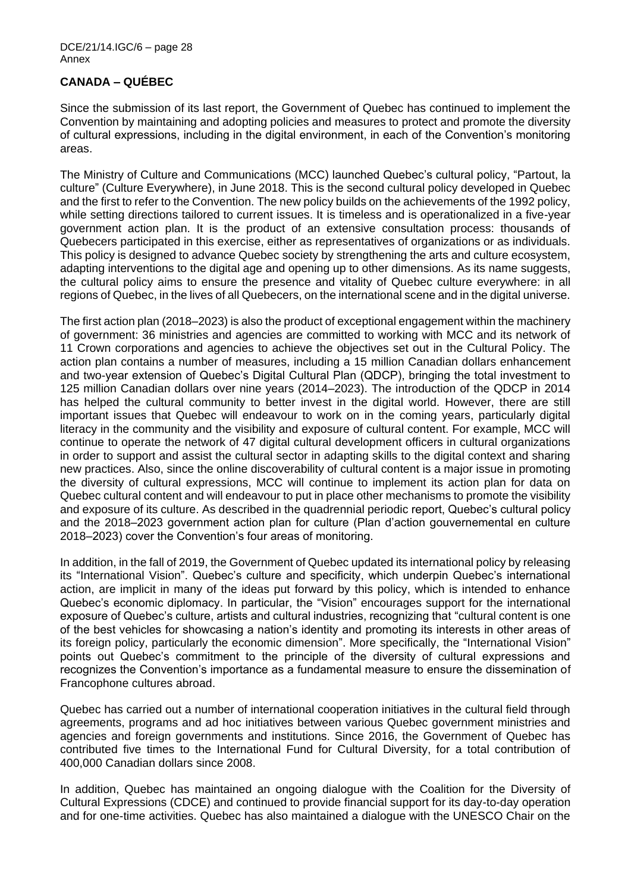**CANADA – QUÉBEC**

Since the submission of its last report, the Government of Quebec has continued to implement the Convention by maintaining and adopting policies and measures to protect and promote the diversity of cultural expressions, including in the digital environment, in each of the Convention's monitoring areas.

The Ministry of Culture and Communications (MCC) launched Quebec's cultural policy, "Partout, la culture" (Culture Everywhere), in June 2018. This is the second cultural policy developed in Quebec and the first to refer to the Convention. The new policy builds on the achievements of the 1992 policy, while setting directions tailored to current issues. It is timeless and is operationalized in a five-year government action plan. It is the product of an extensive consultation process: thousands of Quebecers participated in this exercise, either as representatives of organizations or as individuals. This policy is designed to advance Quebec society by strengthening the arts and culture ecosystem, adapting interventions to the digital age and opening up to other dimensions. As its name suggests, the cultural policy aims to ensure the presence and vitality of Quebec culture everywhere: in all regions of Quebec, in the lives of all Quebecers, on the international scene and in the digital universe.

The first action plan (2018–2023) is also the product of exceptional engagement within the machinery of government: 36 ministries and agencies are committed to working with MCC and its network of 11 Crown corporations and agencies to achieve the objectives set out in the Cultural Policy. The action plan contains a number of measures, including a 15 million Canadian dollars enhancement and two-year extension of Quebec's Digital Cultural Plan (QDCP), bringing the total investment to 125 million Canadian dollars over nine years (2014–2023). The introduction of the QDCP in 2014 has helped the cultural community to better invest in the digital world. However, there are still important issues that Quebec will endeavour to work on in the coming years, particularly digital literacy in the community and the visibility and exposure of cultural content. For example, MCC will continue to operate the network of 47 digital cultural development officers in cultural organizations in order to support and assist the cultural sector in adapting skills to the digital context and sharing new practices. Also, since the online discoverability of cultural content is a major issue in promoting the diversity of cultural expressions, MCC will continue to implement its action plan for data on Quebec cultural content and will endeavour to put in place other mechanisms to promote the visibility and exposure of its culture. As described in the quadrennial periodic report, Quebec's cultural policy and the 2018–2023 government action plan for culture (Plan d'action gouvernemental en culture 2018–2023) cover the Convention's four areas of monitoring.

In addition, in the fall of 2019, the Government of Quebec updated its international policy by releasing its "International Vision". Quebec's culture and specificity, which underpin Quebec's international action, are implicit in many of the ideas put forward by this policy, which is intended to enhance Quebec's economic diplomacy. In particular, the "Vision" encourages support for the international exposure of Quebec's culture, artists and cultural industries, recognizing that "cultural content is one of the best vehicles for showcasing a nation's identity and promoting its interests in other areas of its foreign policy, particularly the economic dimension". More specifically, the "International Vision" points out Quebec's commitment to the principle of the diversity of cultural expressions and recognizes the Convention's importance as a fundamental measure to ensure the dissemination of Francophone cultures abroad.

Quebec has carried out a number of international cooperation initiatives in the cultural field through agreements, programs and ad hoc initiatives between various Quebec government ministries and agencies and foreign governments and institutions. Since 2016, the Government of Quebec has contributed five times to the International Fund for Cultural Diversity, for a total contribution of 400,000 Canadian dollars since 2008.

In addition, Quebec has maintained an ongoing dialogue with the Coalition for the Diversity of Cultural Expressions (CDCE) and continued to provide financial support for its day-to-day operation and for one-time activities. Quebec has also maintained a dialogue with the UNESCO Chair on the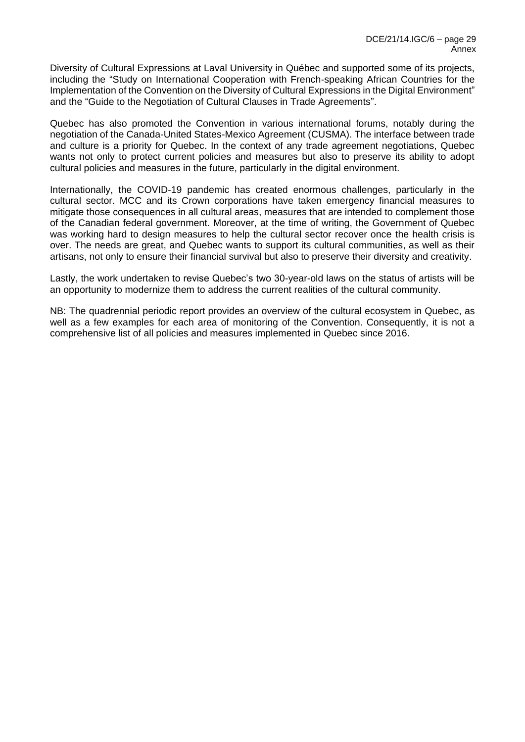Diversity of Cultural Expressions at Laval University in Québec and supported some of its projects, including the “Study on International Cooperation with French-speaking African Countries for the Implementation of the Convention on the Diversity of Cultural Expressions in the Digital Environment” and the “Guide to the Negotiation of Cultural Clauses in Trade Agreements”.

Quebec has also promoted the Convention in various international forums, notably during the negotiation of the Canada-United States-Mexico Agreement (CUSMA). The interface between trade and culture is a priority for Quebec. In the context of any trade agreement negotiations, Quebec wants not only to protect current policies and measures but also to preserve its ability to adopt cultural policies and measures in the future, particularly in the digital environment.

Internationally, the COVID-19 pandemic has created enormous challenges, particularly in the cultural sector. MCC and its Crown corporations have taken emergency financial measures to mitigate those consequences in all cultural areas, measures that are intended to complement those of the Canadian federal government. Moreover, at the time of writing, the Government of Quebec was working hard to design measures to help the cultural sector recover once the health crisis is over. The needs are great, and Quebec wants to support its cultural communities, as well as their artisans, not only to ensure their financial survival but also to preserve their diversity and creativity.

Lastly, the work undertaken to revise Quebec’s two 30-year-old laws on the status of artists will be an opportunity to modernize them to address the current realities of the cultural community.

NB: The quadrennial periodic report provides an overview of the cultural ecosystem in Quebec, as well as a few examples for each area of monitoring of the Convention. Consequently, it is not a comprehensive list of all policies and measures implemented in Quebec since 2016.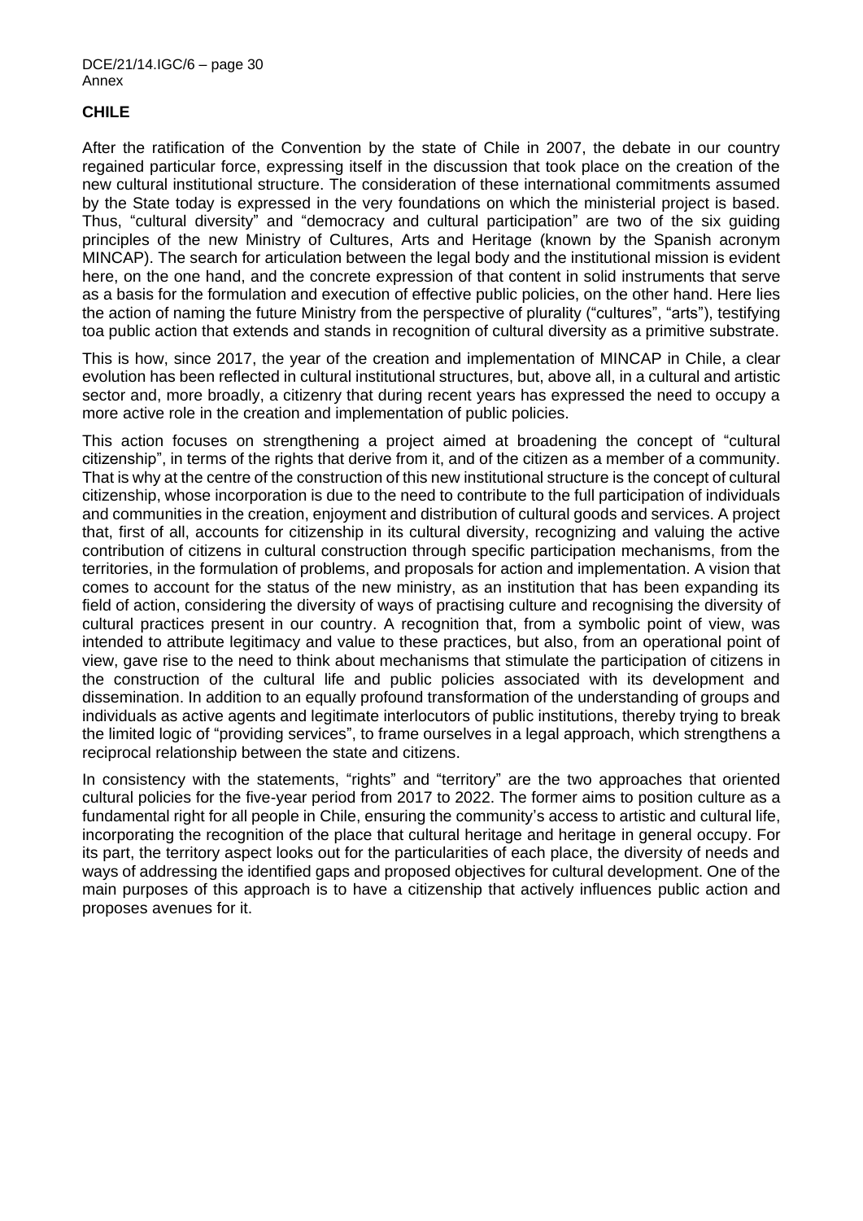**CHILE**

After the ratification of the Convention by the state of Chile in 2007, the debate in our country regained particular force, expressing itself in the discussion that took place on the creation of the new cultural institutional structure. The consideration of these international commitments assumed by the State today is expressed in the very foundations on which the ministerial project is based. Thus, "cultural diversity" and "democracy and cultural participation" are two of the six guiding principles of the new Ministry of Cultures, Arts and Heritage (known by the Spanish acronym MINCAP). The search for articulation between the legal body and the institutional mission is evident here, on the one hand, and the concrete expression of that content in solid instruments that serve as a basis for the formulation and execution of effective public policies, on the other hand. Here lies the action of naming the future Ministry from the perspective of plurality ("cultures", "arts"), testifying toa public action that extends and stands in recognition of cultural diversity as a primitive substrate.

This is how, since 2017, the year of the creation and implementation of MINCAP in Chile, a clear evolution has been reflected in cultural institutional structures, but, above all, in a cultural and artistic sector and, more broadly, a citizenry that during recent years has expressed the need to occupy a more active role in the creation and implementation of public policies.

This action focuses on strengthening a project aimed at broadening the concept of "cultural citizenship", in terms of the rights that derive from it, and of the citizen as a member of a community. That is why at the centre of the construction of this new institutional structure is the concept of cultural citizenship, whose incorporation is due to the need to contribute to the full participation of individuals and communities in the creation, enjoyment and distribution of cultural goods and services. A project that, first of all, accounts for citizenship in its cultural diversity, recognizing and valuing the active contribution of citizens in cultural construction through specific participation mechanisms, from the territories, in the formulation of problems, and proposals for action and implementation. A vision that comes to account for the status of the new ministry, as an institution that has been expanding its field of action, considering the diversity of ways of practising culture and recognising the diversity of cultural practices present in our country. A recognition that, from a symbolic point of view, was intended to attribute legitimacy and value to these practices, but also, from an operational point of view, gave rise to the need to think about mechanisms that stimulate the participation of citizens in the construction of the cultural life and public policies associated with its development and dissemination. In addition to an equally profound transformation of the understanding of groups and individuals as active agents and legitimate interlocutors of public institutions, thereby trying to break the limited logic of "providing services", to frame ourselves in a legal approach, which strengthens a reciprocal relationship between the state and citizens.

In consistency with the statements, "rights" and "territory" are the two approaches that oriented cultural policies for the five-year period from 2017 to 2022. The former aims to position culture as a fundamental right for all people in Chile, ensuring the community's access to artistic and cultural life, incorporating the recognition of the place that cultural heritage and heritage in general occupy. For its part, the territory aspect looks out for the particularities of each place, the diversity of needs and ways of addressing the identified gaps and proposed objectives for cultural development. One of the main purposes of this approach is to have a citizenship that actively influences public action and proposes avenues for it.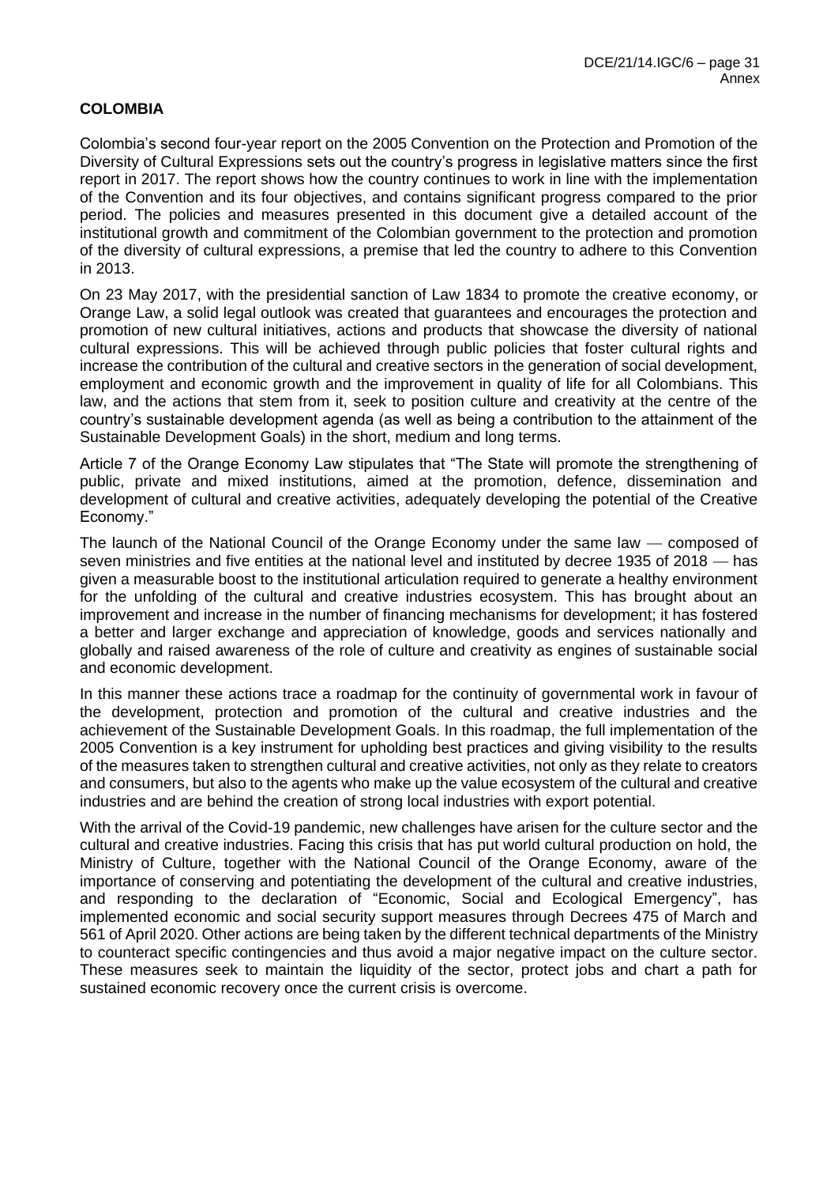**COLOMBIA**

Colombia's second four-year report on the 2005 Convention on the Protection and Promotion of the Diversity of Cultural Expressions sets out the country's progress in legislative matters since the first report in 2017. The report shows how the country continues to work in line with the implementation of the Convention and its four objectives, and contains significant progress compared to the prior period. The policies and measures presented in this document give a detailed account of the institutional growth and commitment of the Colombian government to the protection and promotion of the diversity of cultural expressions, a premise that led the country to adhere to this Convention in 2013.

On 23 May 2017, with the presidential sanction of Law 1834 to promote the creative economy, or Orange Law, a solid legal outlook was created that guarantees and encourages the protection and promotion of new cultural initiatives, actions and products that showcase the diversity of national cultural expressions. This will be achieved through public policies that foster cultural rights and increase the contribution of the cultural and creative sectors in the generation of social development, employment and economic growth and the improvement in quality of life for all Colombians. This law, and the actions that stem from it, seek to position culture and creativity at the centre of the country's sustainable development agenda (as well as being a contribution to the attainment of the Sustainable Development Goals) in the short, medium and long terms.

Article 7 of the Orange Economy Law stipulates that "The State will promote the strengthening of public, private and mixed institutions, aimed at the promotion, defence, dissemination and development of cultural and creative activities, adequately developing the potential of the Creative Economy."

The launch of the National Council of the Orange Economy under the same law — composed of seven ministries and five entities at the national level and instituted by decree 1935 of 2018 — has given a measurable boost to the institutional articulation required to generate a healthy environment for the unfolding of the cultural and creative industries ecosystem. This has brought about an improvement and increase in the number of financing mechanisms for development; it has fostered a better and larger exchange and appreciation of knowledge, goods and services nationally and globally and raised awareness of the role of culture and creativity as engines of sustainable social and economic development.

In this manner these actions trace a roadmap for the continuity of governmental work in favour of the development, protection and promotion of the cultural and creative industries and the achievement of the Sustainable Development Goals. In this roadmap, the full implementation of the 2005 Convention is a key instrument for upholding best practices and giving visibility to the results of the measures taken to strengthen cultural and creative activities, not only as they relate to creators and consumers, but also to the agents who make up the value ecosystem of the cultural and creative industries and are behind the creation of strong local industries with export potential.

With the arrival of the Covid-19 pandemic, new challenges have arisen for the culture sector and the cultural and creative industries. Facing this crisis that has put world cultural production on hold, the Ministry of Culture, together with the National Council of the Orange Economy, aware of the importance of conserving and potentiating the development of the cultural and creative industries, and responding to the declaration of "Economic, Social and Ecological Emergency", has implemented economic and social security support measures through Decrees 475 of March and 561 of April 2020. Other actions are being taken by the different technical departments of the Ministry to counteract specific contingencies and thus avoid a major negative impact on the culture sector. These measures seek to maintain the liquidity of the sector, protect jobs and chart a path for sustained economic recovery once the current crisis is overcome.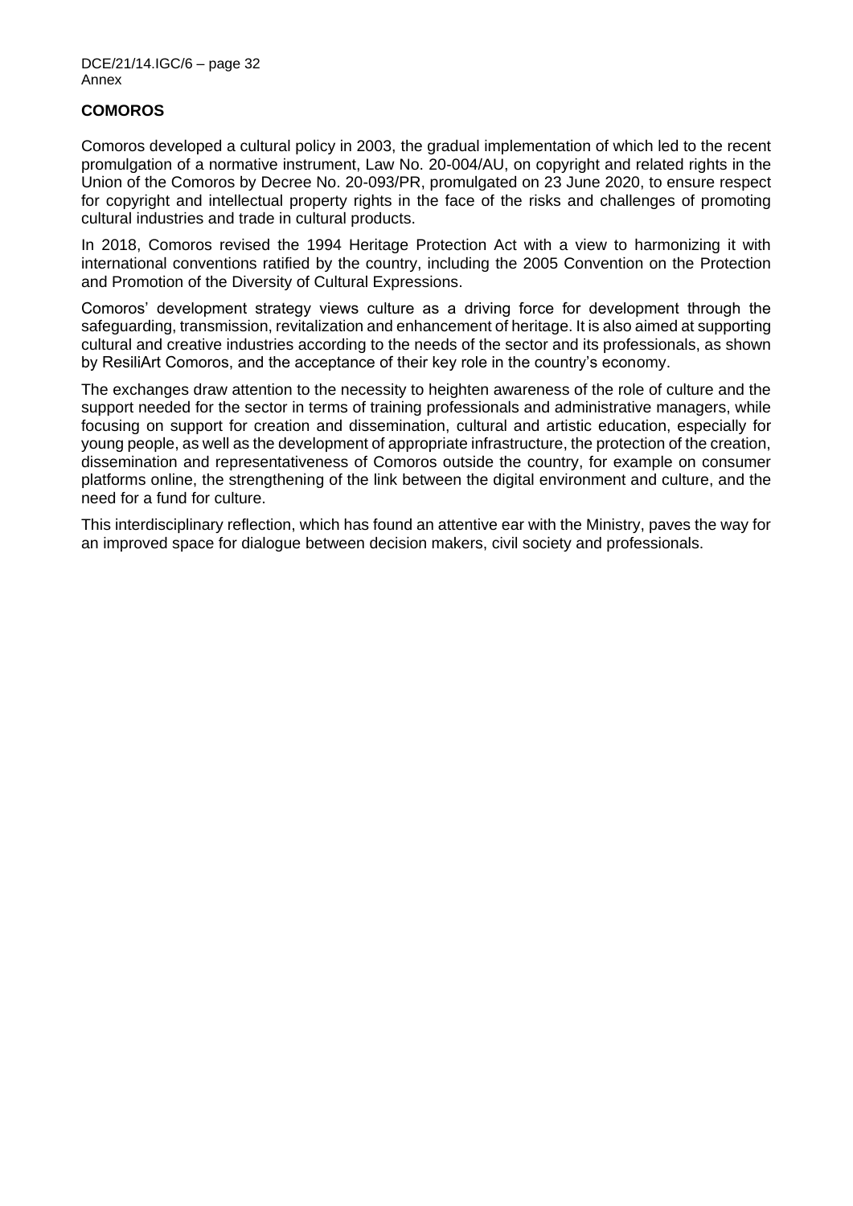**COMOROS**

Comoros developed a cultural policy in 2003, the gradual implementation of which led to the recent promulgation of a normative instrument, Law No. 20-004/AU, on copyright and related rights in the Union of the Comoros by Decree No. 20-093/PR, promulgated on 23 June 2020, to ensure respect for copyright and intellectual property rights in the face of the risks and challenges of promoting cultural industries and trade in cultural products.

In 2018, Comoros revised the 1994 Heritage Protection Act with a view to harmonizing it with international conventions ratified by the country, including the 2005 Convention on the Protection and Promotion of the Diversity of Cultural Expressions.

Comoros' development strategy views culture as a driving force for development through the safeguarding, transmission, revitalization and enhancement of heritage. It is also aimed at supporting cultural and creative industries according to the needs of the sector and its professionals, as shown by ResiliArt Comoros, and the acceptance of their key role in the country's economy.

The exchanges draw attention to the necessity to heighten awareness of the role of culture and the support needed for the sector in terms of training professionals and administrative managers, while focusing on support for creation and dissemination, cultural and artistic education, especially for young people, as well as the development of appropriate infrastructure, the protection of the creation, dissemination and representativeness of Comoros outside the country, for example on consumer platforms online, the strengthening of the link between the digital environment and culture, and the need for a fund for culture.

This interdisciplinary reflection, which has found an attentive ear with the Ministry, paves the way for an improved space for dialogue between decision makers, civil society and professionals.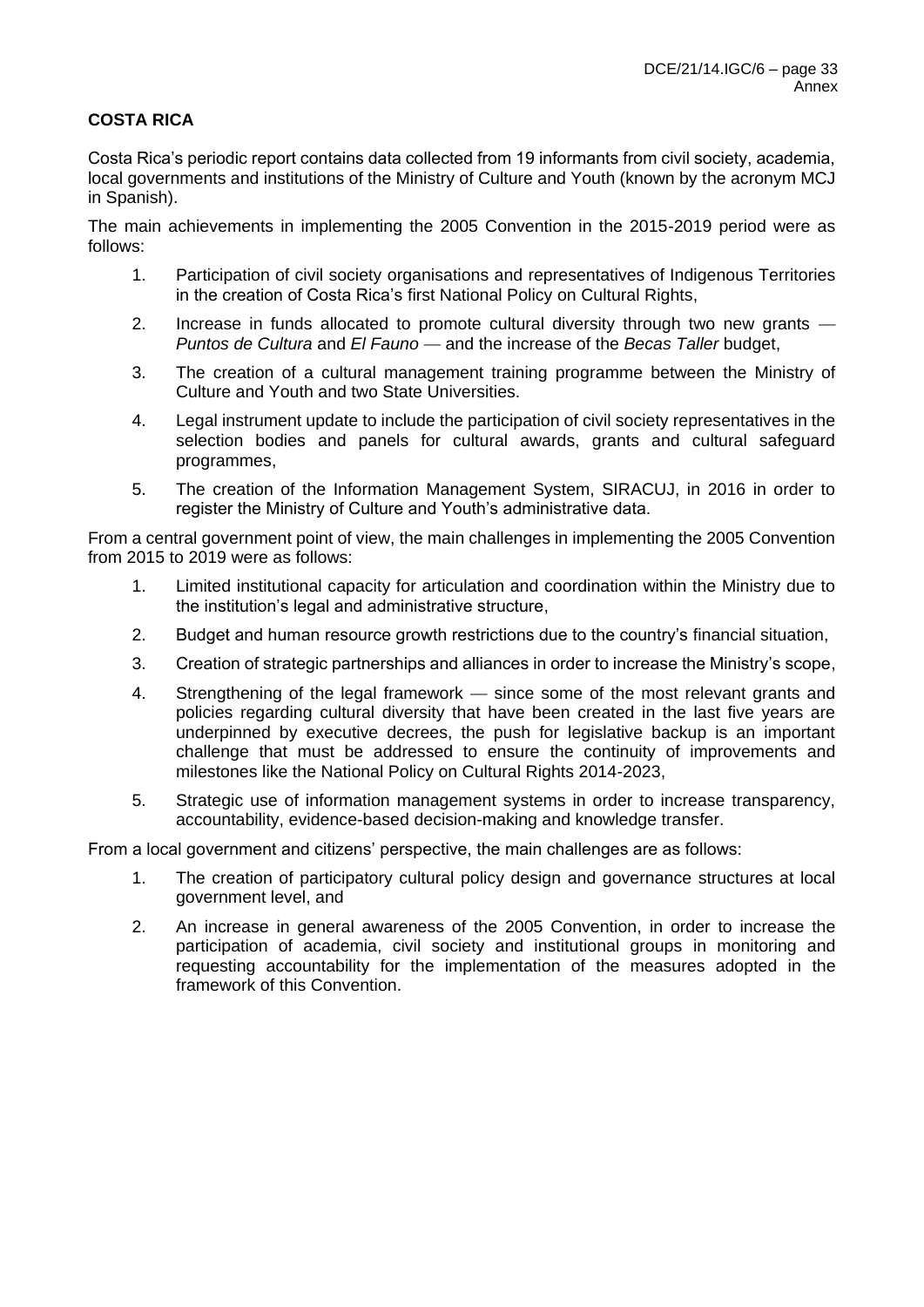**COSTA RICA**

Costa Rica's periodic report contains data collected from 19 informants from civil society, academia, local governments and institutions of the Ministry of Culture and Youth (known by the acronym MCJ in Spanish).

The main achievements in implementing the 2005 Convention in the 2015-2019 period were as follows:

1. Participation of civil society organisations and representatives of Indigenous Territories in the creation of Costa Rica's first National Policy on Cultural Rights,
2. Increase in funds allocated to promote cultural diversity through two new grants — *Puntos de Cultura* and *El Fauno* — and the increase of the *Becas Taller* budget,
3. The creation of a cultural management training programme between the Ministry of Culture and Youth and two State Universities.
4. Legal instrument update to include the participation of civil society representatives in the selection bodies and panels for cultural awards, grants and cultural safeguard programmes,
5. The creation of the Information Management System, SIRACUJ, in 2016 in order to register the Ministry of Culture and Youth's administrative data.

From a central government point of view, the main challenges in implementing the 2005 Convention from 2015 to 2019 were as follows:

1. Limited institutional capacity for articulation and coordination within the Ministry due to the institution's legal and administrative structure,
2. Budget and human resource growth restrictions due to the country's financial situation,
3. Creation of strategic partnerships and alliances in order to increase the Ministry's scope,
4. Strengthening of the legal framework — since some of the most relevant grants and policies regarding cultural diversity that have been created in the last five years are underpinned by executive decrees, the push for legislative backup is an important challenge that must be addressed to ensure the continuity of improvements and milestones like the National Policy on Cultural Rights 2014-2023,
5. Strategic use of information management systems in order to increase transparency, accountability, evidence-based decision-making and knowledge transfer.

From a local government and citizens' perspective, the main challenges are as follows:

1. The creation of participatory cultural policy design and governance structures at local government level, and
2. An increase in general awareness of the 2005 Convention, in order to increase the participation of academia, civil society and institutional groups in monitoring and requesting accountability for the implementation of the measures adopted in the framework of this Convention.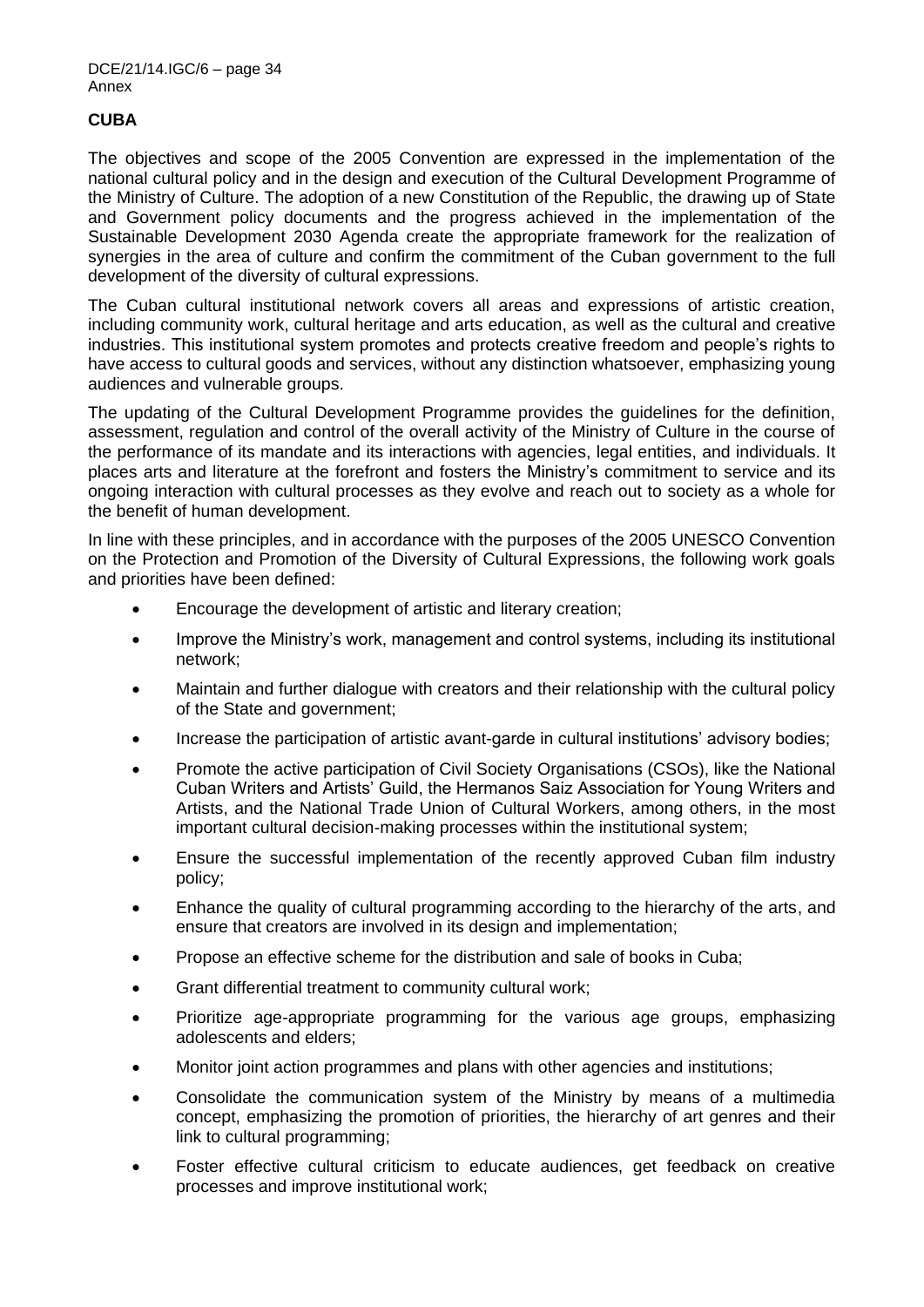## CUBA

The objectives and scope of the 2005 Convention are expressed in the implementation of the national cultural policy and in the design and execution of the Cultural Development Programme of the Ministry of Culture. The adoption of a new Constitution of the Republic, the drawing up of State and Government policy documents and the progress achieved in the implementation of the Sustainable Development 2030 Agenda create the appropriate framework for the realization of synergies in the area of culture and confirm the commitment of the Cuban government to the full development of the diversity of cultural expressions.

The Cuban cultural institutional network covers all areas and expressions of artistic creation, including community work, cultural heritage and arts education, as well as the cultural and creative industries. This institutional system promotes and protects creative freedom and people's rights to have access to cultural goods and services, without any distinction whatsoever, emphasizing young audiences and vulnerable groups.

The updating of the Cultural Development Programme provides the guidelines for the definition, assessment, regulation and control of the overall activity of the Ministry of Culture in the course of the performance of its mandate and its interactions with agencies, legal entities, and individuals. It places arts and literature at the forefront and fosters the Ministry's commitment to service and its ongoing interaction with cultural processes as they evolve and reach out to society as a whole for the benefit of human development.

In line with these principles, and in accordance with the purposes of the 2005 UNESCO Convention on the Protection and Promotion of the Diversity of Cultural Expressions, the following work goals and priorities have been defined:

- Encourage the development of artistic and literary creation;
- Improve the Ministry's work, management and control systems, including its institutional network;
- Maintain and further dialogue with creators and their relationship with the cultural policy of the State and government;
- Increase the participation of artistic avant-garde in cultural institutions' advisory bodies;
- Promote the active participation of Civil Society Organisations (CSOs), like the National Cuban Writers and Artists' Guild, the Hermanos Saiz Association for Young Writers and Artists, and the National Trade Union of Cultural Workers, among others, in the most important cultural decision-making processes within the institutional system;
- Ensure the successful implementation of the recently approved Cuban film industry policy;
- Enhance the quality of cultural programming according to the hierarchy of the arts, and ensure that creators are involved in its design and implementation;
- Propose an effective scheme for the distribution and sale of books in Cuba;
- Grant differential treatment to community cultural work;
- Prioritize age-appropriate programming for the various age groups, emphasizing adolescents and elders;
- Monitor joint action programmes and plans with other agencies and institutions;
- Consolidate the communication system of the Ministry by means of a multimedia concept, emphasizing the promotion of priorities, the hierarchy of art genres and their link to cultural programming;
- Foster effective cultural criticism to educate audiences, get feedback on creative processes and improve institutional work;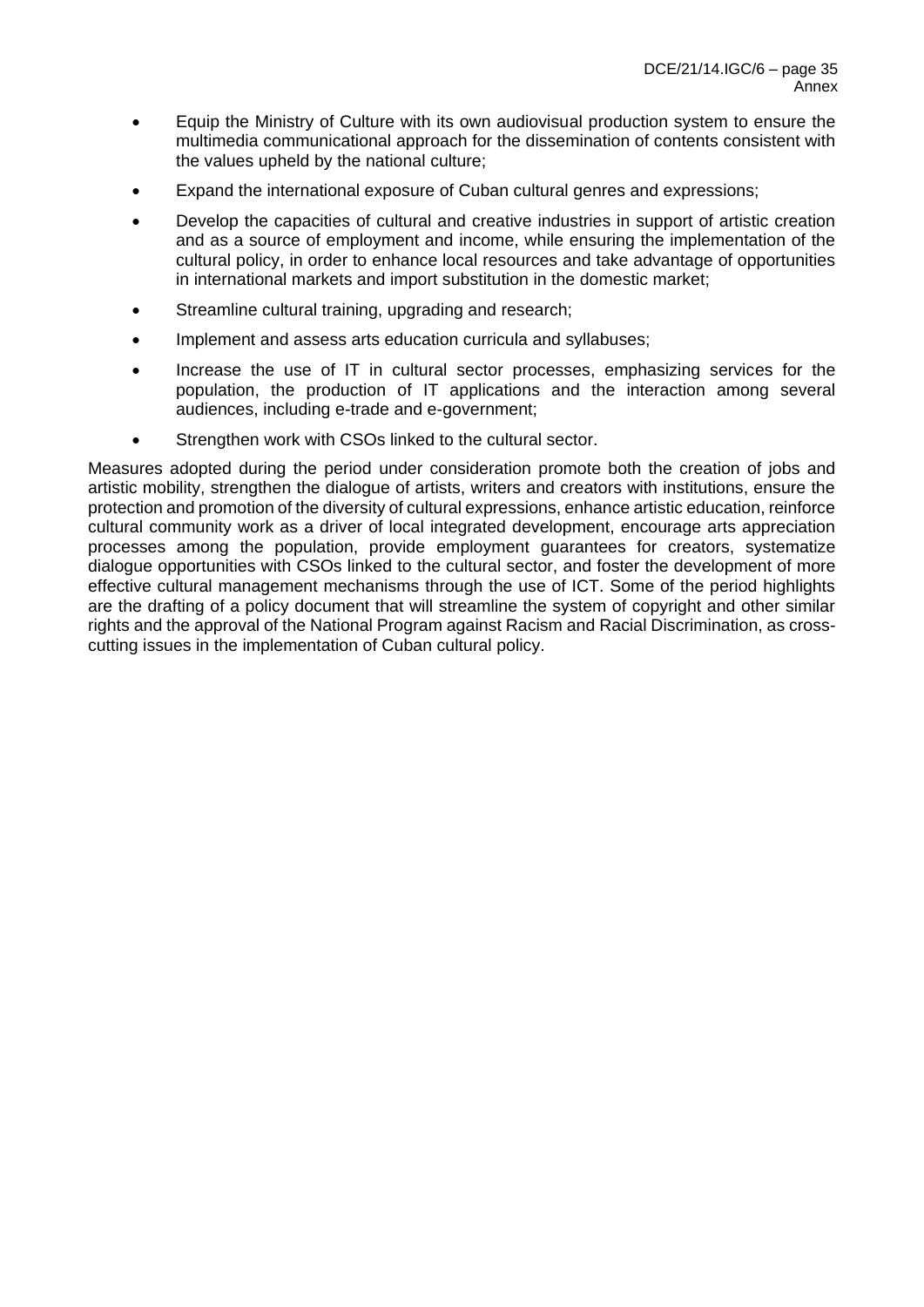- Equip the Ministry of Culture with its own audiovisual production system to ensure the multimedia communicational approach for the dissemination of contents consistent with the values upheld by the national culture;
- Expand the international exposure of Cuban cultural genres and expressions;
- Develop the capacities of cultural and creative industries in support of artistic creation and as a source of employment and income, while ensuring the implementation of the cultural policy, in order to enhance local resources and take advantage of opportunities in international markets and import substitution in the domestic market;
- Streamline cultural training, upgrading and research;
- Implement and assess arts education curricula and syllabuses;
- Increase the use of IT in cultural sector processes, emphasizing services for the population, the production of IT applications and the interaction among several audiences, including e-trade and e-government;
- Strengthen work with CSOs linked to the cultural sector.

Measures adopted during the period under consideration promote both the creation of jobs and artistic mobility, strengthen the dialogue of artists, writers and creators with institutions, ensure the protection and promotion of the diversity of cultural expressions, enhance artistic education, reinforce cultural community work as a driver of local integrated development, encourage arts appreciation processes among the population, provide employment guarantees for creators, systematize dialogue opportunities with CSOs linked to the cultural sector, and foster the development of more effective cultural management mechanisms through the use of ICT. Some of the period highlights are the drafting of a policy document that will streamline the system of copyright and other similar rights and the approval of the National Program against Racism and Racial Discrimination, as cross-cutting issues in the implementation of Cuban cultural policy.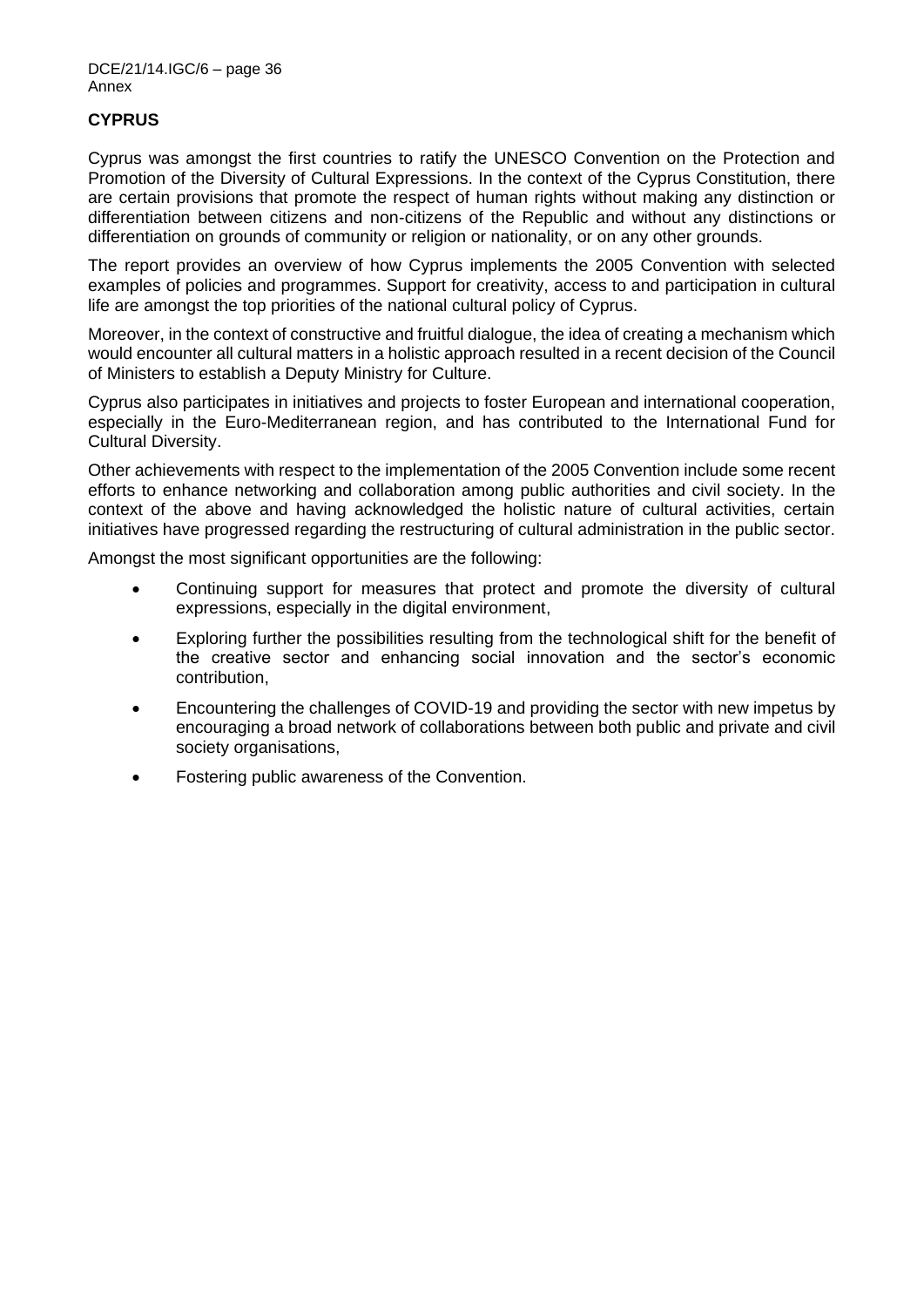**CYPRUS**

Cyprus was amongst the first countries to ratify the UNESCO Convention on the Protection and Promotion of the Diversity of Cultural Expressions. In the context of the Cyprus Constitution, there are certain provisions that promote the respect of human rights without making any distinction or differentiation between citizens and non-citizens of the Republic and without any distinctions or differentiation on grounds of community or religion or nationality, or on any other grounds.

The report provides an overview of how Cyprus implements the 2005 Convention with selected examples of policies and programmes. Support for creativity, access to and participation in cultural life are amongst the top priorities of the national cultural policy of Cyprus.

Moreover, in the context of constructive and fruitful dialogue, the idea of creating a mechanism which would encounter all cultural matters in a holistic approach resulted in a recent decision of the Council of Ministers to establish a Deputy Ministry for Culture.

Cyprus also participates in initiatives and projects to foster European and international cooperation, especially in the Euro-Mediterranean region, and has contributed to the International Fund for Cultural Diversity.

Other achievements with respect to the implementation of the 2005 Convention include some recent efforts to enhance networking and collaboration among public authorities and civil society. In the context of the above and having acknowledged the holistic nature of cultural activities, certain initiatives have progressed regarding the restructuring of cultural administration in the public sector.

Amongst the most significant opportunities are the following:

- Continuing support for measures that protect and promote the diversity of cultural expressions, especially in the digital environment,
- Exploring further the possibilities resulting from the technological shift for the benefit of the creative sector and enhancing social innovation and the sector's economic contribution,
- Encountering the challenges of COVID-19 and providing the sector with new impetus by encouraging a broad network of collaborations between both public and private and civil society organisations,
- Fostering public awareness of the Convention.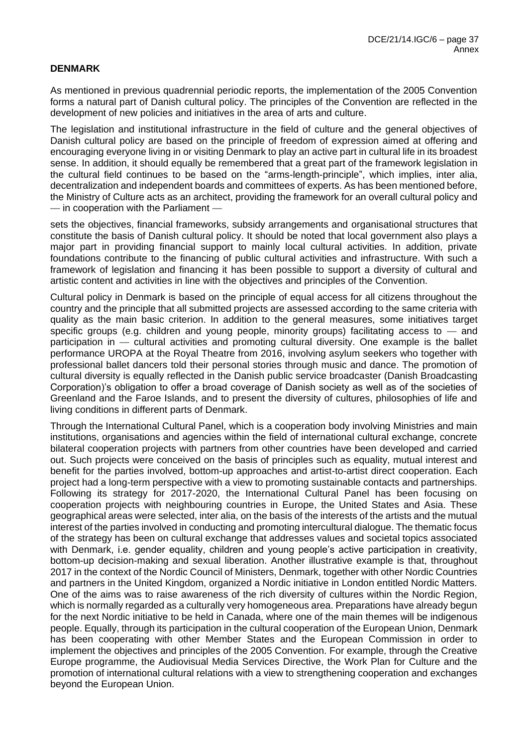**DENMARK**

As mentioned in previous quadrennial periodic reports, the implementation of the 2005 Convention forms a natural part of Danish cultural policy. The principles of the Convention are reflected in the development of new policies and initiatives in the area of arts and culture.

The legislation and institutional infrastructure in the field of culture and the general objectives of Danish cultural policy are based on the principle of freedom of expression aimed at offering and encouraging everyone living in or visiting Denmark to play an active part in cultural life in its broadest sense. In addition, it should equally be remembered that a great part of the framework legislation in the cultural field continues to be based on the "arms-length-principle", which implies, inter alia, decentralization and independent boards and committees of experts. As has been mentioned before, the Ministry of Culture acts as an architect, providing the framework for an overall cultural policy and — in cooperation with the Parliament —

sets the objectives, financial frameworks, subsidy arrangements and organisational structures that constitute the basis of Danish cultural policy. It should be noted that local government also plays a major part in providing financial support to mainly local cultural activities. In addition, private foundations contribute to the financing of public cultural activities and infrastructure. With such a framework of legislation and financing it has been possible to support a diversity of cultural and artistic content and activities in line with the objectives and principles of the Convention.

Cultural policy in Denmark is based on the principle of equal access for all citizens throughout the country and the principle that all submitted projects are assessed according to the same criteria with quality as the main basic criterion. In addition to the general measures, some initiatives target specific groups (e.g. children and young people, minority groups) facilitating access to — and participation in — cultural activities and promoting cultural diversity. One example is the ballet performance UROPA at the Royal Theatre from 2016, involving asylum seekers who together with professional ballet dancers told their personal stories through music and dance. The promotion of cultural diversity is equally reflected in the Danish public service broadcaster (Danish Broadcasting Corporation)'s obligation to offer a broad coverage of Danish society as well as of the societies of Greenland and the Faroe Islands, and to present the diversity of cultures, philosophies of life and living conditions in different parts of Denmark.

Through the International Cultural Panel, which is a cooperation body involving Ministries and main institutions, organisations and agencies within the field of international cultural exchange, concrete bilateral cooperation projects with partners from other countries have been developed and carried out. Such projects were conceived on the basis of principles such as equality, mutual interest and benefit for the parties involved, bottom-up approaches and artist-to-artist direct cooperation. Each project had a long-term perspective with a view to promoting sustainable contacts and partnerships. Following its strategy for 2017-2020, the International Cultural Panel has been focusing on cooperation projects with neighbouring countries in Europe, the United States and Asia. These geographical areas were selected, inter alia, on the basis of the interests of the artists and the mutual interest of the parties involved in conducting and promoting intercultural dialogue. The thematic focus of the strategy has been on cultural exchange that addresses values and societal topics associated with Denmark, i.e. gender equality, children and young people's active participation in creativity, bottom-up decision-making and sexual liberation. Another illustrative example is that, throughout 2017 in the context of the Nordic Council of Ministers, Denmark, together with other Nordic Countries and partners in the United Kingdom, organized a Nordic initiative in London entitled Nordic Matters. One of the aims was to raise awareness of the rich diversity of cultures within the Nordic Region, which is normally regarded as a culturally very homogeneous area. Preparations have already begun for the next Nordic initiative to be held in Canada, where one of the main themes will be indigenous people. Equally, through its participation in the cultural cooperation of the European Union, Denmark has been cooperating with other Member States and the European Commission in order to implement the objectives and principles of the 2005 Convention. For example, through the Creative Europe programme, the Audiovisual Media Services Directive, the Work Plan for Culture and the promotion of international cultural relations with a view to strengthening cooperation and exchanges beyond the European Union.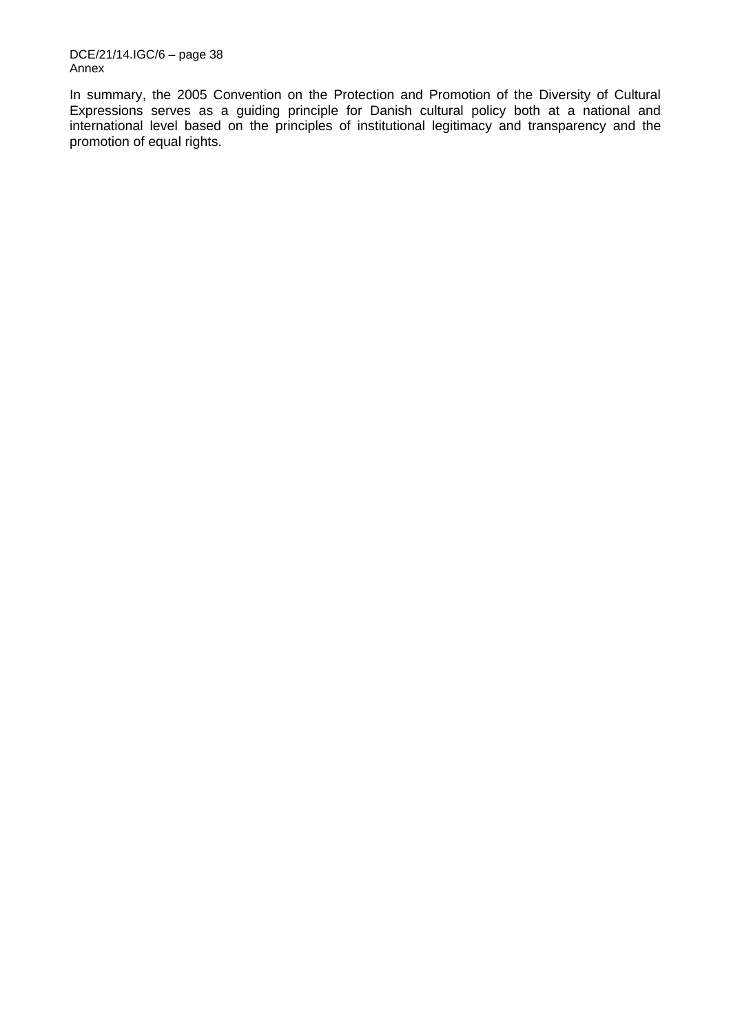In summary, the 2005 Convention on the Protection and Promotion of the Diversity of Cultural Expressions serves as a guiding principle for Danish cultural policy both at a national and international level based on the principles of institutional legitimacy and transparency and the promotion of equal rights.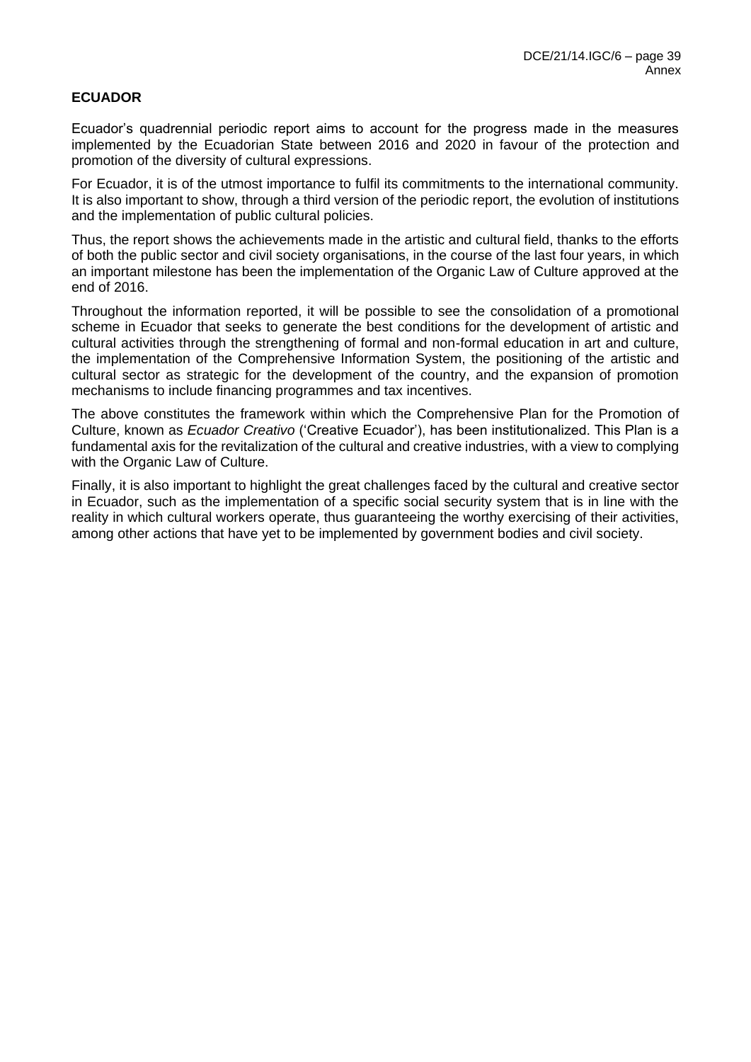**ECUADOR**

Ecuador's quadrennial periodic report aims to account for the progress made in the measures implemented by the Ecuadorian State between 2016 and 2020 in favour of the protection and promotion of the diversity of cultural expressions.

For Ecuador, it is of the utmost importance to fulfil its commitments to the international community. It is also important to show, through a third version of the periodic report, the evolution of institutions and the implementation of public cultural policies.

Thus, the report shows the achievements made in the artistic and cultural field, thanks to the efforts of both the public sector and civil society organisations, in the course of the last four years, in which an important milestone has been the implementation of the Organic Law of Culture approved at the end of 2016.

Throughout the information reported, it will be possible to see the consolidation of a promotional scheme in Ecuador that seeks to generate the best conditions for the development of artistic and cultural activities through the strengthening of formal and non-formal education in art and culture, the implementation of the Comprehensive Information System, the positioning of the artistic and cultural sector as strategic for the development of the country, and the expansion of promotion mechanisms to include financing programmes and tax incentives.

The above constitutes the framework within which the Comprehensive Plan for the Promotion of Culture, known as *Ecuador Creativo* ('Creative Ecuador'), has been institutionalized. This Plan is a fundamental axis for the revitalization of the cultural and creative industries, with a view to complying with the Organic Law of Culture.

Finally, it is also important to highlight the great challenges faced by the cultural and creative sector in Ecuador, such as the implementation of a specific social security system that is in line with the reality in which cultural workers operate, thus guaranteeing the worthy exercising of their activities, among other actions that have yet to be implemented by government bodies and civil society.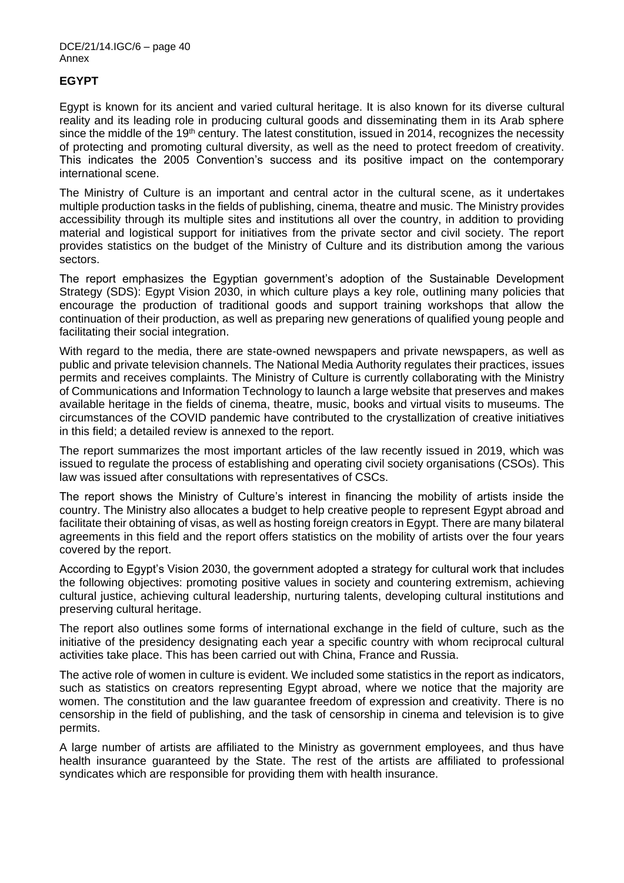## EGYPT

Egypt is known for its ancient and varied cultural heritage. It is also known for its diverse cultural reality and its leading role in producing cultural goods and disseminating them in its Arab sphere since the middle of the 19th century. The latest constitution, issued in 2014, recognizes the necessity of protecting and promoting cultural diversity, as well as the need to protect freedom of creativity. This indicates the 2005 Convention's success and its positive impact on the contemporary international scene.

The Ministry of Culture is an important and central actor in the cultural scene, as it undertakes multiple production tasks in the fields of publishing, cinema, theatre and music. The Ministry provides accessibility through its multiple sites and institutions all over the country, in addition to providing material and logistical support for initiatives from the private sector and civil society. The report provides statistics on the budget of the Ministry of Culture and its distribution among the various sectors.

The report emphasizes the Egyptian government's adoption of the Sustainable Development Strategy (SDS): Egypt Vision 2030, in which culture plays a key role, outlining many policies that encourage the production of traditional goods and support training workshops that allow the continuation of their production, as well as preparing new generations of qualified young people and facilitating their social integration.

With regard to the media, there are state-owned newspapers and private newspapers, as well as public and private television channels. The National Media Authority regulates their practices, issues permits and receives complaints. The Ministry of Culture is currently collaborating with the Ministry of Communications and Information Technology to launch a large website that preserves and makes available heritage in the fields of cinema, theatre, music, books and virtual visits to museums. The circumstances of the COVID pandemic have contributed to the crystallization of creative initiatives in this field; a detailed review is annexed to the report.

The report summarizes the most important articles of the law recently issued in 2019, which was issued to regulate the process of establishing and operating civil society organisations (CSOs). This law was issued after consultations with representatives of CSCs.

The report shows the Ministry of Culture's interest in financing the mobility of artists inside the country. The Ministry also allocates a budget to help creative people to represent Egypt abroad and facilitate their obtaining of visas, as well as hosting foreign creators in Egypt. There are many bilateral agreements in this field and the report offers statistics on the mobility of artists over the four years covered by the report.

According to Egypt's Vision 2030, the government adopted a strategy for cultural work that includes the following objectives: promoting positive values in society and countering extremism, achieving cultural justice, achieving cultural leadership, nurturing talents, developing cultural institutions and preserving cultural heritage.

The report also outlines some forms of international exchange in the field of culture, such as the initiative of the presidency designating each year a specific country with whom reciprocal cultural activities take place. This has been carried out with China, France and Russia.

The active role of women in culture is evident. We included some statistics in the report as indicators, such as statistics on creators representing Egypt abroad, where we notice that the majority are women. The constitution and the law guarantee freedom of expression and creativity. There is no censorship in the field of publishing, and the task of censorship in cinema and television is to give permits.

A large number of artists are affiliated to the Ministry as government employees, and thus have health insurance guaranteed by the State. The rest of the artists are affiliated to professional syndicates which are responsible for providing them with health insurance.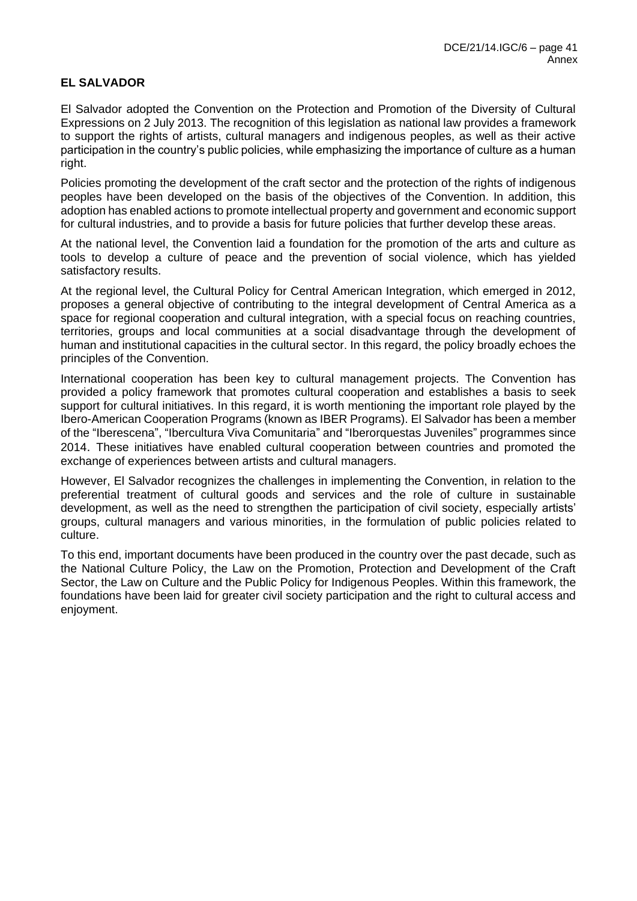**EL SALVADOR**

El Salvador adopted the Convention on the Protection and Promotion of the Diversity of Cultural Expressions on 2 July 2013. The recognition of this legislation as national law provides a framework to support the rights of artists, cultural managers and indigenous peoples, as well as their active participation in the country's public policies, while emphasizing the importance of culture as a human right.

Policies promoting the development of the craft sector and the protection of the rights of indigenous peoples have been developed on the basis of the objectives of the Convention. In addition, this adoption has enabled actions to promote intellectual property and government and economic support for cultural industries, and to provide a basis for future policies that further develop these areas.

At the national level, the Convention laid a foundation for the promotion of the arts and culture as tools to develop a culture of peace and the prevention of social violence, which has yielded satisfactory results.

At the regional level, the Cultural Policy for Central American Integration, which emerged in 2012, proposes a general objective of contributing to the integral development of Central America as a space for regional cooperation and cultural integration, with a special focus on reaching countries, territories, groups and local communities at a social disadvantage through the development of human and institutional capacities in the cultural sector. In this regard, the policy broadly echoes the principles of the Convention.

International cooperation has been key to cultural management projects. The Convention has provided a policy framework that promotes cultural cooperation and establishes a basis to seek support for cultural initiatives. In this regard, it is worth mentioning the important role played by the Ibero-American Cooperation Programs (known as IBER Programs). El Salvador has been a member of the "Iberescena", "Ibercultura Viva Comunitaria" and "Iberorquestas Juveniles" programmes since 2014. These initiatives have enabled cultural cooperation between countries and promoted the exchange of experiences between artists and cultural managers.

However, El Salvador recognizes the challenges in implementing the Convention, in relation to the preferential treatment of cultural goods and services and the role of culture in sustainable development, as well as the need to strengthen the participation of civil society, especially artists' groups, cultural managers and various minorities, in the formulation of public policies related to culture.

To this end, important documents have been produced in the country over the past decade, such as the National Culture Policy, the Law on the Promotion, Protection and Development of the Craft Sector, the Law on Culture and the Public Policy for Indigenous Peoples. Within this framework, the foundations have been laid for greater civil society participation and the right to cultural access and enjoyment.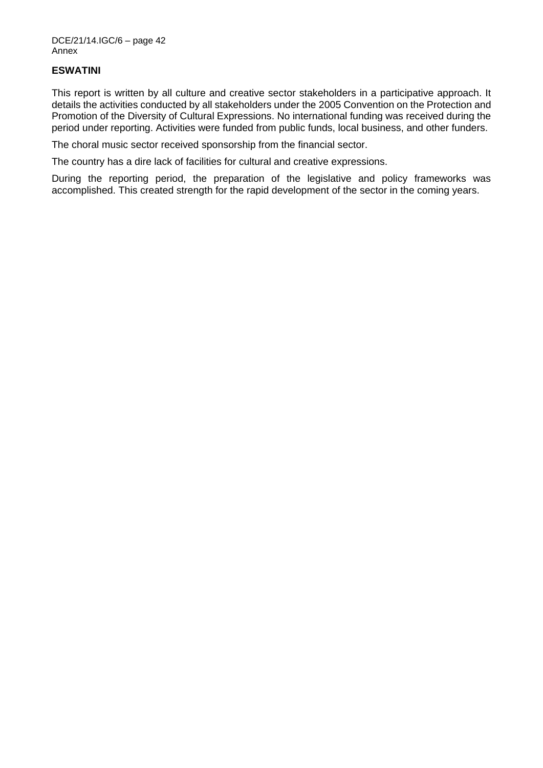**ESWATINI**

This report is written by all culture and creative sector stakeholders in a participative approach. It details the activities conducted by all stakeholders under the 2005 Convention on the Protection and Promotion of the Diversity of Cultural Expressions. No international funding was received during the period under reporting. Activities were funded from public funds, local business, and other funders.

The choral music sector received sponsorship from the financial sector.

The country has a dire lack of facilities for cultural and creative expressions.

During the reporting period, the preparation of the legislative and policy frameworks was accomplished. This created strength for the rapid development of the sector in the coming years.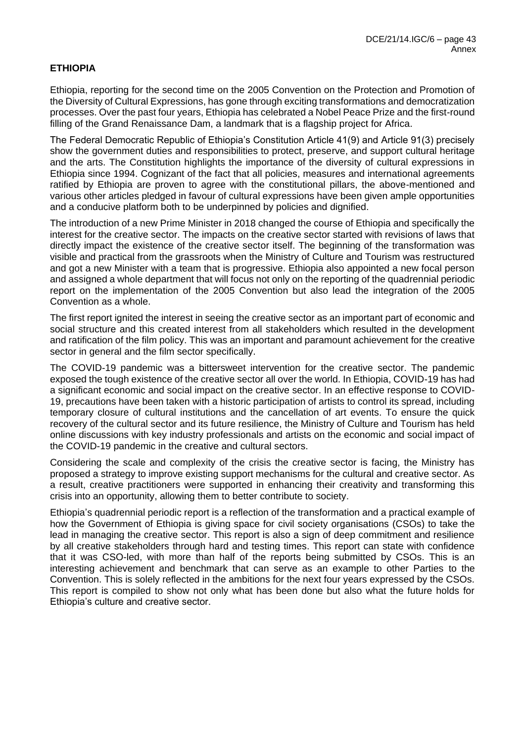**ETHIOPIA**

Ethiopia, reporting for the second time on the 2005 Convention on the Protection and Promotion of the Diversity of Cultural Expressions, has gone through exciting transformations and democratization processes. Over the past four years, Ethiopia has celebrated a Nobel Peace Prize and the first-round filling of the Grand Renaissance Dam, a landmark that is a flagship project for Africa.

The Federal Democratic Republic of Ethiopia's Constitution Article 41(9) and Article 91(3) precisely show the government duties and responsibilities to protect, preserve, and support cultural heritage and the arts. The Constitution highlights the importance of the diversity of cultural expressions in Ethiopia since 1994. Cognizant of the fact that all policies, measures and international agreements ratified by Ethiopia are proven to agree with the constitutional pillars, the above-mentioned and various other articles pledged in favour of cultural expressions have been given ample opportunities and a conducive platform both to be underpinned by policies and dignified.

The introduction of a new Prime Minister in 2018 changed the course of Ethiopia and specifically the interest for the creative sector. The impacts on the creative sector started with revisions of laws that directly impact the existence of the creative sector itself. The beginning of the transformation was visible and practical from the grassroots when the Ministry of Culture and Tourism was restructured and got a new Minister with a team that is progressive. Ethiopia also appointed a new focal person and assigned a whole department that will focus not only on the reporting of the quadrennial periodic report on the implementation of the 2005 Convention but also lead the integration of the 2005 Convention as a whole.

The first report ignited the interest in seeing the creative sector as an important part of economic and social structure and this created interest from all stakeholders which resulted in the development and ratification of the film policy. This was an important and paramount achievement for the creative sector in general and the film sector specifically.

The COVID-19 pandemic was a bittersweet intervention for the creative sector. The pandemic exposed the tough existence of the creative sector all over the world. In Ethiopia, COVID-19 has had a significant economic and social impact on the creative sector. In an effective response to COVID-19, precautions have been taken with a historic participation of artists to control its spread, including temporary closure of cultural institutions and the cancellation of art events. To ensure the quick recovery of the cultural sector and its future resilience, the Ministry of Culture and Tourism has held online discussions with key industry professionals and artists on the economic and social impact of the COVID-19 pandemic in the creative and cultural sectors.

Considering the scale and complexity of the crisis the creative sector is facing, the Ministry has proposed a strategy to improve existing support mechanisms for the cultural and creative sector. As a result, creative practitioners were supported in enhancing their creativity and transforming this crisis into an opportunity, allowing them to better contribute to society.

Ethiopia's quadrennial periodic report is a reflection of the transformation and a practical example of how the Government of Ethiopia is giving space for civil society organisations (CSOs) to take the lead in managing the creative sector. This report is also a sign of deep commitment and resilience by all creative stakeholders through hard and testing times. This report can state with confidence that it was CSO-led, with more than half of the reports being submitted by CSOs. This is an interesting achievement and benchmark that can serve as an example to other Parties to the Convention. This is solely reflected in the ambitions for the next four years expressed by the CSOs. This report is compiled to show not only what has been done but also what the future holds for Ethiopia's culture and creative sector.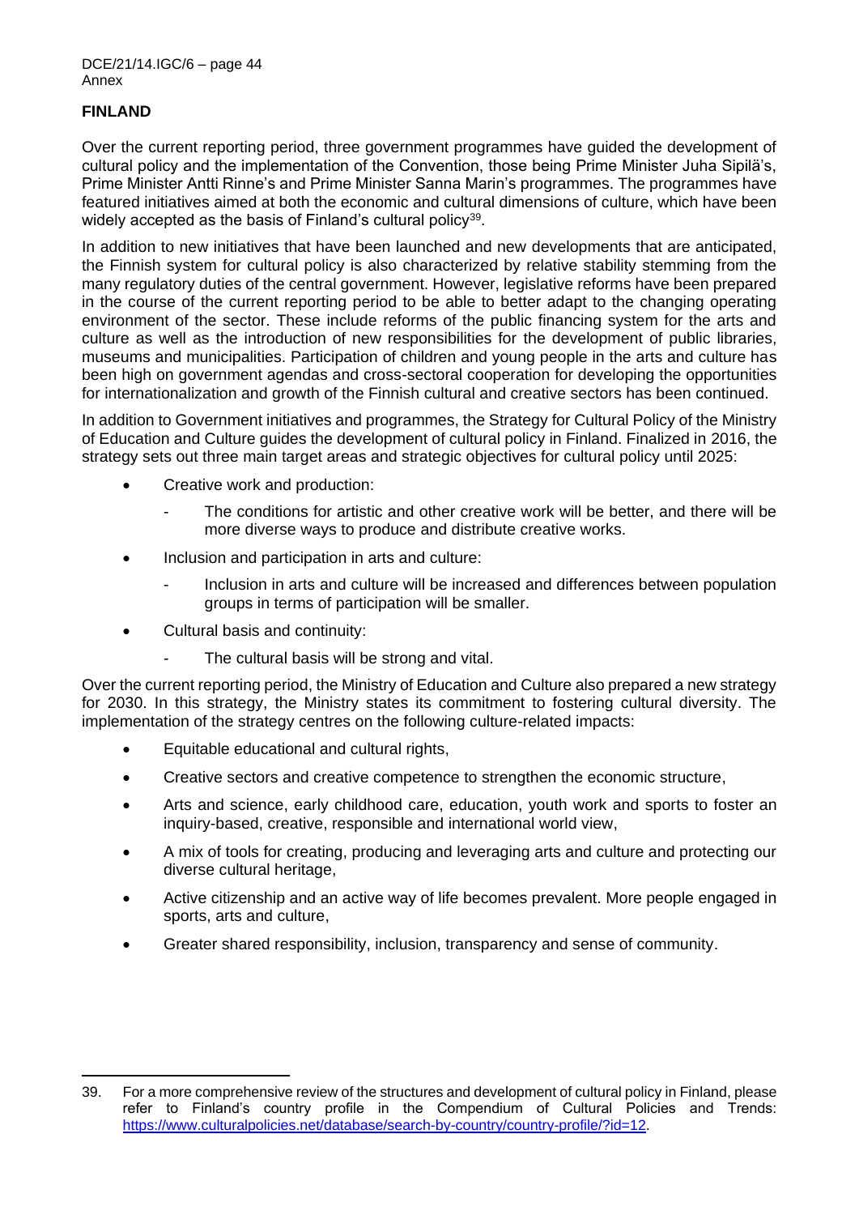## FINLAND

Over the current reporting period, three government programmes have guided the development of cultural policy and the implementation of the Convention, those being Prime Minister Juha Sipilä's, Prime Minister Antti Rinne's and Prime Minister Sanna Marin's programmes. The programmes have featured initiatives aimed at both the economic and cultural dimensions of culture, which have been widely accepted as the basis of Finland's cultural policy[39].

In addition to new initiatives that have been launched and new developments that are anticipated, the Finnish system for cultural policy is also characterized by relative stability stemming from the many regulatory duties of the central government. However, legislative reforms have been prepared in the course of the current reporting period to be able to better adapt to the changing operating environment of the sector. These include reforms of the public financing system for the arts and culture as well as the introduction of new responsibilities for the development of public libraries, museums and municipalities. Participation of children and young people in the arts and culture has been high on government agendas and cross-sectoral cooperation for developing the opportunities for internationalization and growth of the Finnish cultural and creative sectors has been continued.

In addition to Government initiatives and programmes, the Strategy for Cultural Policy of the Ministry of Education and Culture guides the development of cultural policy in Finland. Finalized in 2016, the strategy sets out three main target areas and strategic objectives for cultural policy until 2025:

- Creative work and production:
  - The conditions for artistic and other creative work will be better, and there will be more diverse ways to produce and distribute creative works.
- Inclusion and participation in arts and culture:
  - Inclusion in arts and culture will be increased and differences between population groups in terms of participation will be smaller.
- Cultural basis and continuity:
  - The cultural basis will be strong and vital.

Over the current reporting period, the Ministry of Education and Culture also prepared a new strategy for 2030. In this strategy, the Ministry states its commitment to fostering cultural diversity. The implementation of the strategy centres on the following culture-related impacts:

- Equitable educational and cultural rights,
- Creative sectors and creative competence to strengthen the economic structure,
- Arts and science, early childhood care, education, youth work and sports to foster an inquiry-based, creative, responsible and international world view,
- A mix of tools for creating, producing and leveraging arts and culture and protecting our diverse cultural heritage,
- Active citizenship and an active way of life becomes prevalent. More people engaged in sports, arts and culture,
- Greater shared responsibility, inclusion, transparency and sense of community.

---

39. For a more comprehensive review of the structures and development of cultural policy in Finland, please refer to Finland's country profile in the Compendium of Cultural Policies and Trends: https://www.culturalpolicies.net/database/search-by-country/country-profile/?id=12.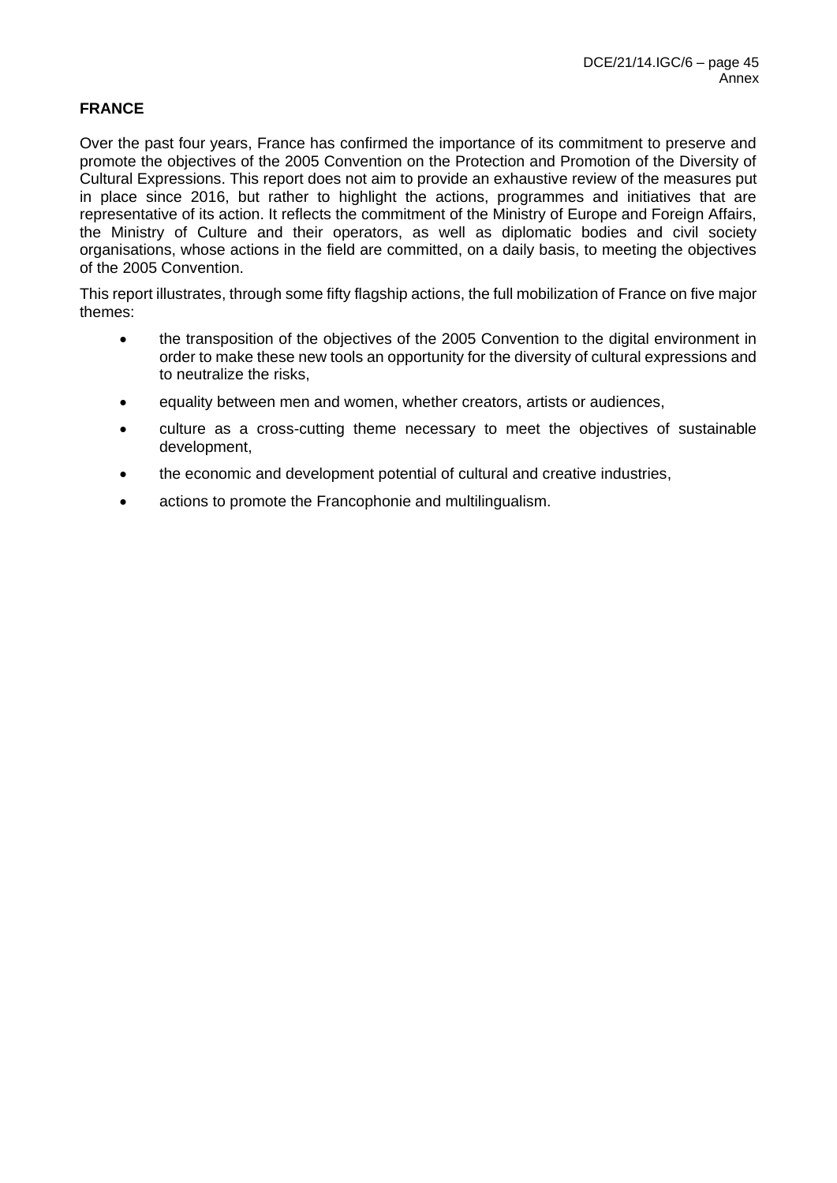**FRANCE**

Over the past four years, France has confirmed the importance of its commitment to preserve and promote the objectives of the 2005 Convention on the Protection and Promotion of the Diversity of Cultural Expressions. This report does not aim to provide an exhaustive review of the measures put in place since 2016, but rather to highlight the actions, programmes and initiatives that are representative of its action. It reflects the commitment of the Ministry of Europe and Foreign Affairs, the Ministry of Culture and their operators, as well as diplomatic bodies and civil society organisations, whose actions in the field are committed, on a daily basis, to meeting the objectives of the 2005 Convention.

This report illustrates, through some fifty flagship actions, the full mobilization of France on five major themes:

- the transposition of the objectives of the 2005 Convention to the digital environment in order to make these new tools an opportunity for the diversity of cultural expressions and to neutralize the risks,
- equality between men and women, whether creators, artists or audiences,
- culture as a cross-cutting theme necessary to meet the objectives of sustainable development,
- the economic and development potential of cultural and creative industries,
- actions to promote the Francophonie and multilingualism.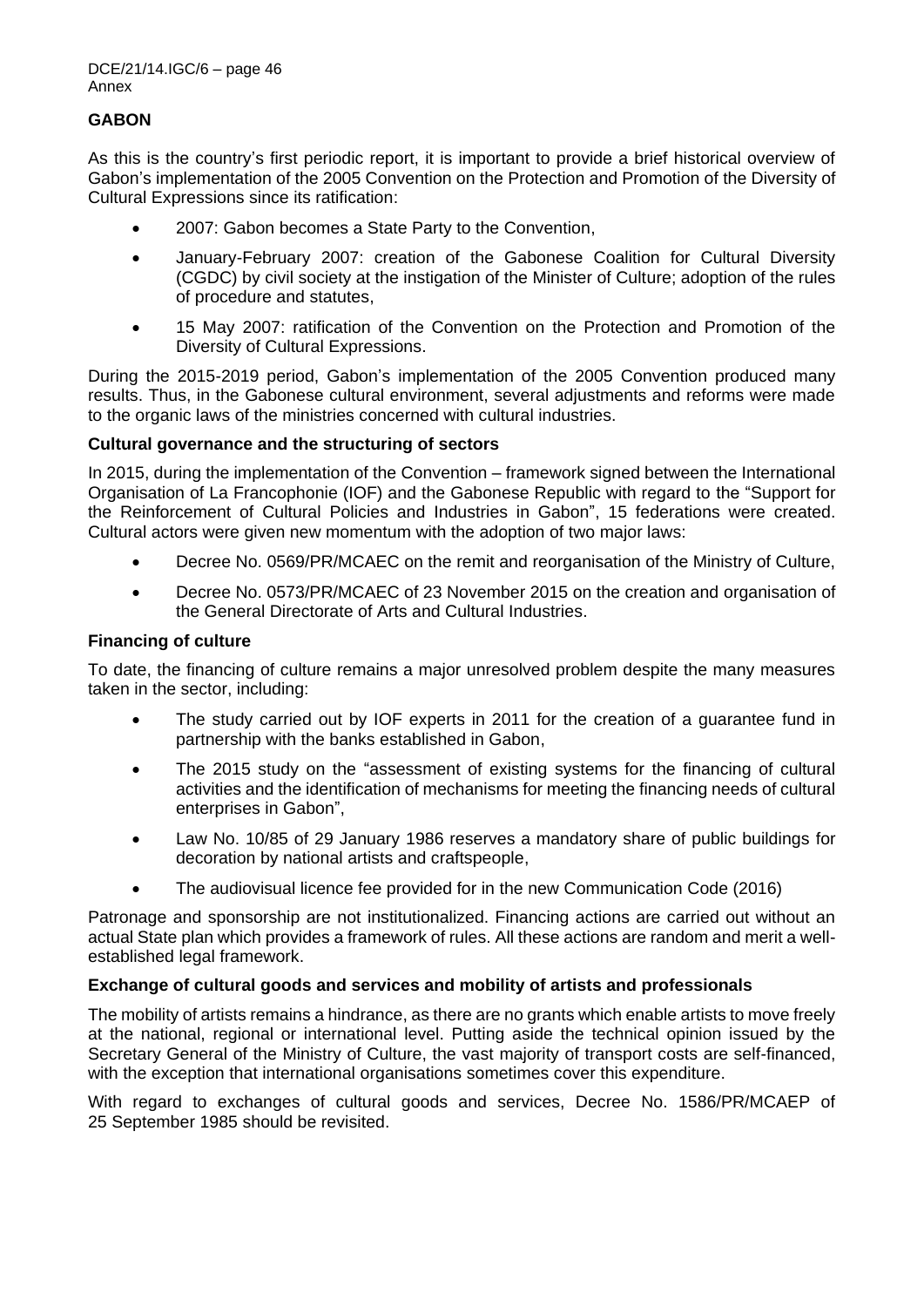## GABON

As this is the country's first periodic report, it is important to provide a brief historical overview of Gabon's implementation of the 2005 Convention on the Protection and Promotion of the Diversity of Cultural Expressions since its ratification:

- 2007: Gabon becomes a State Party to the Convention,
- January-February 2007: creation of the Gabonese Coalition for Cultural Diversity (CGDC) by civil society at the instigation of the Minister of Culture; adoption of the rules of procedure and statutes,
- 15 May 2007: ratification of the Convention on the Protection and Promotion of the Diversity of Cultural Expressions.

During the 2015-2019 period, Gabon's implementation of the 2005 Convention produced many results. Thus, in the Gabonese cultural environment, several adjustments and reforms were made to the organic laws of the ministries concerned with cultural industries.

### Cultural governance and the structuring of sectors

In 2015, during the implementation of the Convention – framework signed between the International Organisation of La Francophonie (IOF) and the Gabonese Republic with regard to the "Support for the Reinforcement of Cultural Policies and Industries in Gabon", 15 federations were created. Cultural actors were given new momentum with the adoption of two major laws:

- Decree No. 0569/PR/MCAEC on the remit and reorganisation of the Ministry of Culture,
- Decree No. 0573/PR/MCAEC of 23 November 2015 on the creation and organisation of the General Directorate of Arts and Cultural Industries.

### Financing of culture

To date, the financing of culture remains a major unresolved problem despite the many measures taken in the sector, including:

- The study carried out by IOF experts in 2011 for the creation of a guarantee fund in partnership with the banks established in Gabon,
- The 2015 study on the "assessment of existing systems for the financing of cultural activities and the identification of mechanisms for meeting the financing needs of cultural enterprises in Gabon",
- Law No. 10/85 of 29 January 1986 reserves a mandatory share of public buildings for decoration by national artists and craftspeople,
- The audiovisual licence fee provided for in the new Communication Code (2016)

Patronage and sponsorship are not institutionalized. Financing actions are carried out without an actual State plan which provides a framework of rules. All these actions are random and merit a well-established legal framework.

### Exchange of cultural goods and services and mobility of artists and professionals

The mobility of artists remains a hindrance, as there are no grants which enable artists to move freely at the national, regional or international level. Putting aside the technical opinion issued by the Secretary General of the Ministry of Culture, the vast majority of transport costs are self-financed, with the exception that international organisations sometimes cover this expenditure.

With regard to exchanges of cultural goods and services, Decree No. 1586/PR/MCAEP of 25 September 1985 should be revisited.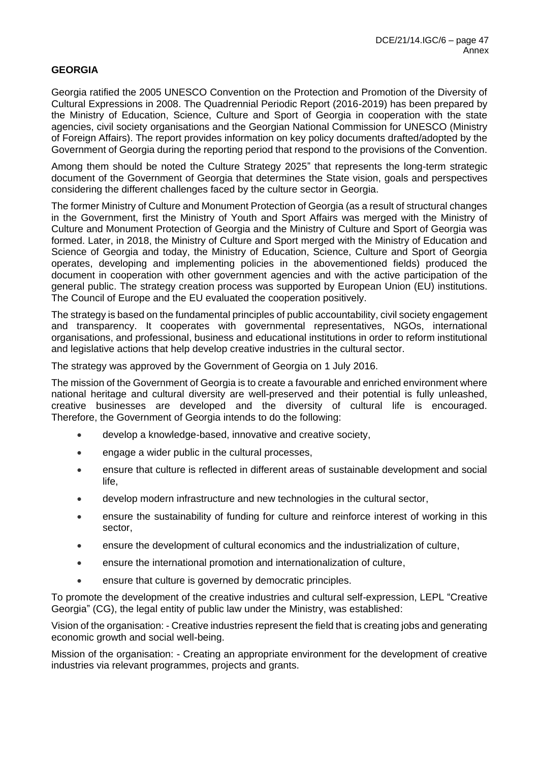## GEORGIA

Georgia ratified the 2005 UNESCO Convention on the Protection and Promotion of the Diversity of Cultural Expressions in 2008. The Quadrennial Periodic Report (2016-2019) has been prepared by the Ministry of Education, Science, Culture and Sport of Georgia in cooperation with the state agencies, civil society organisations and the Georgian National Commission for UNESCO (Ministry of Foreign Affairs). The report provides information on key policy documents drafted/adopted by the Government of Georgia during the reporting period that respond to the provisions of the Convention.

Among them should be noted the Culture Strategy 2025" that represents the long-term strategic document of the Government of Georgia that determines the State vision, goals and perspectives considering the different challenges faced by the culture sector in Georgia.

The former Ministry of Culture and Monument Protection of Georgia (as a result of structural changes in the Government, first the Ministry of Youth and Sport Affairs was merged with the Ministry of Culture and Monument Protection of Georgia and the Ministry of Culture and Sport of Georgia was formed. Later, in 2018, the Ministry of Culture and Sport merged with the Ministry of Education and Science of Georgia and today, the Ministry of Education, Science, Culture and Sport of Georgia operates, developing and implementing policies in the abovementioned fields) produced the document in cooperation with other government agencies and with the active participation of the general public. The strategy creation process was supported by European Union (EU) institutions. The Council of Europe and the EU evaluated the cooperation positively.

The strategy is based on the fundamental principles of public accountability, civil society engagement and transparency. It cooperates with governmental representatives, NGOs, international organisations, and professional, business and educational institutions in order to reform institutional and legislative actions that help develop creative industries in the cultural sector.

The strategy was approved by the Government of Georgia on 1 July 2016.

The mission of the Government of Georgia is to create a favourable and enriched environment where national heritage and cultural diversity are well-preserved and their potential is fully unleashed, creative businesses are developed and the diversity of cultural life is encouraged. Therefore, the Government of Georgia intends to do the following:

- develop a knowledge-based, innovative and creative society,
- engage a wider public in the cultural processes,
- ensure that culture is reflected in different areas of sustainable development and social life,
- develop modern infrastructure and new technologies in the cultural sector,
- ensure the sustainability of funding for culture and reinforce interest of working in this sector,
- ensure the development of cultural economics and the industrialization of culture,
- ensure the international promotion and internationalization of culture,
- ensure that culture is governed by democratic principles.

To promote the development of the creative industries and cultural self-expression, LEPL "Creative Georgia" (CG), the legal entity of public law under the Ministry, was established:

Vision of the organisation: - Creative industries represent the field that is creating jobs and generating economic growth and social well-being.

Mission of the organisation: - Creating an appropriate environment for the development of creative industries via relevant programmes, projects and grants.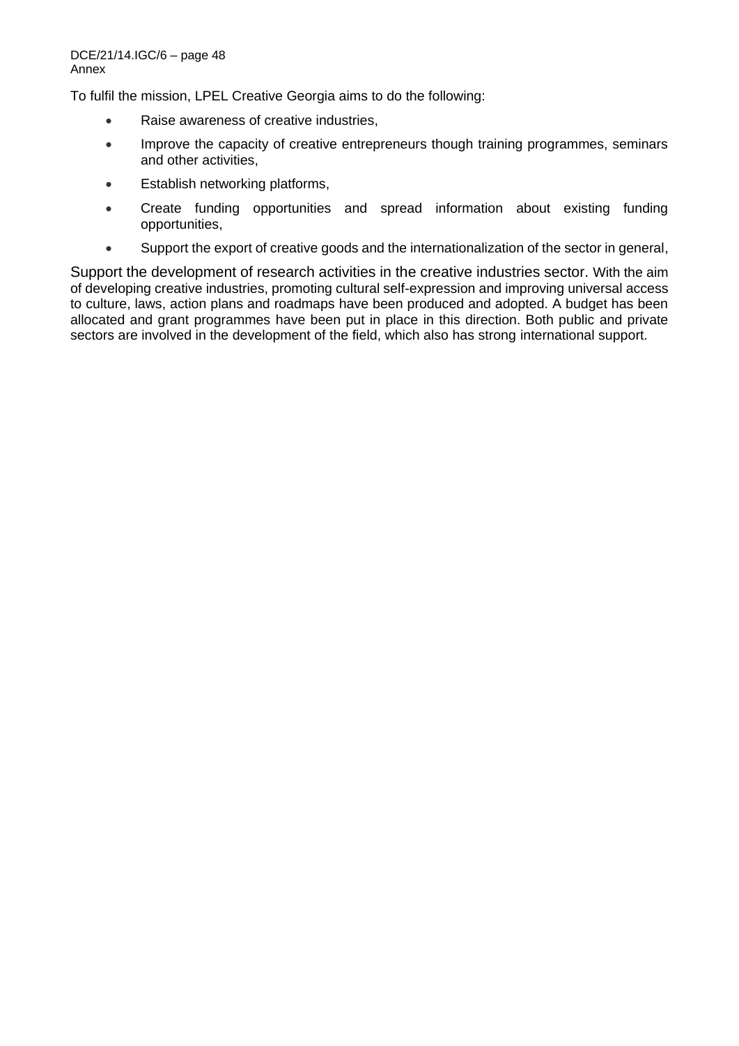To fulfil the mission, LPEL Creative Georgia aims to do the following:

- Raise awareness of creative industries,
- Improve the capacity of creative entrepreneurs though training programmes, seminars and other activities,
- Establish networking platforms,
- Create funding opportunities and spread information about existing funding opportunities,
- Support the export of creative goods and the internationalization of the sector in general,

Support the development of research activities in the creative industries sector. With the aim of developing creative industries, promoting cultural self-expression and improving universal access to culture, laws, action plans and roadmaps have been produced and adopted. A budget has been allocated and grant programmes have been put in place in this direction. Both public and private sectors are involved in the development of the field, which also has strong international support.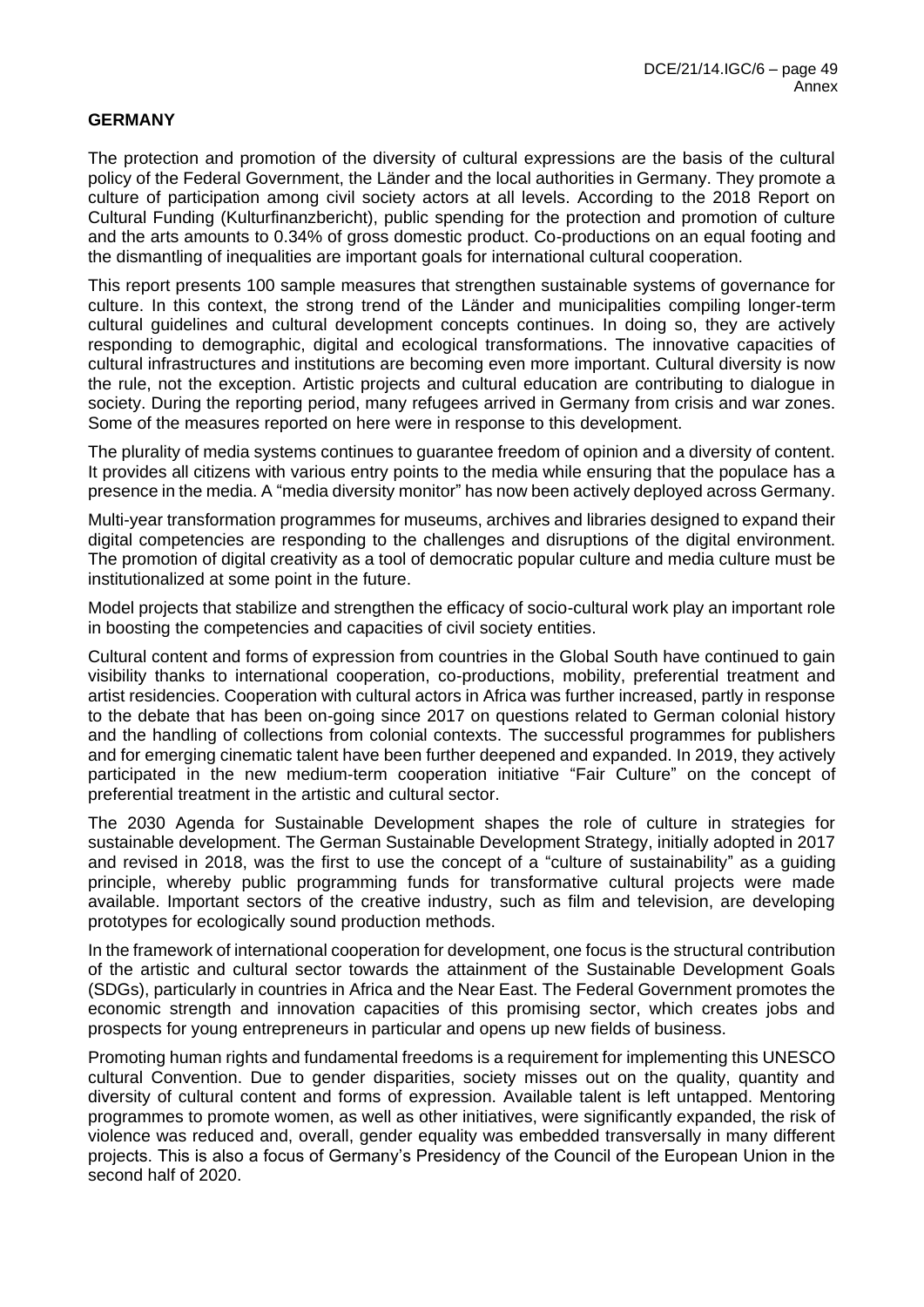## GERMANY

The protection and promotion of the diversity of cultural expressions are the basis of the cultural policy of the Federal Government, the Länder and the local authorities in Germany. They promote a culture of participation among civil society actors at all levels. According to the 2018 Report on Cultural Funding (Kulturfinanzbericht), public spending for the protection and promotion of culture and the arts amounts to 0.34% of gross domestic product. Co-productions on an equal footing and the dismantling of inequalities are important goals for international cultural cooperation.

This report presents 100 sample measures that strengthen sustainable systems of governance for culture. In this context, the strong trend of the Länder and municipalities compiling longer-term cultural guidelines and cultural development concepts continues. In doing so, they are actively responding to demographic, digital and ecological transformations. The innovative capacities of cultural infrastructures and institutions are becoming even more important. Cultural diversity is now the rule, not the exception. Artistic projects and cultural education are contributing to dialogue in society. During the reporting period, many refugees arrived in Germany from crisis and war zones. Some of the measures reported on here were in response to this development.

The plurality of media systems continues to guarantee freedom of opinion and a diversity of content. It provides all citizens with various entry points to the media while ensuring that the populace has a presence in the media. A "media diversity monitor" has now been actively deployed across Germany.

Multi-year transformation programmes for museums, archives and libraries designed to expand their digital competencies are responding to the challenges and disruptions of the digital environment. The promotion of digital creativity as a tool of democratic popular culture and media culture must be institutionalized at some point in the future.

Model projects that stabilize and strengthen the efficacy of socio-cultural work play an important role in boosting the competencies and capacities of civil society entities.

Cultural content and forms of expression from countries in the Global South have continued to gain visibility thanks to international cooperation, co-productions, mobility, preferential treatment and artist residencies. Cooperation with cultural actors in Africa was further increased, partly in response to the debate that has been on-going since 2017 on questions related to German colonial history and the handling of collections from colonial contexts. The successful programmes for publishers and for emerging cinematic talent have been further deepened and expanded. In 2019, they actively participated in the new medium-term cooperation initiative "Fair Culture" on the concept of preferential treatment in the artistic and cultural sector.

The 2030 Agenda for Sustainable Development shapes the role of culture in strategies for sustainable development. The German Sustainable Development Strategy, initially adopted in 2017 and revised in 2018, was the first to use the concept of a "culture of sustainability" as a guiding principle, whereby public programming funds for transformative cultural projects were made available. Important sectors of the creative industry, such as film and television, are developing prototypes for ecologically sound production methods.

In the framework of international cooperation for development, one focus is the structural contribution of the artistic and cultural sector towards the attainment of the Sustainable Development Goals (SDGs), particularly in countries in Africa and the Near East. The Federal Government promotes the economic strength and innovation capacities of this promising sector, which creates jobs and prospects for young entrepreneurs in particular and opens up new fields of business.

Promoting human rights and fundamental freedoms is a requirement for implementing this UNESCO cultural Convention. Due to gender disparities, society misses out on the quality, quantity and diversity of cultural content and forms of expression. Available talent is left untapped. Mentoring programmes to promote women, as well as other initiatives, were significantly expanded, the risk of violence was reduced and, overall, gender equality was embedded transversally in many different projects. This is also a focus of Germany's Presidency of the Council of the European Union in the second half of 2020.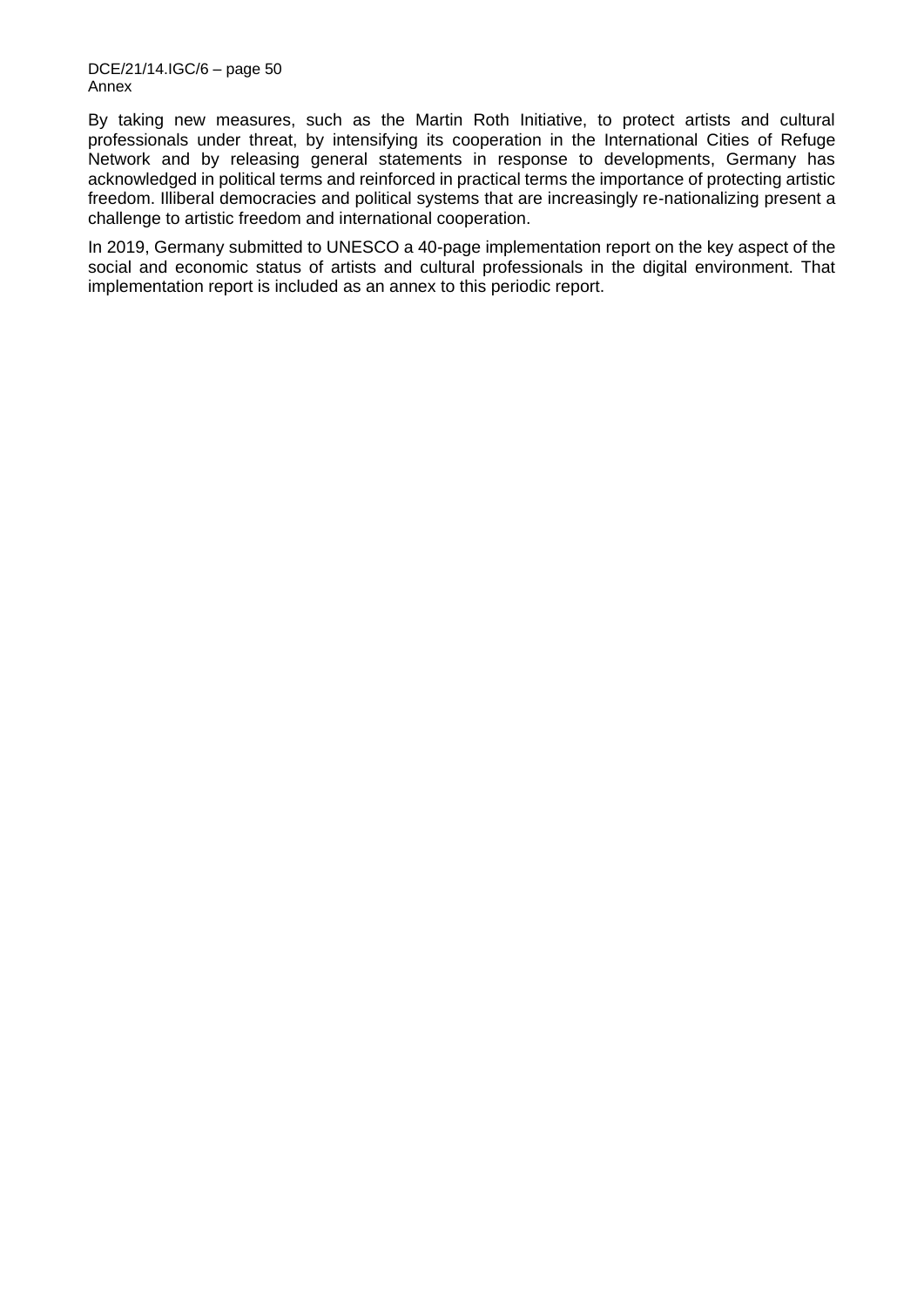By taking new measures, such as the Martin Roth Initiative, to protect artists and cultural professionals under threat, by intensifying its cooperation in the International Cities of Refuge Network and by releasing general statements in response to developments, Germany has acknowledged in political terms and reinforced in practical terms the importance of protecting artistic freedom. Illiberal democracies and political systems that are increasingly re-nationalizing present a challenge to artistic freedom and international cooperation.

In 2019, Germany submitted to UNESCO a 40-page implementation report on the key aspect of the social and economic status of artists and cultural professionals in the digital environment. That implementation report is included as an annex to this periodic report.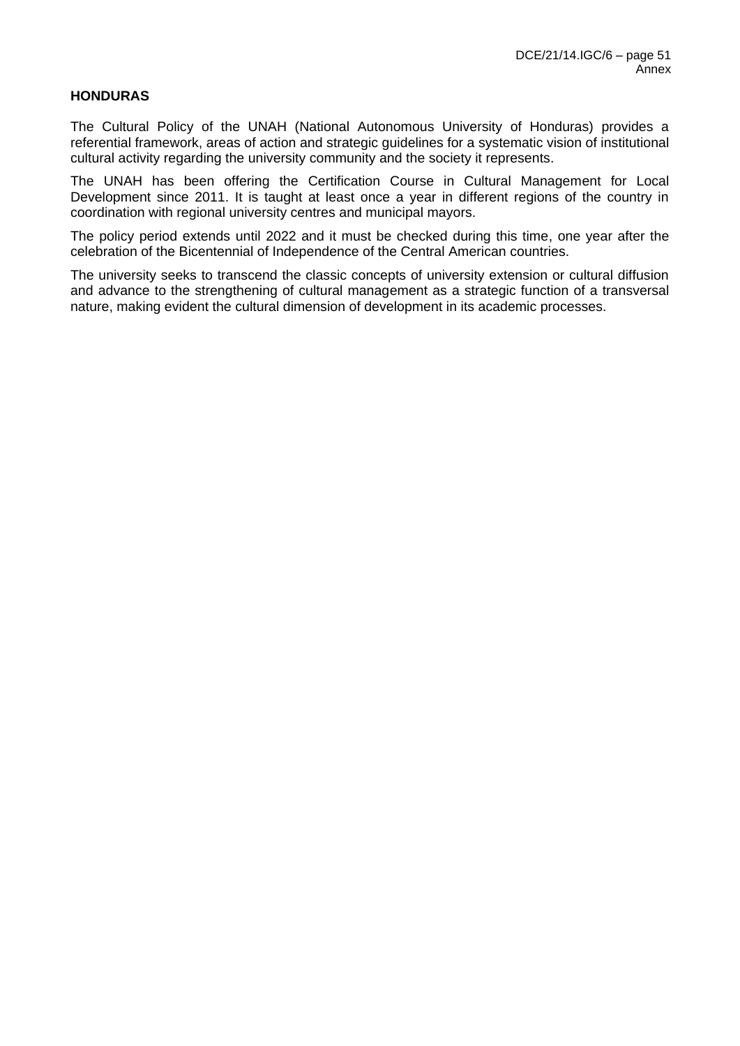**HONDURAS**

The Cultural Policy of the UNAH (National Autonomous University of Honduras) provides a referential framework, areas of action and strategic guidelines for a systematic vision of institutional cultural activity regarding the university community and the society it represents.

The UNAH has been offering the Certification Course in Cultural Management for Local Development since 2011. It is taught at least once a year in different regions of the country in coordination with regional university centres and municipal mayors.

The policy period extends until 2022 and it must be checked during this time, one year after the celebration of the Bicentennial of Independence of the Central American countries.

The university seeks to transcend the classic concepts of university extension or cultural diffusion and advance to the strengthening of cultural management as a strategic function of a transversal nature, making evident the cultural dimension of development in its academic processes.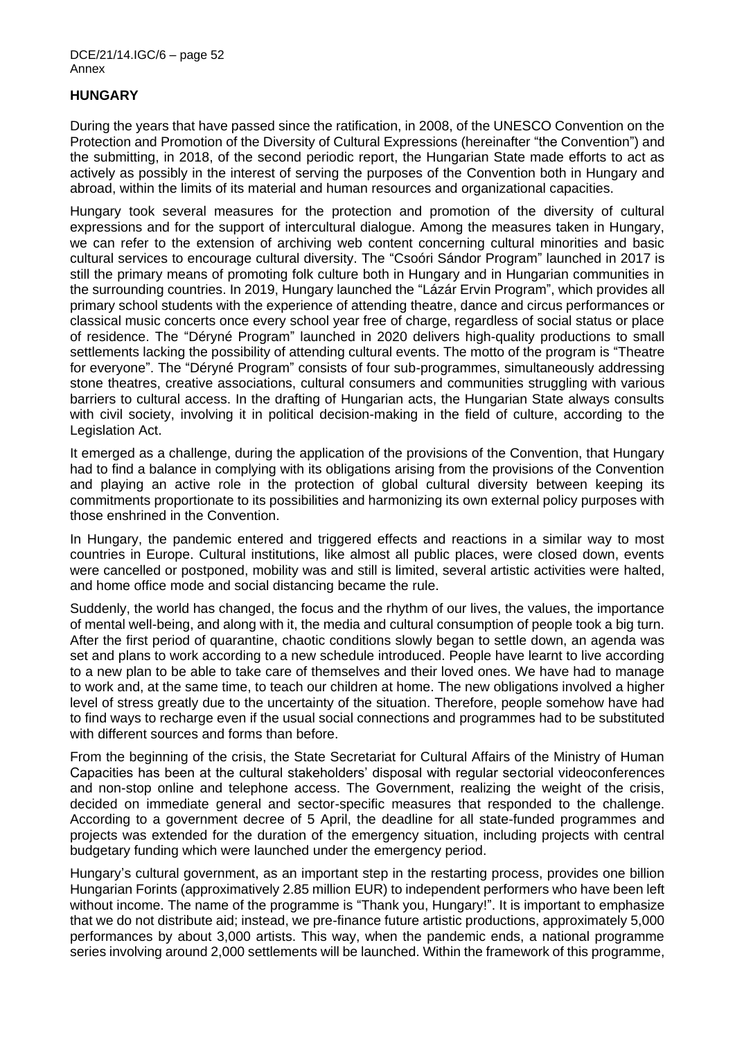## HUNGARY

During the years that have passed since the ratification, in 2008, of the UNESCO Convention on the Protection and Promotion of the Diversity of Cultural Expressions (hereinafter "the Convention") and the submitting, in 2018, of the second periodic report, the Hungarian State made efforts to act as actively as possibly in the interest of serving the purposes of the Convention both in Hungary and abroad, within the limits of its material and human resources and organizational capacities.

Hungary took several measures for the protection and promotion of the diversity of cultural expressions and for the support of intercultural dialogue. Among the measures taken in Hungary, we can refer to the extension of archiving web content concerning cultural minorities and basic cultural services to encourage cultural diversity. The "Csoóri Sándor Program" launched in 2017 is still the primary means of promoting folk culture both in Hungary and in Hungarian communities in the surrounding countries. In 2019, Hungary launched the "Lázár Ervin Program", which provides all primary school students with the experience of attending theatre, dance and circus performances or classical music concerts once every school year free of charge, regardless of social status or place of residence. The "Déryné Program" launched in 2020 delivers high-quality productions to small settlements lacking the possibility of attending cultural events. The motto of the program is "Theatre for everyone". The "Déryné Program" consists of four sub-programmes, simultaneously addressing stone theatres, creative associations, cultural consumers and communities struggling with various barriers to cultural access. In the drafting of Hungarian acts, the Hungarian State always consults with civil society, involving it in political decision-making in the field of culture, according to the Legislation Act.

It emerged as a challenge, during the application of the provisions of the Convention, that Hungary had to find a balance in complying with its obligations arising from the provisions of the Convention and playing an active role in the protection of global cultural diversity between keeping its commitments proportionate to its possibilities and harmonizing its own external policy purposes with those enshrined in the Convention.

In Hungary, the pandemic entered and triggered effects and reactions in a similar way to most countries in Europe. Cultural institutions, like almost all public places, were closed down, events were cancelled or postponed, mobility was and still is limited, several artistic activities were halted, and home office mode and social distancing became the rule.

Suddenly, the world has changed, the focus and the rhythm of our lives, the values, the importance of mental well-being, and along with it, the media and cultural consumption of people took a big turn. After the first period of quarantine, chaotic conditions slowly began to settle down, an agenda was set and plans to work according to a new schedule introduced. People have learnt to live according to a new plan to be able to take care of themselves and their loved ones. We have had to manage to work and, at the same time, to teach our children at home. The new obligations involved a higher level of stress greatly due to the uncertainty of the situation. Therefore, people somehow have had to find ways to recharge even if the usual social connections and programmes had to be substituted with different sources and forms than before.

From the beginning of the crisis, the State Secretariat for Cultural Affairs of the Ministry of Human Capacities has been at the cultural stakeholders' disposal with regular sectorial videoconferences and non-stop online and telephone access. The Government, realizing the weight of the crisis, decided on immediate general and sector-specific measures that responded to the challenge. According to a government decree of 5 April, the deadline for all state-funded programmes and projects was extended for the duration of the emergency situation, including projects with central budgetary funding which were launched under the emergency period.

Hungary's cultural government, as an important step in the restarting process, provides one billion Hungarian Forints (approximatively 2.85 million EUR) to independent performers who have been left without income. The name of the programme is "Thank you, Hungary!". It is important to emphasize that we do not distribute aid; instead, we pre-finance future artistic productions, approximately 5,000 performances by about 3,000 artists. This way, when the pandemic ends, a national programme series involving around 2,000 settlements will be launched. Within the framework of this programme,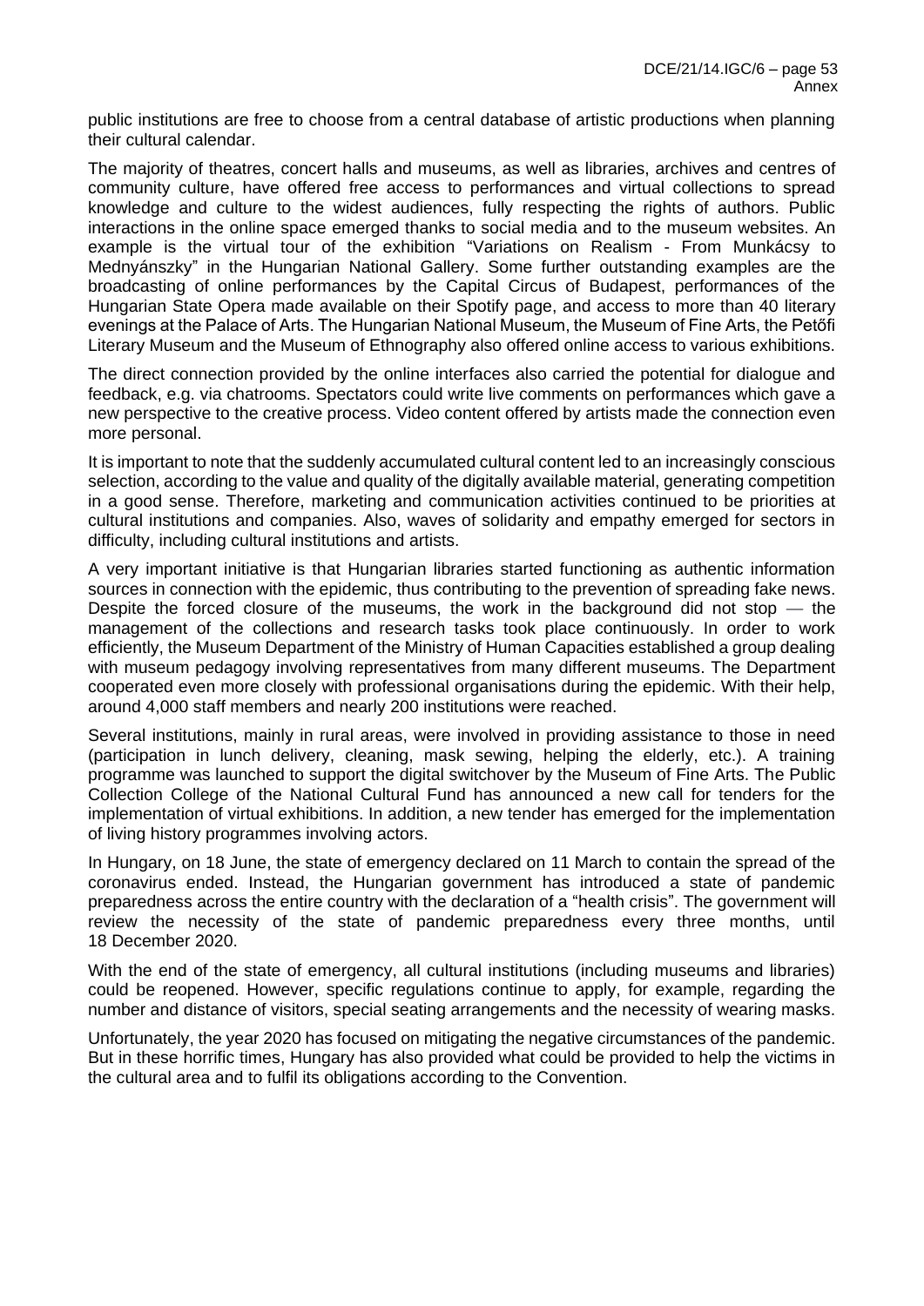public institutions are free to choose from a central database of artistic productions when planning their cultural calendar.

The majority of theatres, concert halls and museums, as well as libraries, archives and centres of community culture, have offered free access to performances and virtual collections to spread knowledge and culture to the widest audiences, fully respecting the rights of authors. Public interactions in the online space emerged thanks to social media and to the museum websites. An example is the virtual tour of the exhibition "Variations on Realism - From Munkácsy to Mednyánszky" in the Hungarian National Gallery. Some further outstanding examples are the broadcasting of online performances by the Capital Circus of Budapest, performances of the Hungarian State Opera made available on their Spotify page, and access to more than 40 literary evenings at the Palace of Arts. The Hungarian National Museum, the Museum of Fine Arts, the Petőfi Literary Museum and the Museum of Ethnography also offered online access to various exhibitions.

The direct connection provided by the online interfaces also carried the potential for dialogue and feedback, e.g. via chatrooms. Spectators could write live comments on performances which gave a new perspective to the creative process. Video content offered by artists made the connection even more personal.

It is important to note that the suddenly accumulated cultural content led to an increasingly conscious selection, according to the value and quality of the digitally available material, generating competition in a good sense. Therefore, marketing and communication activities continued to be priorities at cultural institutions and companies. Also, waves of solidarity and empathy emerged for sectors in difficulty, including cultural institutions and artists.

A very important initiative is that Hungarian libraries started functioning as authentic information sources in connection with the epidemic, thus contributing to the prevention of spreading fake news. Despite the forced closure of the museums, the work in the background did not stop — the management of the collections and research tasks took place continuously. In order to work efficiently, the Museum Department of the Ministry of Human Capacities established a group dealing with museum pedagogy involving representatives from many different museums. The Department cooperated even more closely with professional organisations during the epidemic. With their help, around 4,000 staff members and nearly 200 institutions were reached.

Several institutions, mainly in rural areas, were involved in providing assistance to those in need (participation in lunch delivery, cleaning, mask sewing, helping the elderly, etc.). A training programme was launched to support the digital switchover by the Museum of Fine Arts. The Public Collection College of the National Cultural Fund has announced a new call for tenders for the implementation of virtual exhibitions. In addition, a new tender has emerged for the implementation of living history programmes involving actors.

In Hungary, on 18 June, the state of emergency declared on 11 March to contain the spread of the coronavirus ended. Instead, the Hungarian government has introduced a state of pandemic preparedness across the entire country with the declaration of a "health crisis". The government will review the necessity of the state of pandemic preparedness every three months, until 18 December 2020.

With the end of the state of emergency, all cultural institutions (including museums and libraries) could be reopened. However, specific regulations continue to apply, for example, regarding the number and distance of visitors, special seating arrangements and the necessity of wearing masks.

Unfortunately, the year 2020 has focused on mitigating the negative circumstances of the pandemic. But in these horrific times, Hungary has also provided what could be provided to help the victims in the cultural area and to fulfil its obligations according to the Convention.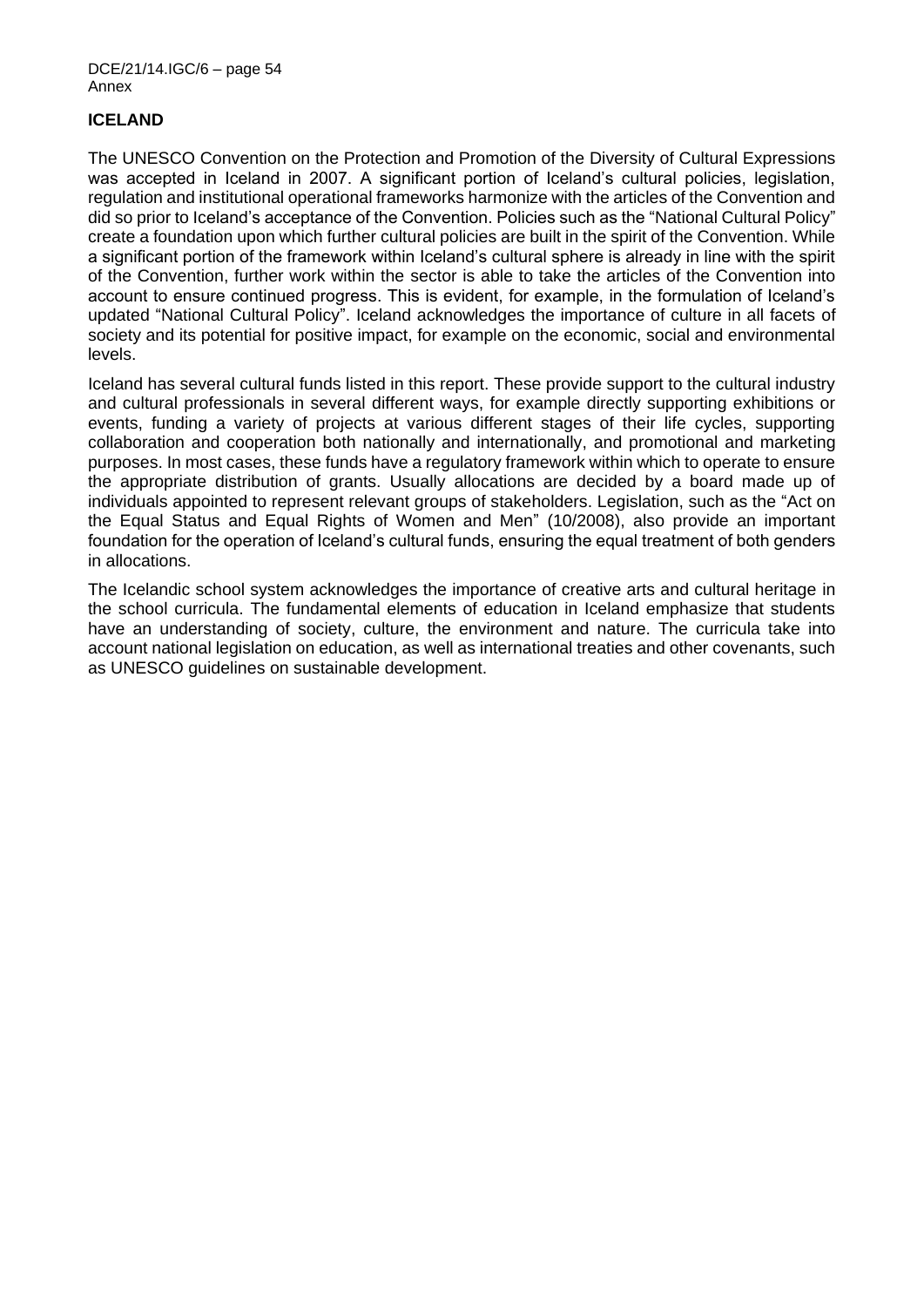## ICELAND

The UNESCO Convention on the Protection and Promotion of the Diversity of Cultural Expressions was accepted in Iceland in 2007. A significant portion of Iceland's cultural policies, legislation, regulation and institutional operational frameworks harmonize with the articles of the Convention and did so prior to Iceland's acceptance of the Convention. Policies such as the "National Cultural Policy" create a foundation upon which further cultural policies are built in the spirit of the Convention. While a significant portion of the framework within Iceland's cultural sphere is already in line with the spirit of the Convention, further work within the sector is able to take the articles of the Convention into account to ensure continued progress. This is evident, for example, in the formulation of Iceland's updated "National Cultural Policy". Iceland acknowledges the importance of culture in all facets of society and its potential for positive impact, for example on the economic, social and environmental levels.

Iceland has several cultural funds listed in this report. These provide support to the cultural industry and cultural professionals in several different ways, for example directly supporting exhibitions or events, funding a variety of projects at various different stages of their life cycles, supporting collaboration and cooperation both nationally and internationally, and promotional and marketing purposes. In most cases, these funds have a regulatory framework within which to operate to ensure the appropriate distribution of grants. Usually allocations are decided by a board made up of individuals appointed to represent relevant groups of stakeholders. Legislation, such as the "Act on the Equal Status and Equal Rights of Women and Men" (10/2008), also provide an important foundation for the operation of Iceland's cultural funds, ensuring the equal treatment of both genders in allocations.

The Icelandic school system acknowledges the importance of creative arts and cultural heritage in the school curricula. The fundamental elements of education in Iceland emphasize that students have an understanding of society, culture, the environment and nature. The curricula take into account national legislation on education, as well as international treaties and other covenants, such as UNESCO guidelines on sustainable development.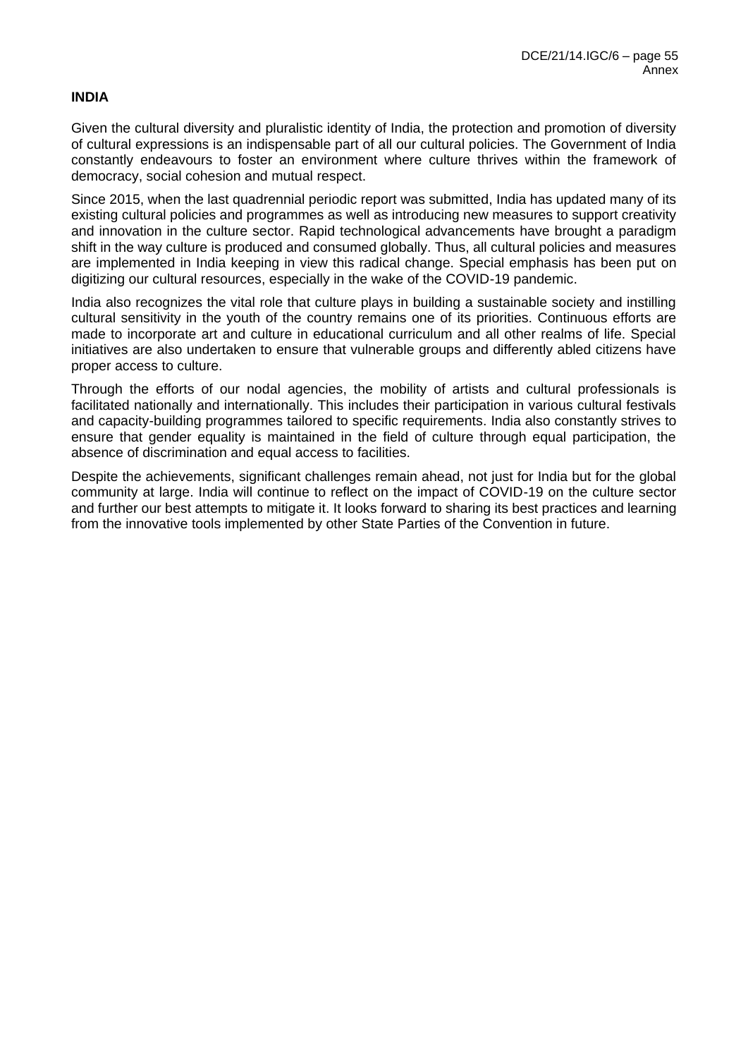**INDIA**

Given the cultural diversity and pluralistic identity of India, the protection and promotion of diversity of cultural expressions is an indispensable part of all our cultural policies. The Government of India constantly endeavours to foster an environment where culture thrives within the framework of democracy, social cohesion and mutual respect.

Since 2015, when the last quadrennial periodic report was submitted, India has updated many of its existing cultural policies and programmes as well as introducing new measures to support creativity and innovation in the culture sector. Rapid technological advancements have brought a paradigm shift in the way culture is produced and consumed globally. Thus, all cultural policies and measures are implemented in India keeping in view this radical change. Special emphasis has been put on digitizing our cultural resources, especially in the wake of the COVID-19 pandemic.

India also recognizes the vital role that culture plays in building a sustainable society and instilling cultural sensitivity in the youth of the country remains one of its priorities. Continuous efforts are made to incorporate art and culture in educational curriculum and all other realms of life. Special initiatives are also undertaken to ensure that vulnerable groups and differently abled citizens have proper access to culture.

Through the efforts of our nodal agencies, the mobility of artists and cultural professionals is facilitated nationally and internationally. This includes their participation in various cultural festivals and capacity-building programmes tailored to specific requirements. India also constantly strives to ensure that gender equality is maintained in the field of culture through equal participation, the absence of discrimination and equal access to facilities.

Despite the achievements, significant challenges remain ahead, not just for India but for the global community at large. India will continue to reflect on the impact of COVID-19 on the culture sector and further our best attempts to mitigate it. It looks forward to sharing its best practices and learning from the innovative tools implemented by other State Parties of the Convention in future.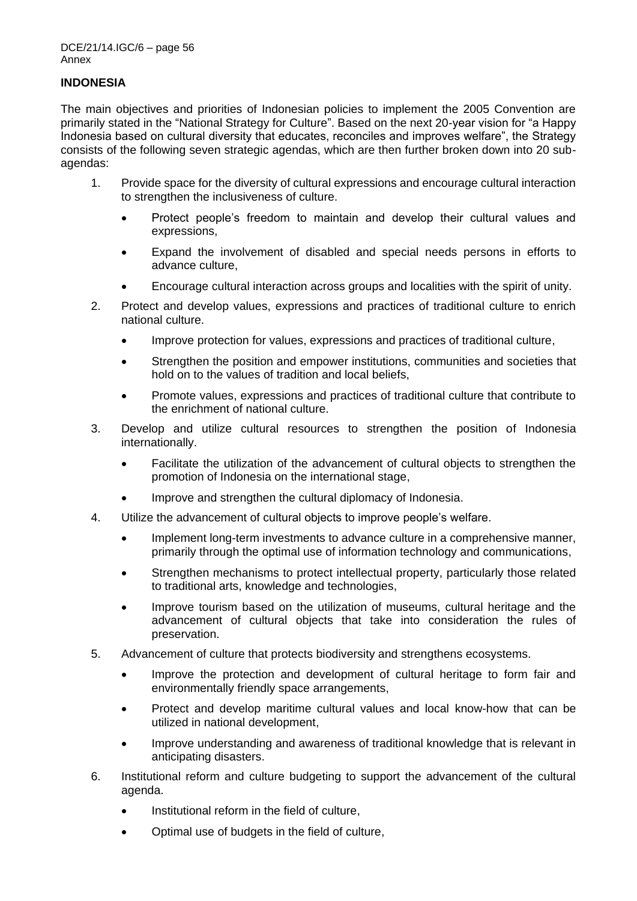## INDONESIA

The main objectives and priorities of Indonesian policies to implement the 2005 Convention are primarily stated in the "National Strategy for Culture". Based on the next 20-year vision for "a Happy Indonesia based on cultural diversity that educates, reconciles and improves welfare", the Strategy consists of the following seven strategic agendas, which are then further broken down into 20 sub-agendas:

1. Provide space for the diversity of cultural expressions and encourage cultural interaction to strengthen the inclusiveness of culture.
   - Protect people's freedom to maintain and develop their cultural values and expressions,
   - Expand the involvement of disabled and special needs persons in efforts to advance culture,
   - Encourage cultural interaction across groups and localities with the spirit of unity.
2. Protect and develop values, expressions and practices of traditional culture to enrich national culture.
   - Improve protection for values, expressions and practices of traditional culture,
   - Strengthen the position and empower institutions, communities and societies that hold on to the values of tradition and local beliefs,
   - Promote values, expressions and practices of traditional culture that contribute to the enrichment of national culture.
3. Develop and utilize cultural resources to strengthen the position of Indonesia internationally.
   - Facilitate the utilization of the advancement of cultural objects to strengthen the promotion of Indonesia on the international stage,
   - Improve and strengthen the cultural diplomacy of Indonesia.
4. Utilize the advancement of cultural objects to improve people's welfare.
   - Implement long-term investments to advance culture in a comprehensive manner, primarily through the optimal use of information technology and communications,
   - Strengthen mechanisms to protect intellectual property, particularly those related to traditional arts, knowledge and technologies,
   - Improve tourism based on the utilization of museums, cultural heritage and the advancement of cultural objects that take into consideration the rules of preservation.
5. Advancement of culture that protects biodiversity and strengthens ecosystems.
   - Improve the protection and development of cultural heritage to form fair and environmentally friendly space arrangements,
   - Protect and develop maritime cultural values and local know-how that can be utilized in national development,
   - Improve understanding and awareness of traditional knowledge that is relevant in anticipating disasters.
6. Institutional reform and culture budgeting to support the advancement of the cultural agenda.
   - Institutional reform in the field of culture,
   - Optimal use of budgets in the field of culture,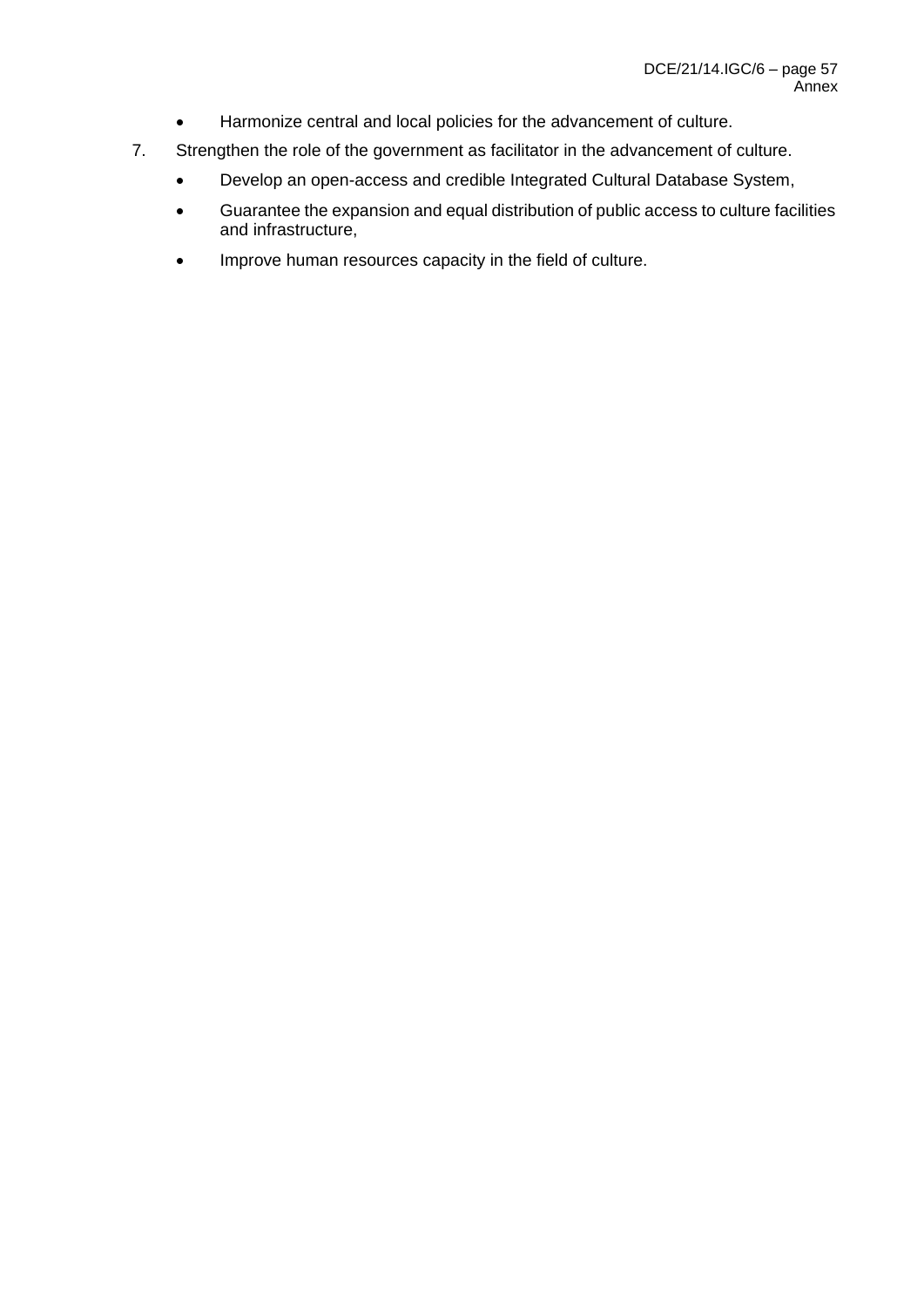- Harmonize central and local policies for the advancement of culture.

7. Strengthen the role of the government as facilitator in the advancement of culture.
    - Develop an open-access and credible Integrated Cultural Database System,
    - Guarantee the expansion and equal distribution of public access to culture facilities and infrastructure,
    - Improve human resources capacity in the field of culture.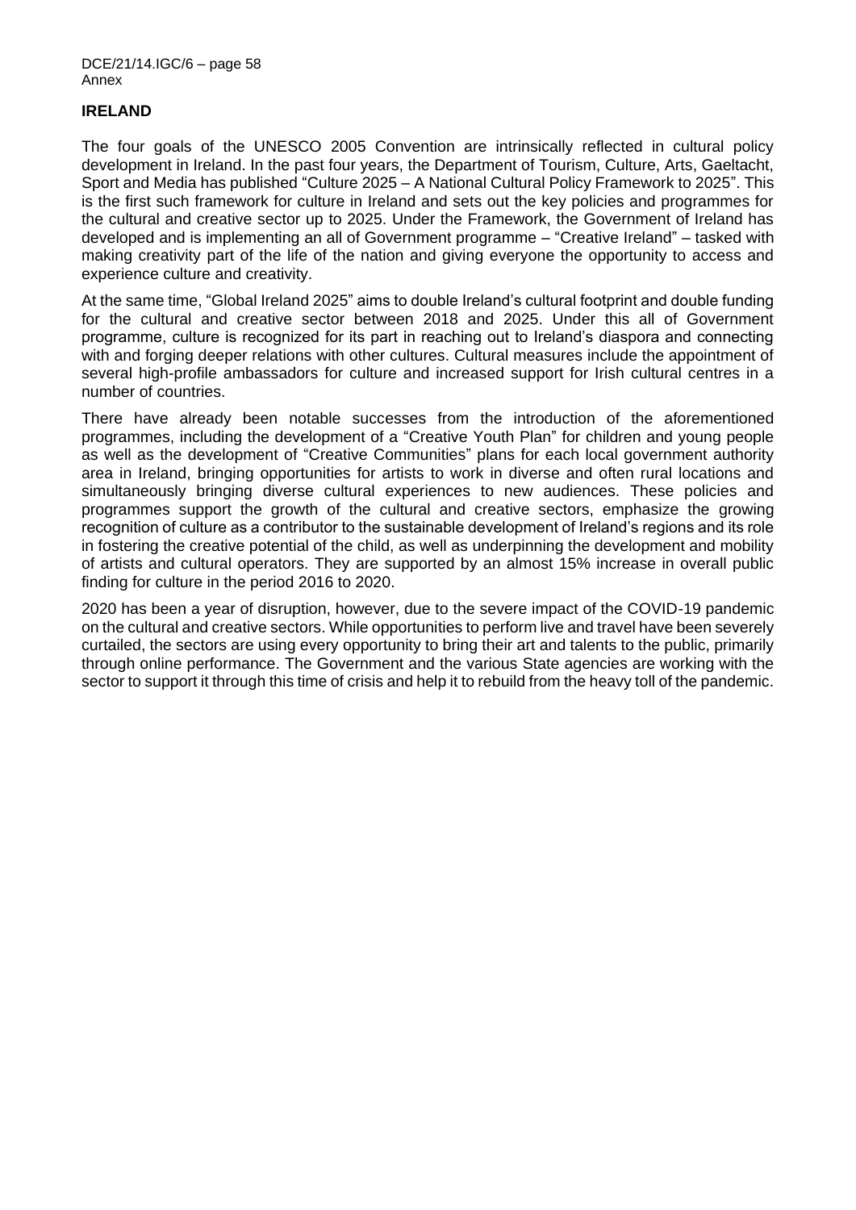## IRELAND

The four goals of the UNESCO 2005 Convention are intrinsically reflected in cultural policy development in Ireland. In the past four years, the Department of Tourism, Culture, Arts, Gaeltacht, Sport and Media has published "Culture 2025 – A National Cultural Policy Framework to 2025". This is the first such framework for culture in Ireland and sets out the key policies and programmes for the cultural and creative sector up to 2025. Under the Framework, the Government of Ireland has developed and is implementing an all of Government programme – "Creative Ireland" – tasked with making creativity part of the life of the nation and giving everyone the opportunity to access and experience culture and creativity.

At the same time, "Global Ireland 2025" aims to double Ireland's cultural footprint and double funding for the cultural and creative sector between 2018 and 2025. Under this all of Government programme, culture is recognized for its part in reaching out to Ireland's diaspora and connecting with and forging deeper relations with other cultures. Cultural measures include the appointment of several high-profile ambassadors for culture and increased support for Irish cultural centres in a number of countries.

There have already been notable successes from the introduction of the aforementioned programmes, including the development of a "Creative Youth Plan" for children and young people as well as the development of "Creative Communities" plans for each local government authority area in Ireland, bringing opportunities for artists to work in diverse and often rural locations and simultaneously bringing diverse cultural experiences to new audiences. These policies and programmes support the growth of the cultural and creative sectors, emphasize the growing recognition of culture as a contributor to the sustainable development of Ireland's regions and its role in fostering the creative potential of the child, as well as underpinning the development and mobility of artists and cultural operators. They are supported by an almost 15% increase in overall public finding for culture in the period 2016 to 2020.

2020 has been a year of disruption, however, due to the severe impact of the COVID-19 pandemic on the cultural and creative sectors. While opportunities to perform live and travel have been severely curtailed, the sectors are using every opportunity to bring their art and talents to the public, primarily through online performance. The Government and the various State agencies are working with the sector to support it through this time of crisis and help it to rebuild from the heavy toll of the pandemic.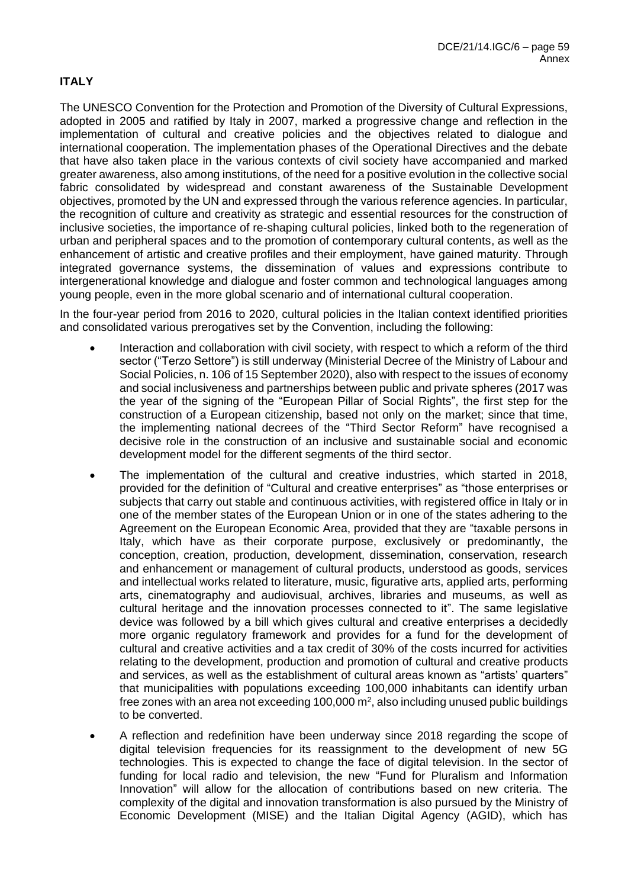**ITALY**

The UNESCO Convention for the Protection and Promotion of the Diversity of Cultural Expressions, adopted in 2005 and ratified by Italy in 2007, marked a progressive change and reflection in the implementation of cultural and creative policies and the objectives related to dialogue and international cooperation. The implementation phases of the Operational Directives and the debate that have also taken place in the various contexts of civil society have accompanied and marked greater awareness, also among institutions, of the need for a positive evolution in the collective social fabric consolidated by widespread and constant awareness of the Sustainable Development objectives, promoted by the UN and expressed through the various reference agencies. In particular, the recognition of culture and creativity as strategic and essential resources for the construction of inclusive societies, the importance of re-shaping cultural policies, linked both to the regeneration of urban and peripheral spaces and to the promotion of contemporary cultural contents, as well as the enhancement of artistic and creative profiles and their employment, have gained maturity. Through integrated governance systems, the dissemination of values and expressions contribute to intergenerational knowledge and dialogue and foster common and technological languages among young people, even in the more global scenario and of international cultural cooperation.

In the four-year period from 2016 to 2020, cultural policies in the Italian context identified priorities and consolidated various prerogatives set by the Convention, including the following:

- Interaction and collaboration with civil society, with respect to which a reform of the third sector ("Terzo Settore") is still underway (Ministerial Decree of the Ministry of Labour and Social Policies, n. 106 of 15 September 2020), also with respect to the issues of economy and social inclusiveness and partnerships between public and private spheres (2017 was the year of the signing of the "European Pillar of Social Rights", the first step for the construction of a European citizenship, based not only on the market; since that time, the implementing national decrees of the "Third Sector Reform" have recognised a decisive role in the construction of an inclusive and sustainable social and economic development model for the different segments of the third sector.
- The implementation of the cultural and creative industries, which started in 2018, provided for the definition of "Cultural and creative enterprises" as "those enterprises or subjects that carry out stable and continuous activities, with registered office in Italy or in one of the member states of the European Union or in one of the states adhering to the Agreement on the European Economic Area, provided that they are "taxable persons in Italy, which have as their corporate purpose, exclusively or predominantly, the conception, creation, production, development, dissemination, conservation, research and enhancement or management of cultural products, understood as goods, services and intellectual works related to literature, music, figurative arts, applied arts, performing arts, cinematography and audiovisual, archives, libraries and museums, as well as cultural heritage and the innovation processes connected to it". The same legislative device was followed by a bill which gives cultural and creative enterprises a decidedly more organic regulatory framework and provides for a fund for the development of cultural and creative activities and a tax credit of 30% of the costs incurred for activities relating to the development, production and promotion of cultural and creative products and services, as well as the establishment of cultural areas known as "artists' quarters" that municipalities with populations exceeding 100,000 inhabitants can identify urban free zones with an area not exceeding 100,000 $m^2$, also including unused public buildings to be converted.
- A reflection and redefinition have been underway since 2018 regarding the scope of digital television frequencies for its reassignment to the development of new 5G technologies. This is expected to change the face of digital television. In the sector of funding for local radio and television, the new "Fund for Pluralism and Information Innovation" will allow for the allocation of contributions based on new criteria. The complexity of the digital and innovation transformation is also pursued by the Ministry of Economic Development (MISE) and the Italian Digital Agency (AGID), which has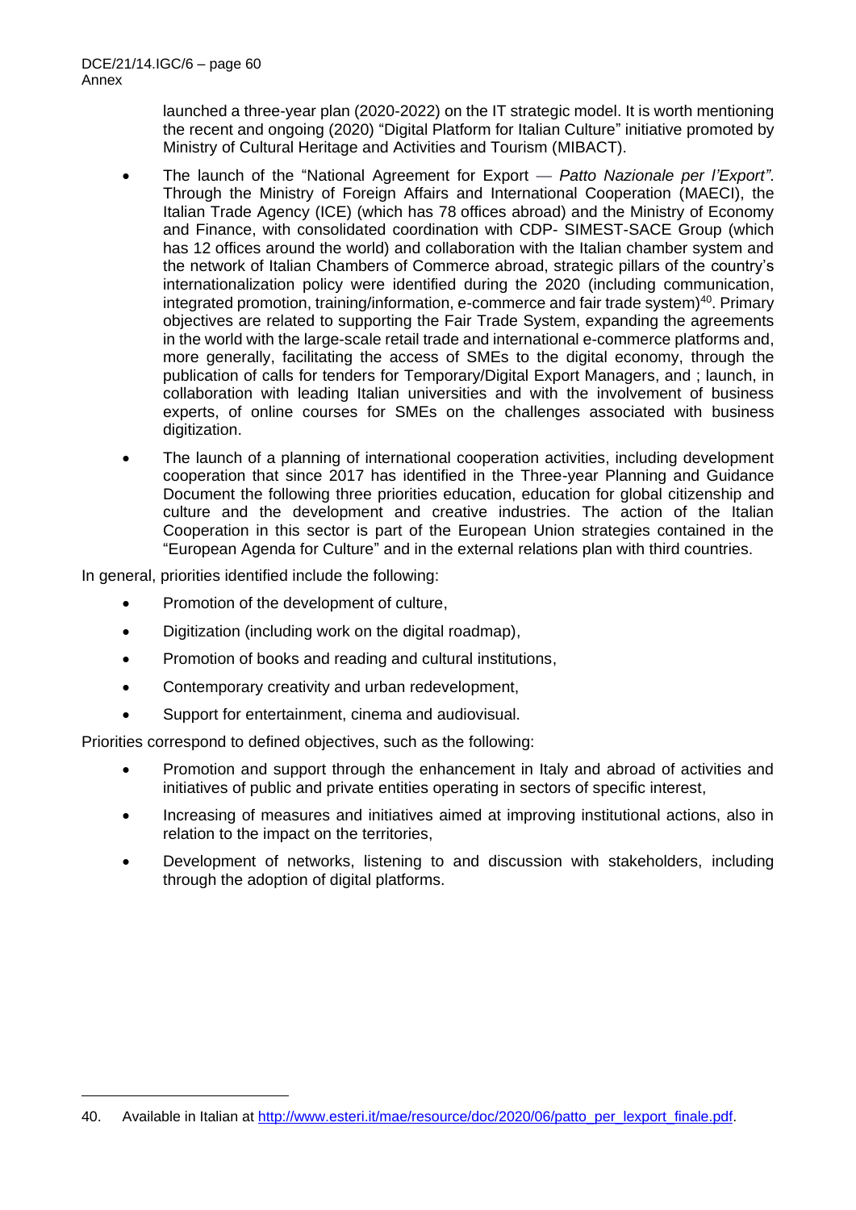launched a three-year plan (2020-2022) on the IT strategic model. It is worth mentioning the recent and ongoing (2020) "Digital Platform for Italian Culture" initiative promoted by Ministry of Cultural Heritage and Activities and Tourism (MIBACT).

- The launch of the "National Agreement for Export — *Patto Nazionale per l'Export"*. Through the Ministry of Foreign Affairs and International Cooperation (MAECI), the Italian Trade Agency (ICE) (which has 78 offices abroad) and the Ministry of Economy and Finance, with consolidated coordination with CDP- SIMEST-SACE Group (which has 12 offices around the world) and collaboration with the Italian chamber system and the network of Italian Chambers of Commerce abroad, strategic pillars of the country's internationalization policy were identified during the 2020 (including communication, integrated promotion, training/information, e-commerce and fair trade system)[40]. Primary objectives are related to supporting the Fair Trade System, expanding the agreements in the world with the large-scale retail trade and international e-commerce platforms and, more generally, facilitating the access of SMEs to the digital economy, through the publication of calls for tenders for Temporary/Digital Export Managers, and ; launch, in collaboration with leading Italian universities and with the involvement of business experts, of online courses for SMEs on the challenges associated with business digitization.
- The launch of a planning of international cooperation activities, including development cooperation that since 2017 has identified in the Three-year Planning and Guidance Document the following three priorities education, education for global citizenship and culture and the development and creative industries. The action of the Italian Cooperation in this sector is part of the European Union strategies contained in the "European Agenda for Culture" and in the external relations plan with third countries.

In general, priorities identified include the following:

- Promotion of the development of culture,
- Digitization (including work on the digital roadmap),
- Promotion of books and reading and cultural institutions,
- Contemporary creativity and urban redevelopment,
- Support for entertainment, cinema and audiovisual.

Priorities correspond to defined objectives, such as the following:

- Promotion and support through the enhancement in Italy and abroad of activities and initiatives of public and private entities operating in sectors of specific interest,
- Increasing of measures and initiatives aimed at improving institutional actions, also in relation to the impact on the territories,
- Development of networks, listening to and discussion with stakeholders, including through the adoption of digital platforms.

40. Available in Italian at http://www.esteri.it/mae/resource/doc/2020/06/patto_per_lexport_finale.pdf.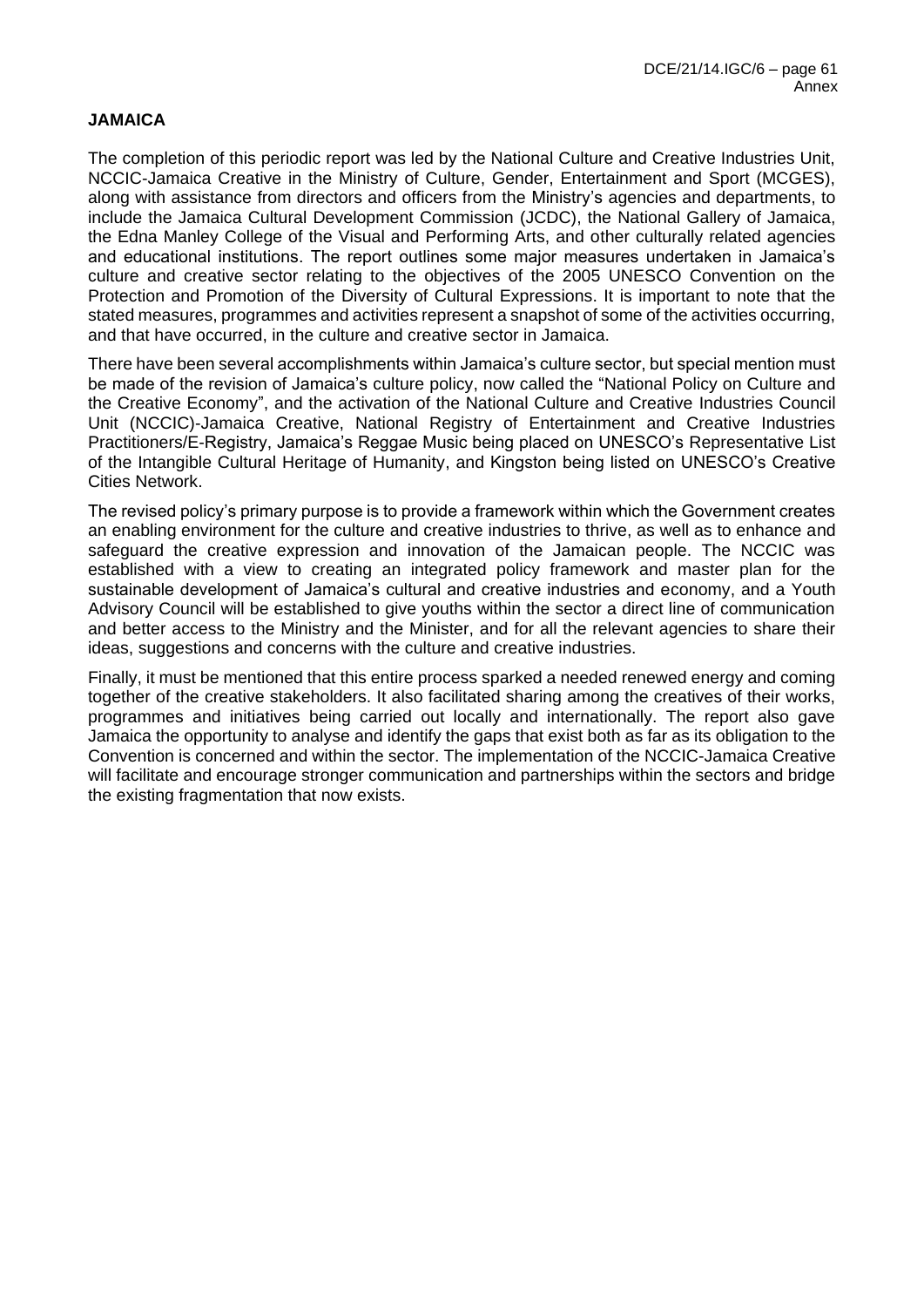## JAMAICA

The completion of this periodic report was led by the National Culture and Creative Industries Unit, NCCIC-Jamaica Creative in the Ministry of Culture, Gender, Entertainment and Sport (MCGES), along with assistance from directors and officers from the Ministry's agencies and departments, to include the Jamaica Cultural Development Commission (JCDC), the National Gallery of Jamaica, the Edna Manley College of the Visual and Performing Arts, and other culturally related agencies and educational institutions. The report outlines some major measures undertaken in Jamaica's culture and creative sector relating to the objectives of the 2005 UNESCO Convention on the Protection and Promotion of the Diversity of Cultural Expressions. It is important to note that the stated measures, programmes and activities represent a snapshot of some of the activities occurring, and that have occurred, in the culture and creative sector in Jamaica.

There have been several accomplishments within Jamaica's culture sector, but special mention must be made of the revision of Jamaica's culture policy, now called the "National Policy on Culture and the Creative Economy", and the activation of the National Culture and Creative Industries Council Unit (NCCIC)-Jamaica Creative, National Registry of Entertainment and Creative Industries Practitioners/E-Registry, Jamaica's Reggae Music being placed on UNESCO's Representative List of the Intangible Cultural Heritage of Humanity, and Kingston being listed on UNESCO's Creative Cities Network.

The revised policy's primary purpose is to provide a framework within which the Government creates an enabling environment for the culture and creative industries to thrive, as well as to enhance and safeguard the creative expression and innovation of the Jamaican people. The NCCIC was established with a view to creating an integrated policy framework and master plan for the sustainable development of Jamaica's cultural and creative industries and economy, and a Youth Advisory Council will be established to give youths within the sector a direct line of communication and better access to the Ministry and the Minister, and for all the relevant agencies to share their ideas, suggestions and concerns with the culture and creative industries.

Finally, it must be mentioned that this entire process sparked a needed renewed energy and coming together of the creative stakeholders. It also facilitated sharing among the creatives of their works, programmes and initiatives being carried out locally and internationally. The report also gave Jamaica the opportunity to analyse and identify the gaps that exist both as far as its obligation to the Convention is concerned and within the sector. The implementation of the NCCIC-Jamaica Creative will facilitate and encourage stronger communication and partnerships within the sectors and bridge the existing fragmentation that now exists.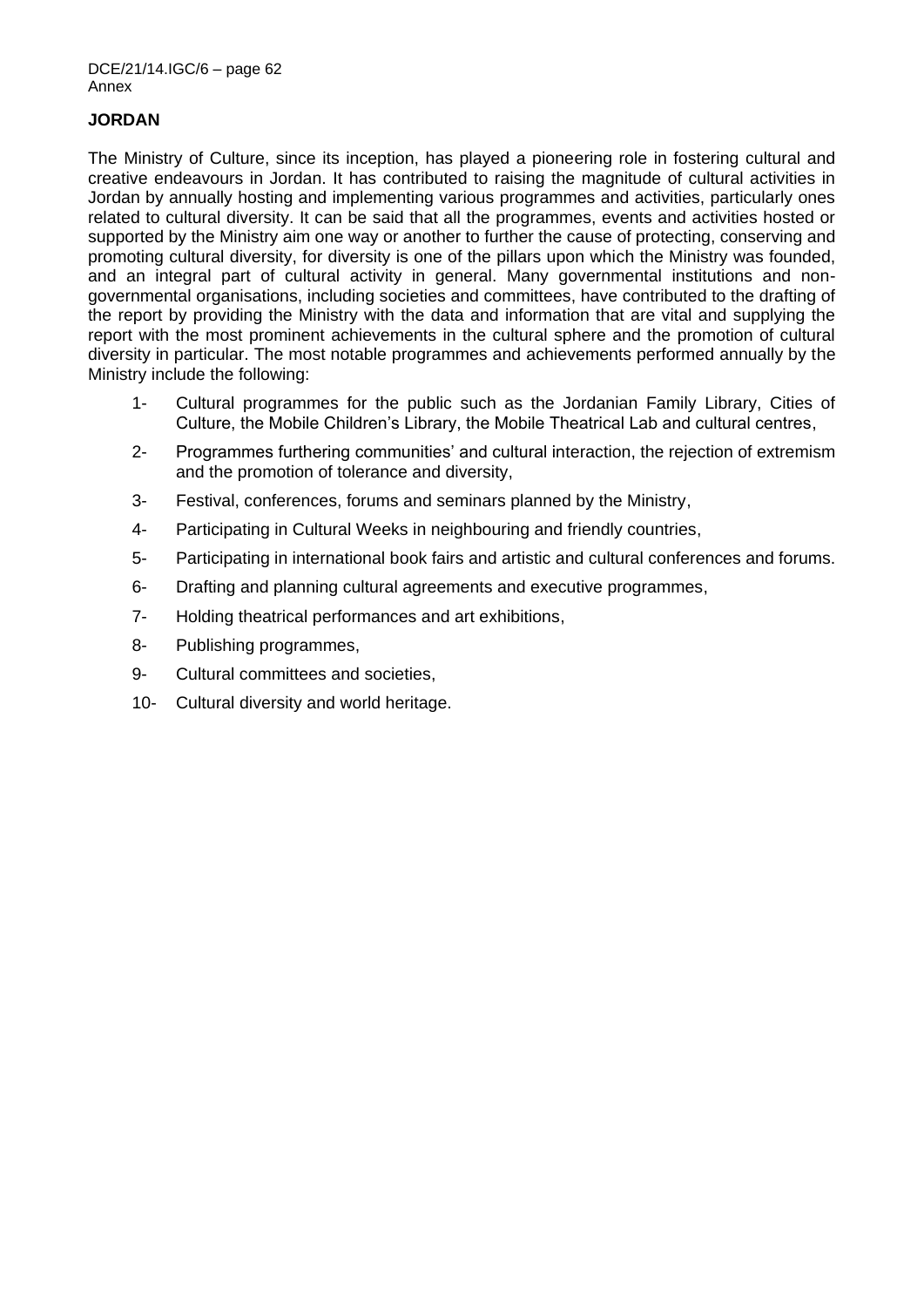**JORDAN**

The Ministry of Culture, since its inception, has played a pioneering role in fostering cultural and creative endeavours in Jordan. It has contributed to raising the magnitude of cultural activities in Jordan by annually hosting and implementing various programmes and activities, particularly ones related to cultural diversity. It can be said that all the programmes, events and activities hosted or supported by the Ministry aim one way or another to further the cause of protecting, conserving and promoting cultural diversity, for diversity is one of the pillars upon which the Ministry was founded, and an integral part of cultural activity in general. Many governmental institutions and non-governmental organisations, including societies and committees, have contributed to the drafting of the report by providing the Ministry with the data and information that are vital and supplying the report with the most prominent achievements in the cultural sphere and the promotion of cultural diversity in particular. The most notable programmes and achievements performed annually by the Ministry include the following:

1- Cultural programmes for the public such as the Jordanian Family Library, Cities of Culture, the Mobile Children's Library, the Mobile Theatrical Lab and cultural centres,

2- Programmes furthering communities' and cultural interaction, the rejection of extremism and the promotion of tolerance and diversity,

3- Festival, conferences, forums and seminars planned by the Ministry,

4- Participating in Cultural Weeks in neighbouring and friendly countries,

5- Participating in international book fairs and artistic and cultural conferences and forums.

6- Drafting and planning cultural agreements and executive programmes,

7- Holding theatrical performances and art exhibitions,

8- Publishing programmes,

9- Cultural committees and societies,

10- Cultural diversity and world heritage.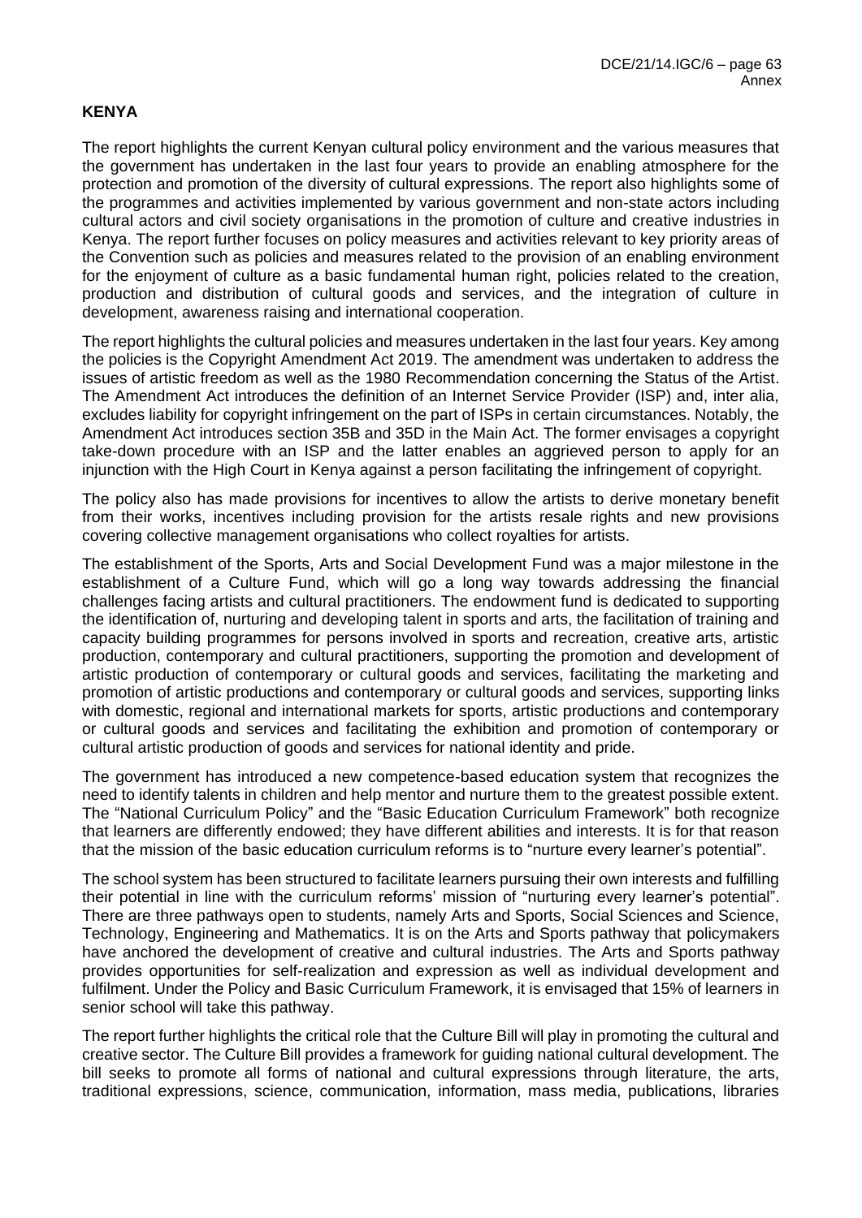**KENYA**

The report highlights the current Kenyan cultural policy environment and the various measures that the government has undertaken in the last four years to provide an enabling atmosphere for the protection and promotion of the diversity of cultural expressions. The report also highlights some of the programmes and activities implemented by various government and non-state actors including cultural actors and civil society organisations in the promotion of culture and creative industries in Kenya. The report further focuses on policy measures and activities relevant to key priority areas of the Convention such as policies and measures related to the provision of an enabling environment for the enjoyment of culture as a basic fundamental human right, policies related to the creation, production and distribution of cultural goods and services, and the integration of culture in development, awareness raising and international cooperation.

The report highlights the cultural policies and measures undertaken in the last four years. Key among the policies is the Copyright Amendment Act 2019. The amendment was undertaken to address the issues of artistic freedom as well as the 1980 Recommendation concerning the Status of the Artist. The Amendment Act introduces the definition of an Internet Service Provider (ISP) and, inter alia, excludes liability for copyright infringement on the part of ISPs in certain circumstances. Notably, the Amendment Act introduces section 35B and 35D in the Main Act. The former envisages a copyright take-down procedure with an ISP and the latter enables an aggrieved person to apply for an injunction with the High Court in Kenya against a person facilitating the infringement of copyright.

The policy also has made provisions for incentives to allow the artists to derive monetary benefit from their works, incentives including provision for the artists resale rights and new provisions covering collective management organisations who collect royalties for artists.

The establishment of the Sports, Arts and Social Development Fund was a major milestone in the establishment of a Culture Fund, which will go a long way towards addressing the financial challenges facing artists and cultural practitioners. The endowment fund is dedicated to supporting the identification of, nurturing and developing talent in sports and arts, the facilitation of training and capacity building programmes for persons involved in sports and recreation, creative arts, artistic production, contemporary and cultural practitioners, supporting the promotion and development of artistic production of contemporary or cultural goods and services, facilitating the marketing and promotion of artistic productions and contemporary or cultural goods and services, supporting links with domestic, regional and international markets for sports, artistic productions and contemporary or cultural goods and services and facilitating the exhibition and promotion of contemporary or cultural artistic production of goods and services for national identity and pride.

The government has introduced a new competence-based education system that recognizes the need to identify talents in children and help mentor and nurture them to the greatest possible extent. The "National Curriculum Policy" and the "Basic Education Curriculum Framework" both recognize that learners are differently endowed; they have different abilities and interests. It is for that reason that the mission of the basic education curriculum reforms is to "nurture every learner's potential".

The school system has been structured to facilitate learners pursuing their own interests and fulfilling their potential in line with the curriculum reforms' mission of "nurturing every learner's potential". There are three pathways open to students, namely Arts and Sports, Social Sciences and Science, Technology, Engineering and Mathematics. It is on the Arts and Sports pathway that policymakers have anchored the development of creative and cultural industries. The Arts and Sports pathway provides opportunities for self-realization and expression as well as individual development and fulfilment. Under the Policy and Basic Curriculum Framework, it is envisaged that 15% of learners in senior school will take this pathway.

The report further highlights the critical role that the Culture Bill will play in promoting the cultural and creative sector. The Culture Bill provides a framework for guiding national cultural development. The bill seeks to promote all forms of national and cultural expressions through literature, the arts, traditional expressions, science, communication, information, mass media, publications, libraries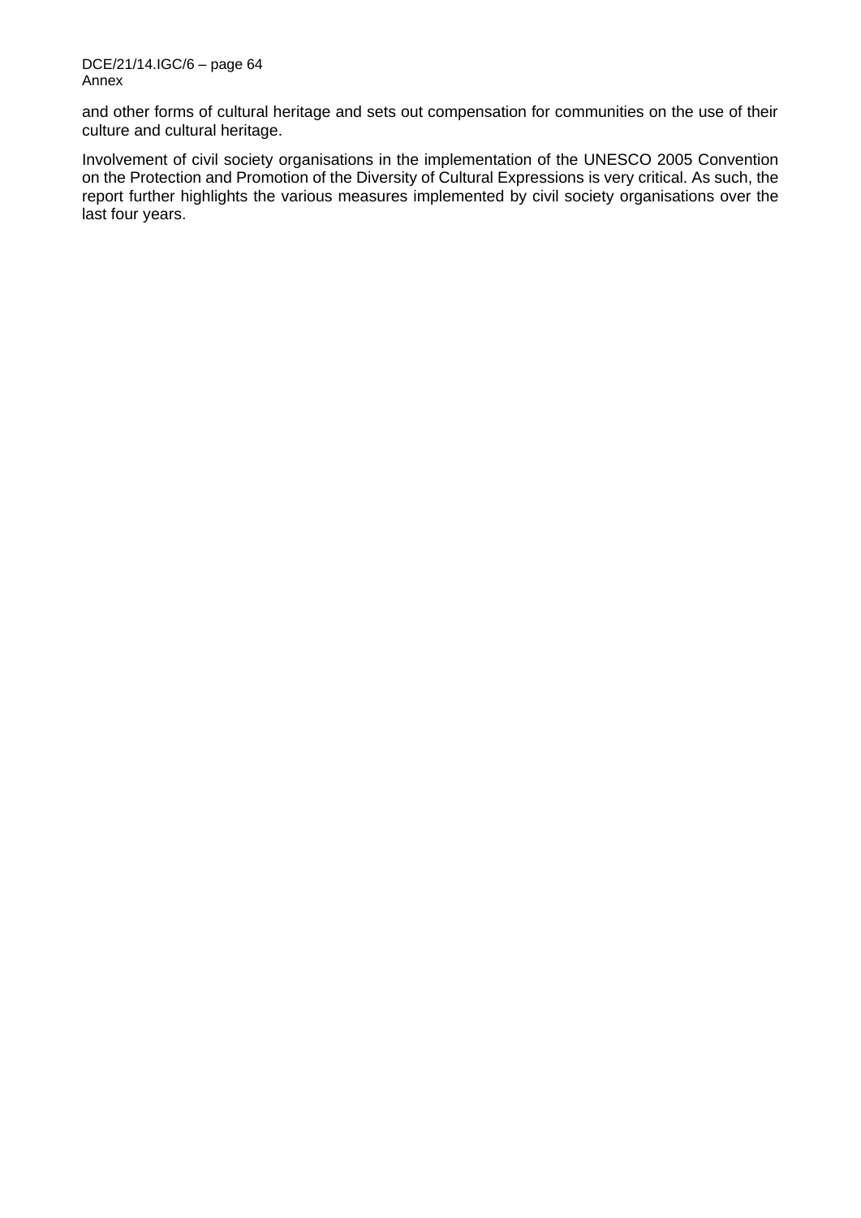and other forms of cultural heritage and sets out compensation for communities on the use of their culture and cultural heritage.

Involvement of civil society organisations in the implementation of the UNESCO 2005 Convention on the Protection and Promotion of the Diversity of Cultural Expressions is very critical. As such, the report further highlights the various measures implemented by civil society organisations over the last four years.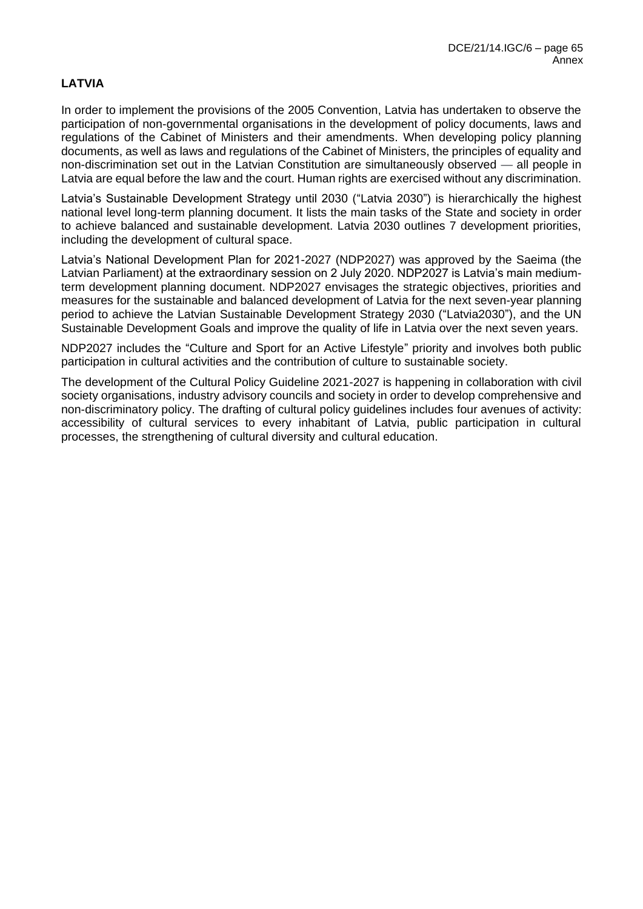## LATVIA

In order to implement the provisions of the 2005 Convention, Latvia has undertaken to observe the participation of non-governmental organisations in the development of policy documents, laws and regulations of the Cabinet of Ministers and their amendments. When developing policy planning documents, as well as laws and regulations of the Cabinet of Ministers, the principles of equality and non-discrimination set out in the Latvian Constitution are simultaneously observed — all people in Latvia are equal before the law and the court. Human rights are exercised without any discrimination.

Latvia's Sustainable Development Strategy until 2030 ("Latvia 2030") is hierarchically the highest national level long-term planning document. It lists the main tasks of the State and society in order to achieve balanced and sustainable development. Latvia 2030 outlines 7 development priorities, including the development of cultural space.

Latvia's National Development Plan for 2021-2027 (NDP2027) was approved by the Saeima (the Latvian Parliament) at the extraordinary session on 2 July 2020. NDP2027 is Latvia's main medium-term development planning document. NDP2027 envisages the strategic objectives, priorities and measures for the sustainable and balanced development of Latvia for the next seven-year planning period to achieve the Latvian Sustainable Development Strategy 2030 ("Latvia2030"), and the UN Sustainable Development Goals and improve the quality of life in Latvia over the next seven years.

NDP2027 includes the "Culture and Sport for an Active Lifestyle" priority and involves both public participation in cultural activities and the contribution of culture to sustainable society.

The development of the Cultural Policy Guideline 2021-2027 is happening in collaboration with civil society organisations, industry advisory councils and society in order to develop comprehensive and non-discriminatory policy. The drafting of cultural policy guidelines includes four avenues of activity: accessibility of cultural services to every inhabitant of Latvia, public participation in cultural processes, the strengthening of cultural diversity and cultural education.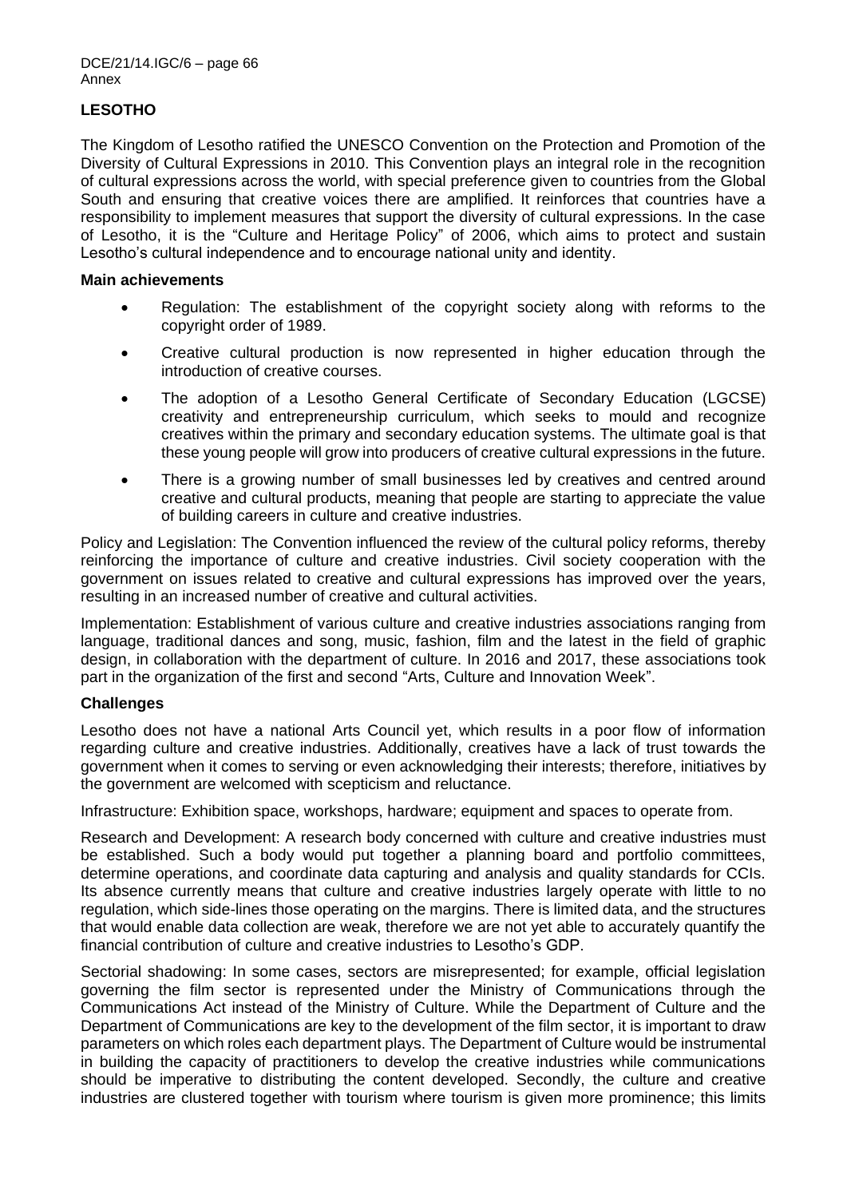## LESOTHO

The Kingdom of Lesotho ratified the UNESCO Convention on the Protection and Promotion of the Diversity of Cultural Expressions in 2010. This Convention plays an integral role in the recognition of cultural expressions across the world, with special preference given to countries from the Global South and ensuring that creative voices there are amplified. It reinforces that countries have a responsibility to implement measures that support the diversity of cultural expressions. In the case of Lesotho, it is the "Culture and Heritage Policy" of 2006, which aims to protect and sustain Lesotho's cultural independence and to encourage national unity and identity.

### Main achievements

- Regulation: The establishment of the copyright society along with reforms to the copyright order of 1989.
- Creative cultural production is now represented in higher education through the introduction of creative courses.
- The adoption of a Lesotho General Certificate of Secondary Education (LGCSE) creativity and entrepreneurship curriculum, which seeks to mould and recognize creatives within the primary and secondary education systems. The ultimate goal is that these young people will grow into producers of creative cultural expressions in the future.
- There is a growing number of small businesses led by creatives and centred around creative and cultural products, meaning that people are starting to appreciate the value of building careers in culture and creative industries.

Policy and Legislation: The Convention influenced the review of the cultural policy reforms, thereby reinforcing the importance of culture and creative industries. Civil society cooperation with the government on issues related to creative and cultural expressions has improved over the years, resulting in an increased number of creative and cultural activities.

Implementation: Establishment of various culture and creative industries associations ranging from language, traditional dances and song, music, fashion, film and the latest in the field of graphic design, in collaboration with the department of culture. In 2016 and 2017, these associations took part in the organization of the first and second "Arts, Culture and Innovation Week".

### Challenges

Lesotho does not have a national Arts Council yet, which results in a poor flow of information regarding culture and creative industries. Additionally, creatives have a lack of trust towards the government when it comes to serving or even acknowledging their interests; therefore, initiatives by the government are welcomed with scepticism and reluctance.

Infrastructure: Exhibition space, workshops, hardware; equipment and spaces to operate from.

Research and Development: A research body concerned with culture and creative industries must be established. Such a body would put together a planning board and portfolio committees, determine operations, and coordinate data capturing and analysis and quality standards for CCIs. Its absence currently means that culture and creative industries largely operate with little to no regulation, which side-lines those operating on the margins. There is limited data, and the structures that would enable data collection are weak, therefore we are not yet able to accurately quantify the financial contribution of culture and creative industries to Lesotho's GDP.

Sectorial shadowing: In some cases, sectors are misrepresented; for example, official legislation governing the film sector is represented under the Ministry of Communications through the Communications Act instead of the Ministry of Culture. While the Department of Culture and the Department of Communications are key to the development of the film sector, it is important to draw parameters on which roles each department plays. The Department of Culture would be instrumental in building the capacity of practitioners to develop the creative industries while communications should be imperative to distributing the content developed. Secondly, the culture and creative industries are clustered together with tourism where tourism is given more prominence; this limits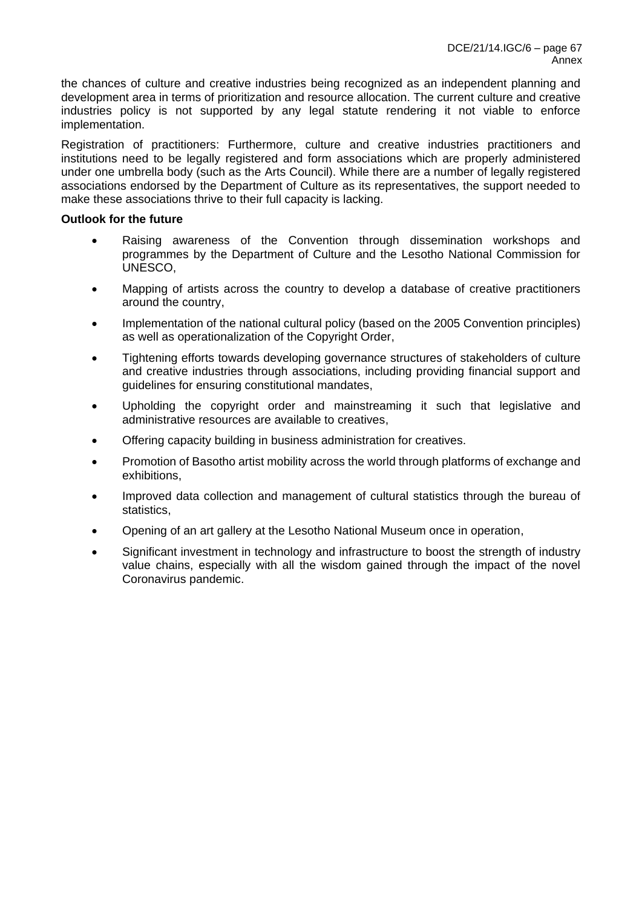the chances of culture and creative industries being recognized as an independent planning and development area in terms of prioritization and resource allocation. The current culture and creative industries policy is not supported by any legal statute rendering it not viable to enforce implementation.

Registration of practitioners: Furthermore, culture and creative industries practitioners and institutions need to be legally registered and form associations which are properly administered under one umbrella body (such as the Arts Council). While there are a number of legally registered associations endorsed by the Department of Culture as its representatives, the support needed to make these associations thrive to their full capacity is lacking.

**Outlook for the future**

- Raising awareness of the Convention through dissemination workshops and programmes by the Department of Culture and the Lesotho National Commission for UNESCO,
- Mapping of artists across the country to develop a database of creative practitioners around the country,
- Implementation of the national cultural policy (based on the 2005 Convention principles) as well as operationalization of the Copyright Order,
- Tightening efforts towards developing governance structures of stakeholders of culture and creative industries through associations, including providing financial support and guidelines for ensuring constitutional mandates,
- Upholding the copyright order and mainstreaming it such that legislative and administrative resources are available to creatives,
- Offering capacity building in business administration for creatives.
- Promotion of Basotho artist mobility across the world through platforms of exchange and exhibitions,
- Improved data collection and management of cultural statistics through the bureau of statistics,
- Opening of an art gallery at the Lesotho National Museum once in operation,
- Significant investment in technology and infrastructure to boost the strength of industry value chains, especially with all the wisdom gained through the impact of the novel Coronavirus pandemic.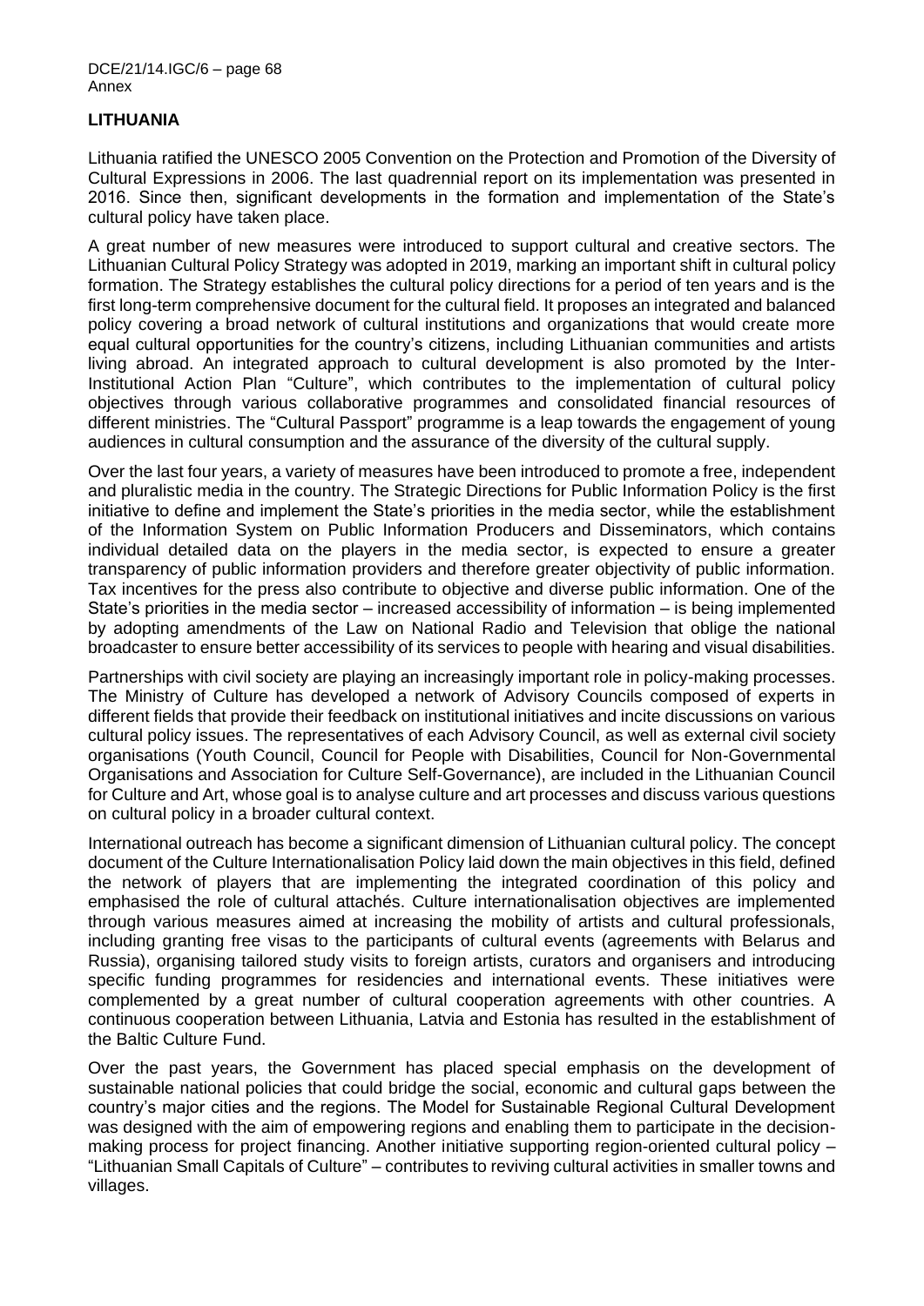## LITHUANIA

Lithuania ratified the UNESCO 2005 Convention on the Protection and Promotion of the Diversity of Cultural Expressions in 2006. The last quadrennial report on its implementation was presented in 2016. Since then, significant developments in the formation and implementation of the State's cultural policy have taken place.

A great number of new measures were introduced to support cultural and creative sectors. The Lithuanian Cultural Policy Strategy was adopted in 2019, marking an important shift in cultural policy formation. The Strategy establishes the cultural policy directions for a period of ten years and is the first long-term comprehensive document for the cultural field. It proposes an integrated and balanced policy covering a broad network of cultural institutions and organizations that would create more equal cultural opportunities for the country's citizens, including Lithuanian communities and artists living abroad. An integrated approach to cultural development is also promoted by the Inter-Institutional Action Plan "Culture", which contributes to the implementation of cultural policy objectives through various collaborative programmes and consolidated financial resources of different ministries. The "Cultural Passport" programme is a leap towards the engagement of young audiences in cultural consumption and the assurance of the diversity of the cultural supply.

Over the last four years, a variety of measures have been introduced to promote a free, independent and pluralistic media in the country. The Strategic Directions for Public Information Policy is the first initiative to define and implement the State's priorities in the media sector, while the establishment of the Information System on Public Information Producers and Disseminators, which contains individual detailed data on the players in the media sector, is expected to ensure a greater transparency of public information providers and therefore greater objectivity of public information. Tax incentives for the press also contribute to objective and diverse public information. One of the State's priorities in the media sector – increased accessibility of information – is being implemented by adopting amendments of the Law on National Radio and Television that oblige the national broadcaster to ensure better accessibility of its services to people with hearing and visual disabilities.

Partnerships with civil society are playing an increasingly important role in policy-making processes. The Ministry of Culture has developed a network of Advisory Councils composed of experts in different fields that provide their feedback on institutional initiatives and incite discussions on various cultural policy issues. The representatives of each Advisory Council, as well as external civil society organisations (Youth Council, Council for People with Disabilities, Council for Non-Governmental Organisations and Association for Culture Self-Governance), are included in the Lithuanian Council for Culture and Art, whose goal is to analyse culture and art processes and discuss various questions on cultural policy in a broader cultural context.

International outreach has become a significant dimension of Lithuanian cultural policy. The concept document of the Culture Internationalisation Policy laid down the main objectives in this field, defined the network of players that are implementing the integrated coordination of this policy and emphasised the role of cultural attachés. Culture internationalisation objectives are implemented through various measures aimed at increasing the mobility of artists and cultural professionals, including granting free visas to the participants of cultural events (agreements with Belarus and Russia), organising tailored study visits to foreign artists, curators and organisers and introducing specific funding programmes for residencies and international events. These initiatives were complemented by a great number of cultural cooperation agreements with other countries. A continuous cooperation between Lithuania, Latvia and Estonia has resulted in the establishment of the Baltic Culture Fund.

Over the past years, the Government has placed special emphasis on the development of sustainable national policies that could bridge the social, economic and cultural gaps between the country's major cities and the regions. The Model for Sustainable Regional Cultural Development was designed with the aim of empowering regions and enabling them to participate in the decision-making process for project financing. Another initiative supporting region-oriented cultural policy – "Lithuanian Small Capitals of Culture" – contributes to reviving cultural activities in smaller towns and villages.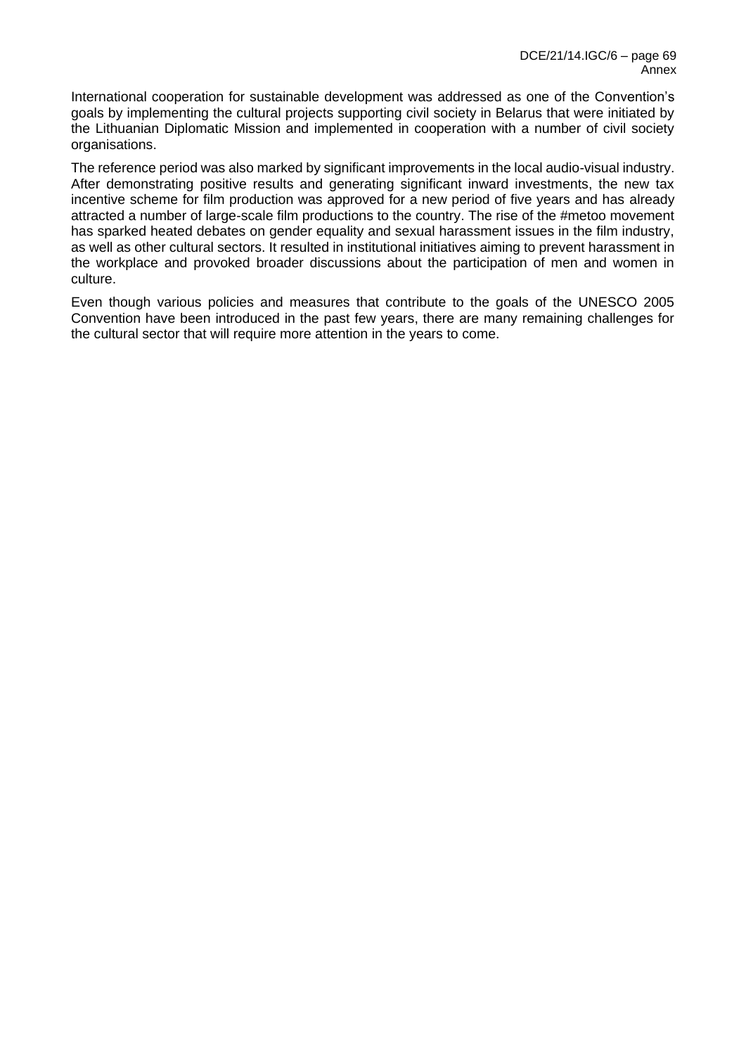International cooperation for sustainable development was addressed as one of the Convention's goals by implementing the cultural projects supporting civil society in Belarus that were initiated by the Lithuanian Diplomatic Mission and implemented in cooperation with a number of civil society organisations.

The reference period was also marked by significant improvements in the local audio-visual industry. After demonstrating positive results and generating significant inward investments, the new tax incentive scheme for film production was approved for a new period of five years and has already attracted a number of large-scale film productions to the country. The rise of the #metoo movement has sparked heated debates on gender equality and sexual harassment issues in the film industry, as well as other cultural sectors. It resulted in institutional initiatives aiming to prevent harassment in the workplace and provoked broader discussions about the participation of men and women in culture.

Even though various policies and measures that contribute to the goals of the UNESCO 2005 Convention have been introduced in the past few years, there are many remaining challenges for the cultural sector that will require more attention in the years to come.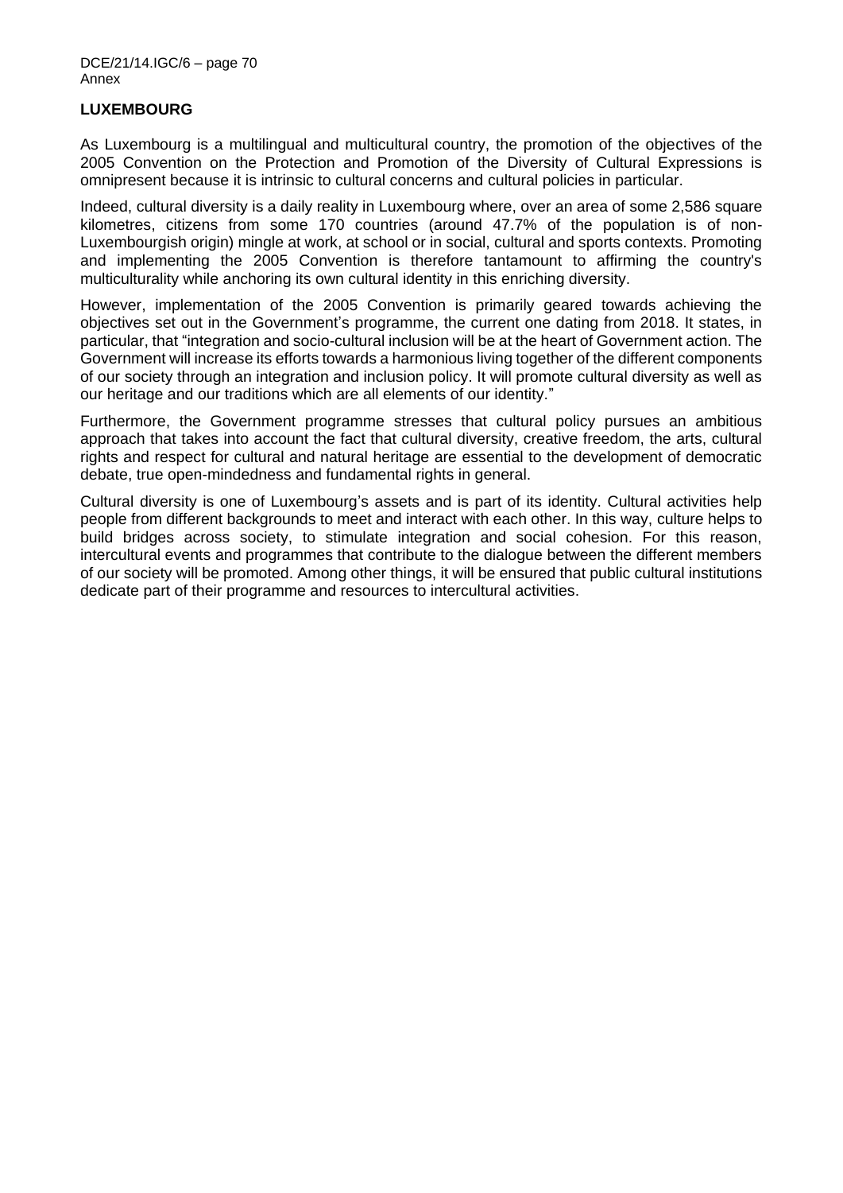## LUXEMBOURG

As Luxembourg is a multilingual and multicultural country, the promotion of the objectives of the 2005 Convention on the Protection and Promotion of the Diversity of Cultural Expressions is omnipresent because it is intrinsic to cultural concerns and cultural policies in particular.

Indeed, cultural diversity is a daily reality in Luxembourg where, over an area of some 2,586 square kilometres, citizens from some 170 countries (around 47.7% of the population is of non-Luxembourgish origin) mingle at work, at school or in social, cultural and sports contexts. Promoting and implementing the 2005 Convention is therefore tantamount to affirming the country's multiculturality while anchoring its own cultural identity in this enriching diversity.

However, implementation of the 2005 Convention is primarily geared towards achieving the objectives set out in the Government's programme, the current one dating from 2018. It states, in particular, that "integration and socio-cultural inclusion will be at the heart of Government action. The Government will increase its efforts towards a harmonious living together of the different components of our society through an integration and inclusion policy. It will promote cultural diversity as well as our heritage and our traditions which are all elements of our identity."

Furthermore, the Government programme stresses that cultural policy pursues an ambitious approach that takes into account the fact that cultural diversity, creative freedom, the arts, cultural rights and respect for cultural and natural heritage are essential to the development of democratic debate, true open-mindedness and fundamental rights in general.

Cultural diversity is one of Luxembourg's assets and is part of its identity. Cultural activities help people from different backgrounds to meet and interact with each other. In this way, culture helps to build bridges across society, to stimulate integration and social cohesion. For this reason, intercultural events and programmes that contribute to the dialogue between the different members of our society will be promoted. Among other things, it will be ensured that public cultural institutions dedicate part of their programme and resources to intercultural activities.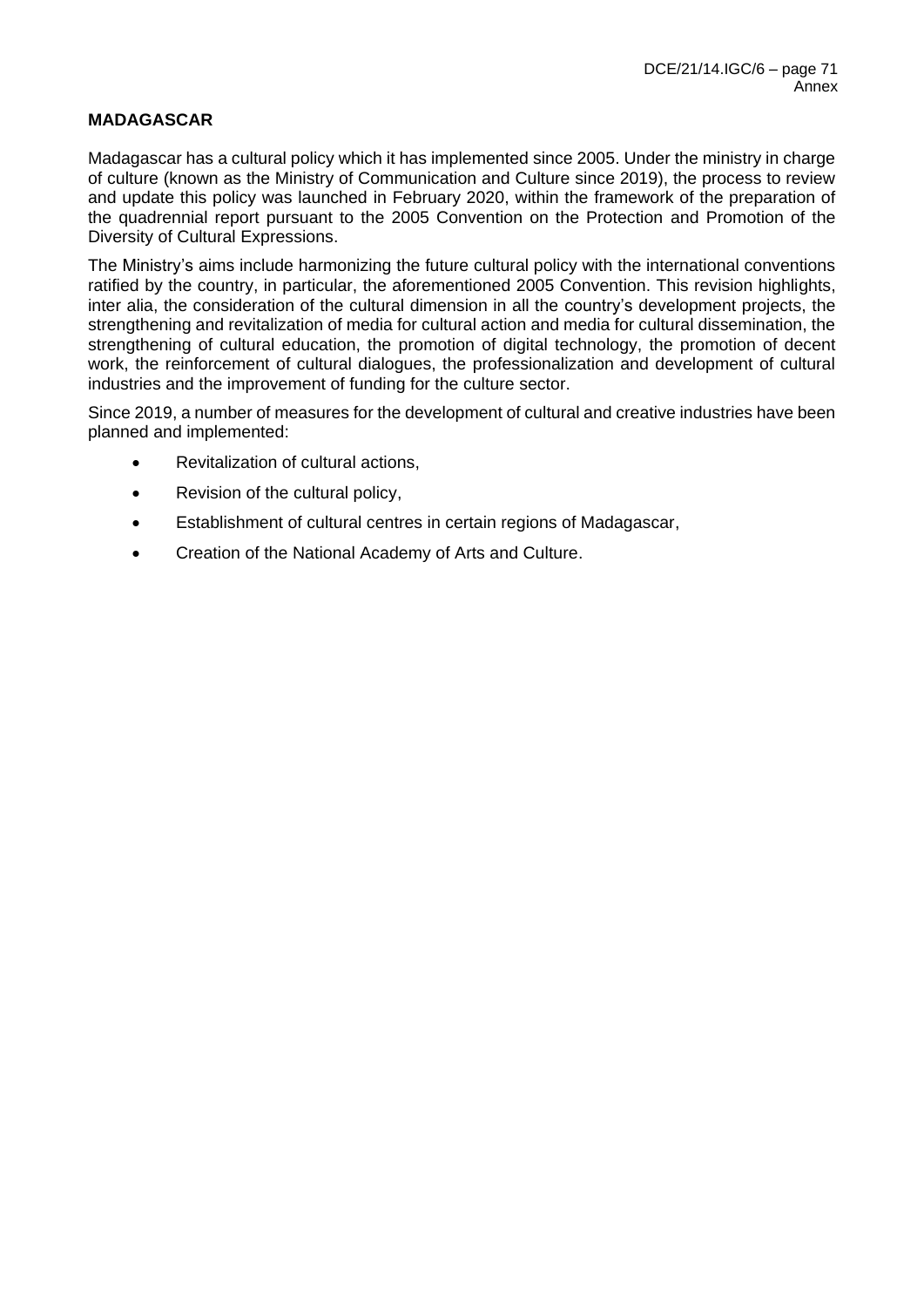**MADAGASCAR**

Madagascar has a cultural policy which it has implemented since 2005. Under the ministry in charge of culture (known as the Ministry of Communication and Culture since 2019), the process to review and update this policy was launched in February 2020, within the framework of the preparation of the quadrennial report pursuant to the 2005 Convention on the Protection and Promotion of the Diversity of Cultural Expressions.

The Ministry's aims include harmonizing the future cultural policy with the international conventions ratified by the country, in particular, the aforementioned 2005 Convention. This revision highlights, inter alia, the consideration of the cultural dimension in all the country's development projects, the strengthening and revitalization of media for cultural action and media for cultural dissemination, the strengthening of cultural education, the promotion of digital technology, the promotion of decent work, the reinforcement of cultural dialogues, the professionalization and development of cultural industries and the improvement of funding for the culture sector.

Since 2019, a number of measures for the development of cultural and creative industries have been planned and implemented:

- Revitalization of cultural actions,
- Revision of the cultural policy,
- Establishment of cultural centres in certain regions of Madagascar,
- Creation of the National Academy of Arts and Culture.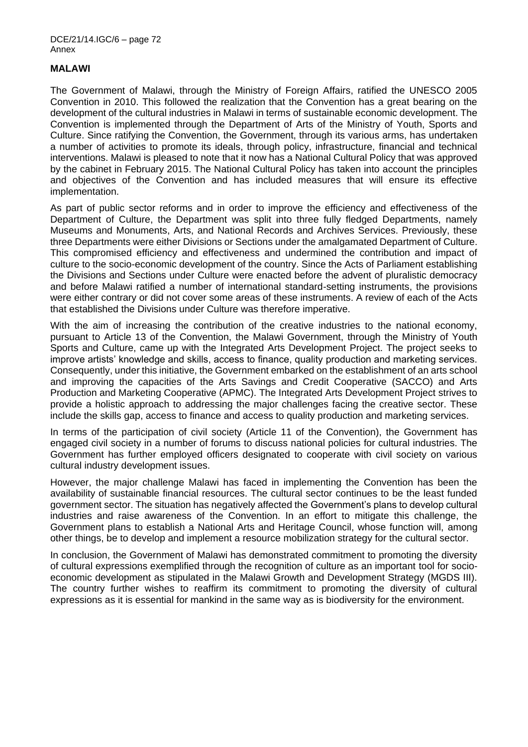**MALAWI**

The Government of Malawi, through the Ministry of Foreign Affairs, ratified the UNESCO 2005 Convention in 2010. This followed the realization that the Convention has a great bearing on the development of the cultural industries in Malawi in terms of sustainable economic development. The Convention is implemented through the Department of Arts of the Ministry of Youth, Sports and Culture. Since ratifying the Convention, the Government, through its various arms, has undertaken a number of activities to promote its ideals, through policy, infrastructure, financial and technical interventions. Malawi is pleased to note that it now has a National Cultural Policy that was approved by the cabinet in February 2015. The National Cultural Policy has taken into account the principles and objectives of the Convention and has included measures that will ensure its effective implementation.

As part of public sector reforms and in order to improve the efficiency and effectiveness of the Department of Culture, the Department was split into three fully fledged Departments, namely Museums and Monuments, Arts, and National Records and Archives Services. Previously, these three Departments were either Divisions or Sections under the amalgamated Department of Culture. This compromised efficiency and effectiveness and undermined the contribution and impact of culture to the socio-economic development of the country. Since the Acts of Parliament establishing the Divisions and Sections under Culture were enacted before the advent of pluralistic democracy and before Malawi ratified a number of international standard-setting instruments, the provisions were either contrary or did not cover some areas of these instruments. A review of each of the Acts that established the Divisions under Culture was therefore imperative.

With the aim of increasing the contribution of the creative industries to the national economy, pursuant to Article 13 of the Convention, the Malawi Government, through the Ministry of Youth Sports and Culture, came up with the Integrated Arts Development Project. The project seeks to improve artists' knowledge and skills, access to finance, quality production and marketing services. Consequently, under this initiative, the Government embarked on the establishment of an arts school and improving the capacities of the Arts Savings and Credit Cooperative (SACCO) and Arts Production and Marketing Cooperative (APMC). The Integrated Arts Development Project strives to provide a holistic approach to addressing the major challenges facing the creative sector. These include the skills gap, access to finance and access to quality production and marketing services.

In terms of the participation of civil society (Article 11 of the Convention), the Government has engaged civil society in a number of forums to discuss national policies for cultural industries. The Government has further employed officers designated to cooperate with civil society on various cultural industry development issues.

However, the major challenge Malawi has faced in implementing the Convention has been the availability of sustainable financial resources. The cultural sector continues to be the least funded government sector. The situation has negatively affected the Government's plans to develop cultural industries and raise awareness of the Convention. In an effort to mitigate this challenge, the Government plans to establish a National Arts and Heritage Council, whose function will, among other things, be to develop and implement a resource mobilization strategy for the cultural sector.

In conclusion, the Government of Malawi has demonstrated commitment to promoting the diversity of cultural expressions exemplified through the recognition of culture as an important tool for socio-economic development as stipulated in the Malawi Growth and Development Strategy (MGDS III). The country further wishes to reaffirm its commitment to promoting the diversity of cultural expressions as it is essential for mankind in the same way as is biodiversity for the environment.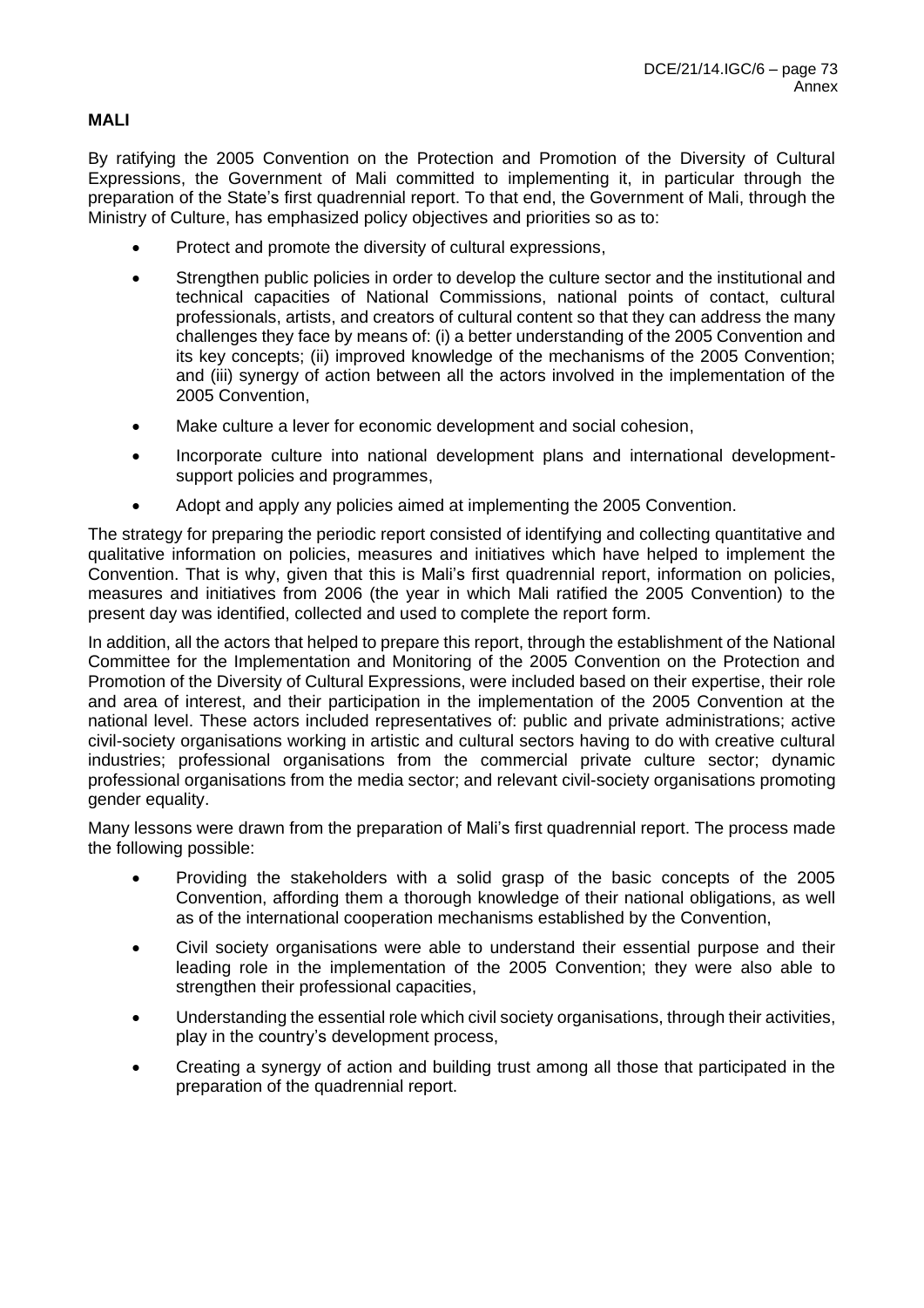**MALI**

By ratifying the 2005 Convention on the Protection and Promotion of the Diversity of Cultural Expressions, the Government of Mali committed to implementing it, in particular through the preparation of the State's first quadrennial report. To that end, the Government of Mali, through the Ministry of Culture, has emphasized policy objectives and priorities so as to:

- Protect and promote the diversity of cultural expressions,
- Strengthen public policies in order to develop the culture sector and the institutional and technical capacities of National Commissions, national points of contact, cultural professionals, artists, and creators of cultural content so that they can address the many challenges they face by means of: (i) a better understanding of the 2005 Convention and its key concepts; (ii) improved knowledge of the mechanisms of the 2005 Convention; and (iii) synergy of action between all the actors involved in the implementation of the 2005 Convention,
- Make culture a lever for economic development and social cohesion,
- Incorporate culture into national development plans and international development-support policies and programmes,
- Adopt and apply any policies aimed at implementing the 2005 Convention.

The strategy for preparing the periodic report consisted of identifying and collecting quantitative and qualitative information on policies, measures and initiatives which have helped to implement the Convention. That is why, given that this is Mali's first quadrennial report, information on policies, measures and initiatives from 2006 (the year in which Mali ratified the 2005 Convention) to the present day was identified, collected and used to complete the report form.

In addition, all the actors that helped to prepare this report, through the establishment of the National Committee for the Implementation and Monitoring of the 2005 Convention on the Protection and Promotion of the Diversity of Cultural Expressions, were included based on their expertise, their role and area of interest, and their participation in the implementation of the 2005 Convention at the national level. These actors included representatives of: public and private administrations; active civil-society organisations working in artistic and cultural sectors having to do with creative cultural industries; professional organisations from the commercial private culture sector; dynamic professional organisations from the media sector; and relevant civil-society organisations promoting gender equality.

Many lessons were drawn from the preparation of Mali's first quadrennial report. The process made the following possible:

- Providing the stakeholders with a solid grasp of the basic concepts of the 2005 Convention, affording them a thorough knowledge of their national obligations, as well as of the international cooperation mechanisms established by the Convention,
- Civil society organisations were able to understand their essential purpose and their leading role in the implementation of the 2005 Convention; they were also able to strengthen their professional capacities,
- Understanding the essential role which civil society organisations, through their activities, play in the country's development process,
- Creating a synergy of action and building trust among all those that participated in the preparation of the quadrennial report.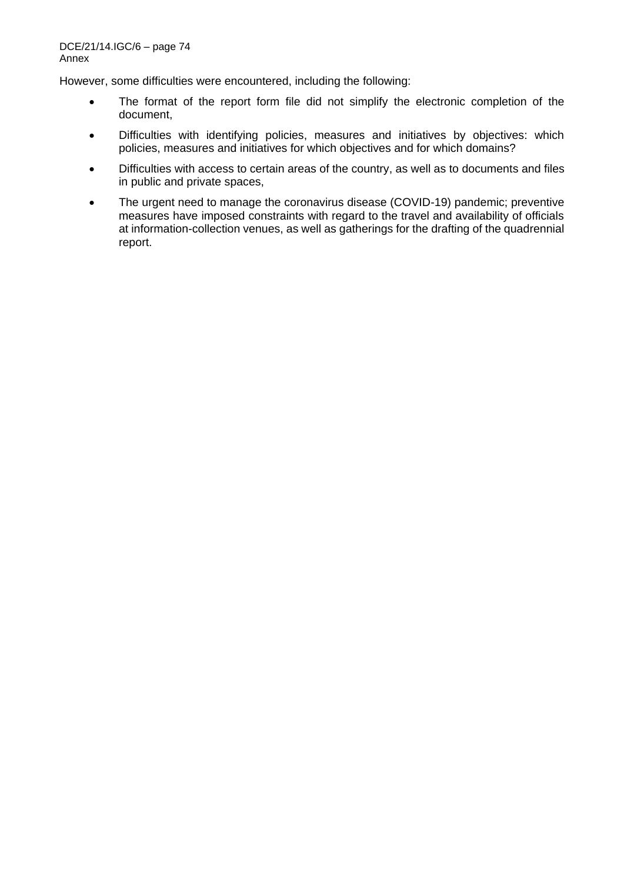However, some difficulties were encountered, including the following:

- The format of the report form file did not simplify the electronic completion of the document,
- Difficulties with identifying policies, measures and initiatives by objectives: which policies, measures and initiatives for which objectives and for which domains?
- Difficulties with access to certain areas of the country, as well as to documents and files in public and private spaces,
- The urgent need to manage the coronavirus disease (COVID-19) pandemic; preventive measures have imposed constraints with regard to the travel and availability of officials at information-collection venues, as well as gatherings for the drafting of the quadrennial report.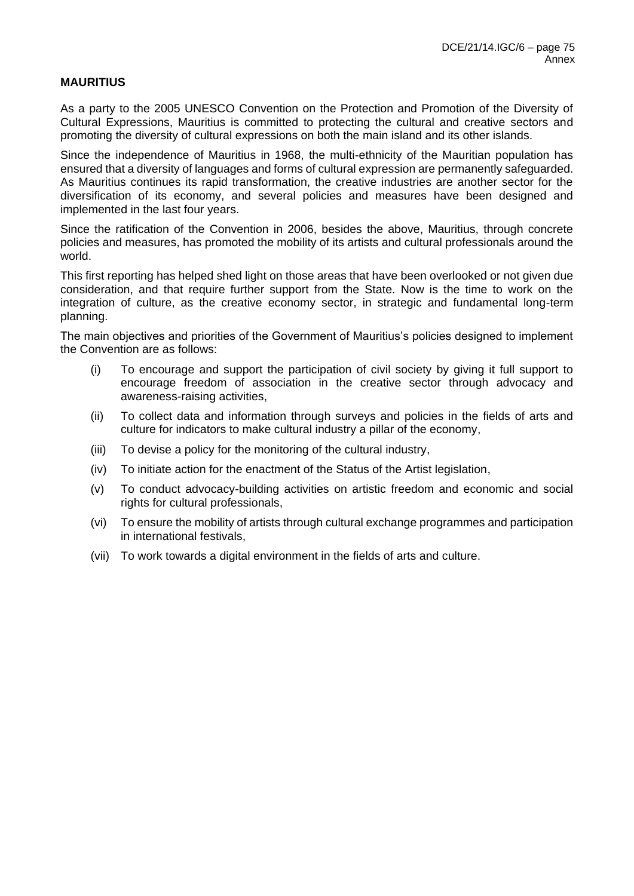**MAURITIUS**

As a party to the 2005 UNESCO Convention on the Protection and Promotion of the Diversity of Cultural Expressions, Mauritius is committed to protecting the cultural and creative sectors and promoting the diversity of cultural expressions on both the main island and its other islands.

Since the independence of Mauritius in 1968, the multi-ethnicity of the Mauritian population has ensured that a diversity of languages and forms of cultural expression are permanently safeguarded. As Mauritius continues its rapid transformation, the creative industries are another sector for the diversification of its economy, and several policies and measures have been designed and implemented in the last four years.

Since the ratification of the Convention in 2006, besides the above, Mauritius, through concrete policies and measures, has promoted the mobility of its artists and cultural professionals around the world.

This first reporting has helped shed light on those areas that have been overlooked or not given due consideration, and that require further support from the State. Now is the time to work on the integration of culture, as the creative economy sector, in strategic and fundamental long-term planning.

The main objectives and priorities of the Government of Mauritius's policies designed to implement the Convention are as follows:

- (i) To encourage and support the participation of civil society by giving it full support to encourage freedom of association in the creative sector through advocacy and awareness-raising activities,
- (ii) To collect data and information through surveys and policies in the fields of arts and culture for indicators to make cultural industry a pillar of the economy,
- (iii) To devise a policy for the monitoring of the cultural industry,
- (iv) To initiate action for the enactment of the Status of the Artist legislation,
- (v) To conduct advocacy-building activities on artistic freedom and economic and social rights for cultural professionals,
- (vi) To ensure the mobility of artists through cultural exchange programmes and participation in international festivals,
- (vii) To work towards a digital environment in the fields of arts and culture.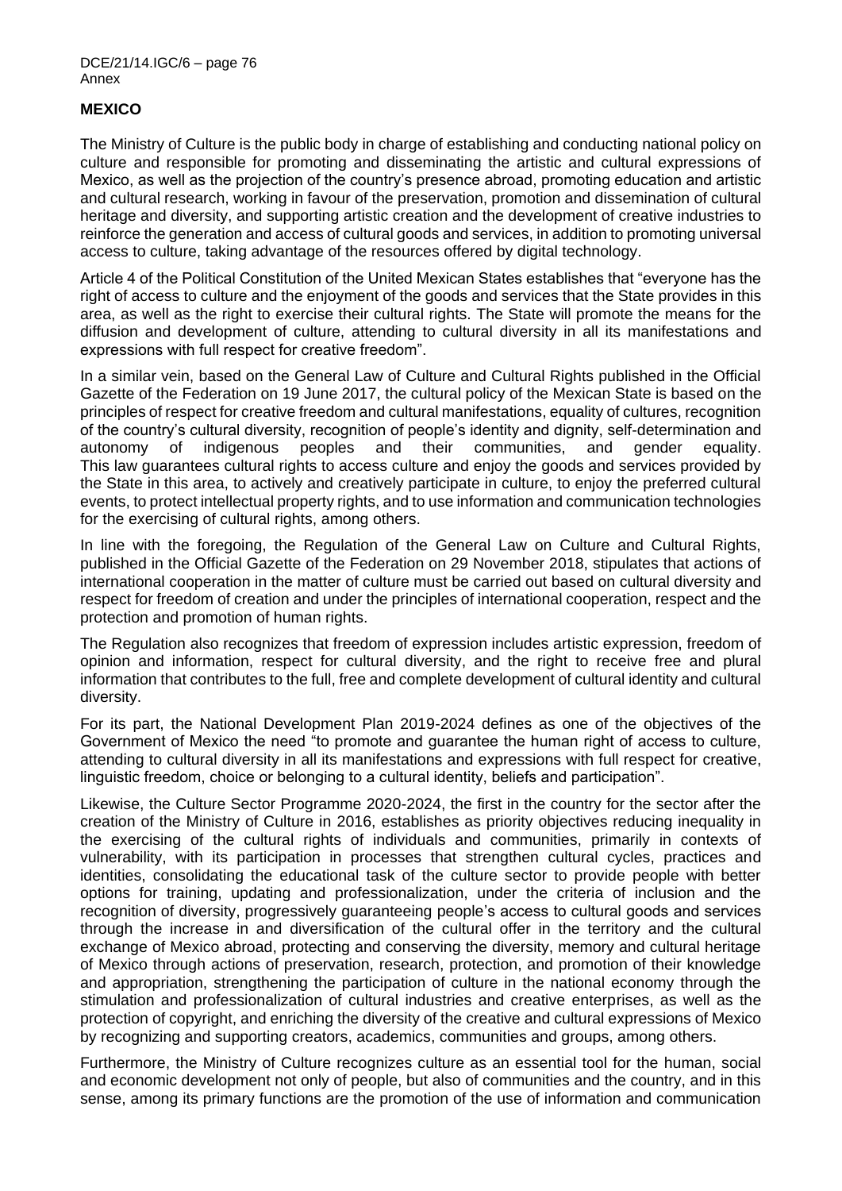**MEXICO**

The Ministry of Culture is the public body in charge of establishing and conducting national policy on culture and responsible for promoting and disseminating the artistic and cultural expressions of Mexico, as well as the projection of the country's presence abroad, promoting education and artistic and cultural research, working in favour of the preservation, promotion and dissemination of cultural heritage and diversity, and supporting artistic creation and the development of creative industries to reinforce the generation and access of cultural goods and services, in addition to promoting universal access to culture, taking advantage of the resources offered by digital technology.

Article 4 of the Political Constitution of the United Mexican States establishes that "everyone has the right of access to culture and the enjoyment of the goods and services that the State provides in this area, as well as the right to exercise their cultural rights. The State will promote the means for the diffusion and development of culture, attending to cultural diversity in all its manifestations and expressions with full respect for creative freedom".

In a similar vein, based on the General Law of Culture and Cultural Rights published in the Official Gazette of the Federation on 19 June 2017, the cultural policy of the Mexican State is based on the principles of respect for creative freedom and cultural manifestations, equality of cultures, recognition of the country's cultural diversity, recognition of people's identity and dignity, self-determination and autonomy of indigenous peoples and their communities, and gender equality. This law guarantees cultural rights to access culture and enjoy the goods and services provided by the State in this area, to actively and creatively participate in culture, to enjoy the preferred cultural events, to protect intellectual property rights, and to use information and communication technologies for the exercising of cultural rights, among others.

In line with the foregoing, the Regulation of the General Law on Culture and Cultural Rights, published in the Official Gazette of the Federation on 29 November 2018, stipulates that actions of international cooperation in the matter of culture must be carried out based on cultural diversity and respect for freedom of creation and under the principles of international cooperation, respect and the protection and promotion of human rights.

The Regulation also recognizes that freedom of expression includes artistic expression, freedom of opinion and information, respect for cultural diversity, and the right to receive free and plural information that contributes to the full, free and complete development of cultural identity and cultural diversity.

For its part, the National Development Plan 2019-2024 defines as one of the objectives of the Government of Mexico the need "to promote and guarantee the human right of access to culture, attending to cultural diversity in all its manifestations and expressions with full respect for creative, linguistic freedom, choice or belonging to a cultural identity, beliefs and participation".

Likewise, the Culture Sector Programme 2020-2024, the first in the country for the sector after the creation of the Ministry of Culture in 2016, establishes as priority objectives reducing inequality in the exercising of the cultural rights of individuals and communities, primarily in contexts of vulnerability, with its participation in processes that strengthen cultural cycles, practices and identities, consolidating the educational task of the culture sector to provide people with better options for training, updating and professionalization, under the criteria of inclusion and the recognition of diversity, progressively guaranteeing people's access to cultural goods and services through the increase in and diversification of the cultural offer in the territory and the cultural exchange of Mexico abroad, protecting and conserving the diversity, memory and cultural heritage of Mexico through actions of preservation, research, protection, and promotion of their knowledge and appropriation, strengthening the participation of culture in the national economy through the stimulation and professionalization of cultural industries and creative enterprises, as well as the protection of copyright, and enriching the diversity of the creative and cultural expressions of Mexico by recognizing and supporting creators, academics, communities and groups, among others.

Furthermore, the Ministry of Culture recognizes culture as an essential tool for the human, social and economic development not only of people, but also of communities and the country, and in this sense, among its primary functions are the promotion of the use of information and communication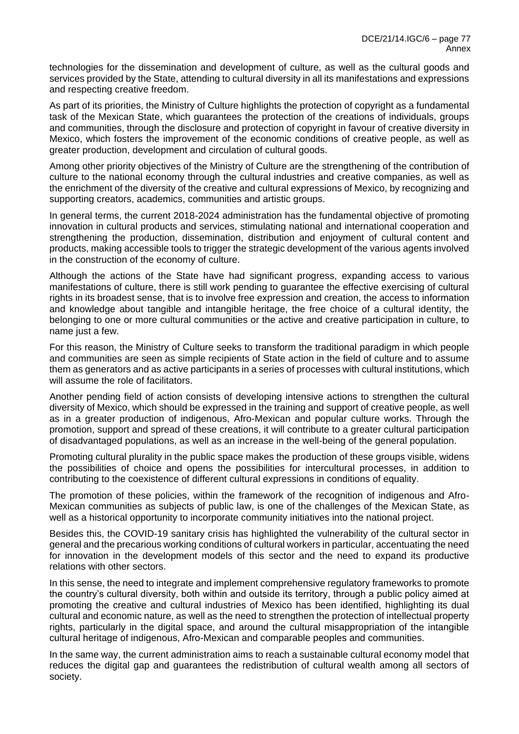technologies for the dissemination and development of culture, as well as the cultural goods and services provided by the State, attending to cultural diversity in all its manifestations and expressions and respecting creative freedom.

As part of its priorities, the Ministry of Culture highlights the protection of copyright as a fundamental task of the Mexican State, which guarantees the protection of the creations of individuals, groups and communities, through the disclosure and protection of copyright in favour of creative diversity in Mexico, which fosters the improvement of the economic conditions of creative people, as well as greater production, development and circulation of cultural goods.

Among other priority objectives of the Ministry of Culture are the strengthening of the contribution of culture to the national economy through the cultural industries and creative companies, as well as the enrichment of the diversity of the creative and cultural expressions of Mexico, by recognizing and supporting creators, academics, communities and artistic groups.

In general terms, the current 2018-2024 administration has the fundamental objective of promoting innovation in cultural products and services, stimulating national and international cooperation and strengthening the production, dissemination, distribution and enjoyment of cultural content and products, making accessible tools to trigger the strategic development of the various agents involved in the construction of the economy of culture.

Although the actions of the State have had significant progress, expanding access to various manifestations of culture, there is still work pending to guarantee the effective exercising of cultural rights in its broadest sense, that is to involve free expression and creation, the access to information and knowledge about tangible and intangible heritage, the free choice of a cultural identity, the belonging to one or more cultural communities or the active and creative participation in culture, to name just a few.

For this reason, the Ministry of Culture seeks to transform the traditional paradigm in which people and communities are seen as simple recipients of State action in the field of culture and to assume them as generators and as active participants in a series of processes with cultural institutions, which will assume the role of facilitators.

Another pending field of action consists of developing intensive actions to strengthen the cultural diversity of Mexico, which should be expressed in the training and support of creative people, as well as in a greater production of indigenous, Afro-Mexican and popular culture works. Through the promotion, support and spread of these creations, it will contribute to a greater cultural participation of disadvantaged populations, as well as an increase in the well-being of the general population.

Promoting cultural plurality in the public space makes the production of these groups visible, widens the possibilities of choice and opens the possibilities for intercultural processes, in addition to contributing to the coexistence of different cultural expressions in conditions of equality.

The promotion of these policies, within the framework of the recognition of indigenous and Afro-Mexican communities as subjects of public law, is one of the challenges of the Mexican State, as well as a historical opportunity to incorporate community initiatives into the national project.

Besides this, the COVID-19 sanitary crisis has highlighted the vulnerability of the cultural sector in general and the precarious working conditions of cultural workers in particular, accentuating the need for innovation in the development models of this sector and the need to expand its productive relations with other sectors.

In this sense, the need to integrate and implement comprehensive regulatory frameworks to promote the country's cultural diversity, both within and outside its territory, through a public policy aimed at promoting the creative and cultural industries of Mexico has been identified, highlighting its dual cultural and economic nature, as well as the need to strengthen the protection of intellectual property rights, particularly in the digital space, and around the cultural misappropriation of the intangible cultural heritage of indigenous, Afro-Mexican and comparable peoples and communities.

In the same way, the current administration aims to reach a sustainable cultural economy model that reduces the digital gap and guarantees the redistribution of cultural wealth among all sectors of society.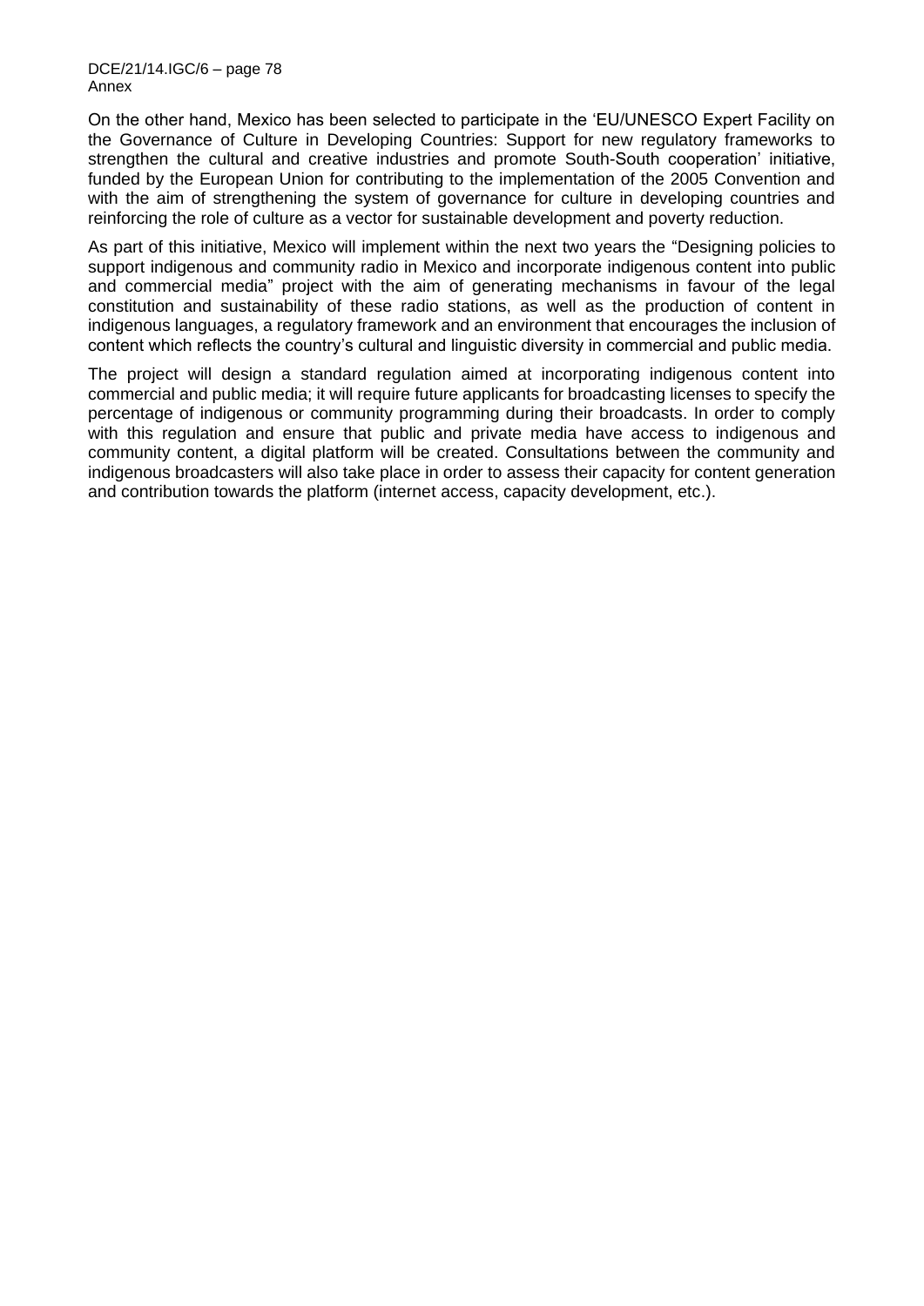On the other hand, Mexico has been selected to participate in the 'EU/UNESCO Expert Facility on the Governance of Culture in Developing Countries: Support for new regulatory frameworks to strengthen the cultural and creative industries and promote South-South cooperation' initiative, funded by the European Union for contributing to the implementation of the 2005 Convention and with the aim of strengthening the system of governance for culture in developing countries and reinforcing the role of culture as a vector for sustainable development and poverty reduction.

As part of this initiative, Mexico will implement within the next two years the "Designing policies to support indigenous and community radio in Mexico and incorporate indigenous content into public and commercial media" project with the aim of generating mechanisms in favour of the legal constitution and sustainability of these radio stations, as well as the production of content in indigenous languages, a regulatory framework and an environment that encourages the inclusion of content which reflects the country's cultural and linguistic diversity in commercial and public media.

The project will design a standard regulation aimed at incorporating indigenous content into commercial and public media; it will require future applicants for broadcasting licenses to specify the percentage of indigenous or community programming during their broadcasts. In order to comply with this regulation and ensure that public and private media have access to indigenous and community content, a digital platform will be created. Consultations between the community and indigenous broadcasters will also take place in order to assess their capacity for content generation and contribution towards the platform (internet access, capacity development, etc.).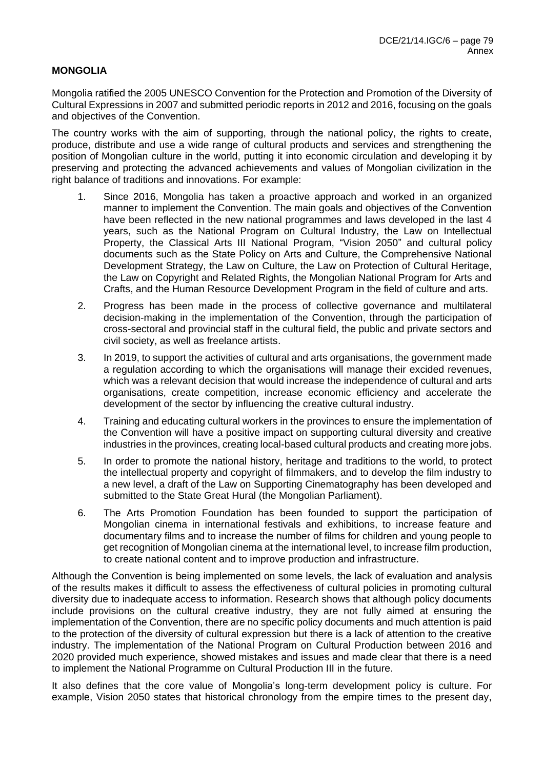**MONGOLIA**

Mongolia ratified the 2005 UNESCO Convention for the Protection and Promotion of the Diversity of Cultural Expressions in 2007 and submitted periodic reports in 2012 and 2016, focusing on the goals and objectives of the Convention.

The country works with the aim of supporting, through the national policy, the rights to create, produce, distribute and use a wide range of cultural products and services and strengthening the position of Mongolian culture in the world, putting it into economic circulation and developing it by preserving and protecting the advanced achievements and values of Mongolian civilization in the right balance of traditions and innovations. For example:

1. Since 2016, Mongolia has taken a proactive approach and worked in an organized manner to implement the Convention. The main goals and objectives of the Convention have been reflected in the new national programmes and laws developed in the last 4 years, such as the National Program on Cultural Industry, the Law on Intellectual Property, the Classical Arts III National Program, "Vision 2050" and cultural policy documents such as the State Policy on Arts and Culture, the Comprehensive National Development Strategy, the Law on Culture, the Law on Protection of Cultural Heritage, the Law on Copyright and Related Rights, the Mongolian National Program for Arts and Crafts, and the Human Resource Development Program in the field of culture and arts.

2. Progress has been made in the process of collective governance and multilateral decision-making in the implementation of the Convention, through the participation of cross-sectoral and provincial staff in the cultural field, the public and private sectors and civil society, as well as freelance artists.

3. In 2019, to support the activities of cultural and arts organisations, the government made a regulation according to which the organisations will manage their excided revenues, which was a relevant decision that would increase the independence of cultural and arts organisations, create competition, increase economic efficiency and accelerate the development of the sector by influencing the creative cultural industry.

4. Training and educating cultural workers in the provinces to ensure the implementation of the Convention will have a positive impact on supporting cultural diversity and creative industries in the provinces, creating local-based cultural products and creating more jobs.

5. In order to promote the national history, heritage and traditions to the world, to protect the intellectual property and copyright of filmmakers, and to develop the film industry to a new level, a draft of the Law on Supporting Cinematography has been developed and submitted to the State Great Hural (the Mongolian Parliament).

6. The Arts Promotion Foundation has been founded to support the participation of Mongolian cinema in international festivals and exhibitions, to increase feature and documentary films and to increase the number of films for children and young people to get recognition of Mongolian cinema at the international level, to increase film production, to create national content and to improve production and infrastructure.

Although the Convention is being implemented on some levels, the lack of evaluation and analysis of the results makes it difficult to assess the effectiveness of cultural policies in promoting cultural diversity due to inadequate access to information. Research shows that although policy documents include provisions on the cultural creative industry, they are not fully aimed at ensuring the implementation of the Convention, there are no specific policy documents and much attention is paid to the protection of the diversity of cultural expression but there is a lack of attention to the creative industry. The implementation of the National Program on Cultural Production between 2016 and 2020 provided much experience, showed mistakes and issues and made clear that there is a need to implement the National Programme on Cultural Production III in the future.

It also defines that the core value of Mongolia's long-term development policy is culture. For example, Vision 2050 states that historical chronology from the empire times to the present day,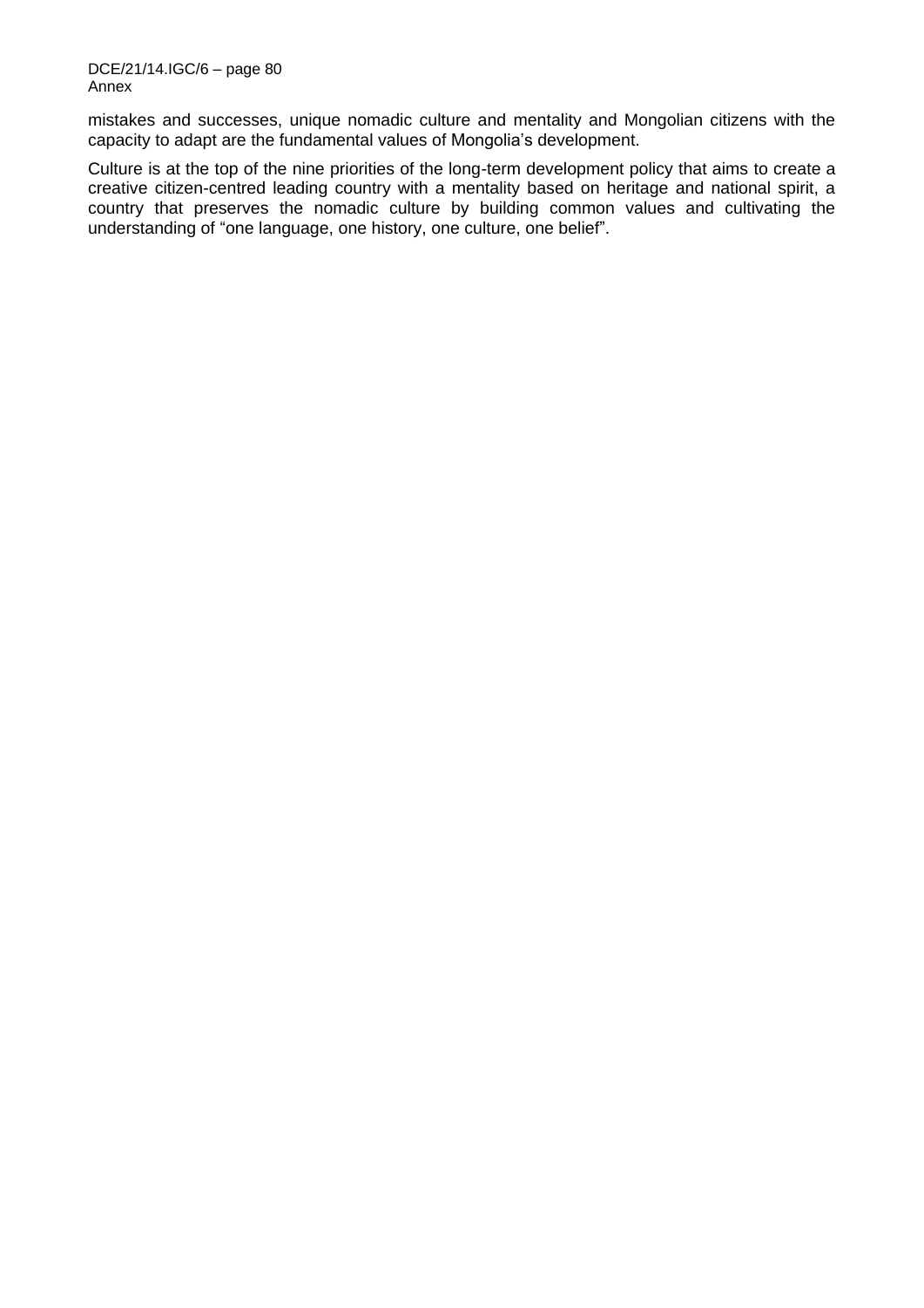mistakes and successes, unique nomadic culture and mentality and Mongolian citizens with the capacity to adapt are the fundamental values of Mongolia's development.

Culture is at the top of the nine priorities of the long-term development policy that aims to create a creative citizen-centred leading country with a mentality based on heritage and national spirit, a country that preserves the nomadic culture by building common values and cultivating the understanding of "one language, one history, one culture, one belief".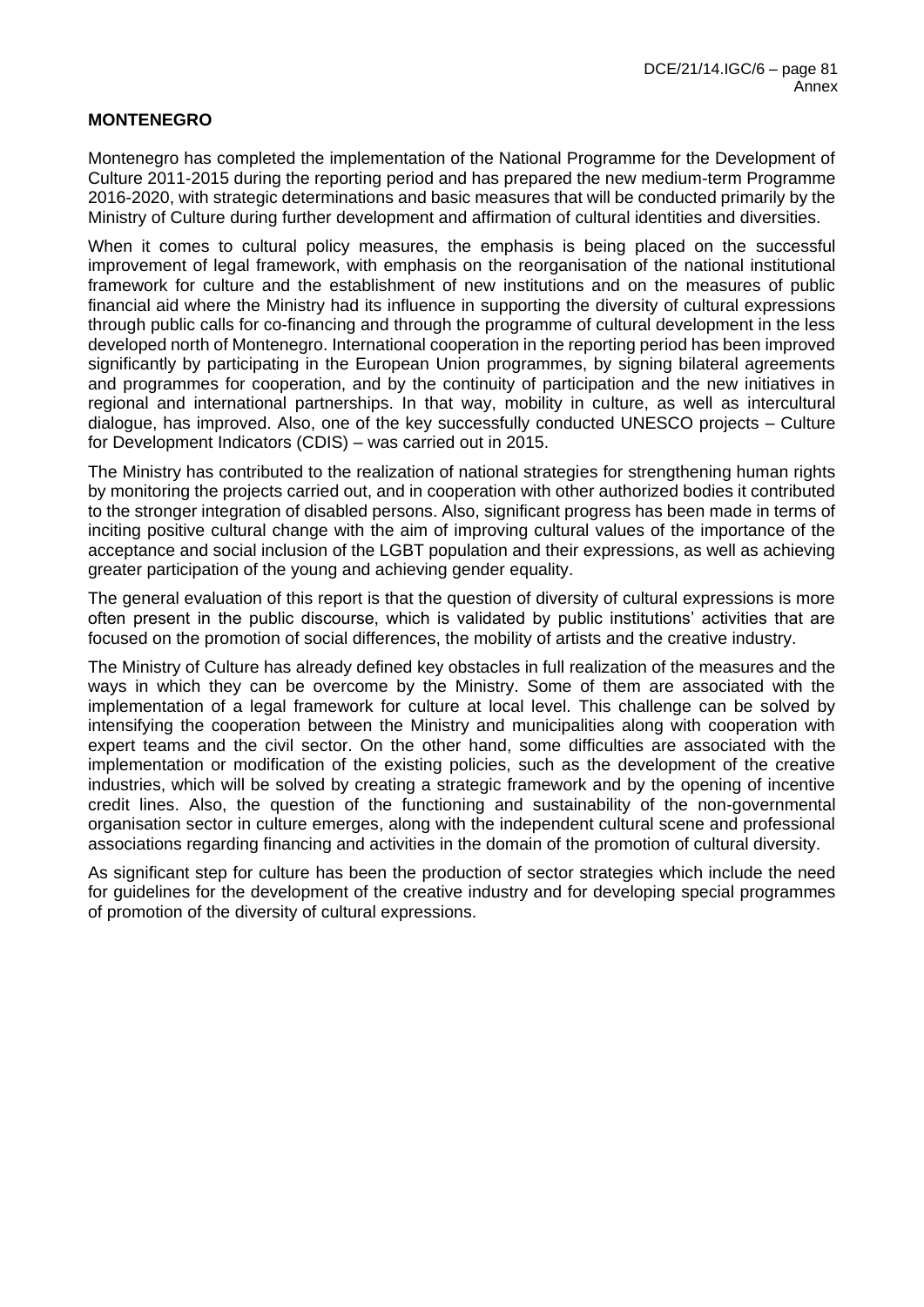**MONTENEGRO**

Montenegro has completed the implementation of the National Programme for the Development of Culture 2011-2015 during the reporting period and has prepared the new medium-term Programme 2016-2020, with strategic determinations and basic measures that will be conducted primarily by the Ministry of Culture during further development and affirmation of cultural identities and diversities.

When it comes to cultural policy measures, the emphasis is being placed on the successful improvement of legal framework, with emphasis on the reorganisation of the national institutional framework for culture and the establishment of new institutions and on the measures of public financial aid where the Ministry had its influence in supporting the diversity of cultural expressions through public calls for co-financing and through the programme of cultural development in the less developed north of Montenegro. International cooperation in the reporting period has been improved significantly by participating in the European Union programmes, by signing bilateral agreements and programmes for cooperation, and by the continuity of participation and the new initiatives in regional and international partnerships. In that way, mobility in culture, as well as intercultural dialogue, has improved. Also, one of the key successfully conducted UNESCO projects – Culture for Development Indicators (CDIS) – was carried out in 2015.

The Ministry has contributed to the realization of national strategies for strengthening human rights by monitoring the projects carried out, and in cooperation with other authorized bodies it contributed to the stronger integration of disabled persons. Also, significant progress has been made in terms of inciting positive cultural change with the aim of improving cultural values of the importance of the acceptance and social inclusion of the LGBT population and their expressions, as well as achieving greater participation of the young and achieving gender equality.

The general evaluation of this report is that the question of diversity of cultural expressions is more often present in the public discourse, which is validated by public institutions' activities that are focused on the promotion of social differences, the mobility of artists and the creative industry.

The Ministry of Culture has already defined key obstacles in full realization of the measures and the ways in which they can be overcome by the Ministry. Some of them are associated with the implementation of a legal framework for culture at local level. This challenge can be solved by intensifying the cooperation between the Ministry and municipalities along with cooperation with expert teams and the civil sector. On the other hand, some difficulties are associated with the implementation or modification of the existing policies, such as the development of the creative industries, which will be solved by creating a strategic framework and by the opening of incentive credit lines. Also, the question of the functioning and sustainability of the non-governmental organisation sector in culture emerges, along with the independent cultural scene and professional associations regarding financing and activities in the domain of the promotion of cultural diversity.

As significant step for culture has been the production of sector strategies which include the need for guidelines for the development of the creative industry and for developing special programmes of promotion of the diversity of cultural expressions.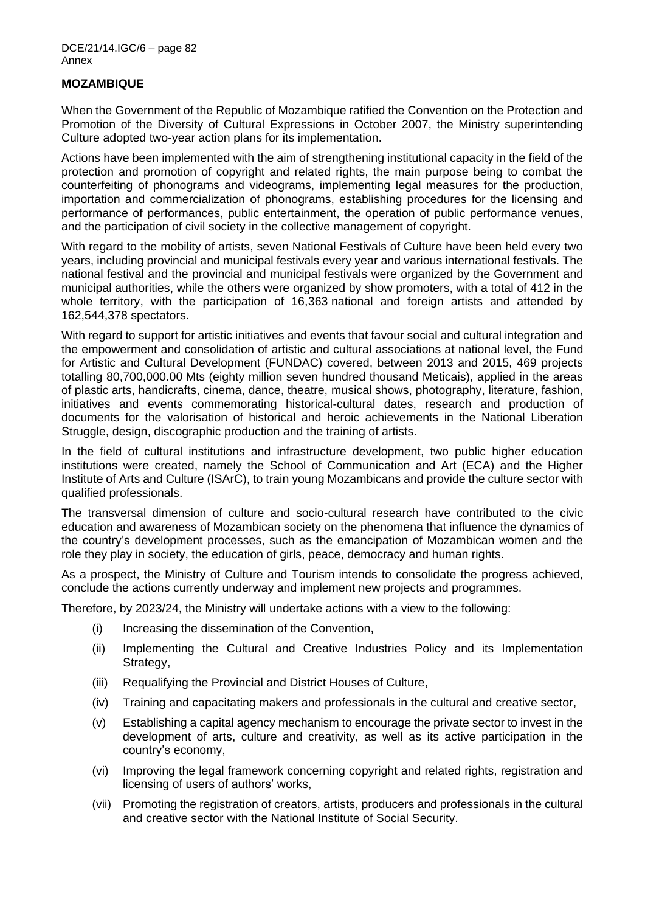## MOZAMBIQUE

When the Government of the Republic of Mozambique ratified the Convention on the Protection and Promotion of the Diversity of Cultural Expressions in October 2007, the Ministry superintending Culture adopted two-year action plans for its implementation.

Actions have been implemented with the aim of strengthening institutional capacity in the field of the protection and promotion of copyright and related rights, the main purpose being to combat the counterfeiting of phonograms and videograms, implementing legal measures for the production, importation and commercialization of phonograms, establishing procedures for the licensing and performance of performances, public entertainment, the operation of public performance venues, and the participation of civil society in the collective management of copyright.

With regard to the mobility of artists, seven National Festivals of Culture have been held every two years, including provincial and municipal festivals every year and various international festivals. The national festival and the provincial and municipal festivals were organized by the Government and municipal authorities, while the others were organized by show promoters, with a total of 412 in the whole territory, with the participation of 16,363 national and foreign artists and attended by 162,544,378 spectators.

With regard to support for artistic initiatives and events that favour social and cultural integration and the empowerment and consolidation of artistic and cultural associations at national level, the Fund for Artistic and Cultural Development (FUNDAC) covered, between 2013 and 2015, 469 projects totalling 80,700,000.00 Mts (eighty million seven hundred thousand Meticais), applied in the areas of plastic arts, handicrafts, cinema, dance, theatre, musical shows, photography, literature, fashion, initiatives and events commemorating historical-cultural dates, research and production of documents for the valorisation of historical and heroic achievements in the National Liberation Struggle, design, discographic production and the training of artists.

In the field of cultural institutions and infrastructure development, two public higher education institutions were created, namely the School of Communication and Art (ECA) and the Higher Institute of Arts and Culture (ISArC), to train young Mozambicans and provide the culture sector with qualified professionals.

The transversal dimension of culture and socio-cultural research have contributed to the civic education and awareness of Mozambican society on the phenomena that influence the dynamics of the country's development processes, such as the emancipation of Mozambican women and the role they play in society, the education of girls, peace, democracy and human rights.

As a prospect, the Ministry of Culture and Tourism intends to consolidate the progress achieved, conclude the actions currently underway and implement new projects and programmes.

Therefore, by 2023/24, the Ministry will undertake actions with a view to the following:

(i) Increasing the dissemination of the Convention,

(ii) Implementing the Cultural and Creative Industries Policy and its Implementation Strategy,

(iii) Requalifying the Provincial and District Houses of Culture,

(iv) Training and capacitating makers and professionals in the cultural and creative sector,

(v) Establishing a capital agency mechanism to encourage the private sector to invest in the development of arts, culture and creativity, as well as its active participation in the country's economy,

(vi) Improving the legal framework concerning copyright and related rights, registration and licensing of users of authors' works,

(vii) Promoting the registration of creators, artists, producers and professionals in the cultural and creative sector with the National Institute of Social Security.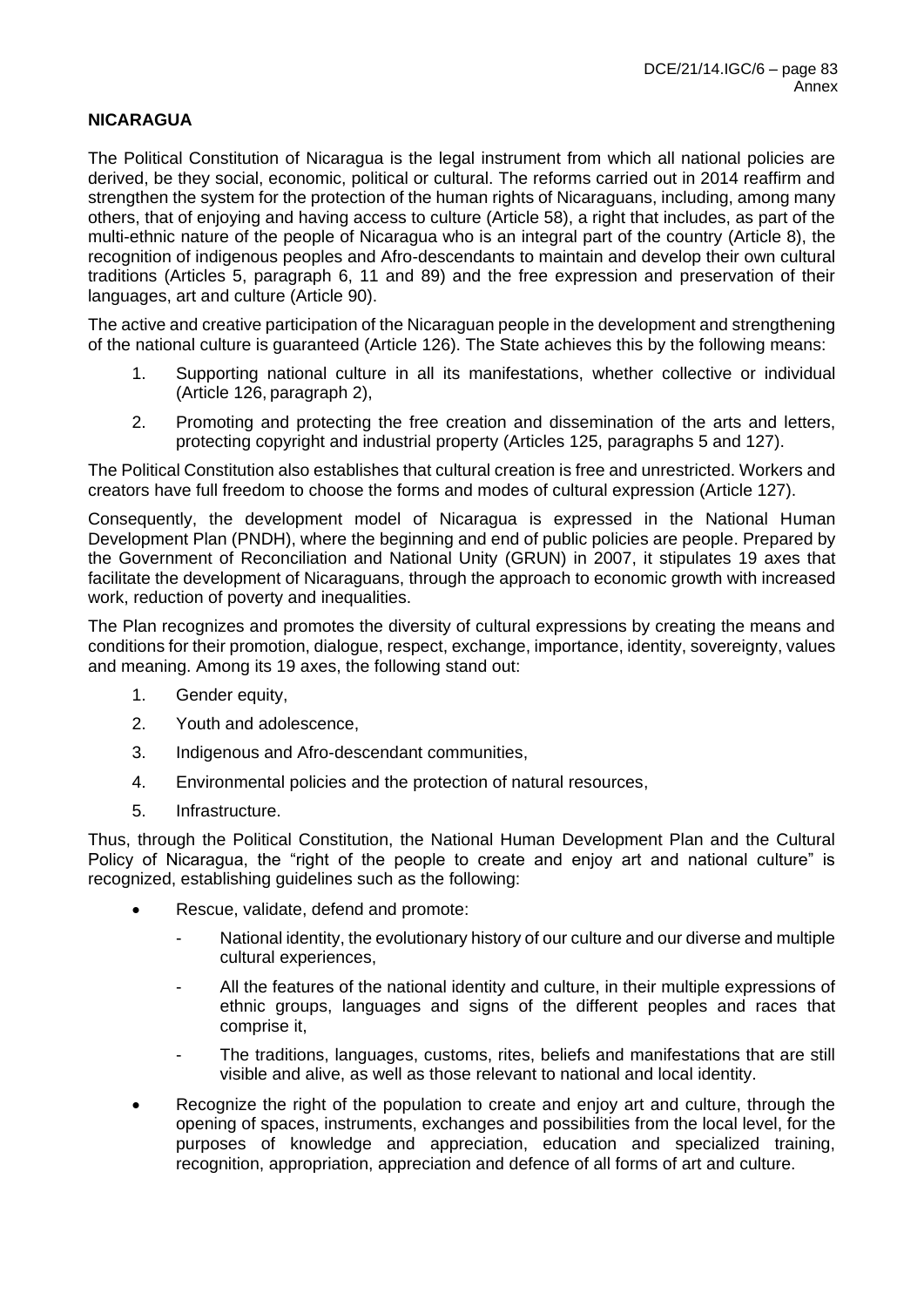**NICARAGUA**

The Political Constitution of Nicaragua is the legal instrument from which all national policies are derived, be they social, economic, political or cultural. The reforms carried out in 2014 reaffirm and strengthen the system for the protection of the human rights of Nicaraguans, including, among many others, that of enjoying and having access to culture (Article 58), a right that includes, as part of the multi-ethnic nature of the people of Nicaragua who is an integral part of the country (Article 8), the recognition of indigenous peoples and Afro-descendants to maintain and develop their own cultural traditions (Articles 5, paragraph 6, 11 and 89) and the free expression and preservation of their languages, art and culture (Article 90).

The active and creative participation of the Nicaraguan people in the development and strengthening of the national culture is guaranteed (Article 126). The State achieves this by the following means:

1. Supporting national culture in all its manifestations, whether collective or individual (Article 126, paragraph 2),
2. Promoting and protecting the free creation and dissemination of the arts and letters, protecting copyright and industrial property (Articles 125, paragraphs 5 and 127).

The Political Constitution also establishes that cultural creation is free and unrestricted. Workers and creators have full freedom to choose the forms and modes of cultural expression (Article 127).

Consequently, the development model of Nicaragua is expressed in the National Human Development Plan (PNDH), where the beginning and end of public policies are people. Prepared by the Government of Reconciliation and National Unity (GRUN) in 2007, it stipulates 19 axes that facilitate the development of Nicaraguans, through the approach to economic growth with increased work, reduction of poverty and inequalities.

The Plan recognizes and promotes the diversity of cultural expressions by creating the means and conditions for their promotion, dialogue, respect, exchange, importance, identity, sovereignty, values and meaning. Among its 19 axes, the following stand out:

1. Gender equity,
2. Youth and adolescence,
3. Indigenous and Afro-descendant communities,
4. Environmental policies and the protection of natural resources,
5. Infrastructure.

Thus, through the Political Constitution, the National Human Development Plan and the Cultural Policy of Nicaragua, the "right of the people to create and enjoy art and national culture" is recognized, establishing guidelines such as the following:

- Rescue, validate, defend and promote:
  - National identity, the evolutionary history of our culture and our diverse and multiple cultural experiences,
  - All the features of the national identity and culture, in their multiple expressions of ethnic groups, languages and signs of the different peoples and races that comprise it,
  - The traditions, languages, customs, rites, beliefs and manifestations that are still visible and alive, as well as those relevant to national and local identity.
- Recognize the right of the population to create and enjoy art and culture, through the opening of spaces, instruments, exchanges and possibilities from the local level, for the purposes of knowledge and appreciation, education and specialized training, recognition, appropriation, appreciation and defence of all forms of art and culture.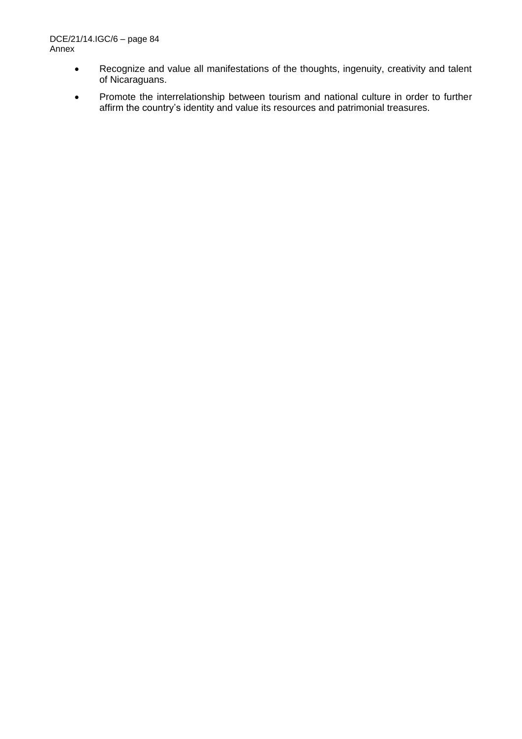- Recognize and value all manifestations of the thoughts, ingenuity, creativity and talent of Nicaraguans.
- Promote the interrelationship between tourism and national culture in order to further affirm the country's identity and value its resources and patrimonial treasures.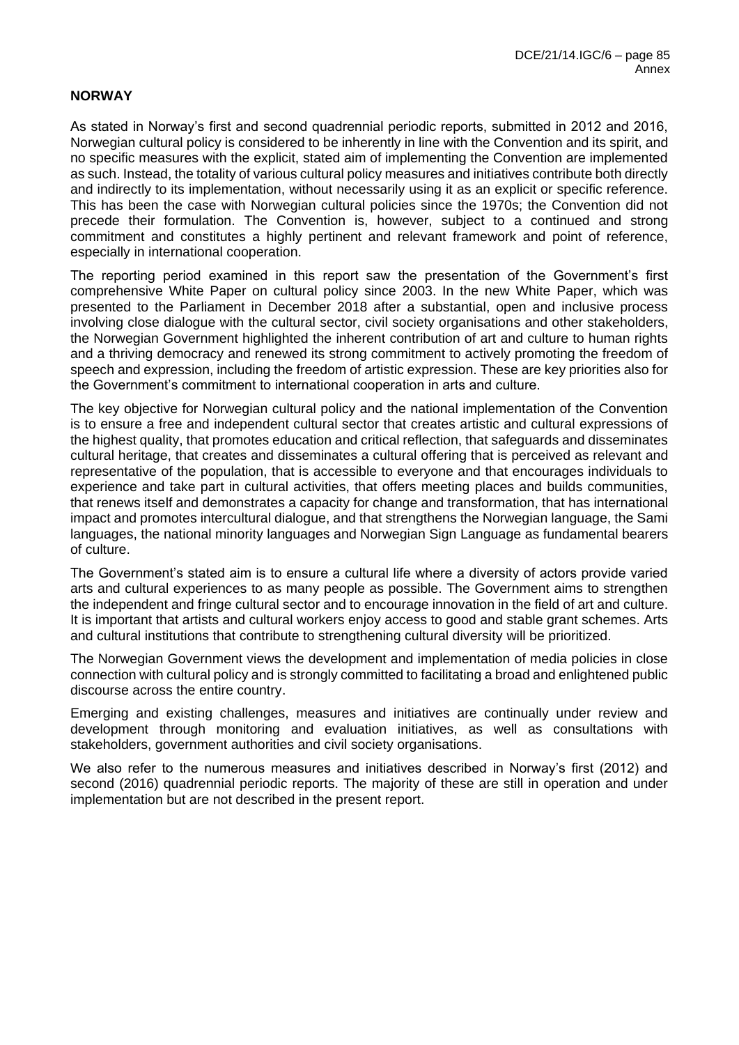**NORWAY**

As stated in Norway's first and second quadrennial periodic reports, submitted in 2012 and 2016, Norwegian cultural policy is considered to be inherently in line with the Convention and its spirit, and no specific measures with the explicit, stated aim of implementing the Convention are implemented as such. Instead, the totality of various cultural policy measures and initiatives contribute both directly and indirectly to its implementation, without necessarily using it as an explicit or specific reference. This has been the case with Norwegian cultural policies since the 1970s; the Convention did not precede their formulation. The Convention is, however, subject to a continued and strong commitment and constitutes a highly pertinent and relevant framework and point of reference, especially in international cooperation.

The reporting period examined in this report saw the presentation of the Government's first comprehensive White Paper on cultural policy since 2003. In the new White Paper, which was presented to the Parliament in December 2018 after a substantial, open and inclusive process involving close dialogue with the cultural sector, civil society organisations and other stakeholders, the Norwegian Government highlighted the inherent contribution of art and culture to human rights and a thriving democracy and renewed its strong commitment to actively promoting the freedom of speech and expression, including the freedom of artistic expression. These are key priorities also for the Government's commitment to international cooperation in arts and culture.

The key objective for Norwegian cultural policy and the national implementation of the Convention is to ensure a free and independent cultural sector that creates artistic and cultural expressions of the highest quality, that promotes education and critical reflection, that safeguards and disseminates cultural heritage, that creates and disseminates a cultural offering that is perceived as relevant and representative of the population, that is accessible to everyone and that encourages individuals to experience and take part in cultural activities, that offers meeting places and builds communities, that renews itself and demonstrates a capacity for change and transformation, that has international impact and promotes intercultural dialogue, and that strengthens the Norwegian language, the Sami languages, the national minority languages and Norwegian Sign Language as fundamental bearers of culture.

The Government's stated aim is to ensure a cultural life where a diversity of actors provide varied arts and cultural experiences to as many people as possible. The Government aims to strengthen the independent and fringe cultural sector and to encourage innovation in the field of art and culture. It is important that artists and cultural workers enjoy access to good and stable grant schemes. Arts and cultural institutions that contribute to strengthening cultural diversity will be prioritized.

The Norwegian Government views the development and implementation of media policies in close connection with cultural policy and is strongly committed to facilitating a broad and enlightened public discourse across the entire country.

Emerging and existing challenges, measures and initiatives are continually under review and development through monitoring and evaluation initiatives, as well as consultations with stakeholders, government authorities and civil society organisations.

We also refer to the numerous measures and initiatives described in Norway's first (2012) and second (2016) quadrennial periodic reports. The majority of these are still in operation and under implementation but are not described in the present report.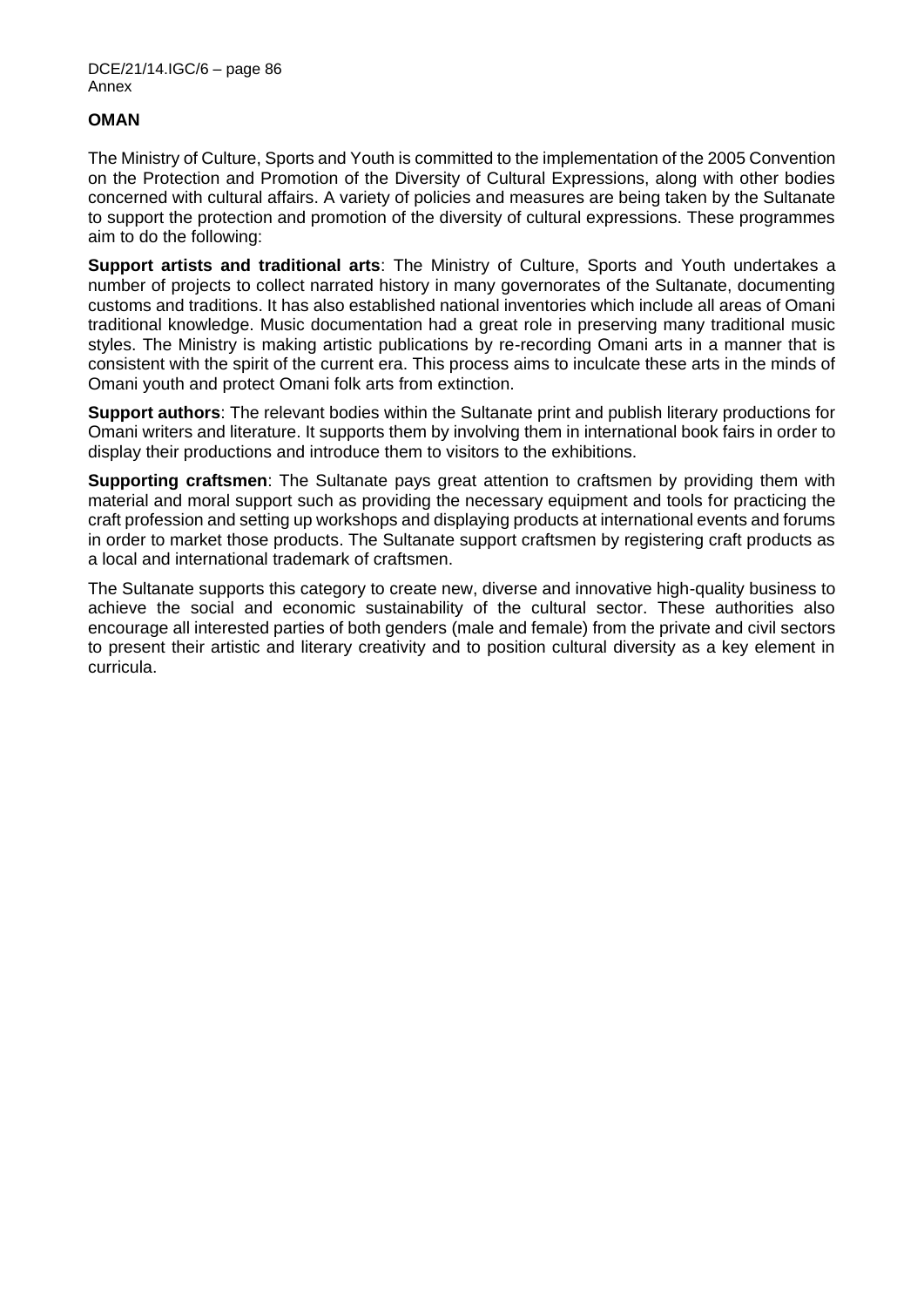## OMAN

The Ministry of Culture, Sports and Youth is committed to the implementation of the 2005 Convention on the Protection and Promotion of the Diversity of Cultural Expressions, along with other bodies concerned with cultural affairs. A variety of policies and measures are being taken by the Sultanate to support the protection and promotion of the diversity of cultural expressions. These programmes aim to do the following:

**Support artists and traditional arts**: The Ministry of Culture, Sports and Youth undertakes a number of projects to collect narrated history in many governorates of the Sultanate, documenting customs and traditions. It has also established national inventories which include all areas of Omani traditional knowledge. Music documentation had a great role in preserving many traditional music styles. The Ministry is making artistic publications by re-recording Omani arts in a manner that is consistent with the spirit of the current era. This process aims to inculcate these arts in the minds of Omani youth and protect Omani folk arts from extinction.

**Support authors**: The relevant bodies within the Sultanate print and publish literary productions for Omani writers and literature. It supports them by involving them in international book fairs in order to display their productions and introduce them to visitors to the exhibitions.

**Supporting craftsmen**: The Sultanate pays great attention to craftsmen by providing them with material and moral support such as providing the necessary equipment and tools for practicing the craft profession and setting up workshops and displaying products at international events and forums in order to market those products. The Sultanate support craftsmen by registering craft products as a local and international trademark of craftsmen.

The Sultanate supports this category to create new, diverse and innovative high-quality business to achieve the social and economic sustainability of the cultural sector. These authorities also encourage all interested parties of both genders (male and female) from the private and civil sectors to present their artistic and literary creativity and to position cultural diversity as a key element in curricula.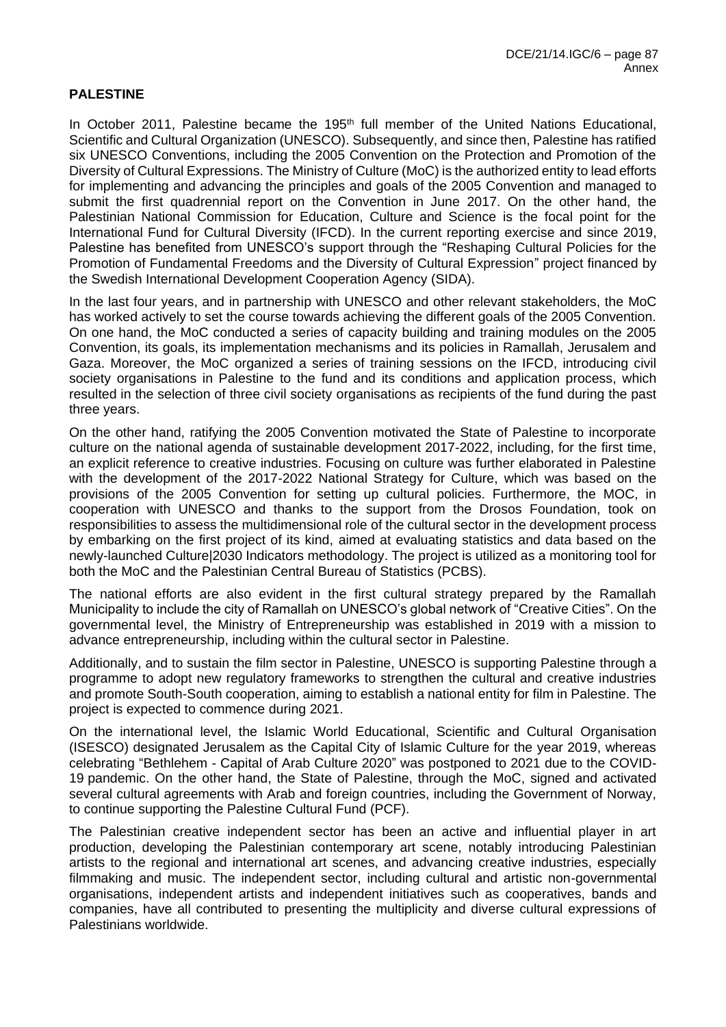**PALESTINE**

In October 2011, Palestine became the 195th full member of the United Nations Educational, Scientific and Cultural Organization (UNESCO). Subsequently, and since then, Palestine has ratified six UNESCO Conventions, including the 2005 Convention on the Protection and Promotion of the Diversity of Cultural Expressions. The Ministry of Culture (MoC) is the authorized entity to lead efforts for implementing and advancing the principles and goals of the 2005 Convention and managed to submit the first quadrennial report on the Convention in June 2017. On the other hand, the Palestinian National Commission for Education, Culture and Science is the focal point for the International Fund for Cultural Diversity (IFCD). In the current reporting exercise and since 2019, Palestine has benefited from UNESCO's support through the "Reshaping Cultural Policies for the Promotion of Fundamental Freedoms and the Diversity of Cultural Expression" project financed by the Swedish International Development Cooperation Agency (SIDA).

In the last four years, and in partnership with UNESCO and other relevant stakeholders, the MoC has worked actively to set the course towards achieving the different goals of the 2005 Convention. On one hand, the MoC conducted a series of capacity building and training modules on the 2005 Convention, its goals, its implementation mechanisms and its policies in Ramallah, Jerusalem and Gaza. Moreover, the MoC organized a series of training sessions on the IFCD, introducing civil society organisations in Palestine to the fund and its conditions and application process, which resulted in the selection of three civil society organisations as recipients of the fund during the past three years.

On the other hand, ratifying the 2005 Convention motivated the State of Palestine to incorporate culture on the national agenda of sustainable development 2017-2022, including, for the first time, an explicit reference to creative industries. Focusing on culture was further elaborated in Palestine with the development of the 2017-2022 National Strategy for Culture, which was based on the provisions of the 2005 Convention for setting up cultural policies. Furthermore, the MOC, in cooperation with UNESCO and thanks to the support from the Drosos Foundation, took on responsibilities to assess the multidimensional role of the cultural sector in the development process by embarking on the first project of its kind, aimed at evaluating statistics and data based on the newly-launched Culture|2030 Indicators methodology. The project is utilized as a monitoring tool for both the MoC and the Palestinian Central Bureau of Statistics (PCBS).

The national efforts are also evident in the first cultural strategy prepared by the Ramallah Municipality to include the city of Ramallah on UNESCO's global network of "Creative Cities". On the governmental level, the Ministry of Entrepreneurship was established in 2019 with a mission to advance entrepreneurship, including within the cultural sector in Palestine.

Additionally, and to sustain the film sector in Palestine, UNESCO is supporting Palestine through a programme to adopt new regulatory frameworks to strengthen the cultural and creative industries and promote South-South cooperation, aiming to establish a national entity for film in Palestine. The project is expected to commence during 2021.

On the international level, the Islamic World Educational, Scientific and Cultural Organisation (ISESCO) designated Jerusalem as the Capital City of Islamic Culture for the year 2019, whereas celebrating "Bethlehem - Capital of Arab Culture 2020" was postponed to 2021 due to the COVID-19 pandemic. On the other hand, the State of Palestine, through the MoC, signed and activated several cultural agreements with Arab and foreign countries, including the Government of Norway, to continue supporting the Palestine Cultural Fund (PCF).

The Palestinian creative independent sector has been an active and influential player in art production, developing the Palestinian contemporary art scene, notably introducing Palestinian artists to the regional and international art scenes, and advancing creative industries, especially filmmaking and music. The independent sector, including cultural and artistic non-governmental organisations, independent artists and independent initiatives such as cooperatives, bands and companies, have all contributed to presenting the multiplicity and diverse cultural expressions of Palestinians worldwide.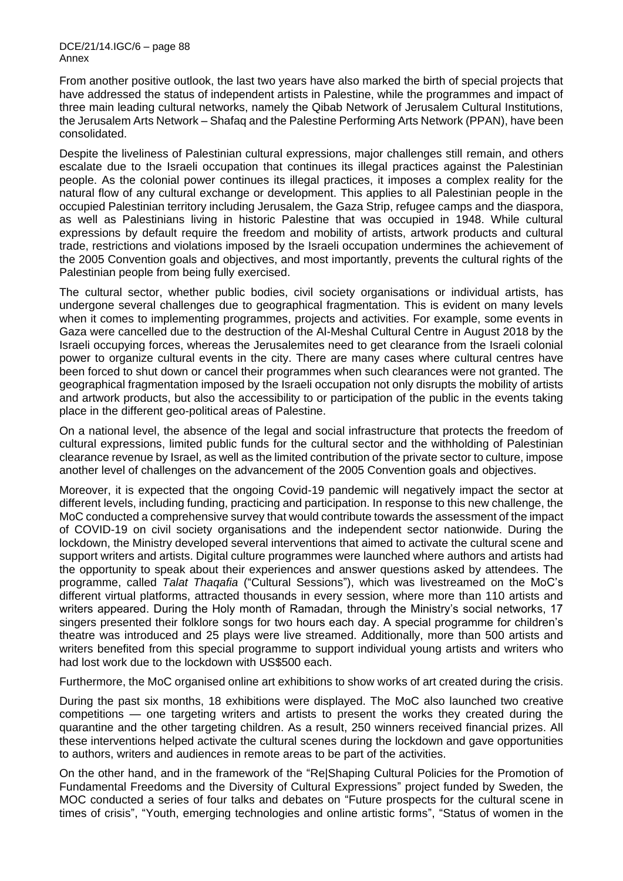From another positive outlook, the last two years have also marked the birth of special projects that have addressed the status of independent artists in Palestine, while the programmes and impact of three main leading cultural networks, namely the Qibab Network of Jerusalem Cultural Institutions, the Jerusalem Arts Network – Shafaq and the Palestine Performing Arts Network (PPAN), have been consolidated.

Despite the liveliness of Palestinian cultural expressions, major challenges still remain, and others escalate due to the Israeli occupation that continues its illegal practices against the Palestinian people. As the colonial power continues its illegal practices, it imposes a complex reality for the natural flow of any cultural exchange or development. This applies to all Palestinian people in the occupied Palestinian territory including Jerusalem, the Gaza Strip, refugee camps and the diaspora, as well as Palestinians living in historic Palestine that was occupied in 1948. While cultural expressions by default require the freedom and mobility of artists, artwork products and cultural trade, restrictions and violations imposed by the Israeli occupation undermines the achievement of the 2005 Convention goals and objectives, and most importantly, prevents the cultural rights of the Palestinian people from being fully exercised.

The cultural sector, whether public bodies, civil society organisations or individual artists, has undergone several challenges due to geographical fragmentation. This is evident on many levels when it comes to implementing programmes, projects and activities. For example, some events in Gaza were cancelled due to the destruction of the Al-Meshal Cultural Centre in August 2018 by the Israeli occupying forces, whereas the Jerusalemites need to get clearance from the Israeli colonial power to organize cultural events in the city. There are many cases where cultural centres have been forced to shut down or cancel their programmes when such clearances were not granted. The geographical fragmentation imposed by the Israeli occupation not only disrupts the mobility of artists and artwork products, but also the accessibility to or participation of the public in the events taking place in the different geo-political areas of Palestine.

On a national level, the absence of the legal and social infrastructure that protects the freedom of cultural expressions, limited public funds for the cultural sector and the withholding of Palestinian clearance revenue by Israel, as well as the limited contribution of the private sector to culture, impose another level of challenges on the advancement of the 2005 Convention goals and objectives.

Moreover, it is expected that the ongoing Covid-19 pandemic will negatively impact the sector at different levels, including funding, practicing and participation. In response to this new challenge, the MoC conducted a comprehensive survey that would contribute towards the assessment of the impact of COVID-19 on civil society organisations and the independent sector nationwide. During the lockdown, the Ministry developed several interventions that aimed to activate the cultural scene and support writers and artists. Digital culture programmes were launched where authors and artists had the opportunity to speak about their experiences and answer questions asked by attendees. The programme, called *Talat Thaqafia* ("Cultural Sessions"), which was livestreamed on the MoC's different virtual platforms, attracted thousands in every session, where more than 110 artists and writers appeared. During the Holy month of Ramadan, through the Ministry's social networks, 17 singers presented their folklore songs for two hours each day. A special programme for children's theatre was introduced and 25 plays were live streamed. Additionally, more than 500 artists and writers benefited from this special programme to support individual young artists and writers who had lost work due to the lockdown with US$500 each.

Furthermore, the MoC organised online art exhibitions to show works of art created during the crisis.

During the past six months, 18 exhibitions were displayed. The MoC also launched two creative competitions — one targeting writers and artists to present the works they created during the quarantine and the other targeting children. As a result, 250 winners received financial prizes. All these interventions helped activate the cultural scenes during the lockdown and gave opportunities to authors, writers and audiences in remote areas to be part of the activities.

On the other hand, and in the framework of the "Re|Shaping Cultural Policies for the Promotion of Fundamental Freedoms and the Diversity of Cultural Expressions" project funded by Sweden, the MOC conducted a series of four talks and debates on "Future prospects for the cultural scene in times of crisis", "Youth, emerging technologies and online artistic forms", "Status of women in the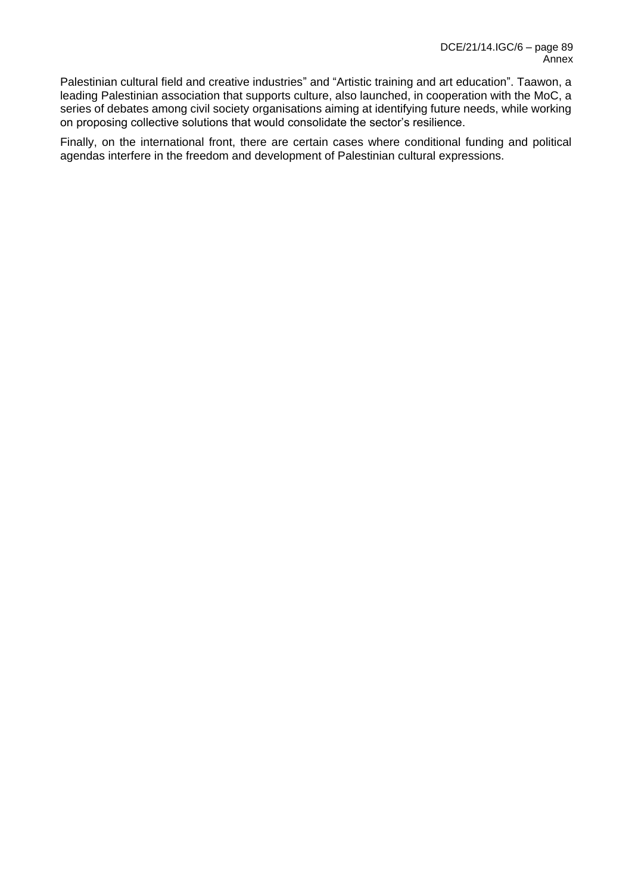Palestinian cultural field and creative industries" and "Artistic training and art education". Taawon, a leading Palestinian association that supports culture, also launched, in cooperation with the MoC, a series of debates among civil society organisations aiming at identifying future needs, while working on proposing collective solutions that would consolidate the sector's resilience.

Finally, on the international front, there are certain cases where conditional funding and political agendas interfere in the freedom and development of Palestinian cultural expressions.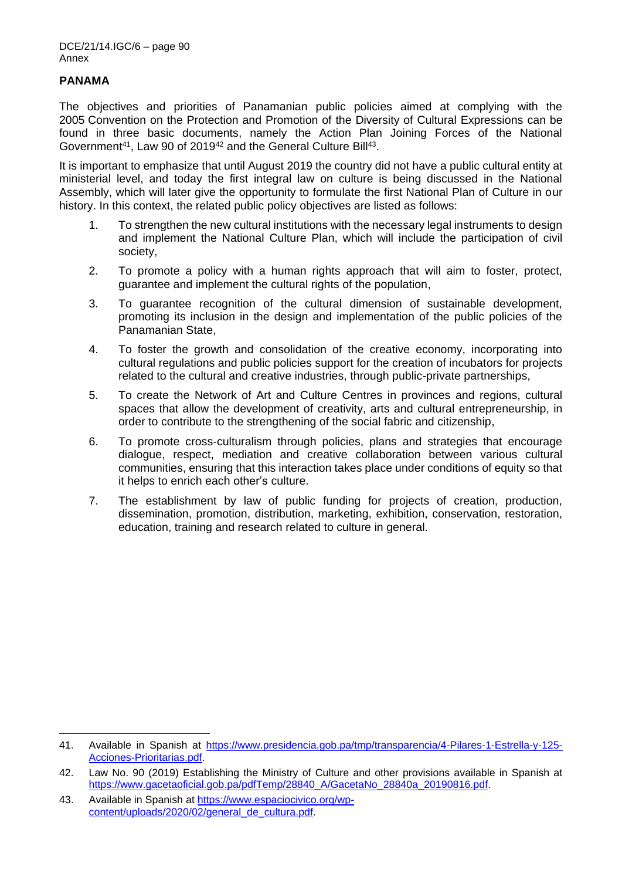## PANAMA

The objectives and priorities of Panamanian public policies aimed at complying with the 2005 Convention on the Protection and Promotion of the Diversity of Cultural Expressions can be found in three basic documents, namely the Action Plan Joining Forces of the National Government[41], Law 90 of 2019[42] and the General Culture Bill[43].

It is important to emphasize that until August 2019 the country did not have a public cultural entity at ministerial level, and today the first integral law on culture is being discussed in the National Assembly, which will later give the opportunity to formulate the first National Plan of Culture in our history. In this context, the related public policy objectives are listed as follows:

1. To strengthen the new cultural institutions with the necessary legal instruments to design and implement the National Culture Plan, which will include the participation of civil society,
2. To promote a policy with a human rights approach that will aim to foster, protect, guarantee and implement the cultural rights of the population,
3. To guarantee recognition of the cultural dimension of sustainable development, promoting its inclusion in the design and implementation of the public policies of the Panamanian State,
4. To foster the growth and consolidation of the creative economy, incorporating into cultural regulations and public policies support for the creation of incubators for projects related to the cultural and creative industries, through public-private partnerships,
5. To create the Network of Art and Culture Centres in provinces and regions, cultural spaces that allow the development of creativity, arts and cultural entrepreneurship, in order to contribute to the strengthening of the social fabric and citizenship,
6. To promote cross-culturalism through policies, plans and strategies that encourage dialogue, respect, mediation and creative collaboration between various cultural communities, ensuring that this interaction takes place under conditions of equity so that it helps to enrich each other's culture.
7. The establishment by law of public funding for projects of creation, production, dissemination, promotion, distribution, marketing, exhibition, conservation, restoration, education, training and research related to culture in general.

---

41. Available in Spanish at https://www.presidencia.gob.pa/tmp/transparencia/4-Pilares-1-Estrella-y-125-Acciones-Prioritarias.pdf.
42. Law No. 90 (2019) Establishing the Ministry of Culture and other provisions available in Spanish at https://www.gacetaoficial.gob.pa/pdfTemp/28840_A/GacetaNo_28840a_20190816.pdf.
43. Available in Spanish at https://www.espaciocivico.org/wp-content/uploads/2020/02/general_de_cultura.pdf.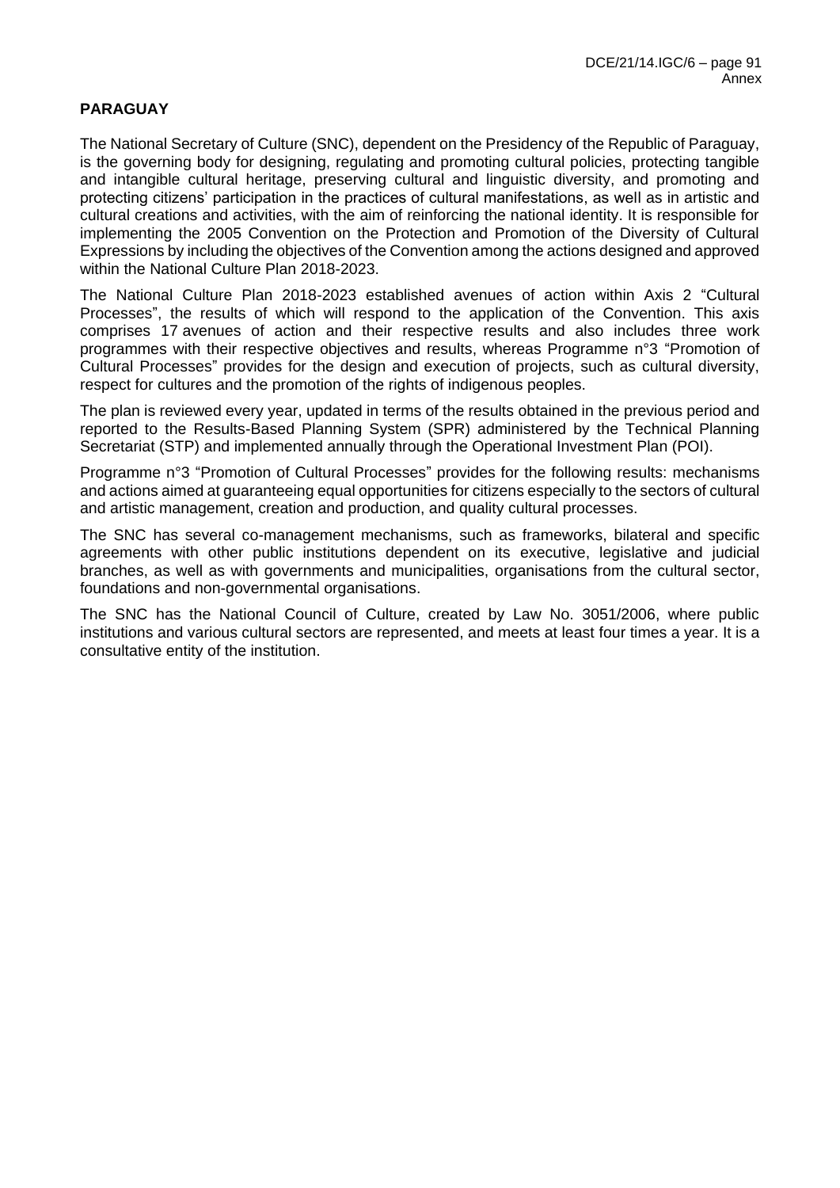## PARAGUAY

The National Secretary of Culture (SNC), dependent on the Presidency of the Republic of Paraguay, is the governing body for designing, regulating and promoting cultural policies, protecting tangible and intangible cultural heritage, preserving cultural and linguistic diversity, and promoting and protecting citizens' participation in the practices of cultural manifestations, as well as in artistic and cultural creations and activities, with the aim of reinforcing the national identity. It is responsible for implementing the 2005 Convention on the Protection and Promotion of the Diversity of Cultural Expressions by including the objectives of the Convention among the actions designed and approved within the National Culture Plan 2018-2023.

The National Culture Plan 2018-2023 established avenues of action within Axis 2 "Cultural Processes", the results of which will respond to the application of the Convention. This axis comprises 17 avenues of action and their respective results and also includes three work programmes with their respective objectives and results, whereas Programme n°3 "Promotion of Cultural Processes" provides for the design and execution of projects, such as cultural diversity, respect for cultures and the promotion of the rights of indigenous peoples.

The plan is reviewed every year, updated in terms of the results obtained in the previous period and reported to the Results-Based Planning System (SPR) administered by the Technical Planning Secretariat (STP) and implemented annually through the Operational Investment Plan (POI).

Programme n°3 "Promotion of Cultural Processes" provides for the following results: mechanisms and actions aimed at guaranteeing equal opportunities for citizens especially to the sectors of cultural and artistic management, creation and production, and quality cultural processes.

The SNC has several co-management mechanisms, such as frameworks, bilateral and specific agreements with other public institutions dependent on its executive, legislative and judicial branches, as well as with governments and municipalities, organisations from the cultural sector, foundations and non-governmental organisations.

The SNC has the National Council of Culture, created by Law No. 3051/2006, where public institutions and various cultural sectors are represented, and meets at least four times a year. It is a consultative entity of the institution.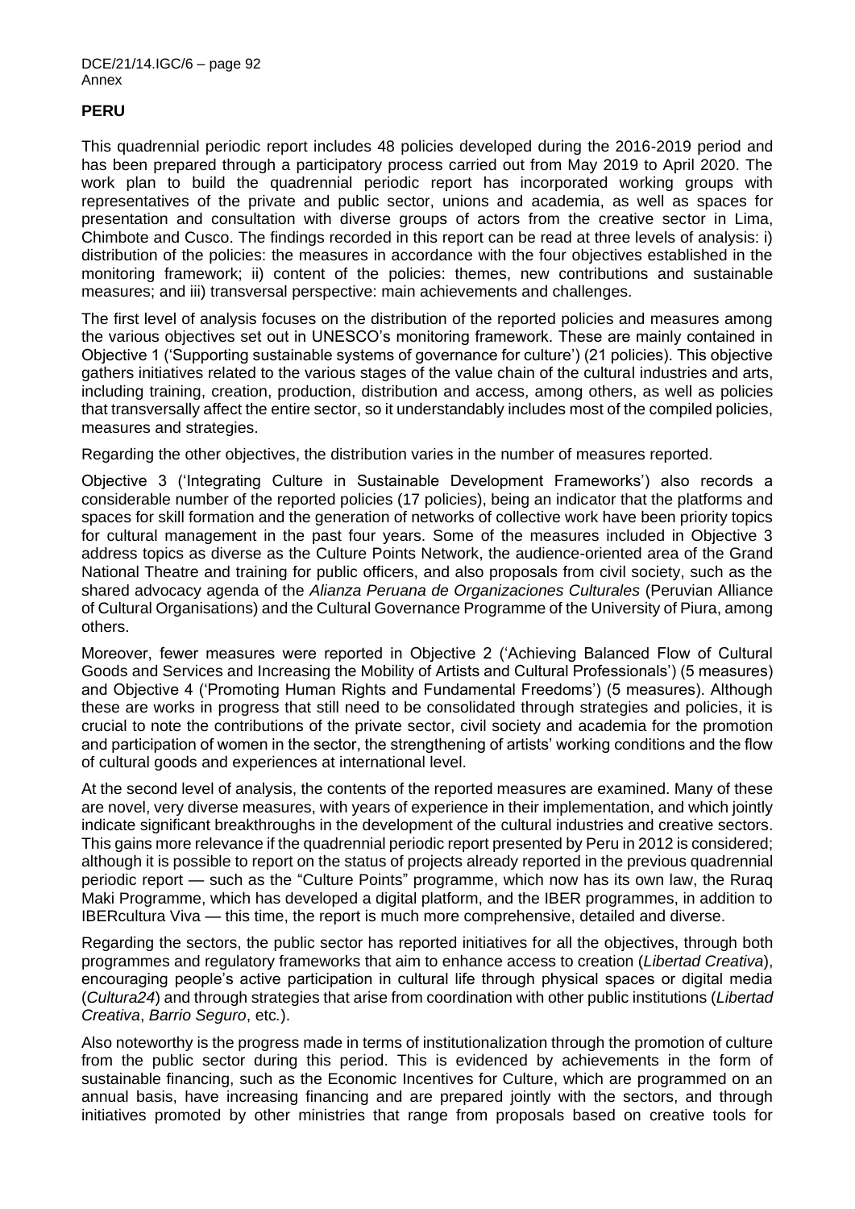**PERU**

This quadrennial periodic report includes 48 policies developed during the 2016-2019 period and has been prepared through a participatory process carried out from May 2019 to April 2020. The work plan to build the quadrennial periodic report has incorporated working groups with representatives of the private and public sector, unions and academia, as well as spaces for presentation and consultation with diverse groups of actors from the creative sector in Lima, Chimbote and Cusco. The findings recorded in this report can be read at three levels of analysis: i) distribution of the policies: the measures in accordance with the four objectives established in the monitoring framework; ii) content of the policies: themes, new contributions and sustainable measures; and iii) transversal perspective: main achievements and challenges.

The first level of analysis focuses on the distribution of the reported policies and measures among the various objectives set out in UNESCO's monitoring framework. These are mainly contained in Objective 1 ('Supporting sustainable systems of governance for culture') (21 policies). This objective gathers initiatives related to the various stages of the value chain of the cultural industries and arts, including training, creation, production, distribution and access, among others, as well as policies that transversally affect the entire sector, so it understandably includes most of the compiled policies, measures and strategies.

Regarding the other objectives, the distribution varies in the number of measures reported.

Objective 3 ('Integrating Culture in Sustainable Development Frameworks') also records a considerable number of the reported policies (17 policies), being an indicator that the platforms and spaces for skill formation and the generation of networks of collective work have been priority topics for cultural management in the past four years. Some of the measures included in Objective 3 address topics as diverse as the Culture Points Network, the audience-oriented area of the Grand National Theatre and training for public officers, and also proposals from civil society, such as the shared advocacy agenda of the *Alianza Peruana de Organizaciones Culturales* (Peruvian Alliance of Cultural Organisations) and the Cultural Governance Programme of the University of Piura, among others.

Moreover, fewer measures were reported in Objective 2 ('Achieving Balanced Flow of Cultural Goods and Services and Increasing the Mobility of Artists and Cultural Professionals') (5 measures) and Objective 4 ('Promoting Human Rights and Fundamental Freedoms') (5 measures). Although these are works in progress that still need to be consolidated through strategies and policies, it is crucial to note the contributions of the private sector, civil society and academia for the promotion and participation of women in the sector, the strengthening of artists' working conditions and the flow of cultural goods and experiences at international level.

At the second level of analysis, the contents of the reported measures are examined. Many of these are novel, very diverse measures, with years of experience in their implementation, and which jointly indicate significant breakthroughs in the development of the cultural industries and creative sectors. This gains more relevance if the quadrennial periodic report presented by Peru in 2012 is considered; although it is possible to report on the status of projects already reported in the previous quadrennial periodic report — such as the "Culture Points" programme, which now has its own law, the Ruraq Maki Programme, which has developed a digital platform, and the IBER programmes, in addition to IBERcultura Viva — this time, the report is much more comprehensive, detailed and diverse.

Regarding the sectors, the public sector has reported initiatives for all the objectives, through both programmes and regulatory frameworks that aim to enhance access to creation (*Libertad Creativa*), encouraging people's active participation in cultural life through physical spaces or digital media (*Cultura24*) and through strategies that arise from coordination with other public institutions (*Libertad Creativa*, *Barrio Seguro*, etc.).

Also noteworthy is the progress made in terms of institutionalization through the promotion of culture from the public sector during this period. This is evidenced by achievements in the form of sustainable financing, such as the Economic Incentives for Culture, which are programmed on an annual basis, have increasing financing and are prepared jointly with the sectors, and through initiatives promoted by other ministries that range from proposals based on creative tools for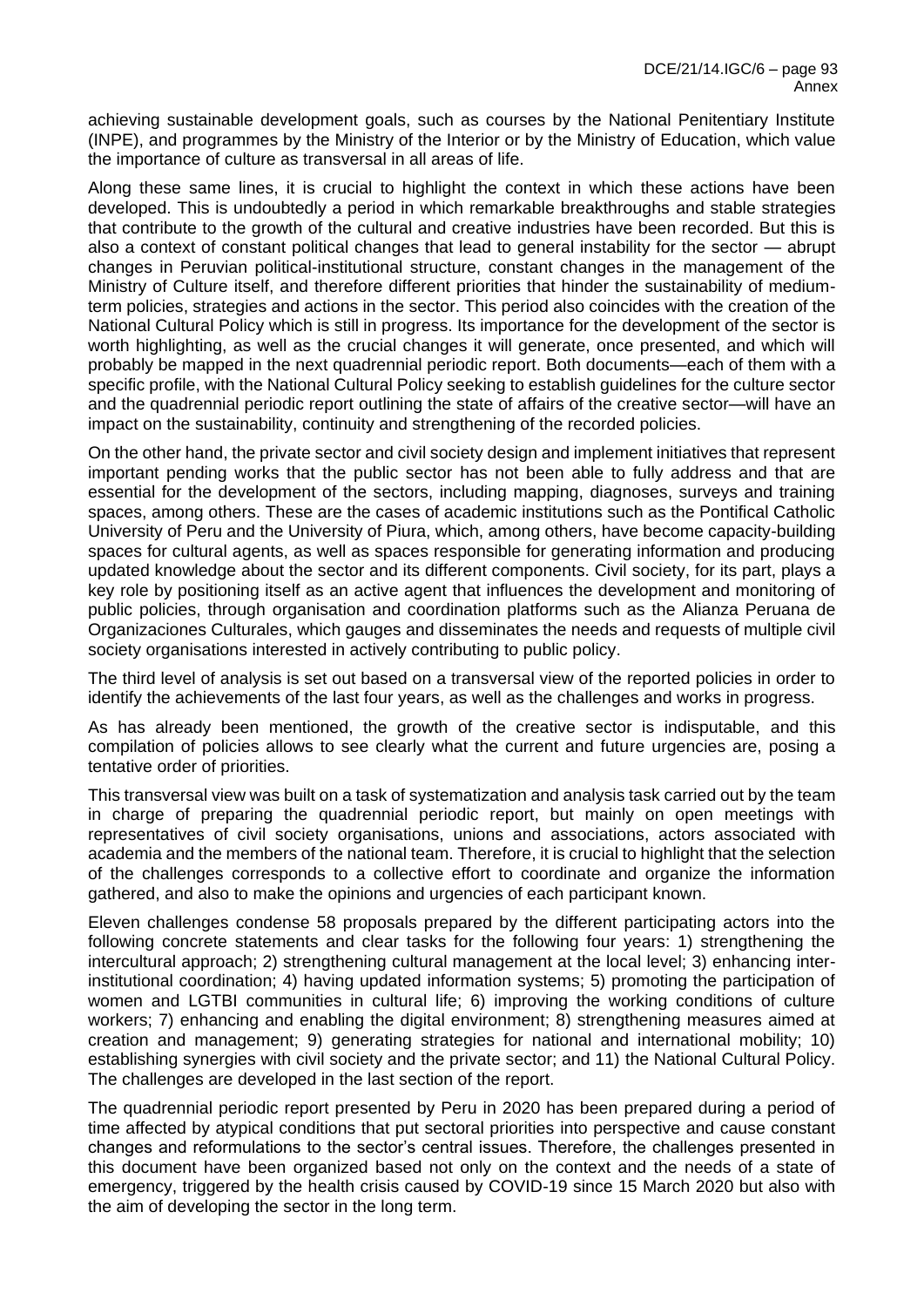achieving sustainable development goals, such as courses by the National Penitentiary Institute (INPE), and programmes by the Ministry of the Interior or by the Ministry of Education, which value the importance of culture as transversal in all areas of life.

Along these same lines, it is crucial to highlight the context in which these actions have been developed. This is undoubtedly a period in which remarkable breakthroughs and stable strategies that contribute to the growth of the cultural and creative industries have been recorded. But this is also a context of constant political changes that lead to general instability for the sector — abrupt changes in Peruvian political-institutional structure, constant changes in the management of the Ministry of Culture itself, and therefore different priorities that hinder the sustainability of medium-term policies, strategies and actions in the sector. This period also coincides with the creation of the National Cultural Policy which is still in progress. Its importance for the development of the sector is worth highlighting, as well as the crucial changes it will generate, once presented, and which will probably be mapped in the next quadrennial periodic report. Both documents—each of them with a specific profile, with the National Cultural Policy seeking to establish guidelines for the culture sector and the quadrennial periodic report outlining the state of affairs of the creative sector—will have an impact on the sustainability, continuity and strengthening of the recorded policies.

On the other hand, the private sector and civil society design and implement initiatives that represent important pending works that the public sector has not been able to fully address and that are essential for the development of the sectors, including mapping, diagnoses, surveys and training spaces, among others. These are the cases of academic institutions such as the Pontifical Catholic University of Peru and the University of Piura, which, among others, have become capacity-building spaces for cultural agents, as well as spaces responsible for generating information and producing updated knowledge about the sector and its different components. Civil society, for its part, plays a key role by positioning itself as an active agent that influences the development and monitoring of public policies, through organisation and coordination platforms such as the Alianza Peruana de Organizaciones Culturales, which gauges and disseminates the needs and requests of multiple civil society organisations interested in actively contributing to public policy.

The third level of analysis is set out based on a transversal view of the reported policies in order to identify the achievements of the last four years, as well as the challenges and works in progress.

As has already been mentioned, the growth of the creative sector is indisputable, and this compilation of policies allows to see clearly what the current and future urgencies are, posing a tentative order of priorities.

This transversal view was built on a task of systematization and analysis task carried out by the team in charge of preparing the quadrennial periodic report, but mainly on open meetings with representatives of civil society organisations, unions and associations, actors associated with academia and the members of the national team. Therefore, it is crucial to highlight that the selection of the challenges corresponds to a collective effort to coordinate and organize the information gathered, and also to make the opinions and urgencies of each participant known.

Eleven challenges condense 58 proposals prepared by the different participating actors into the following concrete statements and clear tasks for the following four years: 1) strengthening the intercultural approach; 2) strengthening cultural management at the local level; 3) enhancing inter-institutional coordination; 4) having updated information systems; 5) promoting the participation of women and LGTBI communities in cultural life; 6) improving the working conditions of culture workers; 7) enhancing and enabling the digital environment; 8) strengthening measures aimed at creation and management; 9) generating strategies for national and international mobility; 10) establishing synergies with civil society and the private sector; and 11) the National Cultural Policy. The challenges are developed in the last section of the report.

The quadrennial periodic report presented by Peru in 2020 has been prepared during a period of time affected by atypical conditions that put sectoral priorities into perspective and cause constant changes and reformulations to the sector's central issues. Therefore, the challenges presented in this document have been organized based not only on the context and the needs of a state of emergency, triggered by the health crisis caused by COVID-19 since 15 March 2020 but also with the aim of developing the sector in the long term.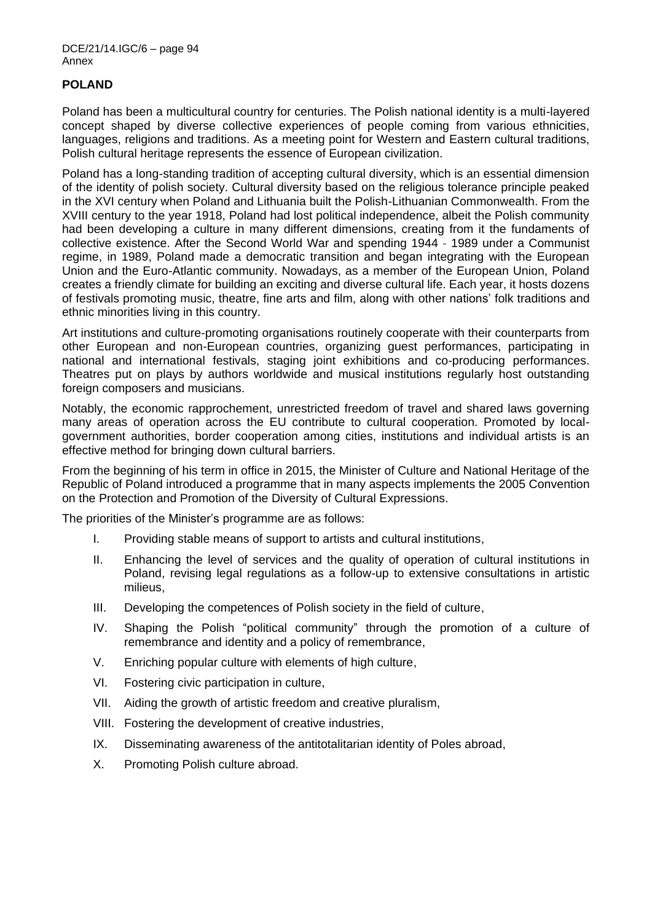## POLAND

Poland has been a multicultural country for centuries. The Polish national identity is a multi-layered concept shaped by diverse collective experiences of people coming from various ethnicities, languages, religions and traditions. As a meeting point for Western and Eastern cultural traditions, Polish cultural heritage represents the essence of European civilization.

Poland has a long-standing tradition of accepting cultural diversity, which is an essential dimension of the identity of polish society. Cultural diversity based on the religious tolerance principle peaked in the XVI century when Poland and Lithuania built the Polish-Lithuanian Commonwealth. From the XVIII century to the year 1918, Poland had lost political independence, albeit the Polish community had been developing a culture in many different dimensions, creating from it the fundaments of collective existence. After the Second World War and spending 1944 - 1989 under a Communist regime, in 1989, Poland made a democratic transition and began integrating with the European Union and the Euro-Atlantic community. Nowadays, as a member of the European Union, Poland creates a friendly climate for building an exciting and diverse cultural life. Each year, it hosts dozens of festivals promoting music, theatre, fine arts and film, along with other nations' folk traditions and ethnic minorities living in this country.

Art institutions and culture-promoting organisations routinely cooperate with their counterparts from other European and non-European countries, organizing guest performances, participating in national and international festivals, staging joint exhibitions and co-producing performances. Theatres put on plays by authors worldwide and musical institutions regularly host outstanding foreign composers and musicians.

Notably, the economic rapprochement, unrestricted freedom of travel and shared laws governing many areas of operation across the EU contribute to cultural cooperation. Promoted by local-government authorities, border cooperation among cities, institutions and individual artists is an effective method for bringing down cultural barriers.

From the beginning of his term in office in 2015, the Minister of Culture and National Heritage of the Republic of Poland introduced a programme that in many aspects implements the 2005 Convention on the Protection and Promotion of the Diversity of Cultural Expressions.

The priorities of the Minister's programme are as follows:

I. Providing stable means of support to artists and cultural institutions,

II. Enhancing the level of services and the quality of operation of cultural institutions in Poland, revising legal regulations as a follow-up to extensive consultations in artistic milieus,

III. Developing the competences of Polish society in the field of culture,

IV. Shaping the Polish "political community" through the promotion of a culture of remembrance and identity and a policy of remembrance,

V. Enriching popular culture with elements of high culture,

VI. Fostering civic participation in culture,

VII. Aiding the growth of artistic freedom and creative pluralism,

VIII. Fostering the development of creative industries,

IX. Disseminating awareness of the antitotalitarian identity of Poles abroad,

X. Promoting Polish culture abroad.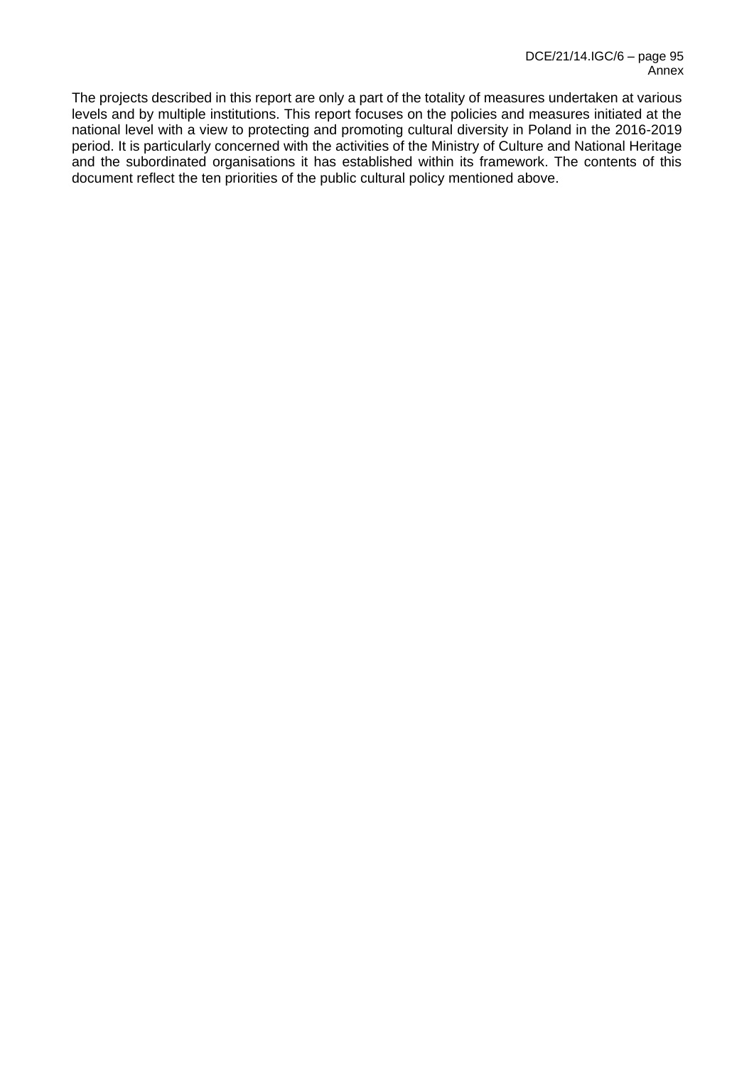The projects described in this report are only a part of the totality of measures undertaken at various levels and by multiple institutions. This report focuses on the policies and measures initiated at the national level with a view to protecting and promoting cultural diversity in Poland in the 2016-2019 period. It is particularly concerned with the activities of the Ministry of Culture and National Heritage and the subordinated organisations it has established within its framework. The contents of this document reflect the ten priorities of the public cultural policy mentioned above.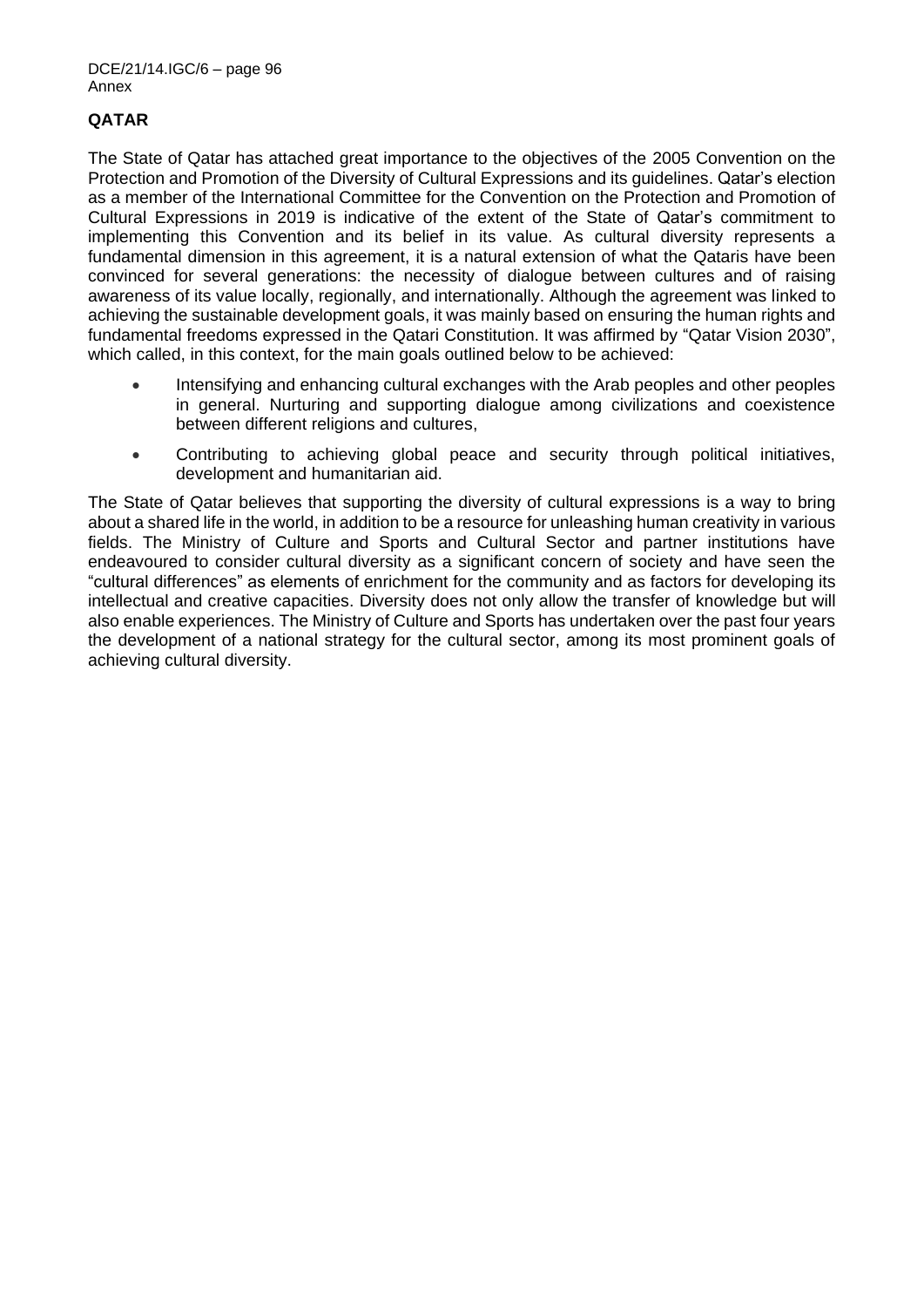## QATAR

The State of Qatar has attached great importance to the objectives of the 2005 Convention on the Protection and Promotion of the Diversity of Cultural Expressions and its guidelines. Qatar's election as a member of the International Committee for the Convention on the Protection and Promotion of Cultural Expressions in 2019 is indicative of the extent of the State of Qatar's commitment to implementing this Convention and its belief in its value. As cultural diversity represents a fundamental dimension in this agreement, it is a natural extension of what the Qataris have been convinced for several generations: the necessity of dialogue between cultures and of raising awareness of its value locally, regionally, and internationally. Although the agreement was linked to achieving the sustainable development goals, it was mainly based on ensuring the human rights and fundamental freedoms expressed in the Qatari Constitution. It was affirmed by "Qatar Vision 2030", which called, in this context, for the main goals outlined below to be achieved:

- Intensifying and enhancing cultural exchanges with the Arab peoples and other peoples in general. Nurturing and supporting dialogue among civilizations and coexistence between different religions and cultures,
- Contributing to achieving global peace and security through political initiatives, development and humanitarian aid.

The State of Qatar believes that supporting the diversity of cultural expressions is a way to bring about a shared life in the world, in addition to be a resource for unleashing human creativity in various fields. The Ministry of Culture and Sports and Cultural Sector and partner institutions have endeavoured to consider cultural diversity as a significant concern of society and have seen the "cultural differences" as elements of enrichment for the community and as factors for developing its intellectual and creative capacities. Diversity does not only allow the transfer of knowledge but will also enable experiences. The Ministry of Culture and Sports has undertaken over the past four years the development of a national strategy for the cultural sector, among its most prominent goals of achieving cultural diversity.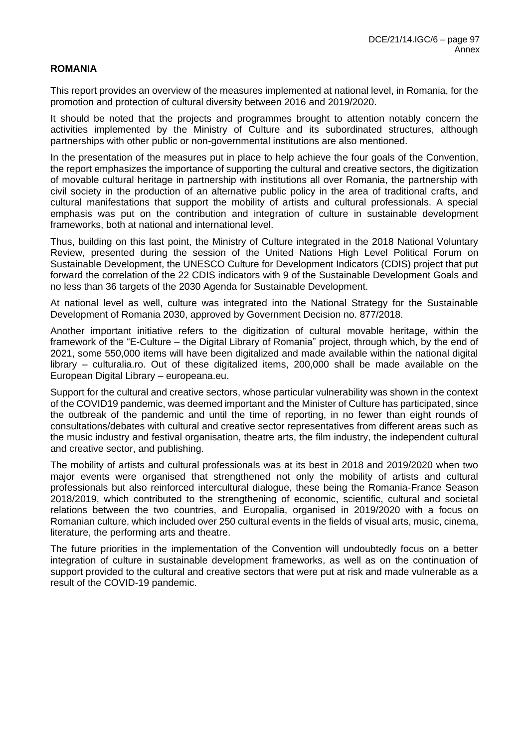**ROMANIA**

This report provides an overview of the measures implemented at national level, in Romania, for the promotion and protection of cultural diversity between 2016 and 2019/2020.

It should be noted that the projects and programmes brought to attention notably concern the activities implemented by the Ministry of Culture and its subordinated structures, although partnerships with other public or non-governmental institutions are also mentioned.

In the presentation of the measures put in place to help achieve the four goals of the Convention, the report emphasizes the importance of supporting the cultural and creative sectors, the digitization of movable cultural heritage in partnership with institutions all over Romania, the partnership with civil society in the production of an alternative public policy in the area of traditional crafts, and cultural manifestations that support the mobility of artists and cultural professionals. A special emphasis was put on the contribution and integration of culture in sustainable development frameworks, both at national and international level.

Thus, building on this last point, the Ministry of Culture integrated in the 2018 National Voluntary Review, presented during the session of the United Nations High Level Political Forum on Sustainable Development, the UNESCO Culture for Development Indicators (CDIS) project that put forward the correlation of the 22 CDIS indicators with 9 of the Sustainable Development Goals and no less than 36 targets of the 2030 Agenda for Sustainable Development.

At national level as well, culture was integrated into the National Strategy for the Sustainable Development of Romania 2030, approved by Government Decision no. 877/2018.

Another important initiative refers to the digitization of cultural movable heritage, within the framework of the "E-Culture – the Digital Library of Romania" project, through which, by the end of 2021, some 550,000 items will have been digitalized and made available within the national digital library – culturalia.ro. Out of these digitalized items, 200,000 shall be made available on the European Digital Library – europeana.eu.

Support for the cultural and creative sectors, whose particular vulnerability was shown in the context of the COVID19 pandemic, was deemed important and the Minister of Culture has participated, since the outbreak of the pandemic and until the time of reporting, in no fewer than eight rounds of consultations/debates with cultural and creative sector representatives from different areas such as the music industry and festival organisation, theatre arts, the film industry, the independent cultural and creative sector, and publishing.

The mobility of artists and cultural professionals was at its best in 2018 and 2019/2020 when two major events were organised that strengthened not only the mobility of artists and cultural professionals but also reinforced intercultural dialogue, these being the Romania-France Season 2018/2019, which contributed to the strengthening of economic, scientific, cultural and societal relations between the two countries, and Europalia, organised in 2019/2020 with a focus on Romanian culture, which included over 250 cultural events in the fields of visual arts, music, cinema, literature, the performing arts and theatre.

The future priorities in the implementation of the Convention will undoubtedly focus on a better integration of culture in sustainable development frameworks, as well as on the continuation of support provided to the cultural and creative sectors that were put at risk and made vulnerable as a result of the COVID-19 pandemic.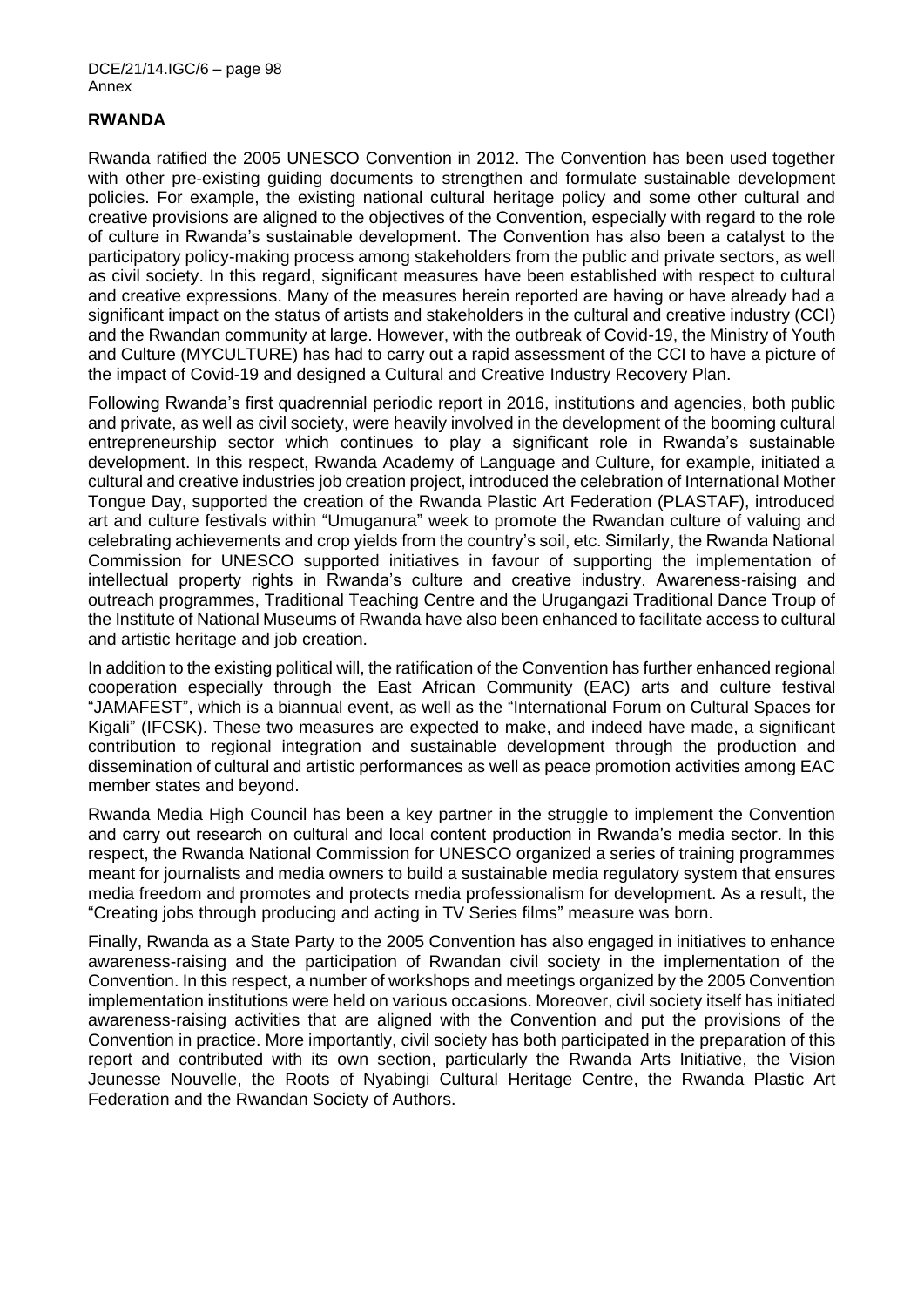**RWANDA**

Rwanda ratified the 2005 UNESCO Convention in 2012. The Convention has been used together with other pre-existing guiding documents to strengthen and formulate sustainable development policies. For example, the existing national cultural heritage policy and some other cultural and creative provisions are aligned to the objectives of the Convention, especially with regard to the role of culture in Rwanda's sustainable development. The Convention has also been a catalyst to the participatory policy-making process among stakeholders from the public and private sectors, as well as civil society. In this regard, significant measures have been established with respect to cultural and creative expressions. Many of the measures herein reported are having or have already had a significant impact on the status of artists and stakeholders in the cultural and creative industry (CCI) and the Rwandan community at large. However, with the outbreak of Covid-19, the Ministry of Youth and Culture (MYCULTURE) has had to carry out a rapid assessment of the CCI to have a picture of the impact of Covid-19 and designed a Cultural and Creative Industry Recovery Plan.

Following Rwanda's first quadrennial periodic report in 2016, institutions and agencies, both public and private, as well as civil society, were heavily involved in the development of the booming cultural entrepreneurship sector which continues to play a significant role in Rwanda's sustainable development. In this respect, Rwanda Academy of Language and Culture, for example, initiated a cultural and creative industries job creation project, introduced the celebration of International Mother Tongue Day, supported the creation of the Rwanda Plastic Art Federation (PLASTAF), introduced art and culture festivals within "Umuganura" week to promote the Rwandan culture of valuing and celebrating achievements and crop yields from the country's soil, etc. Similarly, the Rwanda National Commission for UNESCO supported initiatives in favour of supporting the implementation of intellectual property rights in Rwanda's culture and creative industry. Awareness-raising and outreach programmes, Traditional Teaching Centre and the Urugangazi Traditional Dance Troup of the Institute of National Museums of Rwanda have also been enhanced to facilitate access to cultural and artistic heritage and job creation.

In addition to the existing political will, the ratification of the Convention has further enhanced regional cooperation especially through the East African Community (EAC) arts and culture festival "JAMAFEST", which is a biannual event, as well as the "International Forum on Cultural Spaces for Kigali" (IFCSK). These two measures are expected to make, and indeed have made, a significant contribution to regional integration and sustainable development through the production and dissemination of cultural and artistic performances as well as peace promotion activities among EAC member states and beyond.

Rwanda Media High Council has been a key partner in the struggle to implement the Convention and carry out research on cultural and local content production in Rwanda's media sector. In this respect, the Rwanda National Commission for UNESCO organized a series of training programmes meant for journalists and media owners to build a sustainable media regulatory system that ensures media freedom and promotes and protects media professionalism for development. As a result, the "Creating jobs through producing and acting in TV Series films" measure was born.

Finally, Rwanda as a State Party to the 2005 Convention has also engaged in initiatives to enhance awareness-raising and the participation of Rwandan civil society in the implementation of the Convention. In this respect, a number of workshops and meetings organized by the 2005 Convention implementation institutions were held on various occasions. Moreover, civil society itself has initiated awareness-raising activities that are aligned with the Convention and put the provisions of the Convention in practice. More importantly, civil society has both participated in the preparation of this report and contributed with its own section, particularly the Rwanda Arts Initiative, the Vision Jeunesse Nouvelle, the Roots of Nyabingi Cultural Heritage Centre, the Rwanda Plastic Art Federation and the Rwandan Society of Authors.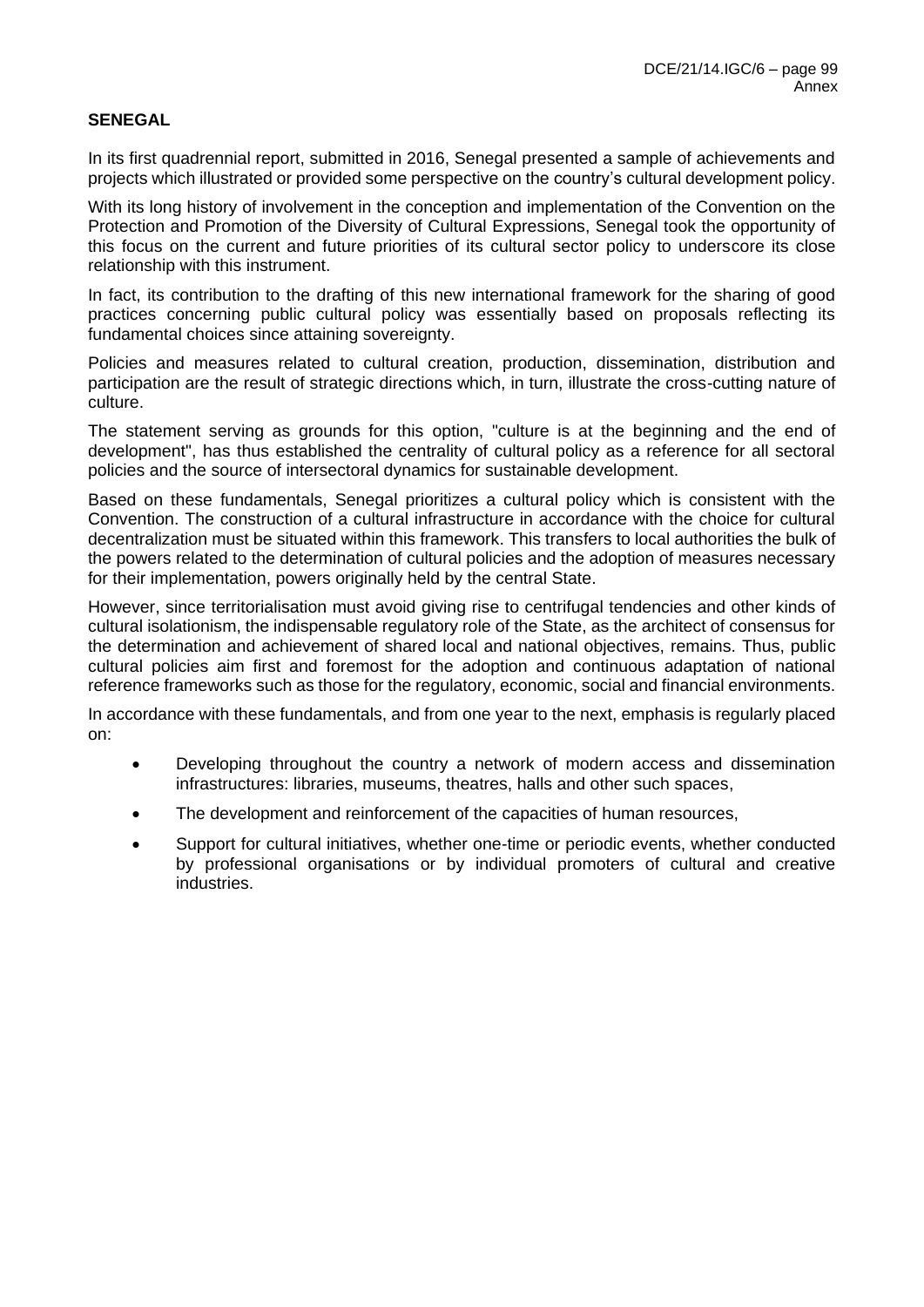**SENEGAL**

In its first quadrennial report, submitted in 2016, Senegal presented a sample of achievements and projects which illustrated or provided some perspective on the country's cultural development policy.

With its long history of involvement in the conception and implementation of the Convention on the Protection and Promotion of the Diversity of Cultural Expressions, Senegal took the opportunity of this focus on the current and future priorities of its cultural sector policy to underscore its close relationship with this instrument.

In fact, its contribution to the drafting of this new international framework for the sharing of good practices concerning public cultural policy was essentially based on proposals reflecting its fundamental choices since attaining sovereignty.

Policies and measures related to cultural creation, production, dissemination, distribution and participation are the result of strategic directions which, in turn, illustrate the cross-cutting nature of culture.

The statement serving as grounds for this option, "culture is at the beginning and the end of development", has thus established the centrality of cultural policy as a reference for all sectoral policies and the source of intersectoral dynamics for sustainable development.

Based on these fundamentals, Senegal prioritizes a cultural policy which is consistent with the Convention. The construction of a cultural infrastructure in accordance with the choice for cultural decentralization must be situated within this framework. This transfers to local authorities the bulk of the powers related to the determination of cultural policies and the adoption of measures necessary for their implementation, powers originally held by the central State.

However, since territorialisation must avoid giving rise to centrifugal tendencies and other kinds of cultural isolationism, the indispensable regulatory role of the State, as the architect of consensus for the determination and achievement of shared local and national objectives, remains. Thus, public cultural policies aim first and foremost for the adoption and continuous adaptation of national reference frameworks such as those for the regulatory, economic, social and financial environments.

In accordance with these fundamentals, and from one year to the next, emphasis is regularly placed on:

- Developing throughout the country a network of modern access and dissemination infrastructures: libraries, museums, theatres, halls and other such spaces,
- The development and reinforcement of the capacities of human resources,
- Support for cultural initiatives, whether one-time or periodic events, whether conducted by professional organisations or by individual promoters of cultural and creative industries.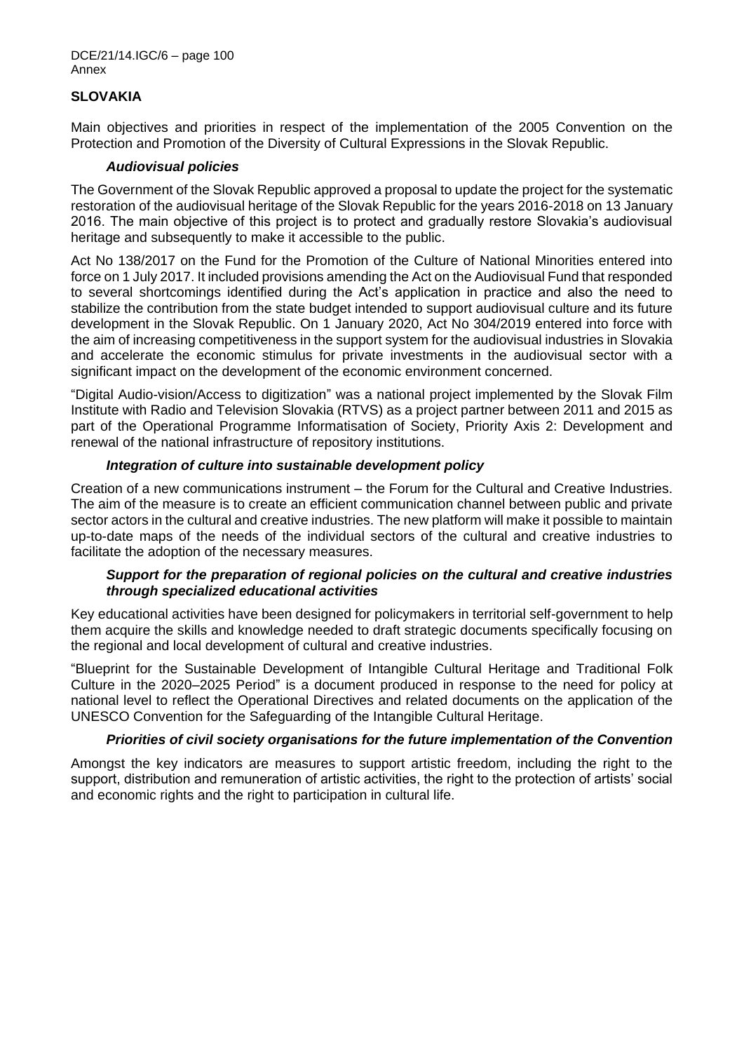## SLOVAKIA

Main objectives and priorities in respect of the implementation of the 2005 Convention on the Protection and Promotion of the Diversity of Cultural Expressions in the Slovak Republic.

### *Audiovisual policies*

The Government of the Slovak Republic approved a proposal to update the project for the systematic restoration of the audiovisual heritage of the Slovak Republic for the years 2016-2018 on 13 January 2016. The main objective of this project is to protect and gradually restore Slovakia's audiovisual heritage and subsequently to make it accessible to the public.

Act No 138/2017 on the Fund for the Promotion of the Culture of National Minorities entered into force on 1 July 2017. It included provisions amending the Act on the Audiovisual Fund that responded to several shortcomings identified during the Act's application in practice and also the need to stabilize the contribution from the state budget intended to support audiovisual culture and its future development in the Slovak Republic. On 1 January 2020, Act No 304/2019 entered into force with the aim of increasing competitiveness in the support system for the audiovisual industries in Slovakia and accelerate the economic stimulus for private investments in the audiovisual sector with a significant impact on the development of the economic environment concerned.

"Digital Audio-vision/Access to digitization" was a national project implemented by the Slovak Film Institute with Radio and Television Slovakia (RTVS) as a project partner between 2011 and 2015 as part of the Operational Programme Informatisation of Society, Priority Axis 2: Development and renewal of the national infrastructure of repository institutions.

### *Integration of culture into sustainable development policy*

Creation of a new communications instrument – the Forum for the Cultural and Creative Industries. The aim of the measure is to create an efficient communication channel between public and private sector actors in the cultural and creative industries. The new platform will make it possible to maintain up-to-date maps of the needs of the individual sectors of the cultural and creative industries to facilitate the adoption of the necessary measures.

### *Support for the preparation of regional policies on the cultural and creative industries through specialized educational activities*

Key educational activities have been designed for policymakers in territorial self-government to help them acquire the skills and knowledge needed to draft strategic documents specifically focusing on the regional and local development of cultural and creative industries.

"Blueprint for the Sustainable Development of Intangible Cultural Heritage and Traditional Folk Culture in the 2020–2025 Period" is a document produced in response to the need for policy at national level to reflect the Operational Directives and related documents on the application of the UNESCO Convention for the Safeguarding of the Intangible Cultural Heritage.

### *Priorities of civil society organisations for the future implementation of the Convention*

Amongst the key indicators are measures to support artistic freedom, including the right to the support, distribution and remuneration of artistic activities, the right to the protection of artists' social and economic rights and the right to participation in cultural life.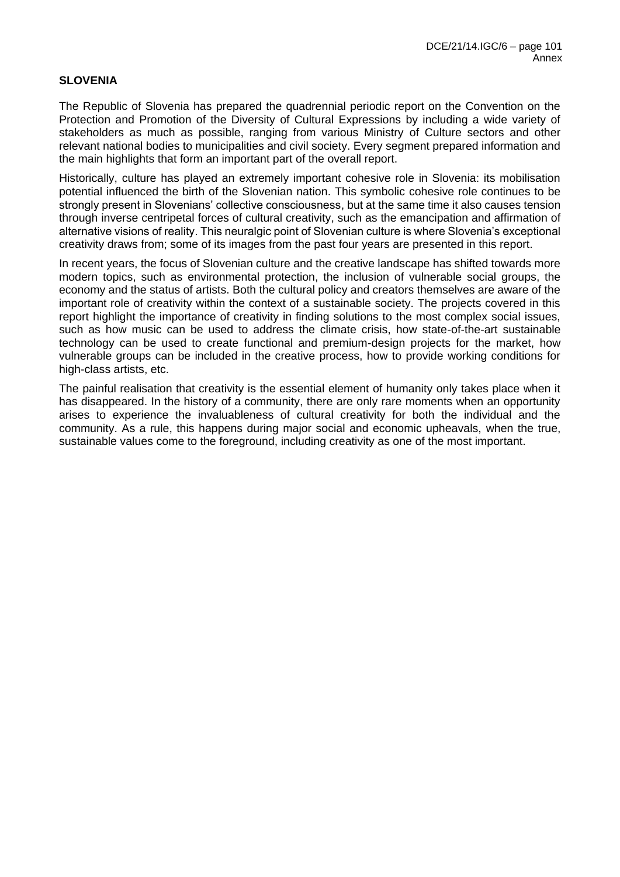## SLOVENIA

The Republic of Slovenia has prepared the quadrennial periodic report on the Convention on the Protection and Promotion of the Diversity of Cultural Expressions by including a wide variety of stakeholders as much as possible, ranging from various Ministry of Culture sectors and other relevant national bodies to municipalities and civil society. Every segment prepared information and the main highlights that form an important part of the overall report.

Historically, culture has played an extremely important cohesive role in Slovenia: its mobilisation potential influenced the birth of the Slovenian nation. This symbolic cohesive role continues to be strongly present in Slovenians' collective consciousness, but at the same time it also causes tension through inverse centripetal forces of cultural creativity, such as the emancipation and affirmation of alternative visions of reality. This neuralgic point of Slovenian culture is where Slovenia's exceptional creativity draws from; some of its images from the past four years are presented in this report.

In recent years, the focus of Slovenian culture and the creative landscape has shifted towards more modern topics, such as environmental protection, the inclusion of vulnerable social groups, the economy and the status of artists. Both the cultural policy and creators themselves are aware of the important role of creativity within the context of a sustainable society. The projects covered in this report highlight the importance of creativity in finding solutions to the most complex social issues, such as how music can be used to address the climate crisis, how state-of-the-art sustainable technology can be used to create functional and premium-design projects for the market, how vulnerable groups can be included in the creative process, how to provide working conditions for high-class artists, etc.

The painful realisation that creativity is the essential element of humanity only takes place when it has disappeared. In the history of a community, there are only rare moments when an opportunity arises to experience the invaluableness of cultural creativity for both the individual and the community. As a rule, this happens during major social and economic upheavals, when the true, sustainable values come to the foreground, including creativity as one of the most important.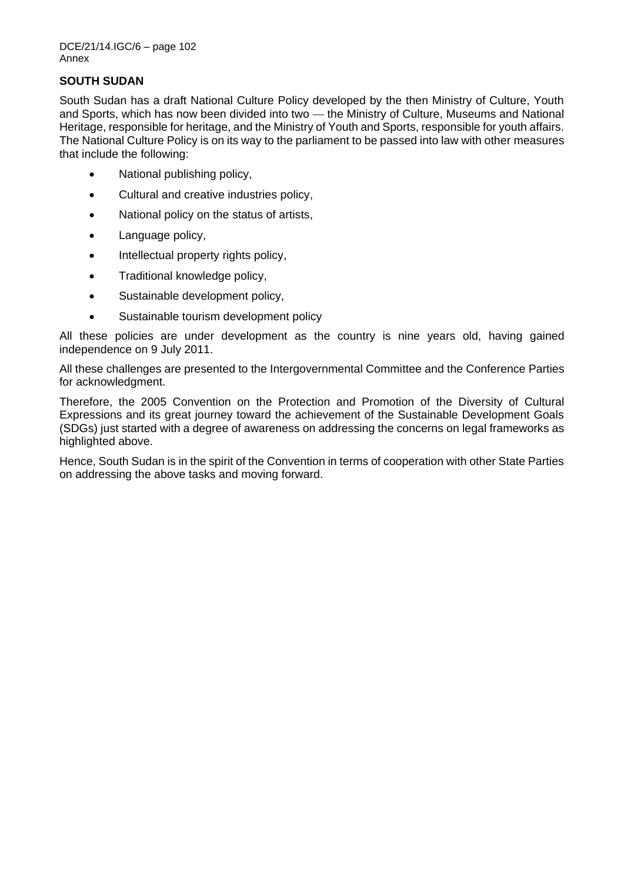**SOUTH SUDAN**

South Sudan has a draft National Culture Policy developed by the then Ministry of Culture, Youth and Sports, which has now been divided into two — the Ministry of Culture, Museums and National Heritage, responsible for heritage, and the Ministry of Youth and Sports, responsible for youth affairs. The National Culture Policy is on its way to the parliament to be passed into law with other measures that include the following:

- National publishing policy,
- Cultural and creative industries policy,
- National policy on the status of artists,
- Language policy,
- Intellectual property rights policy,
- Traditional knowledge policy,
- Sustainable development policy,
- Sustainable tourism development policy

All these policies are under development as the country is nine years old, having gained independence on 9 July 2011.

All these challenges are presented to the Intergovernmental Committee and the Conference Parties for acknowledgment.

Therefore, the 2005 Convention on the Protection and Promotion of the Diversity of Cultural Expressions and its great journey toward the achievement of the Sustainable Development Goals (SDGs) just started with a degree of awareness on addressing the concerns on legal frameworks as highlighted above.

Hence, South Sudan is in the spirit of the Convention in terms of cooperation with other State Parties on addressing the above tasks and moving forward.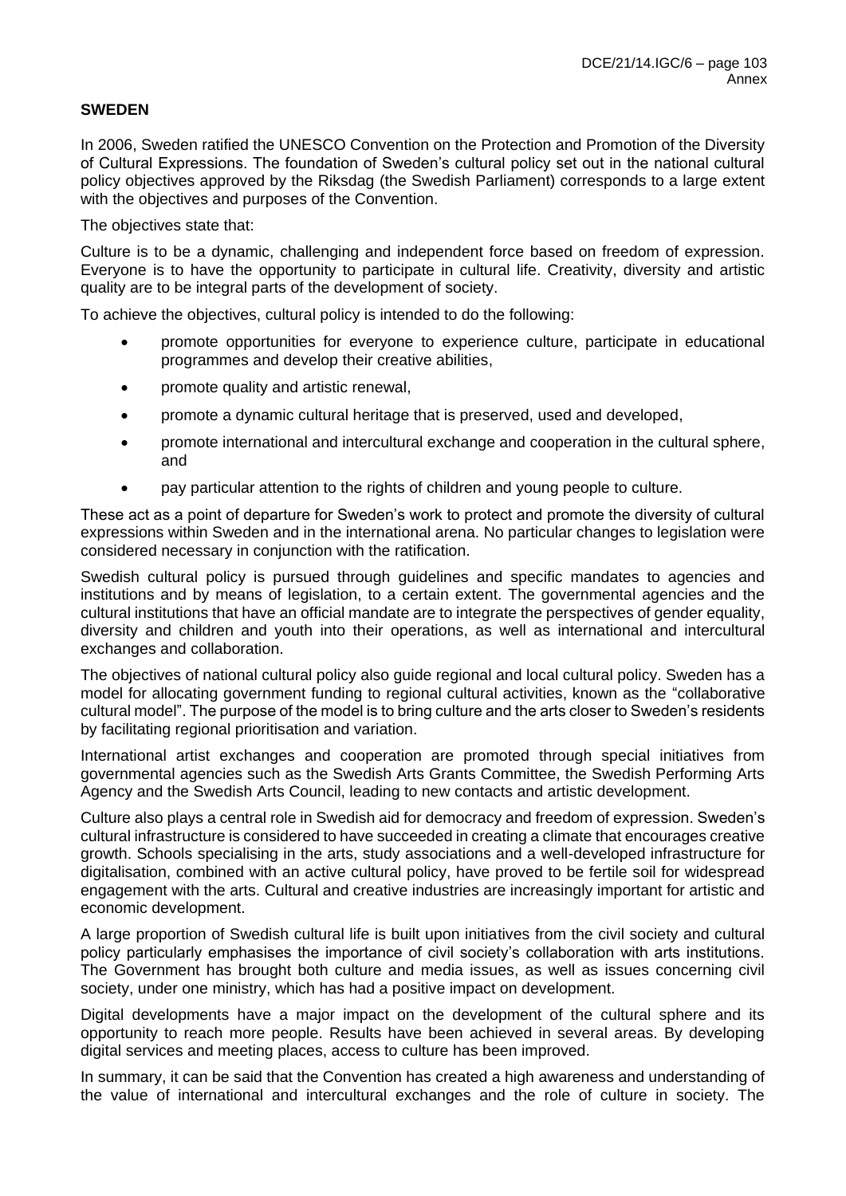## SWEDEN

In 2006, Sweden ratified the UNESCO Convention on the Protection and Promotion of the Diversity of Cultural Expressions. The foundation of Sweden's cultural policy set out in the national cultural policy objectives approved by the Riksdag (the Swedish Parliament) corresponds to a large extent with the objectives and purposes of the Convention.

The objectives state that:

Culture is to be a dynamic, challenging and independent force based on freedom of expression. Everyone is to have the opportunity to participate in cultural life. Creativity, diversity and artistic quality are to be integral parts of the development of society.

To achieve the objectives, cultural policy is intended to do the following:

- promote opportunities for everyone to experience culture, participate in educational programmes and develop their creative abilities,
- promote quality and artistic renewal,
- promote a dynamic cultural heritage that is preserved, used and developed,
- promote international and intercultural exchange and cooperation in the cultural sphere, and
- pay particular attention to the rights of children and young people to culture.

These act as a point of departure for Sweden's work to protect and promote the diversity of cultural expressions within Sweden and in the international arena. No particular changes to legislation were considered necessary in conjunction with the ratification.

Swedish cultural policy is pursued through guidelines and specific mandates to agencies and institutions and by means of legislation, to a certain extent. The governmental agencies and the cultural institutions that have an official mandate are to integrate the perspectives of gender equality, diversity and children and youth into their operations, as well as international and intercultural exchanges and collaboration.

The objectives of national cultural policy also guide regional and local cultural policy. Sweden has a model for allocating government funding to regional cultural activities, known as the "collaborative cultural model". The purpose of the model is to bring culture and the arts closer to Sweden's residents by facilitating regional prioritisation and variation.

International artist exchanges and cooperation are promoted through special initiatives from governmental agencies such as the Swedish Arts Grants Committee, the Swedish Performing Arts Agency and the Swedish Arts Council, leading to new contacts and artistic development.

Culture also plays a central role in Swedish aid for democracy and freedom of expression. Sweden's cultural infrastructure is considered to have succeeded in creating a climate that encourages creative growth. Schools specialising in the arts, study associations and a well-developed infrastructure for digitalisation, combined with an active cultural policy, have proved to be fertile soil for widespread engagement with the arts. Cultural and creative industries are increasingly important for artistic and economic development.

A large proportion of Swedish cultural life is built upon initiatives from the civil society and cultural policy particularly emphasises the importance of civil society's collaboration with arts institutions. The Government has brought both culture and media issues, as well as issues concerning civil society, under one ministry, which has had a positive impact on development.

Digital developments have a major impact on the development of the cultural sphere and its opportunity to reach more people. Results have been achieved in several areas. By developing digital services and meeting places, access to culture has been improved.

In summary, it can be said that the Convention has created a high awareness and understanding of the value of international and intercultural exchanges and the role of culture in society. The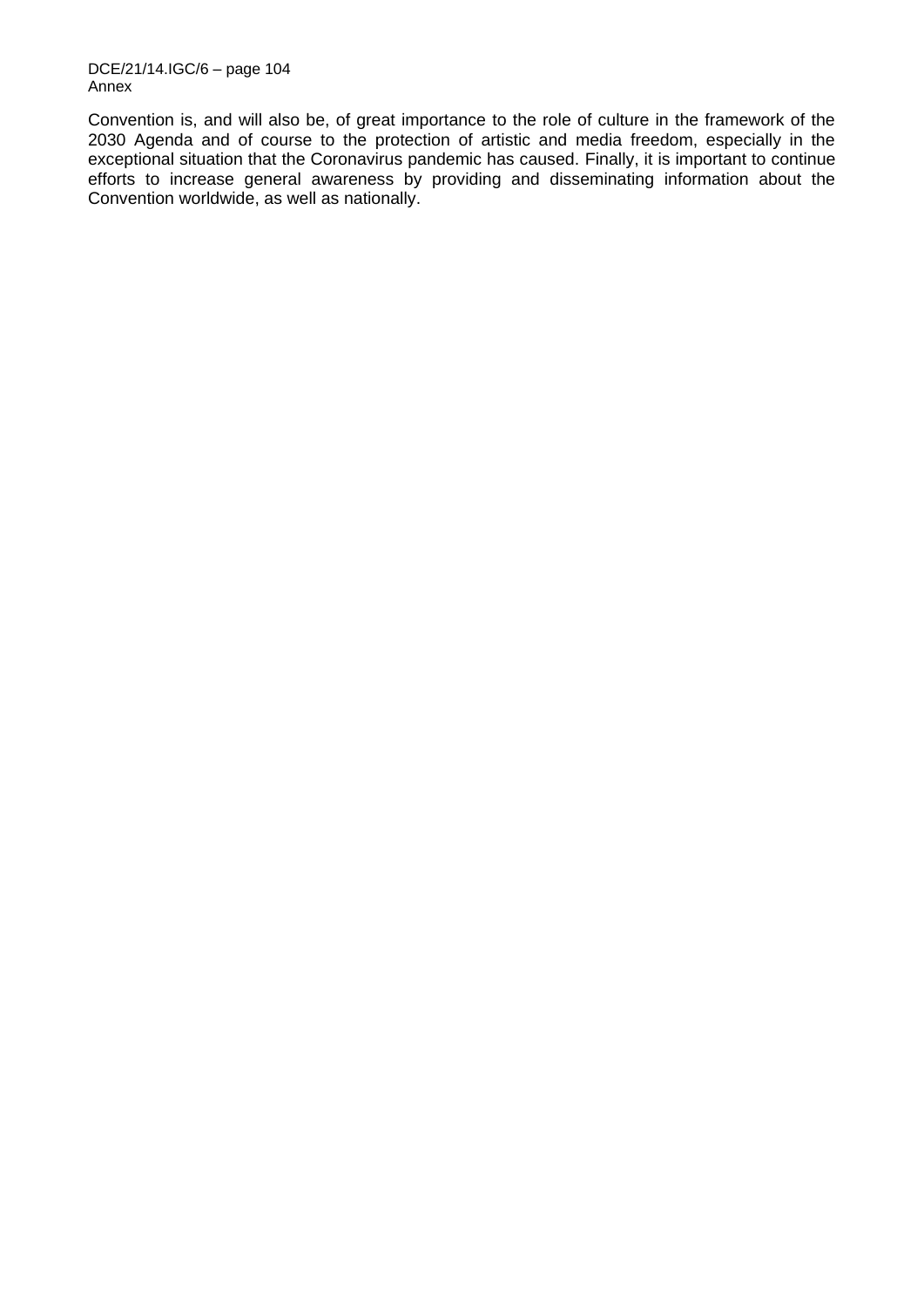Convention is, and will also be, of great importance to the role of culture in the framework of the 2030 Agenda and of course to the protection of artistic and media freedom, especially in the exceptional situation that the Coronavirus pandemic has caused. Finally, it is important to continue efforts to increase general awareness by providing and disseminating information about the Convention worldwide, as well as nationally.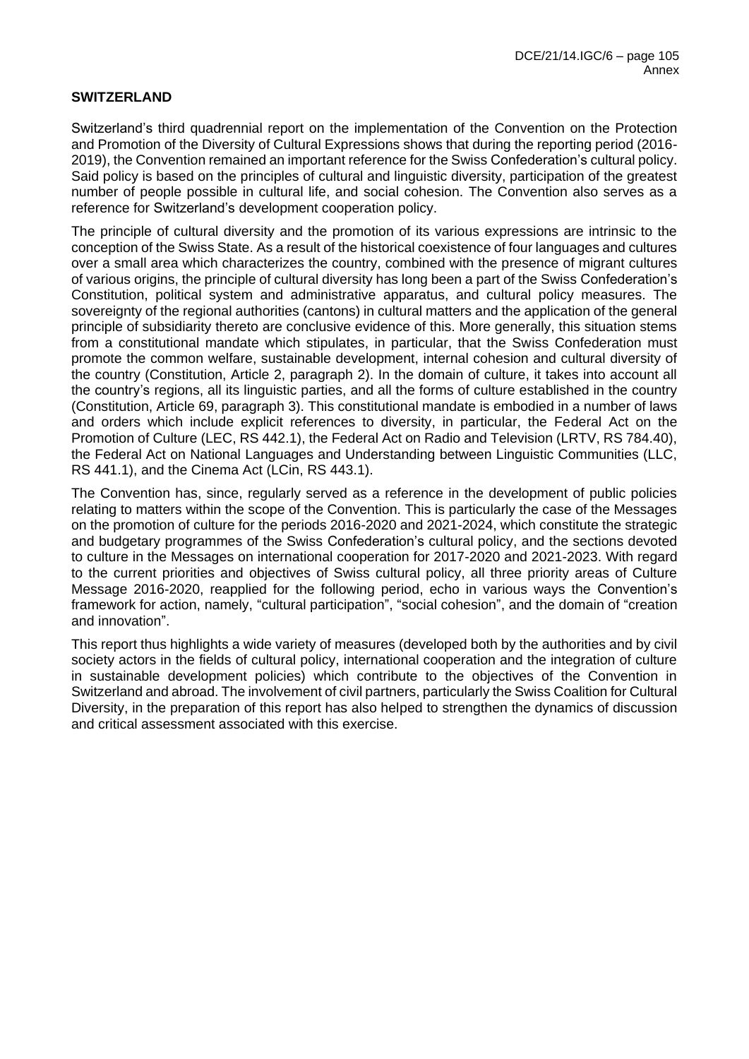## SWITZERLAND

Switzerland's third quadrennial report on the implementation of the Convention on the Protection and Promotion of the Diversity of Cultural Expressions shows that during the reporting period (2016-2019), the Convention remained an important reference for the Swiss Confederation's cultural policy. Said policy is based on the principles of cultural and linguistic diversity, participation of the greatest number of people possible in cultural life, and social cohesion. The Convention also serves as a reference for Switzerland's development cooperation policy.

The principle of cultural diversity and the promotion of its various expressions are intrinsic to the conception of the Swiss State. As a result of the historical coexistence of four languages and cultures over a small area which characterizes the country, combined with the presence of migrant cultures of various origins, the principle of cultural diversity has long been a part of the Swiss Confederation's Constitution, political system and administrative apparatus, and cultural policy measures. The sovereignty of the regional authorities (cantons) in cultural matters and the application of the general principle of subsidiarity thereto are conclusive evidence of this. More generally, this situation stems from a constitutional mandate which stipulates, in particular, that the Swiss Confederation must promote the common welfare, sustainable development, internal cohesion and cultural diversity of the country (Constitution, Article 2, paragraph 2). In the domain of culture, it takes into account all the country's regions, all its linguistic parties, and all the forms of culture established in the country (Constitution, Article 69, paragraph 3). This constitutional mandate is embodied in a number of laws and orders which include explicit references to diversity, in particular, the Federal Act on the Promotion of Culture (LEC, RS 442.1), the Federal Act on Radio and Television (LRTV, RS 784.40), the Federal Act on National Languages and Understanding between Linguistic Communities (LLC, RS 441.1), and the Cinema Act (LCin, RS 443.1).

The Convention has, since, regularly served as a reference in the development of public policies relating to matters within the scope of the Convention. This is particularly the case of the Messages on the promotion of culture for the periods 2016-2020 and 2021-2024, which constitute the strategic and budgetary programmes of the Swiss Confederation's cultural policy, and the sections devoted to culture in the Messages on international cooperation for 2017-2020 and 2021-2023. With regard to the current priorities and objectives of Swiss cultural policy, all three priority areas of Culture Message 2016-2020, reapplied for the following period, echo in various ways the Convention's framework for action, namely, "cultural participation", "social cohesion", and the domain of "creation and innovation".

This report thus highlights a wide variety of measures (developed both by the authorities and by civil society actors in the fields of cultural policy, international cooperation and the integration of culture in sustainable development policies) which contribute to the objectives of the Convention in Switzerland and abroad. The involvement of civil partners, particularly the Swiss Coalition for Cultural Diversity, in the preparation of this report has also helped to strengthen the dynamics of discussion and critical assessment associated with this exercise.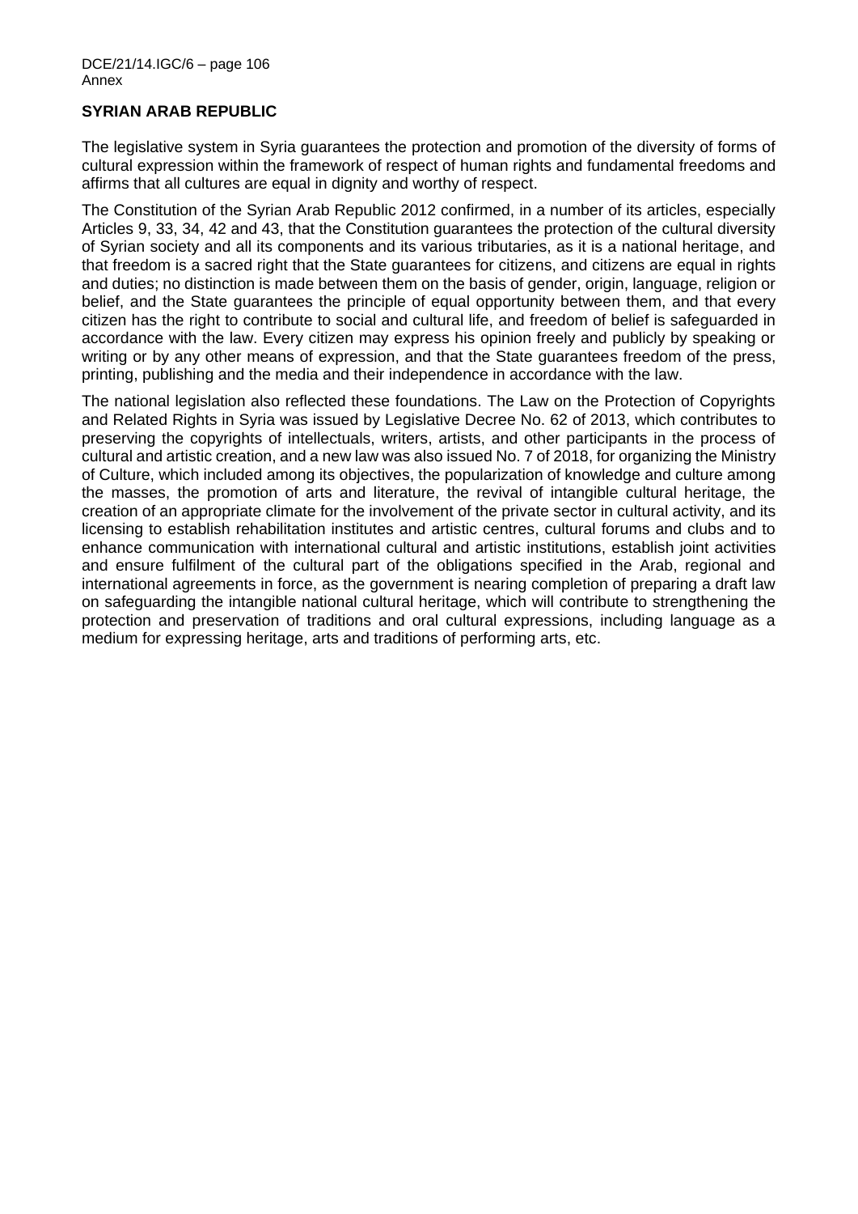## SYRIAN ARAB REPUBLIC

The legislative system in Syria guarantees the protection and promotion of the diversity of forms of cultural expression within the framework of respect of human rights and fundamental freedoms and affirms that all cultures are equal in dignity and worthy of respect.

The Constitution of the Syrian Arab Republic 2012 confirmed, in a number of its articles, especially Articles 9, 33, 34, 42 and 43, that the Constitution guarantees the protection of the cultural diversity of Syrian society and all its components and its various tributaries, as it is a national heritage, and that freedom is a sacred right that the State guarantees for citizens, and citizens are equal in rights and duties; no distinction is made between them on the basis of gender, origin, language, religion or belief, and the State guarantees the principle of equal opportunity between them, and that every citizen has the right to contribute to social and cultural life, and freedom of belief is safeguarded in accordance with the law. Every citizen may express his opinion freely and publicly by speaking or writing or by any other means of expression, and that the State guarantees freedom of the press, printing, publishing and the media and their independence in accordance with the law.

The national legislation also reflected these foundations. The Law on the Protection of Copyrights and Related Rights in Syria was issued by Legislative Decree No. 62 of 2013, which contributes to preserving the copyrights of intellectuals, writers, artists, and other participants in the process of cultural and artistic creation, and a new law was also issued No. 7 of 2018, for organizing the Ministry of Culture, which included among its objectives, the popularization of knowledge and culture among the masses, the promotion of arts and literature, the revival of intangible cultural heritage, the creation of an appropriate climate for the involvement of the private sector in cultural activity, and its licensing to establish rehabilitation institutes and artistic centres, cultural forums and clubs and to enhance communication with international cultural and artistic institutions, establish joint activities and ensure fulfilment of the cultural part of the obligations specified in the Arab, regional and international agreements in force, as the government is nearing completion of preparing a draft law on safeguarding the intangible national cultural heritage, which will contribute to strengthening the protection and preservation of traditions and oral cultural expressions, including language as a medium for expressing heritage, arts and traditions of performing arts, etc.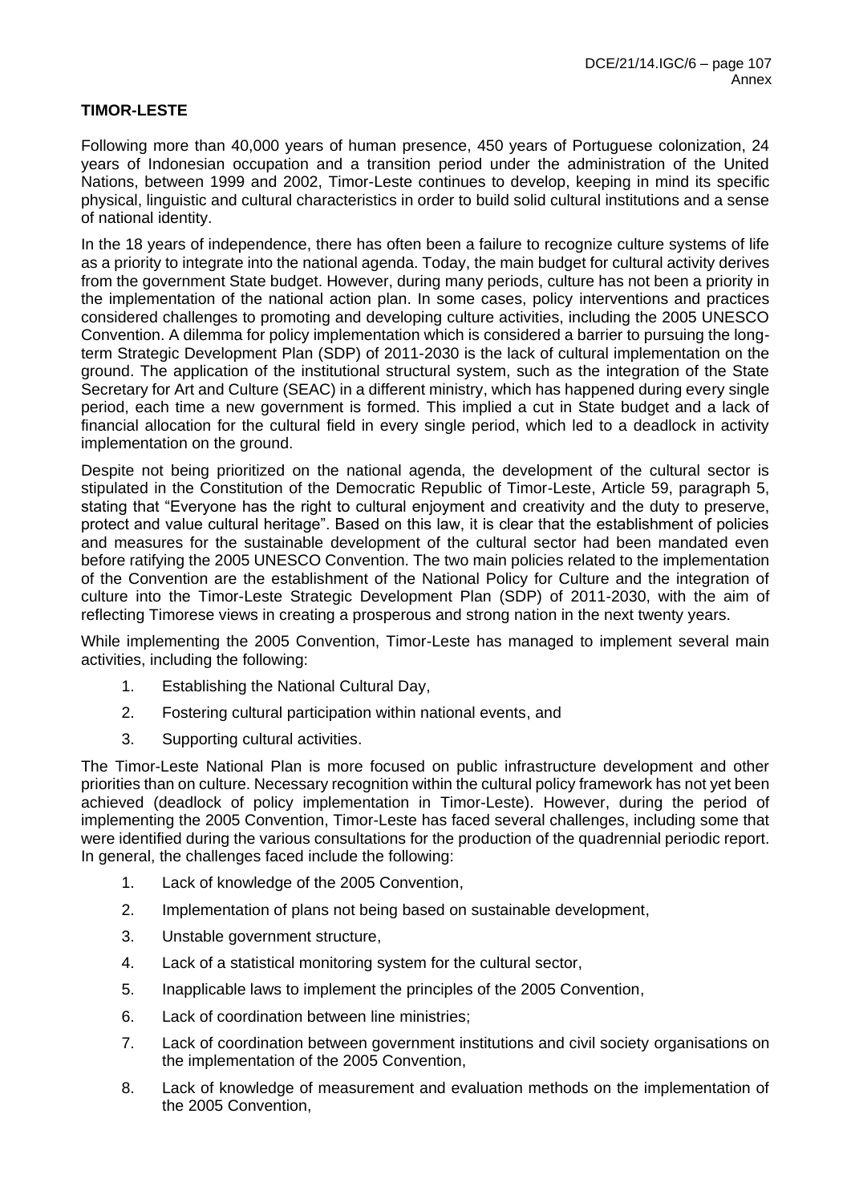**TIMOR-LESTE**

Following more than 40,000 years of human presence, 450 years of Portuguese colonization, 24 years of Indonesian occupation and a transition period under the administration of the United Nations, between 1999 and 2002, Timor-Leste continues to develop, keeping in mind its specific physical, linguistic and cultural characteristics in order to build solid cultural institutions and a sense of national identity.

In the 18 years of independence, there has often been a failure to recognize culture systems of life as a priority to integrate into the national agenda. Today, the main budget for cultural activity derives from the government State budget. However, during many periods, culture has not been a priority in the implementation of the national action plan. In some cases, policy interventions and practices considered challenges to promoting and developing culture activities, including the 2005 UNESCO Convention. A dilemma for policy implementation which is considered a barrier to pursuing the long-term Strategic Development Plan (SDP) of 2011-2030 is the lack of cultural implementation on the ground. The application of the institutional structural system, such as the integration of the State Secretary for Art and Culture (SEAC) in a different ministry, which has happened during every single period, each time a new government is formed. This implied a cut in State budget and a lack of financial allocation for the cultural field in every single period, which led to a deadlock in activity implementation on the ground.

Despite not being prioritized on the national agenda, the development of the cultural sector is stipulated in the Constitution of the Democratic Republic of Timor-Leste, Article 59, paragraph 5, stating that "Everyone has the right to cultural enjoyment and creativity and the duty to preserve, protect and value cultural heritage". Based on this law, it is clear that the establishment of policies and measures for the sustainable development of the cultural sector had been mandated even before ratifying the 2005 UNESCO Convention. The two main policies related to the implementation of the Convention are the establishment of the National Policy for Culture and the integration of culture into the Timor-Leste Strategic Development Plan (SDP) of 2011-2030, with the aim of reflecting Timorese views in creating a prosperous and strong nation in the next twenty years.

While implementing the 2005 Convention, Timor-Leste has managed to implement several main activities, including the following:

1. Establishing the National Cultural Day,
2. Fostering cultural participation within national events, and
3. Supporting cultural activities.

The Timor-Leste National Plan is more focused on public infrastructure development and other priorities than on culture. Necessary recognition within the cultural policy framework has not yet been achieved (deadlock of policy implementation in Timor-Leste). However, during the period of implementing the 2005 Convention, Timor-Leste has faced several challenges, including some that were identified during the various consultations for the production of the quadrennial periodic report. In general, the challenges faced include the following:

1. Lack of knowledge of the 2005 Convention,
2. Implementation of plans not being based on sustainable development,
3. Unstable government structure,
4. Lack of a statistical monitoring system for the cultural sector,
5. Inapplicable laws to implement the principles of the 2005 Convention,
6. Lack of coordination between line ministries;
7. Lack of coordination between government institutions and civil society organisations on the implementation of the 2005 Convention,
8. Lack of knowledge of measurement and evaluation methods on the implementation of the 2005 Convention,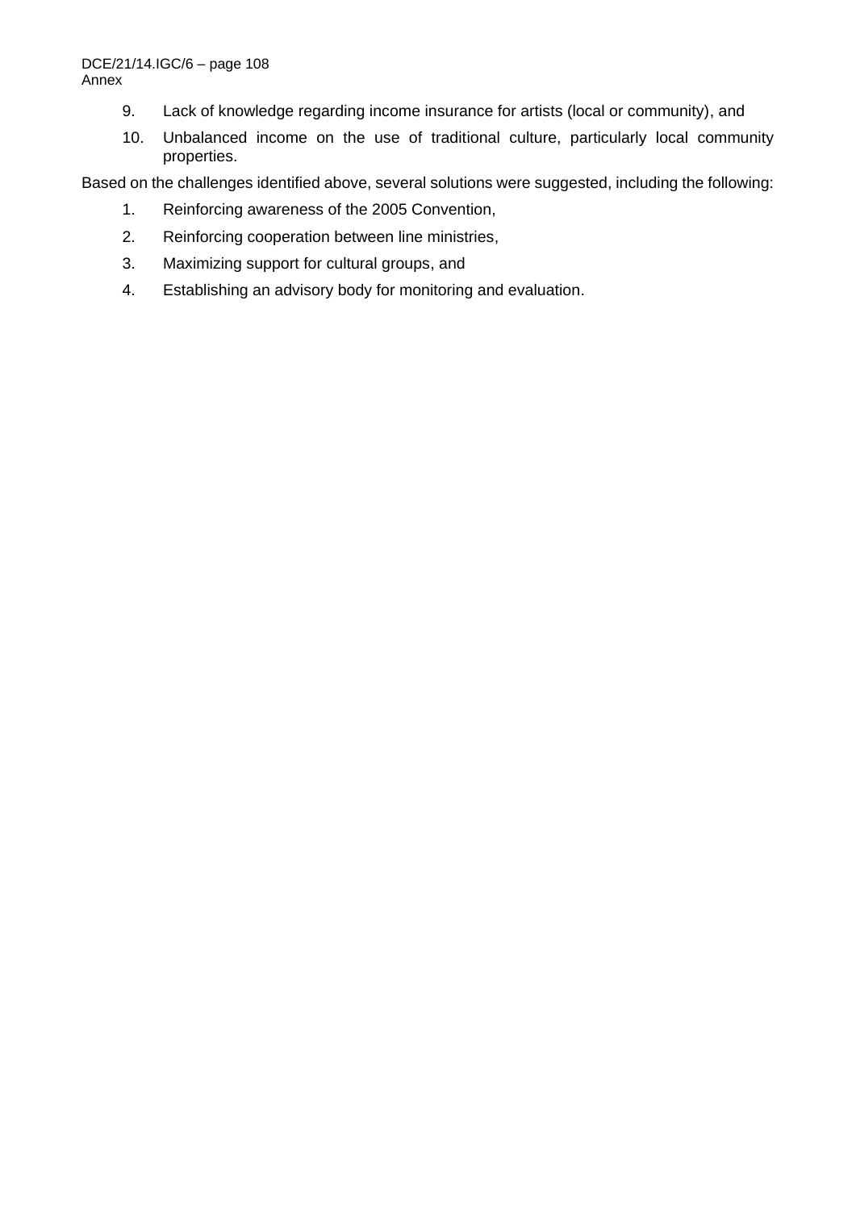9. Lack of knowledge regarding income insurance for artists (local or community), and
10. Unbalanced income on the use of traditional culture, particularly local community properties.

Based on the challenges identified above, several solutions were suggested, including the following:

1. Reinforcing awareness of the 2005 Convention,
2. Reinforcing cooperation between line ministries,
3. Maximizing support for cultural groups, and
4. Establishing an advisory body for monitoring and evaluation.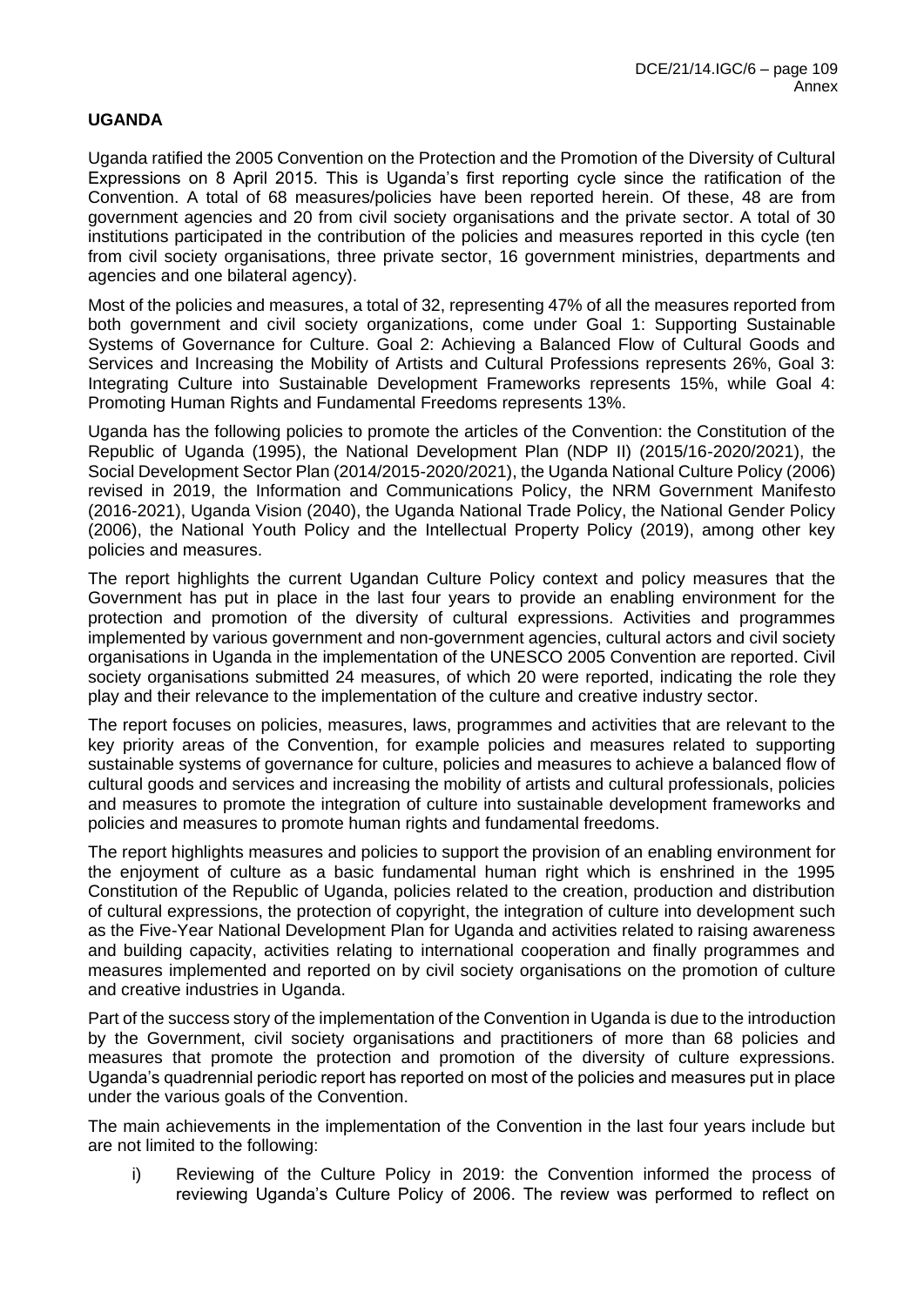**UGANDA**

Uganda ratified the 2005 Convention on the Protection and the Promotion of the Diversity of Cultural Expressions on 8 April 2015. This is Uganda's first reporting cycle since the ratification of the Convention. A total of 68 measures/policies have been reported herein. Of these, 48 are from government agencies and 20 from civil society organisations and the private sector. A total of 30 institutions participated in the contribution of the policies and measures reported in this cycle (ten from civil society organisations, three private sector, 16 government ministries, departments and agencies and one bilateral agency).

Most of the policies and measures, a total of 32, representing 47% of all the measures reported from both government and civil society organizations, come under Goal 1: Supporting Sustainable Systems of Governance for Culture. Goal 2: Achieving a Balanced Flow of Cultural Goods and Services and Increasing the Mobility of Artists and Cultural Professions represents 26%, Goal 3: Integrating Culture into Sustainable Development Frameworks represents 15%, while Goal 4: Promoting Human Rights and Fundamental Freedoms represents 13%.

Uganda has the following policies to promote the articles of the Convention: the Constitution of the Republic of Uganda (1995), the National Development Plan (NDP II) (2015/16-2020/2021), the Social Development Sector Plan (2014/2015-2020/2021), the Uganda National Culture Policy (2006) revised in 2019, the Information and Communications Policy, the NRM Government Manifesto (2016-2021), Uganda Vision (2040), the Uganda National Trade Policy, the National Gender Policy (2006), the National Youth Policy and the Intellectual Property Policy (2019), among other key policies and measures.

The report highlights the current Ugandan Culture Policy context and policy measures that the Government has put in place in the last four years to provide an enabling environment for the protection and promotion of the diversity of cultural expressions. Activities and programmes implemented by various government and non-government agencies, cultural actors and civil society organisations in Uganda in the implementation of the UNESCO 2005 Convention are reported. Civil society organisations submitted 24 measures, of which 20 were reported, indicating the role they play and their relevance to the implementation of the culture and creative industry sector.

The report focuses on policies, measures, laws, programmes and activities that are relevant to the key priority areas of the Convention, for example policies and measures related to supporting sustainable systems of governance for culture, policies and measures to achieve a balanced flow of cultural goods and services and increasing the mobility of artists and cultural professionals, policies and measures to promote the integration of culture into sustainable development frameworks and policies and measures to promote human rights and fundamental freedoms.

The report highlights measures and policies to support the provision of an enabling environment for the enjoyment of culture as a basic fundamental human right which is enshrined in the 1995 Constitution of the Republic of Uganda, policies related to the creation, production and distribution of cultural expressions, the protection of copyright, the integration of culture into development such as the Five-Year National Development Plan for Uganda and activities related to raising awareness and building capacity, activities relating to international cooperation and finally programmes and measures implemented and reported on by civil society organisations on the promotion of culture and creative industries in Uganda.

Part of the success story of the implementation of the Convention in Uganda is due to the introduction by the Government, civil society organisations and practitioners of more than 68 policies and measures that promote the protection and promotion of the diversity of culture expressions. Uganda's quadrennial periodic report has reported on most of the policies and measures put in place under the various goals of the Convention.

The main achievements in the implementation of the Convention in the last four years include but are not limited to the following:

i) Reviewing of the Culture Policy in 2019: the Convention informed the process of reviewing Uganda's Culture Policy of 2006. The review was performed to reflect on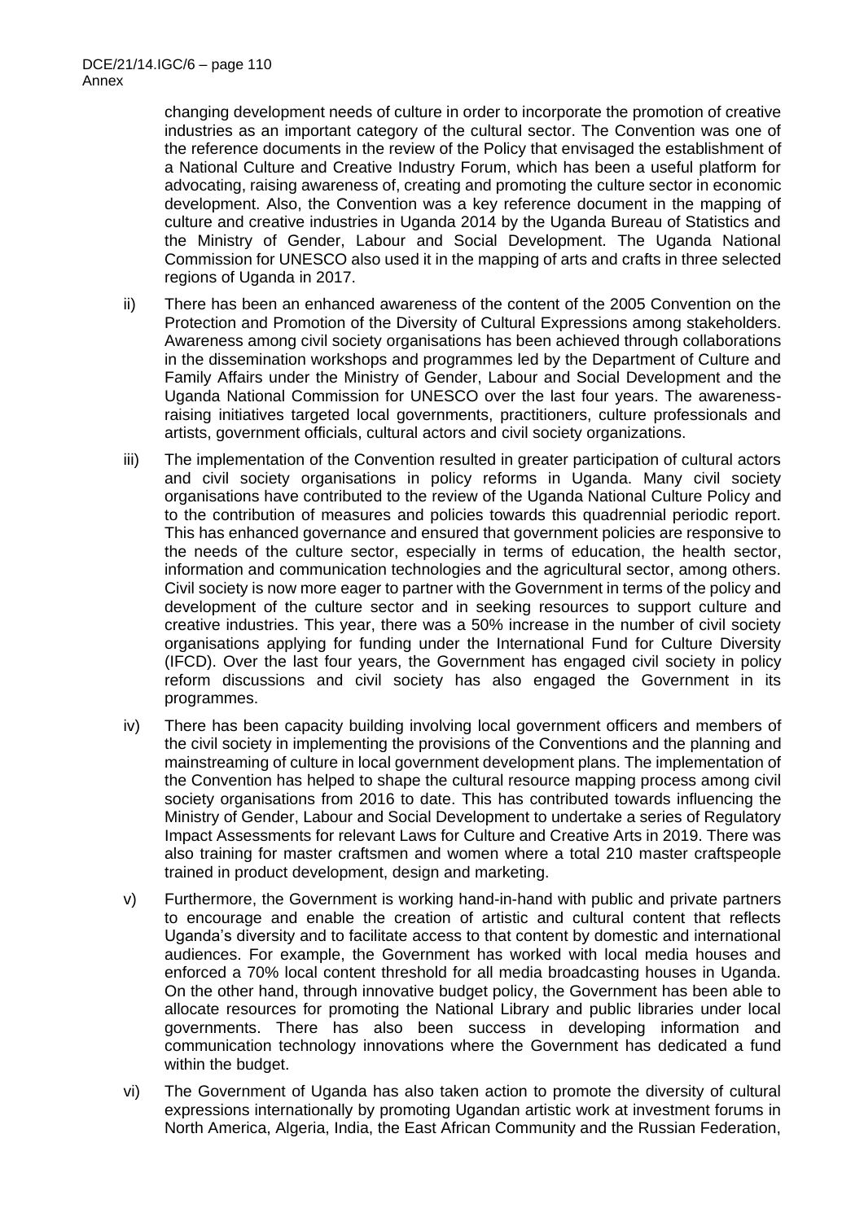changing development needs of culture in order to incorporate the promotion of creative industries as an important category of the cultural sector. The Convention was one of the reference documents in the review of the Policy that envisaged the establishment of a National Culture and Creative Industry Forum, which has been a useful platform for advocating, raising awareness of, creating and promoting the culture sector in economic development. Also, the Convention was a key reference document in the mapping of culture and creative industries in Uganda 2014 by the Uganda Bureau of Statistics and the Ministry of Gender, Labour and Social Development. The Uganda National Commission for UNESCO also used it in the mapping of arts and crafts in three selected regions of Uganda in 2017.

ii) There has been an enhanced awareness of the content of the 2005 Convention on the Protection and Promotion of the Diversity of Cultural Expressions among stakeholders. Awareness among civil society organisations has been achieved through collaborations in the dissemination workshops and programmes led by the Department of Culture and Family Affairs under the Ministry of Gender, Labour and Social Development and the Uganda National Commission for UNESCO over the last four years. The awareness-raising initiatives targeted local governments, practitioners, culture professionals and artists, government officials, cultural actors and civil society organizations.

iii) The implementation of the Convention resulted in greater participation of cultural actors and civil society organisations in policy reforms in Uganda. Many civil society organisations have contributed to the review of the Uganda National Culture Policy and to the contribution of measures and policies towards this quadrennial periodic report. This has enhanced governance and ensured that government policies are responsive to the needs of the culture sector, especially in terms of education, the health sector, information and communication technologies and the agricultural sector, among others. Civil society is now more eager to partner with the Government in terms of the policy and development of the culture sector and in seeking resources to support culture and creative industries. This year, there was a 50% increase in the number of civil society organisations applying for funding under the International Fund for Culture Diversity (IFCD). Over the last four years, the Government has engaged civil society in policy reform discussions and civil society has also engaged the Government in its programmes.

iv) There has been capacity building involving local government officers and members of the civil society in implementing the provisions of the Conventions and the planning and mainstreaming of culture in local government development plans. The implementation of the Convention has helped to shape the cultural resource mapping process among civil society organisations from 2016 to date. This has contributed towards influencing the Ministry of Gender, Labour and Social Development to undertake a series of Regulatory Impact Assessments for relevant Laws for Culture and Creative Arts in 2019. There was also training for master craftsmen and women where a total 210 master craftspeople trained in product development, design and marketing.

v) Furthermore, the Government is working hand-in-hand with public and private partners to encourage and enable the creation of artistic and cultural content that reflects Uganda's diversity and to facilitate access to that content by domestic and international audiences. For example, the Government has worked with local media houses and enforced a 70% local content threshold for all media broadcasting houses in Uganda. On the other hand, through innovative budget policy, the Government has been able to allocate resources for promoting the National Library and public libraries under local governments. There has also been success in developing information and communication technology innovations where the Government has dedicated a fund within the budget.

vi) The Government of Uganda has also taken action to promote the diversity of cultural expressions internationally by promoting Ugandan artistic work at investment forums in North America, Algeria, India, the East African Community and the Russian Federation,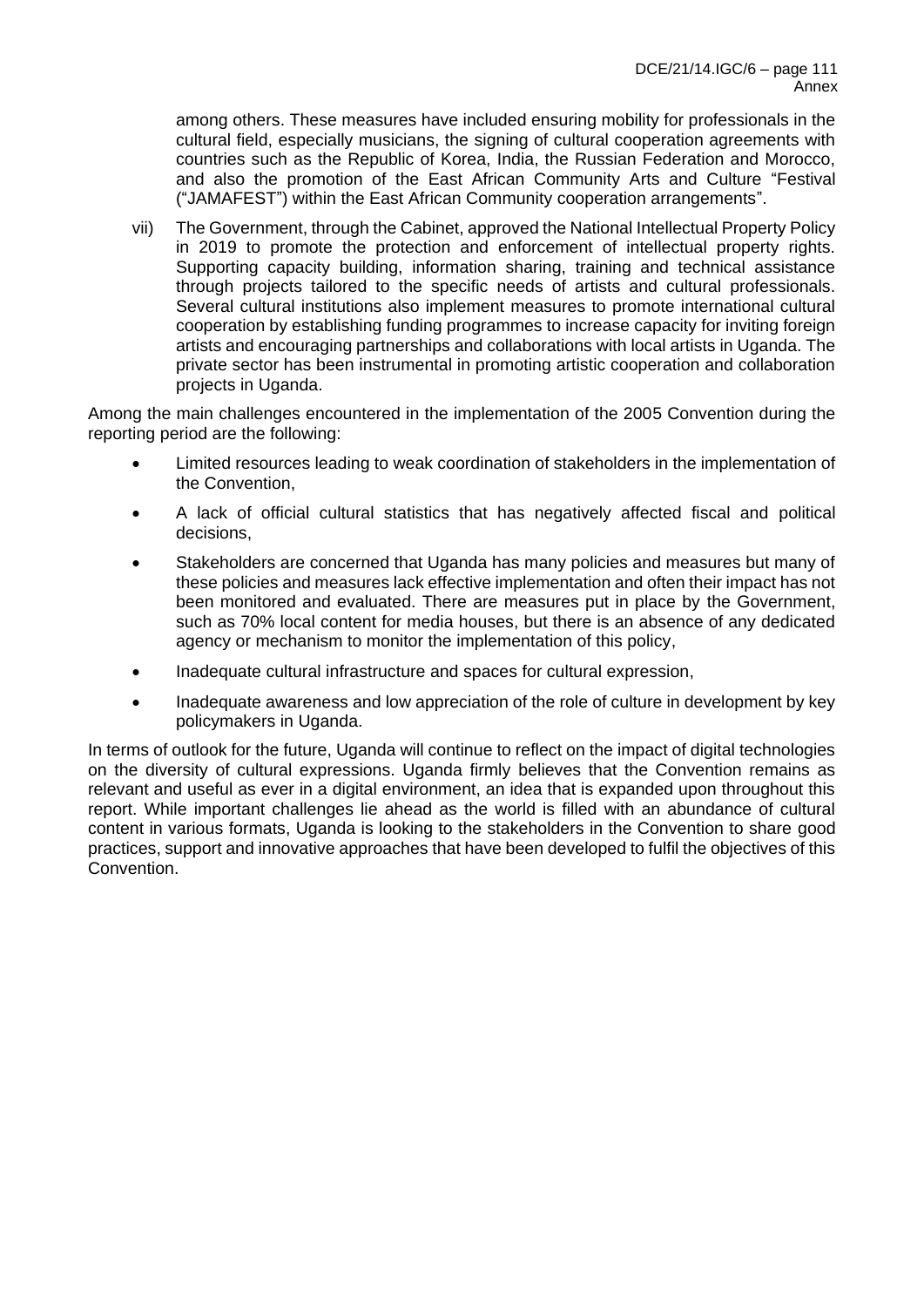among others. These measures have included ensuring mobility for professionals in the cultural field, especially musicians, the signing of cultural cooperation agreements with countries such as the Republic of Korea, India, the Russian Federation and Morocco, and also the promotion of the East African Community Arts and Culture "Festival ("JAMAFEST") within the East African Community cooperation arrangements".

vii) The Government, through the Cabinet, approved the National Intellectual Property Policy in 2019 to promote the protection and enforcement of intellectual property rights. Supporting capacity building, information sharing, training and technical assistance through projects tailored to the specific needs of artists and cultural professionals. Several cultural institutions also implement measures to promote international cultural cooperation by establishing funding programmes to increase capacity for inviting foreign artists and encouraging partnerships and collaborations with local artists in Uganda. The private sector has been instrumental in promoting artistic cooperation and collaboration projects in Uganda.

Among the main challenges encountered in the implementation of the 2005 Convention during the reporting period are the following:

- Limited resources leading to weak coordination of stakeholders in the implementation of the Convention,
- A lack of official cultural statistics that has negatively affected fiscal and political decisions,
- Stakeholders are concerned that Uganda has many policies and measures but many of these policies and measures lack effective implementation and often their impact has not been monitored and evaluated. There are measures put in place by the Government, such as 70% local content for media houses, but there is an absence of any dedicated agency or mechanism to monitor the implementation of this policy,
- Inadequate cultural infrastructure and spaces for cultural expression,
- Inadequate awareness and low appreciation of the role of culture in development by key policymakers in Uganda.

In terms of outlook for the future, Uganda will continue to reflect on the impact of digital technologies on the diversity of cultural expressions. Uganda firmly believes that the Convention remains as relevant and useful as ever in a digital environment, an idea that is expanded upon throughout this report. While important challenges lie ahead as the world is filled with an abundance of cultural content in various formats, Uganda is looking to the stakeholders in the Convention to share good practices, support and innovative approaches that have been developed to fulfil the objectives of this Convention.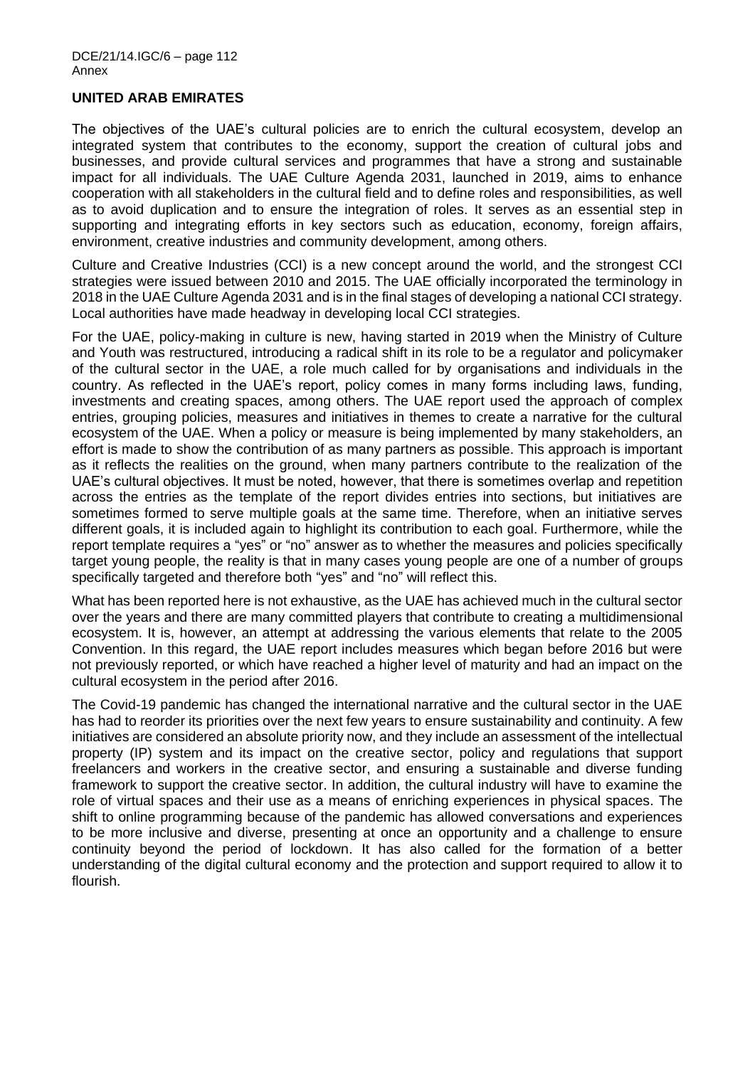## UNITED ARAB EMIRATES

The objectives of the UAE's cultural policies are to enrich the cultural ecosystem, develop an integrated system that contributes to the economy, support the creation of cultural jobs and businesses, and provide cultural services and programmes that have a strong and sustainable impact for all individuals. The UAE Culture Agenda 2031, launched in 2019, aims to enhance cooperation with all stakeholders in the cultural field and to define roles and responsibilities, as well as to avoid duplication and to ensure the integration of roles. It serves as an essential step in supporting and integrating efforts in key sectors such as education, economy, foreign affairs, environment, creative industries and community development, among others.

Culture and Creative Industries (CCI) is a new concept around the world, and the strongest CCI strategies were issued between 2010 and 2015. The UAE officially incorporated the terminology in 2018 in the UAE Culture Agenda 2031 and is in the final stages of developing a national CCI strategy. Local authorities have made headway in developing local CCI strategies.

For the UAE, policy-making in culture is new, having started in 2019 when the Ministry of Culture and Youth was restructured, introducing a radical shift in its role to be a regulator and policymaker of the cultural sector in the UAE, a role much called for by organisations and individuals in the country. As reflected in the UAE's report, policy comes in many forms including laws, funding, investments and creating spaces, among others. The UAE report used the approach of complex entries, grouping policies, measures and initiatives in themes to create a narrative for the cultural ecosystem of the UAE. When a policy or measure is being implemented by many stakeholders, an effort is made to show the contribution of as many partners as possible. This approach is important as it reflects the realities on the ground, when many partners contribute to the realization of the UAE's cultural objectives. It must be noted, however, that there is sometimes overlap and repetition across the entries as the template of the report divides entries into sections, but initiatives are sometimes formed to serve multiple goals at the same time. Therefore, when an initiative serves different goals, it is included again to highlight its contribution to each goal. Furthermore, while the report template requires a "yes" or "no" answer as to whether the measures and policies specifically target young people, the reality is that in many cases young people are one of a number of groups specifically targeted and therefore both "yes" and "no" will reflect this.

What has been reported here is not exhaustive, as the UAE has achieved much in the cultural sector over the years and there are many committed players that contribute to creating a multidimensional ecosystem. It is, however, an attempt at addressing the various elements that relate to the 2005 Convention. In this regard, the UAE report includes measures which began before 2016 but were not previously reported, or which have reached a higher level of maturity and had an impact on the cultural ecosystem in the period after 2016.

The Covid-19 pandemic has changed the international narrative and the cultural sector in the UAE has had to reorder its priorities over the next few years to ensure sustainability and continuity. A few initiatives are considered an absolute priority now, and they include an assessment of the intellectual property (IP) system and its impact on the creative sector, policy and regulations that support freelancers and workers in the creative sector, and ensuring a sustainable and diverse funding framework to support the creative sector. In addition, the cultural industry will have to examine the role of virtual spaces and their use as a means of enriching experiences in physical spaces. The shift to online programming because of the pandemic has allowed conversations and experiences to be more inclusive and diverse, presenting at once an opportunity and a challenge to ensure continuity beyond the period of lockdown. It has also called for the formation of a better understanding of the digital cultural economy and the protection and support required to allow it to flourish.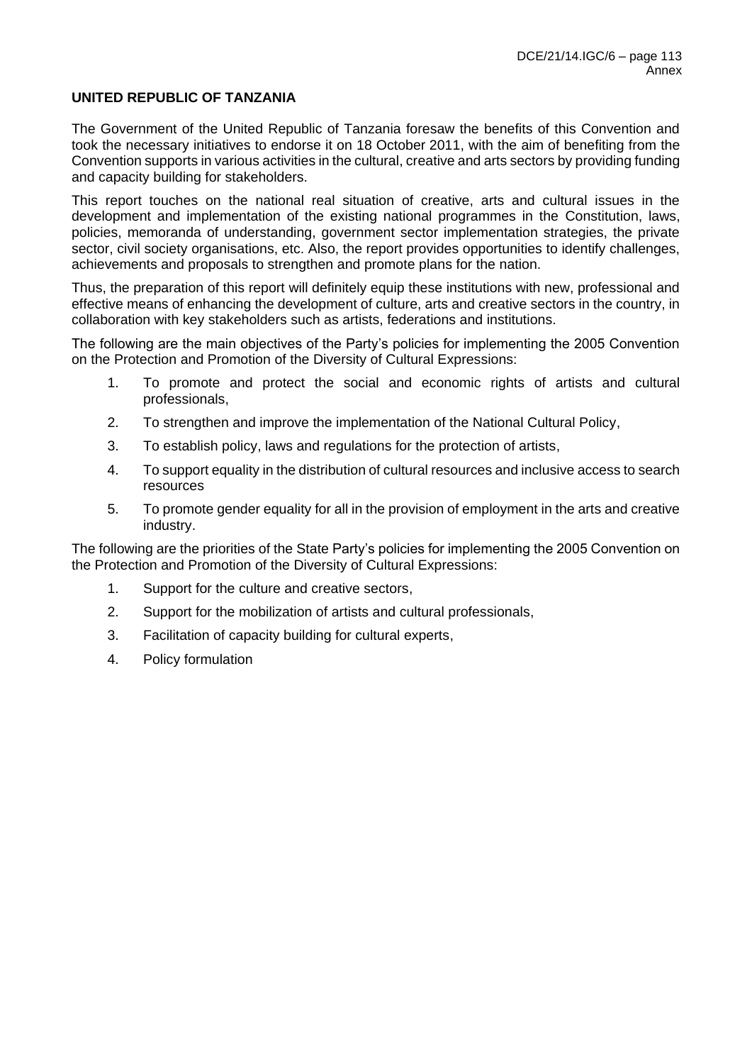**UNITED REPUBLIC OF TANZANIA**

The Government of the United Republic of Tanzania foresaw the benefits of this Convention and took the necessary initiatives to endorse it on 18 October 2011, with the aim of benefiting from the Convention supports in various activities in the cultural, creative and arts sectors by providing funding and capacity building for stakeholders.

This report touches on the national real situation of creative, arts and cultural issues in the development and implementation of the existing national programmes in the Constitution, laws, policies, memoranda of understanding, government sector implementation strategies, the private sector, civil society organisations, etc. Also, the report provides opportunities to identify challenges, achievements and proposals to strengthen and promote plans for the nation.

Thus, the preparation of this report will definitely equip these institutions with new, professional and effective means of enhancing the development of culture, arts and creative sectors in the country, in collaboration with key stakeholders such as artists, federations and institutions.

The following are the main objectives of the Party's policies for implementing the 2005 Convention on the Protection and Promotion of the Diversity of Cultural Expressions:

1. To promote and protect the social and economic rights of artists and cultural professionals,
2. To strengthen and improve the implementation of the National Cultural Policy,
3. To establish policy, laws and regulations for the protection of artists,
4. To support equality in the distribution of cultural resources and inclusive access to search resources
5. To promote gender equality for all in the provision of employment in the arts and creative industry.

The following are the priorities of the State Party's policies for implementing the 2005 Convention on the Protection and Promotion of the Diversity of Cultural Expressions:

1. Support for the culture and creative sectors,
2. Support for the mobilization of artists and cultural professionals,
3. Facilitation of capacity building for cultural experts,
4. Policy formulation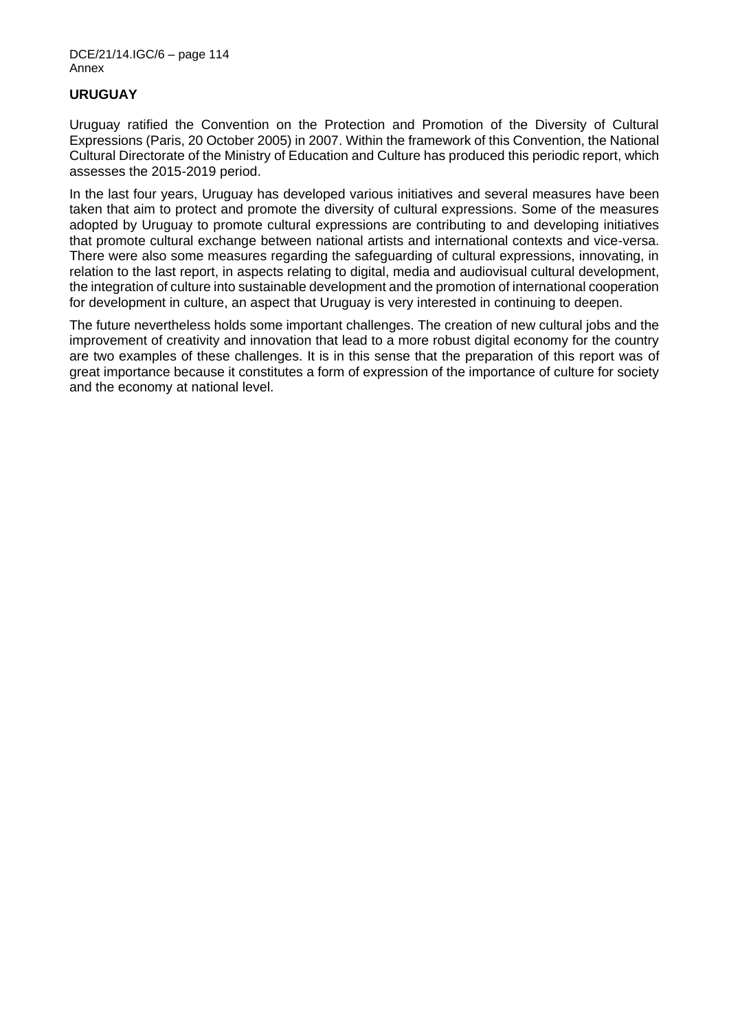## URUGUAY

Uruguay ratified the Convention on the Protection and Promotion of the Diversity of Cultural Expressions (Paris, 20 October 2005) in 2007. Within the framework of this Convention, the National Cultural Directorate of the Ministry of Education and Culture has produced this periodic report, which assesses the 2015-2019 period.

In the last four years, Uruguay has developed various initiatives and several measures have been taken that aim to protect and promote the diversity of cultural expressions. Some of the measures adopted by Uruguay to promote cultural expressions are contributing to and developing initiatives that promote cultural exchange between national artists and international contexts and vice-versa. There were also some measures regarding the safeguarding of cultural expressions, innovating, in relation to the last report, in aspects relating to digital, media and audiovisual cultural development, the integration of culture into sustainable development and the promotion of international cooperation for development in culture, an aspect that Uruguay is very interested in continuing to deepen.

The future nevertheless holds some important challenges. The creation of new cultural jobs and the improvement of creativity and innovation that lead to a more robust digital economy for the country are two examples of these challenges. It is in this sense that the preparation of this report was of great importance because it constitutes a form of expression of the importance of culture for society and the economy at national level.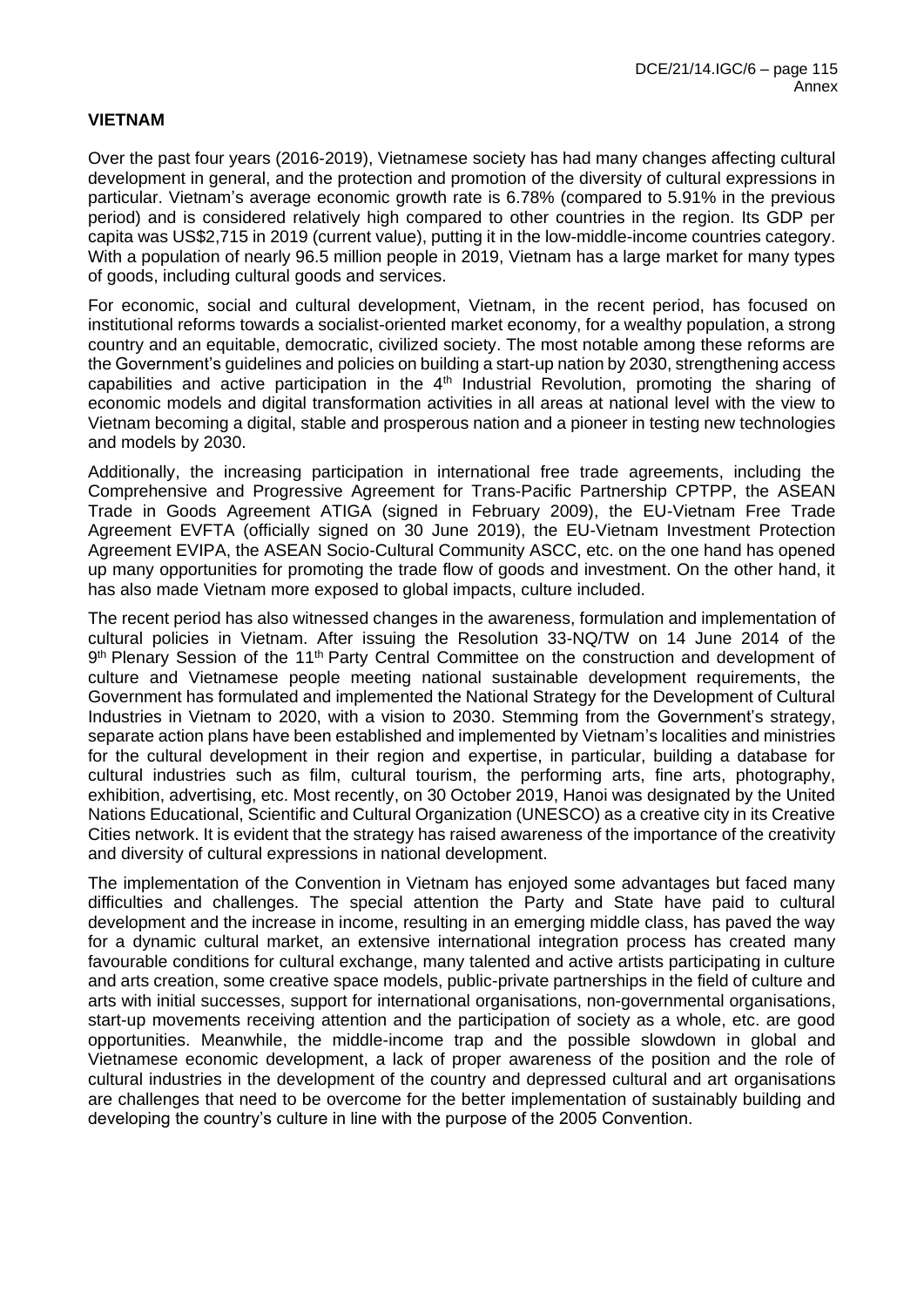## VIETNAM

Over the past four years (2016-2019), Vietnamese society has had many changes affecting cultural development in general, and the protection and promotion of the diversity of cultural expressions in particular. Vietnam's average economic growth rate is 6.78% (compared to 5.91% in the previous period) and is considered relatively high compared to other countries in the region. Its GDP per capita was US$2,715 in 2019 (current value), putting it in the low-middle-income countries category. With a population of nearly 96.5 million people in 2019, Vietnam has a large market for many types of goods, including cultural goods and services.

For economic, social and cultural development, Vietnam, in the recent period, has focused on institutional reforms towards a socialist-oriented market economy, for a wealthy population, a strong country and an equitable, democratic, civilized society. The most notable among these reforms are the Government's guidelines and policies on building a start-up nation by 2030, strengthening access capabilities and active participation in the 4th Industrial Revolution, promoting the sharing of economic models and digital transformation activities in all areas at national level with the view to Vietnam becoming a digital, stable and prosperous nation and a pioneer in testing new technologies and models by 2030.

Additionally, the increasing participation in international free trade agreements, including the Comprehensive and Progressive Agreement for Trans-Pacific Partnership CPTPP, the ASEAN Trade in Goods Agreement ATIGA (signed in February 2009), the EU-Vietnam Free Trade Agreement EVFTA (officially signed on 30 June 2019), the EU-Vietnam Investment Protection Agreement EVIPA, the ASEAN Socio-Cultural Community ASCC, etc. on the one hand has opened up many opportunities for promoting the trade flow of goods and investment. On the other hand, it has also made Vietnam more exposed to global impacts, culture included.

The recent period has also witnessed changes in the awareness, formulation and implementation of cultural policies in Vietnam. After issuing the Resolution 33-NQ/TW on 14 June 2014 of the 9th Plenary Session of the 11th Party Central Committee on the construction and development of culture and Vietnamese people meeting national sustainable development requirements, the Government has formulated and implemented the National Strategy for the Development of Cultural Industries in Vietnam to 2020, with a vision to 2030. Stemming from the Government's strategy, separate action plans have been established and implemented by Vietnam's localities and ministries for the cultural development in their region and expertise, in particular, building a database for cultural industries such as film, cultural tourism, the performing arts, fine arts, photography, exhibition, advertising, etc. Most recently, on 30 October 2019, Hanoi was designated by the United Nations Educational, Scientific and Cultural Organization (UNESCO) as a creative city in its Creative Cities network. It is evident that the strategy has raised awareness of the importance of the creativity and diversity of cultural expressions in national development.

The implementation of the Convention in Vietnam has enjoyed some advantages but faced many difficulties and challenges. The special attention the Party and State have paid to cultural development and the increase in income, resulting in an emerging middle class, has paved the way for a dynamic cultural market, an extensive international integration process has created many favourable conditions for cultural exchange, many talented and active artists participating in culture and arts creation, some creative space models, public-private partnerships in the field of culture and arts with initial successes, support for international organisations, non-governmental organisations, start-up movements receiving attention and the participation of society as a whole, etc. are good opportunities. Meanwhile, the middle-income trap and the possible slowdown in global and Vietnamese economic development, a lack of proper awareness of the position and the role of cultural industries in the development of the country and depressed cultural and art organisations are challenges that need to be overcome for the better implementation of sustainably building and developing the country's culture in line with the purpose of the 2005 Convention.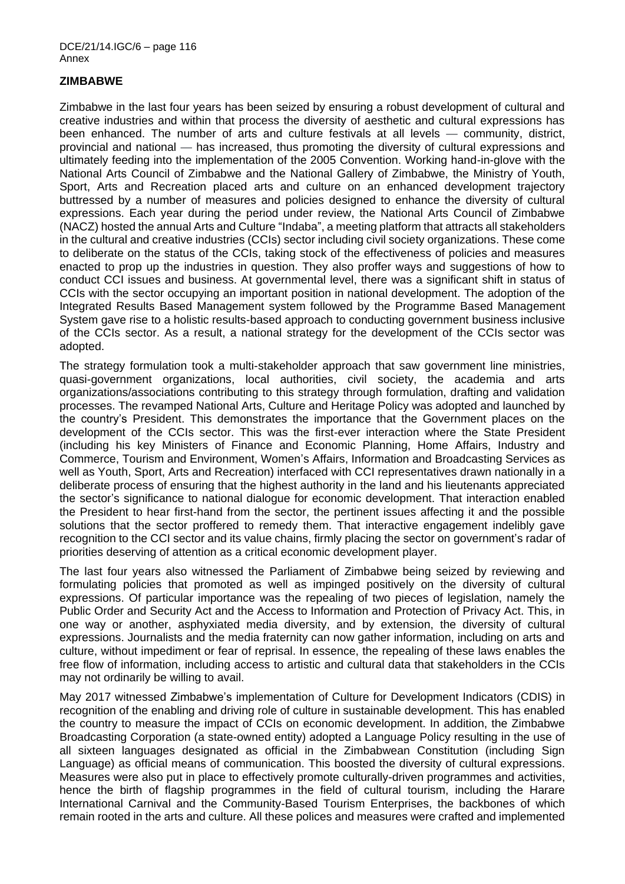## ZIMBABWE

Zimbabwe in the last four years has been seized by ensuring a robust development of cultural and creative industries and within that process the diversity of aesthetic and cultural expressions has been enhanced. The number of arts and culture festivals at all levels — community, district, provincial and national — has increased, thus promoting the diversity of cultural expressions and ultimately feeding into the implementation of the 2005 Convention. Working hand-in-glove with the National Arts Council of Zimbabwe and the National Gallery of Zimbabwe, the Ministry of Youth, Sport, Arts and Recreation placed arts and culture on an enhanced development trajectory buttressed by a number of measures and policies designed to enhance the diversity of cultural expressions. Each year during the period under review, the National Arts Council of Zimbabwe (NACZ) hosted the annual Arts and Culture "Indaba", a meeting platform that attracts all stakeholders in the cultural and creative industries (CCIs) sector including civil society organizations. These come to deliberate on the status of the CCIs, taking stock of the effectiveness of policies and measures enacted to prop up the industries in question. They also proffer ways and suggestions of how to conduct CCI issues and business. At governmental level, there was a significant shift in status of CCIs with the sector occupying an important position in national development. The adoption of the Integrated Results Based Management system followed by the Programme Based Management System gave rise to a holistic results-based approach to conducting government business inclusive of the CCIs sector. As a result, a national strategy for the development of the CCIs sector was adopted.

The strategy formulation took a multi-stakeholder approach that saw government line ministries, quasi-government organizations, local authorities, civil society, the academia and arts organizations/associations contributing to this strategy through formulation, drafting and validation processes. The revamped National Arts, Culture and Heritage Policy was adopted and launched by the country's President. This demonstrates the importance that the Government places on the development of the CCIs sector. This was the first-ever interaction where the State President (including his key Ministers of Finance and Economic Planning, Home Affairs, Industry and Commerce, Tourism and Environment, Women's Affairs, Information and Broadcasting Services as well as Youth, Sport, Arts and Recreation) interfaced with CCI representatives drawn nationally in a deliberate process of ensuring that the highest authority in the land and his lieutenants appreciated the sector's significance to national dialogue for economic development. That interaction enabled the President to hear first-hand from the sector, the pertinent issues affecting it and the possible solutions that the sector proffered to remedy them. That interactive engagement indelibly gave recognition to the CCI sector and its value chains, firmly placing the sector on government's radar of priorities deserving of attention as a critical economic development player.

The last four years also witnessed the Parliament of Zimbabwe being seized by reviewing and formulating policies that promoted as well as impinged positively on the diversity of cultural expressions. Of particular importance was the repealing of two pieces of legislation, namely the Public Order and Security Act and the Access to Information and Protection of Privacy Act. This, in one way or another, asphyxiated media diversity, and by extension, the diversity of cultural expressions. Journalists and the media fraternity can now gather information, including on arts and culture, without impediment or fear of reprisal. In essence, the repealing of these laws enables the free flow of information, including access to artistic and cultural data that stakeholders in the CCIs may not ordinarily be willing to avail.

May 2017 witnessed Zimbabwe's implementation of Culture for Development Indicators (CDIS) in recognition of the enabling and driving role of culture in sustainable development. This has enabled the country to measure the impact of CCIs on economic development. In addition, the Zimbabwe Broadcasting Corporation (a state-owned entity) adopted a Language Policy resulting in the use of all sixteen languages designated as official in the Zimbabwean Constitution (including Sign Language) as official means of communication. This boosted the diversity of cultural expressions. Measures were also put in place to effectively promote culturally-driven programmes and activities, hence the birth of flagship programmes in the field of cultural tourism, including the Harare International Carnival and the Community-Based Tourism Enterprises, the backbones of which remain rooted in the arts and culture. All these polices and measures were crafted and implemented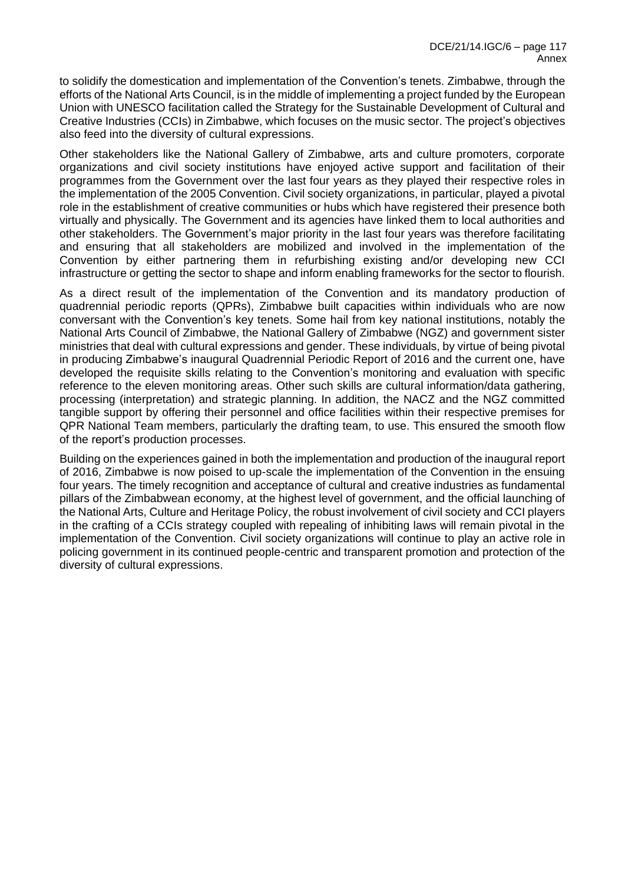to solidify the domestication and implementation of the Convention's tenets. Zimbabwe, through the efforts of the National Arts Council, is in the middle of implementing a project funded by the European Union with UNESCO facilitation called the Strategy for the Sustainable Development of Cultural and Creative Industries (CCIs) in Zimbabwe, which focuses on the music sector. The project's objectives also feed into the diversity of cultural expressions.

Other stakeholders like the National Gallery of Zimbabwe, arts and culture promoters, corporate organizations and civil society institutions have enjoyed active support and facilitation of their programmes from the Government over the last four years as they played their respective roles in the implementation of the 2005 Convention. Civil society organizations, in particular, played a pivotal role in the establishment of creative communities or hubs which have registered their presence both virtually and physically. The Government and its agencies have linked them to local authorities and other stakeholders. The Government's major priority in the last four years was therefore facilitating and ensuring that all stakeholders are mobilized and involved in the implementation of the Convention by either partnering them in refurbishing existing and/or developing new CCI infrastructure or getting the sector to shape and inform enabling frameworks for the sector to flourish.

As a direct result of the implementation of the Convention and its mandatory production of quadrennial periodic reports (QPRs), Zimbabwe built capacities within individuals who are now conversant with the Convention's key tenets. Some hail from key national institutions, notably the National Arts Council of Zimbabwe, the National Gallery of Zimbabwe (NGZ) and government sister ministries that deal with cultural expressions and gender. These individuals, by virtue of being pivotal in producing Zimbabwe's inaugural Quadrennial Periodic Report of 2016 and the current one, have developed the requisite skills relating to the Convention's monitoring and evaluation with specific reference to the eleven monitoring areas. Other such skills are cultural information/data gathering, processing (interpretation) and strategic planning. In addition, the NACZ and the NGZ committed tangible support by offering their personnel and office facilities within their respective premises for QPR National Team members, particularly the drafting team, to use. This ensured the smooth flow of the report's production processes.

Building on the experiences gained in both the implementation and production of the inaugural report of 2016, Zimbabwe is now poised to up-scale the implementation of the Convention in the ensuing four years. The timely recognition and acceptance of cultural and creative industries as fundamental pillars of the Zimbabwean economy, at the highest level of government, and the official launching of the National Arts, Culture and Heritage Policy, the robust involvement of civil society and CCI players in the crafting of a CCIs strategy coupled with repealing of inhibiting laws will remain pivotal in the implementation of the Convention. Civil society organizations will continue to play an active role in policing government in its continued people-centric and transparent promotion and protection of the diversity of cultural expressions.